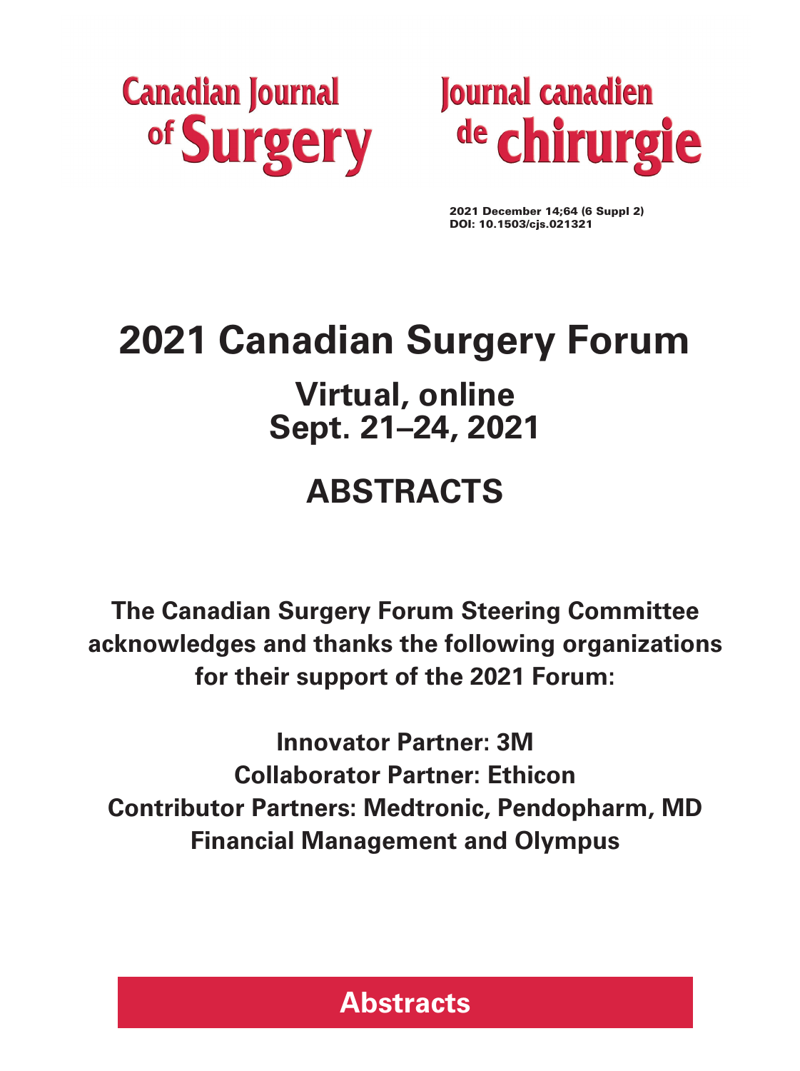Canadian Journal of Surgery

Journal canadien de chirurgie

2021 December 14;64 (6 Suppl 2)
DOI: 10.1503/cjs.021321

# 2021 Canadian Surgery Forum

## Virtual, online
## Sept. 21–24, 2021

# ABSTRACTS

**The Canadian Surgery Forum Steering Committee acknowledges and thanks the following organizations for their support of the 2021 Forum:**

**Innovator Partner: 3M**
**Collaborator Partner: Ethicon**
**Contributor Partners: Medtronic, Pendopharm, MD Financial Management and Olympus**

**Abstracts**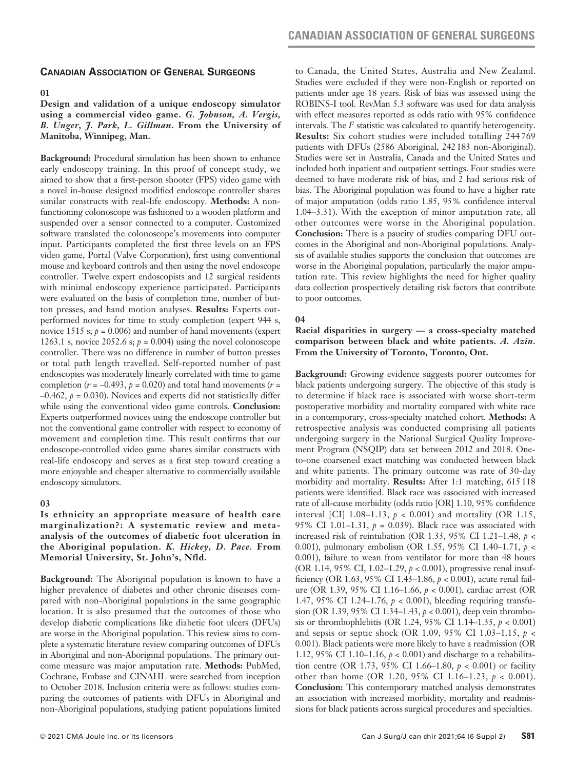## Canadian Association of General Surgeons

### 01

**Design and validation of a unique endoscopy simulator using a commercial video game.** ***G. Johnson, A. Vergis, B. Unger, J. Park, L. Gillman.*** **From the University of Manitoba, Winnipeg, Man.**

**Background:** Procedural simulation has been shown to enhance early endoscopy training. In this proof of concept study, we aimed to show that a first-person shooter (FPS) video game with a novel in-house designed modified endoscope controller shares similar constructs with real-life endoscopy. **Methods:** A nonfunctioning colonoscope was fashioned to a wooden platform and suspended over a sensor connected to a computer. Customized software translated the colonoscope's movements into computer input. Participants completed the first three levels on an FPS video game, Portal (Valve Corporation), first using conventional mouse and keyboard controls and then using the novel endoscope controller. Twelve expert endoscopists and 12 surgical residents with minimal endoscopy experience participated. Participants were evaluated on the basis of completion time, number of button presses, and hand motion analyses. **Results:** Experts outperformed novices for time to study completion (expert 944 s, novice 1515 s; $p = 0.006$) and number of hand movements (expert 1263.1 s, novice 2052.6 s; $p = 0.004$) using the novel colonoscope controller. There was no difference in number of button presses or total path length travelled. Self-reported number of past endoscopies was moderately linearly correlated with time to game completion ($r = -0.493$, $p = 0.020$) and total hand movements ($r = -0.462$, $p = 0.030$). Novices and experts did not statistically differ while using the conventional video game controls. **Conclusion:** Experts outperformed novices using the endoscope controller but not the conventional game controller with respect to economy of movement and completion time. This result confirms that our endoscope-controlled video game shares similar constructs with real-life endoscopy and serves as a first step toward creating a more enjoyable and cheaper alternative to commercially available endoscopy simulators.

### 03

**Is ethnicity an appropriate measure of health care marginalization?: A systematic review and meta-analysis of the outcomes of diabetic foot ulceration in the Aboriginal population.** ***K. Hickey, D. Pace.*** **From Memorial University, St. John's, Nfld.**

**Background:** The Aboriginal population is known to have a higher prevalence of diabetes and other chronic diseases compared with non-Aboriginal populations in the same geographic location. It is also presumed that the outcomes of those who develop diabetic complications like diabetic foot ulcers (DFUs) are worse in the Aboriginal population. This review aims to complete a systematic literature review comparing outcomes of DFUs in Aboriginal and non-Aboriginal populations. The primary outcome measure was major amputation rate. **Methods:** PubMed, Cochrane, Embase and CINAHL were searched from inception to October 2018. Inclusion criteria were as follows: studies comparing the outcomes of patients with DFUs in Aboriginal and non-Aboriginal populations, studying patient populations limited to Canada, the United States, Australia and New Zealand. Studies were excluded if they were non-English or reported on patients under age 18 years. Risk of bias was assessed using the ROBINS-I tool. RevMan 5.3 software was used for data analysis with effect measures reported as odds ratio with 95% confidence intervals. The $I^2$ statistic was calculated to quantify heterogeneity. **Results:** Six cohort studies were included totalling 244 769 patients with DFUs (2586 Aboriginal, 242 183 non-Aboriginal). Studies were set in Australia, Canada and the United States and included both inpatient and outpatient settings. Four studies were deemed to have moderate risk of bias, and 2 had serious risk of bias. The Aboriginal population was found to have a higher rate of major amputation (odds ratio 1.85, 95% confidence interval 1.04–3.31). With the exception of minor amputation rate, all other outcomes were worse in the Aboriginal population. **Conclusion:** There is a paucity of studies comparing DFU outcomes in the Aboriginal and non-Aboriginal populations. Analysis of available studies supports the conclusion that outcomes are worse in the Aboriginal population, particularly the major amputation rate. This review highlights the need for higher quality data collection prospectively detailing risk factors that contribute to poor outcomes.

### 04

**Racial disparities in surgery — a cross-specialty matched comparison between black and white patients.** ***A. Azin.*** **From the University of Toronto, Toronto, Ont.**

**Background:** Growing evidence suggests poorer outcomes for black patients undergoing surgery. The objective of this study is to determine if black race is associated with worse short-term postoperative morbidity and mortality compared with white race in a contemporary, cross-specialty matched cohort. **Methods:** A retrospective analysis was conducted comprising all patients undergoing surgery in the National Surgical Quality Improvement Program (NSQIP) data set between 2012 and 2018. One-to-one coarsened exact matching was conducted between black and white patients. The primary outcome was rate of 30-day morbidity and mortality. **Results:** After 1:1 matching, 615 118 patients were identified. Black race was associated with increased rate of all-cause morbidity (odds ratio [OR] 1.10, 95% confidence interval [CI] 1.08–1.13, $p < 0.001$) and mortality (OR 1.15, 95% CI 1.01–1.31, $p = 0.039$). Black race was associated with increased risk of reintubation (OR 1.33, 95% CI 1.21–1.48, $p < 0.001$), pulmonary embolism (OR 1.55, 95% CI 1.40–1.71, $p < 0.001$), failure to wean from ventilator for more than 48 hours (OR 1.14, 95% CI, 1.02–1.29, $p < 0.001$), progressive renal insufficiency (OR 1.63, 95% CI 1.43–1.86, $p < 0.001$), acute renal failure (OR 1.39, 95% CI 1.16–1.66, $p < 0.001$), cardiac arrest (OR 1.47, 95% CI 1.24–1.76, $p < 0.001$), bleeding requiring transfusion (OR 1.39, 95% CI 1.34–1.43, $p < 0.001$), deep vein thrombosis or thrombophlebitis (OR 1.24, 95% CI 1.14–1.35, $p < 0.001$) and sepsis or septic shock (OR 1.09, 95% CI 1.03–1.15, $p < 0.001$). Black patients were more likely to have a readmission (OR 1.12, 95% CI 1.10–1.16, $p < 0.001$) and discharge to a rehabilitation centre (OR 1.73, 95% CI 1.66–1.80, $p < 0.001$) or facility other than home (OR 1.20, 95% CI 1.16–1.23, $p < 0.001$). **Conclusion:** This contemporary matched analysis demonstrates an association with increased morbidity, mortality and readmissions for black patients across surgical procedures and specialties.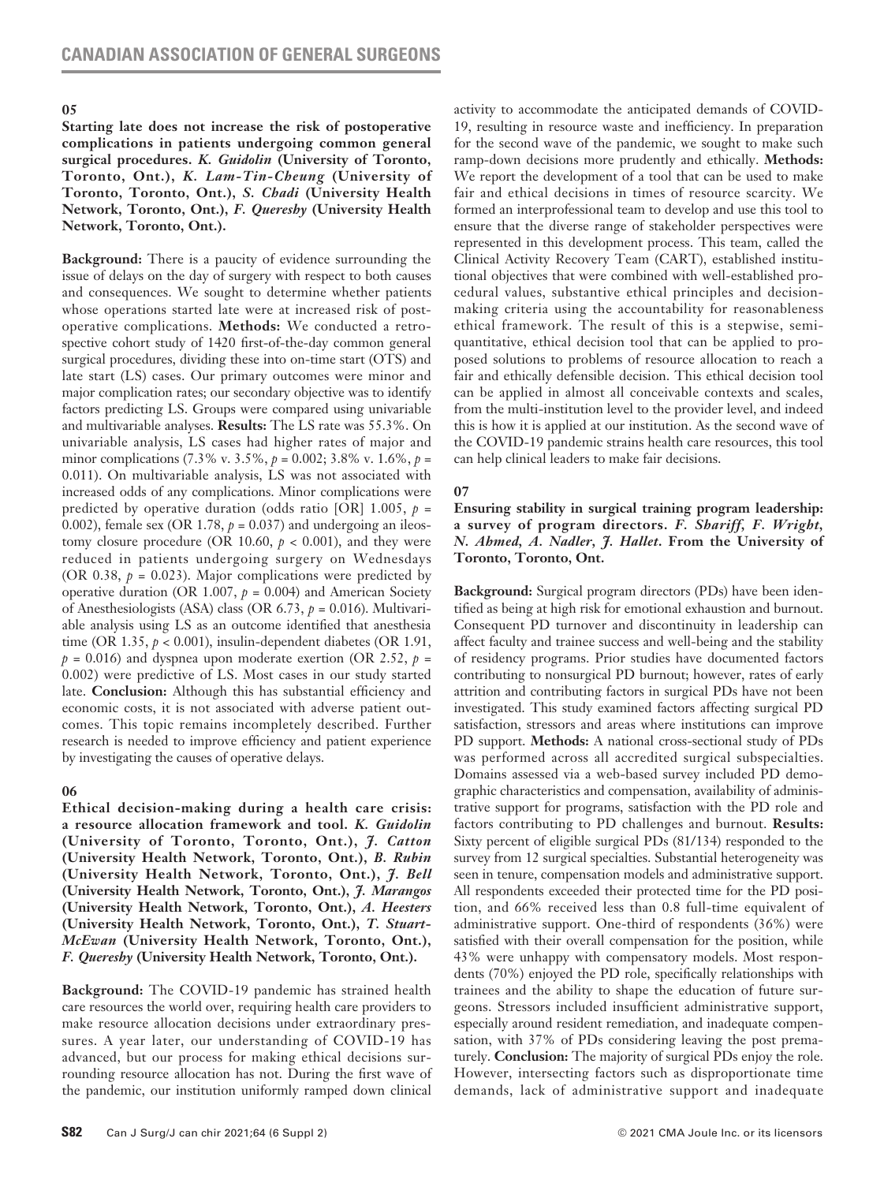**05**

**Starting late does not increase the risk of postoperative complications in patients undergoing common general surgical procedures.** ***K. Guidolin* (University of Toronto, Toronto, Ont.), *K. Lam-Tin-Cheung* (University of Toronto, Toronto, Ont.), *S. Chadi* (University Health Network, Toronto, Ont.), *F. Quereshy* (University Health Network, Toronto, Ont.).**

**Background:** There is a paucity of evidence surrounding the issue of delays on the day of surgery with respect to both causes and consequences. We sought to determine whether patients whose operations started late were at increased risk of postoperative complications. **Methods:** We conducted a retrospective cohort study of 1420 first-of-the-day common general surgical procedures, dividing these into on-time start (OTS) and late start (LS) cases. Our primary outcomes were minor and major complication rates; our secondary objective was to identify factors predicting LS. Groups were compared using univariable and multivariable analyses. **Results:** The LS rate was 55.3%. On univariable analysis, LS cases had higher rates of major and minor complications (7.3% v. 3.5%, $p = 0.002$; 3.8% v. 1.6%, $p = 0.011$). On multivariable analysis, LS was not associated with increased odds of any complications. Minor complications were predicted by operative duration (odds ratio [OR] 1.005, $p = 0.002$), female sex (OR 1.78, $p = 0.037$) and undergoing an ileostomy closure procedure (OR 10.60, $p < 0.001$), and they were reduced in patients undergoing surgery on Wednesdays (OR 0.38, $p = 0.023$). Major complications were predicted by operative duration (OR 1.007, $p = 0.004$) and American Society of Anesthesiologists (ASA) class (OR 6.73, $p = 0.016$). Multivariable analysis using LS as an outcome identified that anesthesia time (OR 1.35, $p < 0.001$), insulin-dependent diabetes (OR 1.91, $p = 0.016$) and dyspnea upon moderate exertion (OR 2.52, $p = 0.002$) were predictive of LS. Most cases in our study started late. **Conclusion:** Although this has substantial efficiency and economic costs, it is not associated with adverse patient outcomes. This topic remains incompletely described. Further research is needed to improve efficiency and patient experience by investigating the causes of operative delays.

**06**

**Ethical decision-making during a health care crisis: a resource allocation framework and tool.** ***K. Guidolin* (University of Toronto, Toronto, Ont.), *J. Catton* (University Health Network, Toronto, Ont.), *B. Rubin* (University Health Network, Toronto, Ont.), *J. Bell* (University Health Network, Toronto, Ont.), *J. Marangos* (University Health Network, Toronto, Ont.), *A. Heesters* (University Health Network, Toronto, Ont.), *T. Stuart-McEwan* (University Health Network, Toronto, Ont.), *F. Quereshy* (University Health Network, Toronto, Ont.).**

**Background:** The COVID-19 pandemic has strained health care resources the world over, requiring health care providers to make resource allocation decisions under extraordinary pressures. A year later, our understanding of COVID-19 has advanced, but our process for making ethical decisions surrounding resource allocation has not. During the first wave of the pandemic, our institution uniformly ramped down clinical activity to accommodate the anticipated demands of COVID-19, resulting in resource waste and inefficiency. In preparation for the second wave of the pandemic, we sought to make such ramp-down decisions more prudently and ethically. **Methods:** We report the development of a tool that can be used to make fair and ethical decisions in times of resource scarcity. We formed an interprofessional team to develop and use this tool to ensure that the diverse range of stakeholder perspectives were represented in this development process. This team, called the Clinical Activity Recovery Team (CART), established institutional objectives that were combined with well-established procedural values, substantive ethical principles and decision-making criteria using the accountability for reasonableness ethical framework. The result of this is a stepwise, semi-quantitative, ethical decision tool that can be applied to proposed solutions to problems of resource allocation to reach a fair and ethically defensible decision. This ethical decision tool can be applied in almost all conceivable contexts and scales, from the multi-institution level to the provider level, and indeed this is how it is applied at our institution. As the second wave of the COVID-19 pandemic strains health care resources, this tool can help clinical leaders to make fair decisions.

**07**

**Ensuring stability in surgical training program leadership: a survey of program directors.** ***F. Shariff, F. Wright, N. Ahmed, A. Nadler, J. Hallet*. From the University of Toronto, Toronto, Ont.**

**Background:** Surgical program directors (PDs) have been identified as being at high risk for emotional exhaustion and burnout. Consequent PD turnover and discontinuity in leadership can affect faculty and trainee success and well-being and the stability of residency programs. Prior studies have documented factors contributing to nonsurgical PD burnout; however, rates of early attrition and contributing factors in surgical PDs have not been investigated. This study examined factors affecting surgical PD satisfaction, stressors and areas where institutions can improve PD support. **Methods:** A national cross-sectional study of PDs was performed across all accredited surgical subspecialties. Domains assessed via a web-based survey included PD demographic characteristics and compensation, availability of administrative support for programs, satisfaction with the PD role and factors contributing to PD challenges and burnout. **Results:** Sixty percent of eligible surgical PDs (81/134) responded to the survey from 12 surgical specialties. Substantial heterogeneity was seen in tenure, compensation models and administrative support. All respondents exceeded their protected time for the PD position, and 66% received less than 0.8 full-time equivalent of administrative support. One-third of respondents (36%) were satisfied with their overall compensation for the position, while 43% were unhappy with compensatory models. Most respondents (70%) enjoyed the PD role, specifically relationships with trainees and the ability to shape the education of future surgeons. Stressors included insufficient administrative support, especially around resident remediation, and inadequate compensation, with 37% of PDs considering leaving the post prematurely. **Conclusion:** The majority of surgical PDs enjoy the role. However, intersecting factors such as disproportionate time demands, lack of administrative support and inadequate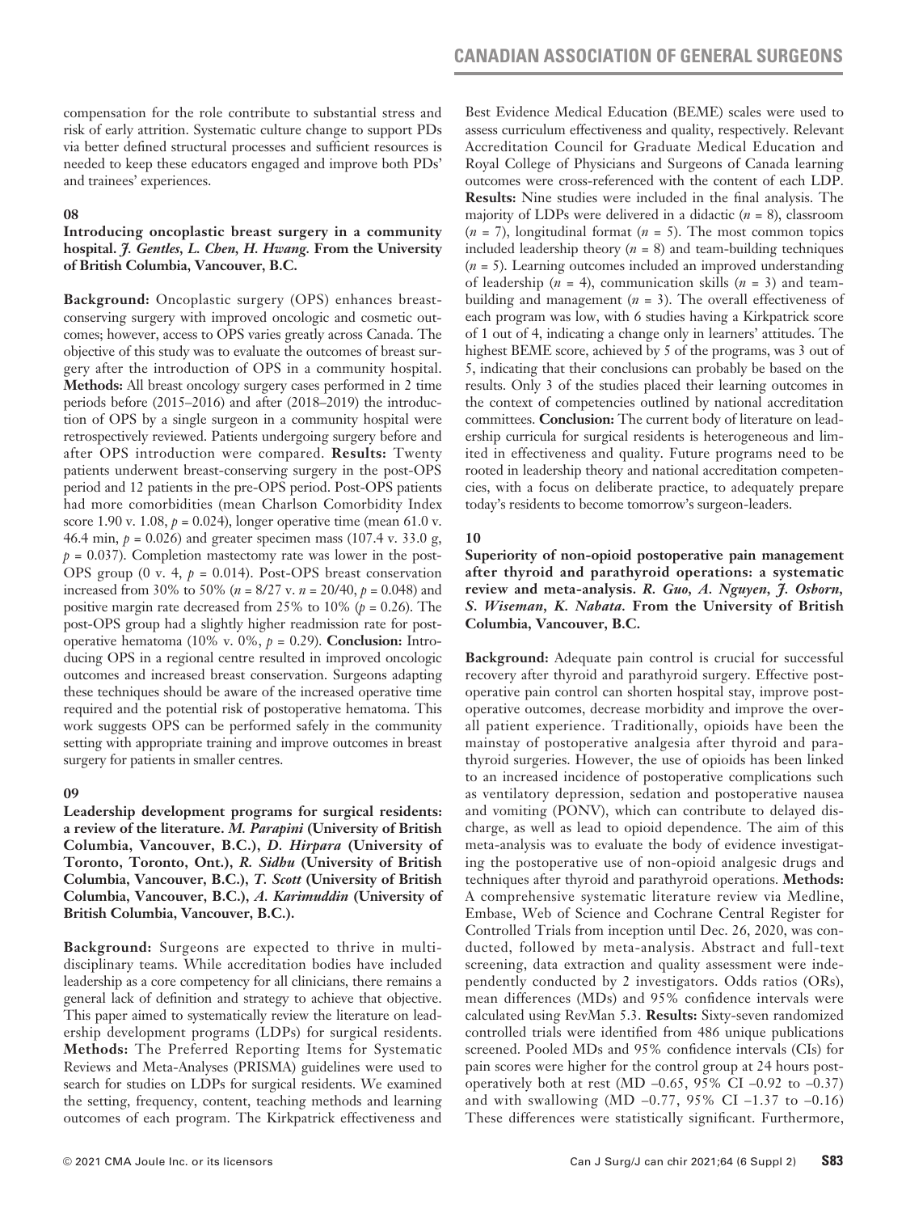compensation for the role contribute to substantial stress and risk of early attrition. Systematic culture change to support PDs via better defined structural processes and sufficient resources is needed to keep these educators engaged and improve both PDs' and trainees' experiences.

### 08

**Introducing oncoplastic breast surgery in a community hospital.** ***J. Gentles, L. Chen, H. Hwang.*** **From the University of British Columbia, Vancouver, B.C.**

**Background:** Oncoplastic surgery (OPS) enhances breast-conserving surgery with improved oncologic and cosmetic outcomes; however, access to OPS varies greatly across Canada. The objective of this study was to evaluate the outcomes of breast surgery after the introduction of OPS in a community hospital. **Methods:** All breast oncology surgery cases performed in 2 time periods before (2015–2016) and after (2018–2019) the introduction of OPS by a single surgeon in a community hospital were retrospectively reviewed. Patients undergoing surgery before and after OPS introduction were compared. **Results:** Twenty patients underwent breast-conserving surgery in the post-OPS period and 12 patients in the pre-OPS period. Post-OPS patients had more comorbidities (mean Charlson Comorbidity Index score 1.90 v. 1.08, $p = 0.024$), longer operative time (mean 61.0 v. 46.4 min, $p = 0.026$) and greater specimen mass (107.4 v. 33.0 g, $p = 0.037$). Completion mastectomy rate was lower in the post-OPS group (0 v. 4, $p = 0.014$). Post-OPS breast conservation increased from 30% to 50% ($n = 8/27$ v. $n = 20/40$, $p = 0.048$) and positive margin rate decreased from 25% to 10% ($p = 0.26$). The post-OPS group had a slightly higher readmission rate for postoperative hematoma (10% v. 0%, $p = 0.29$). **Conclusion:** Introducing OPS in a regional centre resulted in improved oncologic outcomes and increased breast conservation. Surgeons adapting these techniques should be aware of the increased operative time required and the potential risk of postoperative hematoma. This work suggests OPS can be performed safely in the community setting with appropriate training and improve outcomes in breast surgery for patients in smaller centres.

### 09

**Leadership development programs for surgical residents: a review of the literature.** ***M. Parapini*** **(University of British Columbia, Vancouver, B.C.),** ***D. Hirpara*** **(University of Toronto, Toronto, Ont.),** ***R. Sidhu*** **(University of British Columbia, Vancouver, B.C.),** ***T. Scott*** **(University of British Columbia, Vancouver, B.C.),** ***A. Karimuddin*** **(University of British Columbia, Vancouver, B.C.).**

**Background:** Surgeons are expected to thrive in multidisciplinary teams. While accreditation bodies have included leadership as a core competency for all clinicians, there remains a general lack of definition and strategy to achieve that objective. This paper aimed to systematically review the literature on leadership development programs (LDPs) for surgical residents. **Methods:** The Preferred Reporting Items for Systematic Reviews and Meta-Analyses (PRISMA) guidelines were used to search for studies on LDPs for surgical residents. We examined the setting, frequency, content, teaching methods and learning outcomes of each program. The Kirkpatrick effectiveness and Best Evidence Medical Education (BEME) scales were used to assess curriculum effectiveness and quality, respectively. Relevant Accreditation Council for Graduate Medical Education and Royal College of Physicians and Surgeons of Canada learning outcomes were cross-referenced with the content of each LDP. **Results:** Nine studies were included in the final analysis. The majority of LDPs were delivered in a didactic ($n = 8$), classroom ($n = 7$), longitudinal format ($n = 5$). The most common topics included leadership theory ($n = 8$) and team-building techniques ($n = 5$). Learning outcomes included an improved understanding of leadership ($n = 4$), communication skills ($n = 3$) and team-building and management ($n = 3$). The overall effectiveness of each program was low, with 6 studies having a Kirkpatrick score of 1 out of 4, indicating a change only in learners' attitudes. The highest BEME score, achieved by 5 of the programs, was 3 out of 5, indicating that their conclusions can probably be based on the results. Only 3 of the studies placed their learning outcomes in the context of competencies outlined by national accreditation committees. **Conclusion:** The current body of literature on leadership curricula for surgical residents is heterogeneous and limited in effectiveness and quality. Future programs need to be rooted in leadership theory and national accreditation competencies, with a focus on deliberate practice, to adequately prepare today's residents to become tomorrow's surgeon-leaders.

### 10

**Superiority of non-opioid postoperative pain management after thyroid and parathyroid operations: a systematic review and meta-analysis.** ***R. Guo, A. Nguyen, J. Osborn, S. Wiseman, K. Nabata.*** **From the University of British Columbia, Vancouver, B.C.**

**Background:** Adequate pain control is crucial for successful recovery after thyroid and parathyroid surgery. Effective postoperative pain control can shorten hospital stay, improve postoperative outcomes, decrease morbidity and improve the overall patient experience. Traditionally, opioids have been the mainstay of postoperative analgesia after thyroid and parathyroid surgeries. However, the use of opioids has been linked to an increased incidence of postoperative complications such as ventilatory depression, sedation and postoperative nausea and vomiting (PONV), which can contribute to delayed discharge, as well as lead to opioid dependence. The aim of this meta-analysis was to evaluate the body of evidence investigating the postoperative use of non-opioid analgesic drugs and techniques after thyroid and parathyroid operations. **Methods:** A comprehensive systematic literature review via Medline, Embase, Web of Science and Cochrane Central Register for Controlled Trials from inception until Dec. 26, 2020, was conducted, followed by meta-analysis. Abstract and full-text screening, data extraction and quality assessment were independently conducted by 2 investigators. Odds ratios (ORs), mean differences (MDs) and 95% confidence intervals were calculated using RevMan 5.3. **Results:** Sixty-seven randomized controlled trials were identified from 486 unique publications screened. Pooled MDs and 95% confidence intervals (CIs) for pain scores were higher for the control group at 24 hours postoperatively both at rest (MD –0.65, 95% CI –0.92 to –0.37) and with swallowing (MD –0.77, 95% CI –1.37 to –0.16) These differences were statistically significant. Furthermore,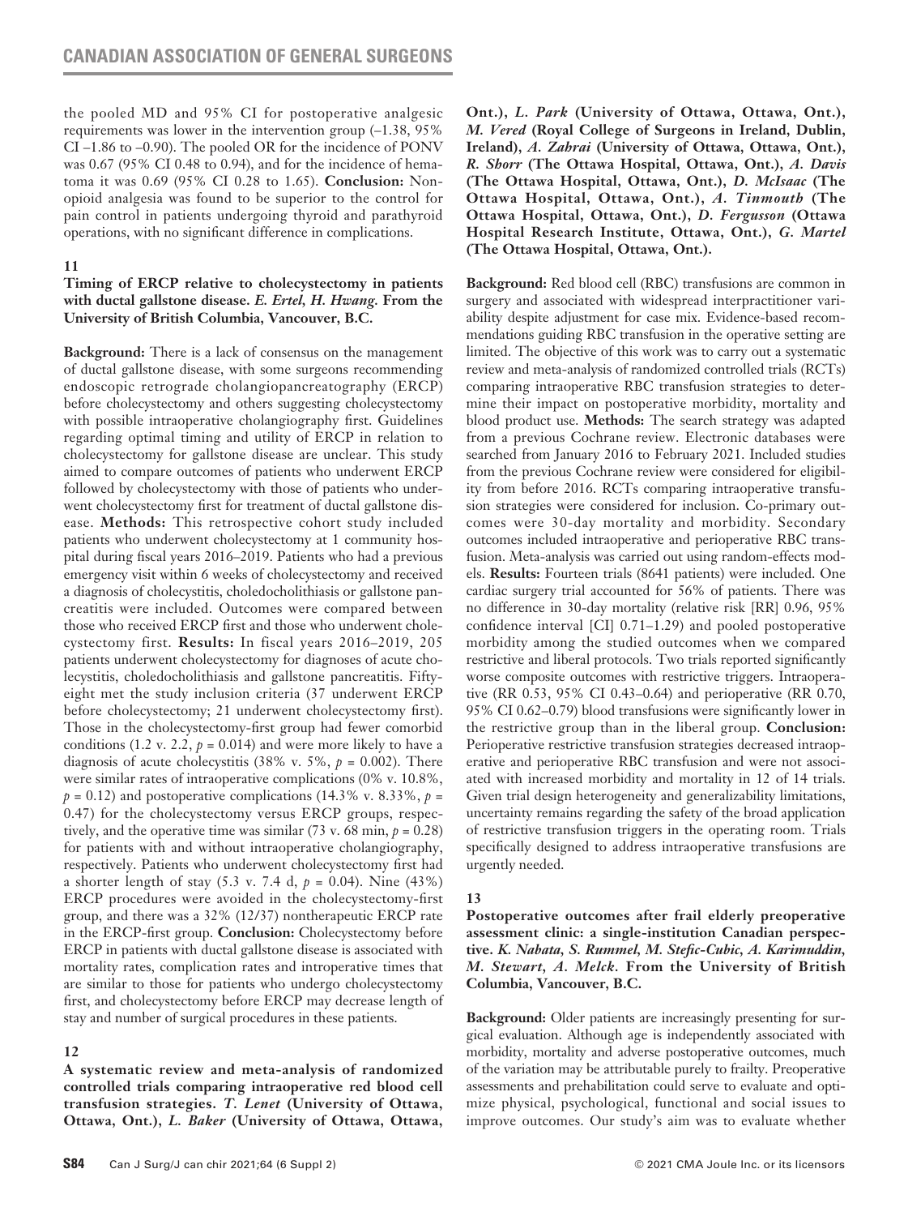the pooled MD and 95% CI for postoperative analgesic requirements was lower in the intervention group (–1.38, 95% CI –1.86 to –0.90). The pooled OR for the incidence of PONV was 0.67 (95% CI 0.48 to 0.94), and for the incidence of hematoma it was 0.69 (95% CI 0.28 to 1.65). **Conclusion:** Nonopioid analgesia was found to be superior to the control for pain control in patients undergoing thyroid and parathyroid operations, with no significant difference in complications.

### 11

**Timing of ERCP relative to cholecystectomy in patients with ductal gallstone disease.** ***E. Ertel, H. Hwang.*** **From the University of British Columbia, Vancouver, B.C.**

**Background:** There is a lack of consensus on the management of ductal gallstone disease, with some surgeons recommending endoscopic retrograde cholangiopancreatography (ERCP) before cholecystectomy and others suggesting cholecystectomy with possible intraoperative cholangiography first. Guidelines regarding optimal timing and utility of ERCP in relation to cholecystectomy for gallstone disease are unclear. This study aimed to compare outcomes of patients who underwent ERCP followed by cholecystectomy with those of patients who underwent cholecystectomy first for treatment of ductal gallstone disease. **Methods:** This retrospective cohort study included patients who underwent cholecystectomy at 1 community hospital during fiscal years 2016–2019. Patients who had a previous emergency visit within 6 weeks of cholecystectomy and received a diagnosis of cholecystitis, choledocholithiasis or gallstone pancreatitis were included. Outcomes were compared between those who received ERCP first and those who underwent cholecystectomy first. **Results:** In fiscal years 2016–2019, 205 patients underwent cholecystectomy for diagnoses of acute cholecystitis, choledocholithiasis and gallstone pancreatitis. Fifty-eight met the study inclusion criteria (37 underwent ERCP before cholecystectomy; 21 underwent cholecystectomy first). Those in the cholecystectomy-first group had fewer comorbid conditions (1.2 v. 2.2, $p = 0.014$) and were more likely to have a diagnosis of acute cholecystitis (38% v. 5%, $p = 0.002$). There were similar rates of intraoperative complications (0% v. 10.8%, $p = 0.12$) and postoperative complications (14.3% v. 8.33%, $p = 0.47$) for the cholecystectomy versus ERCP groups, respectively, and the operative time was similar (73 v. 68 min, $p = 0.28$) for patients with and without intraoperative cholangiography, respectively. Patients who underwent cholecystectomy first had a shorter length of stay (5.3 v. 7.4 d, $p = 0.04$). Nine (43%) ERCP procedures were avoided in the cholecystectomy-first group, and there was a 32% (12/37) nontherapeutic ERCP rate in the ERCP-first group. **Conclusion:** Cholecystectomy before ERCP in patients with ductal gallstone disease is associated with mortality rates, complication rates and intropera­tive times that are similar to those for patients who undergo cholecystectomy first, and cholecystectomy before ERCP may decrease length of stay and number of surgical procedures in these patients.

### 12

**A systematic review and meta-analysis of randomized controlled trials comparing intraoperative red blood cell transfusion strategies.** ***T. Lenet*** **(University of Ottawa, Ottawa, Ont.),** ***L. Baker*** **(University of Ottawa, Ottawa, Ont.),** ***L. Park*** **(University of Ottawa, Ottawa, Ont.),** ***M. Vered*** **(Royal College of Surgeons in Ireland, Dublin, Ireland),** ***A. Zahrai*** **(University of Ottawa, Ottawa, Ont.),** ***R. Shorr*** **(The Ottawa Hospital, Ottawa, Ont.),** ***A. Davis*** **(The Ottawa Hospital, Ottawa, Ont.),** ***D. McIsaac*** **(The Ottawa Hospital, Ottawa, Ont.),** ***A. Tinmouth*** **(The Ottawa Hospital, Ottawa, Ont.),** ***D. Fergusson*** **(Ottawa Hospital Research Institute, Ottawa, Ont.),** ***G. Martel*** **(The Ottawa Hospital, Ottawa, Ont.).**

**Background:** Red blood cell (RBC) transfusions are common in surgery and associated with widespread interpractitioner variability despite adjustment for case mix. Evidence-based recommendations guiding RBC transfusion in the operative setting are limited. The objective of this work was to carry out a systematic review and meta-analysis of randomized controlled trials (RCTs) comparing intraoperative RBC transfusion strategies to determine their impact on postoperative morbidity, mortality and blood product use. **Methods:** The search strategy was adapted from a previous Cochrane review. Electronic databases were searched from January 2016 to February 2021. Included studies from the previous Cochrane review were considered for eligibility from before 2016. RCTs comparing intraoperative transfusion strategies were considered for inclusion. Co-primary outcomes were 30-day mortality and morbidity. Secondary outcomes included intraoperative and perioperative RBC transfusion. Meta-analysis was carried out using random-effects models. **Results:** Fourteen trials (8641 patients) were included. One cardiac surgery trial accounted for 56% of patients. There was no difference in 30-day mortality (relative risk [RR] 0.96, 95% confidence interval [CI] 0.71–1.29) and pooled postoperative morbidity among the studied outcomes when we compared restrictive and liberal protocols. Two trials reported significantly worse composite outcomes with restrictive triggers. Intraoperative (RR 0.53, 95% CI 0.43–0.64) and perioperative (RR 0.70, 95% CI 0.62–0.79) blood transfusions were significantly lower in the restrictive group than in the liberal group. **Conclusion:** Perioperative restrictive transfusion strategies decreased intraoperative and perioperative RBC transfusion and were not associated with increased morbidity and mortality in 12 of 14 trials. Given trial design heterogeneity and generalizability limitations, uncertainty remains regarding the safety of the broad application of restrictive transfusion triggers in the operating room. Trials specifically designed to address intraoperative transfusions are urgently needed.

### 13

**Postoperative outcomes after frail elderly preoperative assessment clinic: a single-institution Canadian perspective.** ***K. Nabata, S. Rummel, M. Stefic-Cubic, A. Karimuddin, M. Stewart, A. Melck.*** **From the University of British Columbia, Vancouver, B.C.**

**Background:** Older patients are increasingly presenting for surgical evaluation. Although age is independently associated with morbidity, mortality and adverse postoperative outcomes, much of the variation may be attributable purely to frailty. Preoperative assessments and prehabilitation could serve to evaluate and optimize physical, psychological, functional and social issues to improve outcomes. Our study's aim was to evaluate whether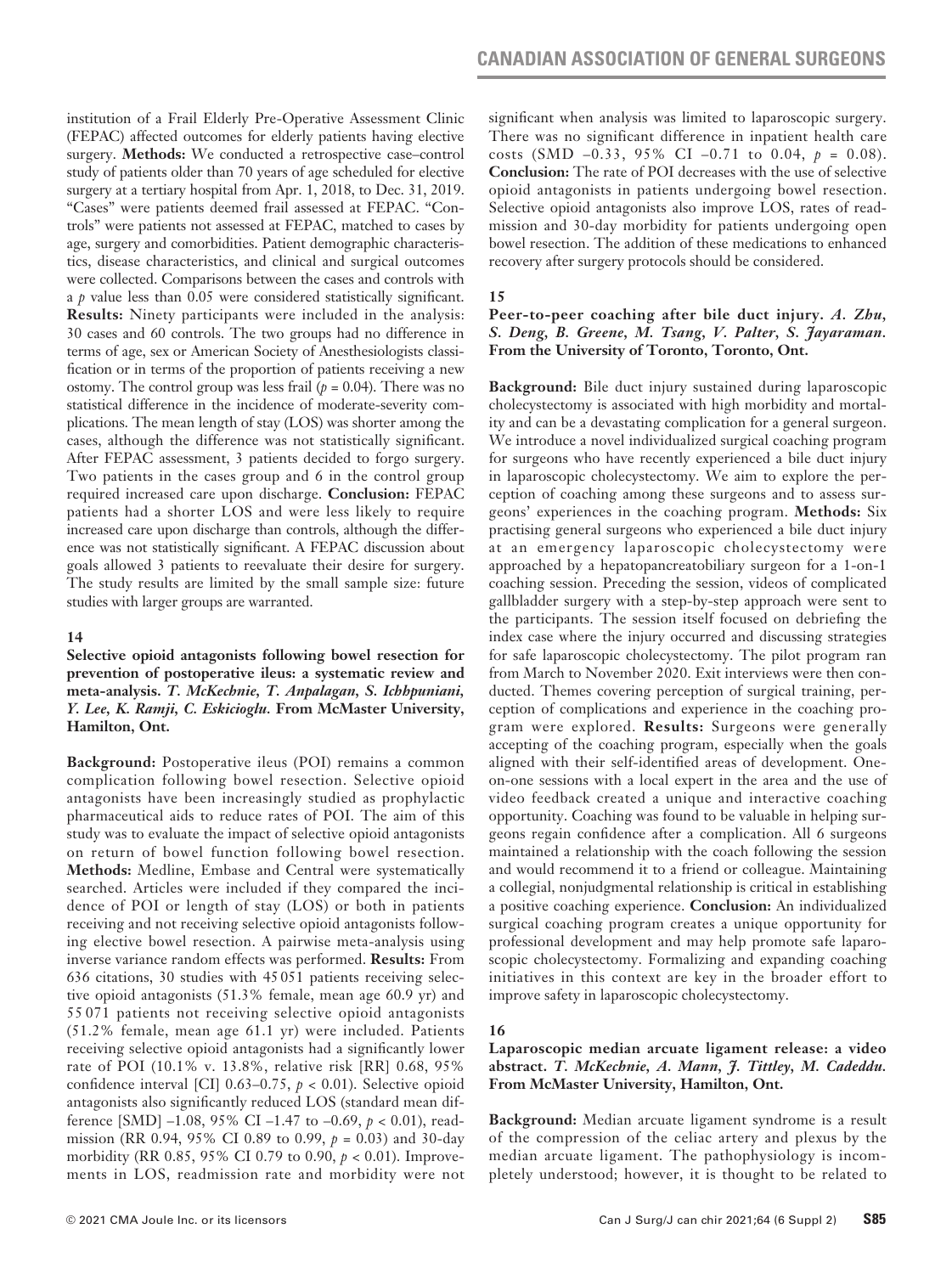institution of a Frail Elderly Pre-Operative Assessment Clinic (FEPAC) affected outcomes for elderly patients having elective surgery. **Methods:** We conducted a retrospective case–control study of patients older than 70 years of age scheduled for elective surgery at a tertiary hospital from Apr. 1, 2018, to Dec. 31, 2019. "Cases" were patients deemed frail assessed at FEPAC. "Controls" were patients not assessed at FEPAC, matched to cases by age, surgery and comorbidities. Patient demographic characteristics, disease characteristics, and clinical and surgical outcomes were collected. Comparisons between the cases and controls with a $p$ value less than 0.05 were considered statistically significant. **Results:** Ninety participants were included in the analysis: 30 cases and 60 controls. The two groups had no difference in terms of age, sex or American Society of Anesthesiologists classification or in terms of the proportion of patients receiving a new ostomy. The control group was less frail ($p = 0.04$). There was no statistical difference in the incidence of moderate-severity complications. The mean length of stay (LOS) was shorter among the cases, although the difference was not statistically significant. After FEPAC assessment, 3 patients decided to forgo surgery. Two patients in the cases group and 6 in the control group required increased care upon discharge. **Conclusion:** FEPAC patients had a shorter LOS and were less likely to require increased care upon discharge than controls, although the difference was not statistically significant. A FEPAC discussion about goals allowed 3 patients to reevaluate their desire for surgery. The study results are limited by the small sample size: future studies with larger groups are warranted.

### 14

**Selective opioid antagonists following bowel resection for prevention of postoperative ileus: a systematic review and meta-analysis.** ***T. McKechnie, T. Anpalagan, S. Ichhpuniani, Y. Lee, K. Ramji, C. Eskicioglu.*** **From McMaster University, Hamilton, Ont.**

**Background:** Postoperative ileus (POI) remains a common complication following bowel resection. Selective opioid antagonists have been increasingly studied as prophylactic pharmaceutical aids to reduce rates of POI. The aim of this study was to evaluate the impact of selective opioid antagonists on return of bowel function following bowel resection. **Methods:** Medline, Embase and Central were systematically searched. Articles were included if they compared the incidence of POI or length of stay (LOS) or both in patients receiving and not receiving selective opioid antagonists following elective bowel resection. A pairwise meta-analysis using inverse variance random effects was performed. **Results:** From 636 citations, 30 studies with 45 051 patients receiving selective opioid antagonists (51.3% female, mean age 60.9 yr) and 55 071 patients not receiving selective opioid antagonists (51.2% female, mean age 61.1 yr) were included. Patients receiving selective opioid antagonists had a significantly lower rate of POI (10.1% v. 13.8%, relative risk [RR] 0.68, 95% confidence interval [CI] 0.63–0.75, $p < 0.01$). Selective opioid antagonists also significantly reduced LOS (standard mean difference [SMD] –1.08, 95% CI –1.47 to –0.69, $p < 0.01$), readmission (RR 0.94, 95% CI 0.89 to 0.99, $p = 0.03$) and 30-day morbidity (RR 0.85, 95% CI 0.79 to 0.90, $p < 0.01$). Improvements in LOS, readmission rate and morbidity were not significant when analysis was limited to laparoscopic surgery. There was no significant difference in inpatient health care costs (SMD –0.33, 95% CI –0.71 to 0.04, $p = 0.08$). **Conclusion:** The rate of POI decreases with the use of selective opioid antagonists in patients undergoing bowel resection. Selective opioid antagonists also improve LOS, rates of readmission and 30-day morbidity for patients undergoing open bowel resection. The addition of these medications to enhanced recovery after surgery protocols should be considered.

### 15

**Peer-to-peer coaching after bile duct injury.** ***A. Zhu, S. Deng, B. Greene, M. Tsang, V. Palter, S. Jayaraman.*** **From the University of Toronto, Toronto, Ont.**

**Background:** Bile duct injury sustained during laparoscopic cholecystectomy is associated with high morbidity and mortality and can be a devastating complication for a general surgeon. We introduce a novel individualized surgical coaching program for surgeons who have recently experienced a bile duct injury in laparoscopic cholecystectomy. We aim to explore the perception of coaching among these surgeons and to assess surgeons' experiences in the coaching program. **Methods:** Six practising general surgeons who experienced a bile duct injury at an emergency laparoscopic cholecystectomy were approached by a hepatopancreatobiliary surgeon for a 1-on-1 coaching session. Preceding the session, videos of complicated gallbladder surgery with a step-by-step approach were sent to the participants. The session itself focused on debriefing the index case where the injury occurred and discussing strategies for safe laparoscopic cholecystectomy. The pilot program ran from March to November 2020. Exit interviews were then conducted. Themes covering perception of surgical training, perception of complications and experience in the coaching program were explored. **Results:** Surgeons were generally accepting of the coaching program, especially when the goals aligned with their self-identified areas of development. One-on-one sessions with a local expert in the area and the use of video feedback created a unique and interactive coaching opportunity. Coaching was found to be valuable in helping surgeons regain confidence after a complication. All 6 surgeons maintained a relationship with the coach following the session and would recommend it to a friend or colleague. Maintaining a collegial, nonjudgmental relationship is critical in establishing a positive coaching experience. **Conclusion:** An individualized surgical coaching program creates a unique opportunity for professional development and may help promote safe laparoscopic cholecystectomy. Formalizing and expanding coaching initiatives in this context are key in the broader effort to improve safety in laparoscopic cholecystectomy.

### 16

**Laparoscopic median arcuate ligament release: a video abstract.** ***T. McKechnie, A. Mann, J. Tittley, M. Cadeddu.*** **From McMaster University, Hamilton, Ont.**

**Background:** Median arcuate ligament syndrome is a result of the compression of the celiac artery and plexus by the median arcuate ligament. The pathophysiology is incompletely understood; however, it is thought to be related to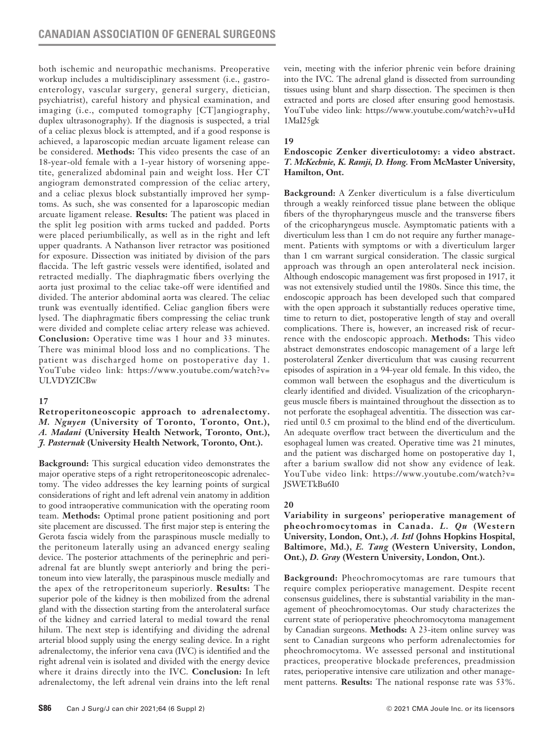both ischemic and neuropathic mechanisms. Preoperative workup includes a multidisciplinary assessment (i.e., gastroenterology, vascular surgery, general surgery, dietician, psychiatrist), careful history and physical examination, and imaging (i.e., computed tomography [CT]angiography, duplex ultrasonography). If the diagnosis is suspected, a trial of a celiac plexus block is attempted, and if a good response is achieved, a laparoscopic median arcuate ligament release can be considered. **Methods:** This video presents the case of an 18-year-old female with a 1-year history of worsening appetite, generalized abdominal pain and weight loss. Her CT angiogram demonstrated compression of the celiac artery, and a celiac plexus block substantially improved her symptoms. As such, she was consented for a laparoscopic median arcuate ligament release. **Results:** The patient was placed in the split leg position with arms tucked and padded. Ports were placed periumbilically, as well as in the right and left upper quadrants. A Nathanson liver retractor was positioned for exposure. Dissection was initiated by division of the pars flaccida. The left gastric vessels were identified, isolated and retracted medially. The diaphragmatic fibers overlying the aorta just proximal to the celiac take-off were identified and divided. The anterior abdominal aorta was cleared. The celiac trunk was eventually identified. Celiac ganglion fibers were lysed. The diaphragmatic fibers compressing the celiac trunk were divided and complete celiac artery release was achieved. **Conclusion:** Operative time was 1 hour and 33 minutes. There was minimal blood loss and no complications. The patient was discharged home on postoperative day 1. YouTube video link: https://www.youtube.com/watch?v=ULVDYZICBw

## 17

**Retroperitoneoscopic approach to adrenalectomy.** ***M. Nguyen* (University of Toronto, Toronto, Ont.), *A. Madani* (University Health Network, Toronto, Ont.), *J. Pasternak* (University Health Network, Toronto, Ont.).**

**Background:** This surgical education video demonstrates the major operative steps of a right retroperitoneoscopic adrenalectomy. The video addresses the key learning points of surgical considerations of right and left adrenal vein anatomy in addition to good intraoperative communication with the operating room team. **Methods:** Optimal prone patient positioning and port site placement are discussed. The first major step is entering the Gerota fascia widely from the paraspinous muscle medially to the peritoneum laterally using an advanced energy sealing device. The posterior attachments of the perinephric and periadrenal fat are bluntly swept anteriorly and bring the peritoneum into view laterally, the paraspinous muscle medially and the apex of the retroperitoneum superiorly. **Results:** The superior pole of the kidney is then mobilized from the adrenal gland with the dissection starting from the anterolateral surface of the kidney and carried lateral to medial toward the renal hilum. The next step is identifying and dividing the adrenal arterial blood supply using the energy sealing device. In a right adrenalectomy, the inferior vena cava (IVC) is identified and the right adrenal vein is isolated and divided with the energy device where it drains directly into the IVC. **Conclusion:** In left adrenalectomy, the left adrenal vein drains into the left renal vein, meeting with the inferior phrenic vein before draining into the IVC. The adrenal gland is dissected from surrounding tissues using blunt and sharp dissection. The specimen is then extracted and ports are closed after ensuring good hemostasis. YouTube video link: https://www.youtube.com/watch?v=uHd1MaI25gk

## 19

**Endoscopic Zenker diverticulotomy: a video abstract.** ***T. McKechnie, K. Ramji, D. Hong.* From McMaster University, Hamilton, Ont.**

**Background:** A Zenker diverticulum is a false diverticulum through a weakly reinforced tissue plane between the oblique fibers of the thyropharyngeus muscle and the transverse fibers of the cricopharyngeus muscle. Asymptomatic patients with a diverticulum less than 1 cm do not require any further management. Patients with symptoms or with a diverticulum larger than 1 cm warrant surgical consideration. The classic surgical approach was through an open anterolateral neck incision. Although endoscopic management was first proposed in 1917, it was not extensively studied until the 1980s. Since this time, the endoscopic approach has been developed such that compared with the open approach it substantially reduces operative time, time to return to diet, postoperative length of stay and overall complications. There is, however, an increased risk of recurrence with the endoscopic approach. **Methods:** This video abstract demonstrates endoscopic management of a large left posterolateral Zenker diverticulum that was causing recurrent episodes of aspiration in a 94-year old female. In this video, the common wall between the esophagus and the diverticulum is clearly identified and divided. Visualization of the cricopharyngeus muscle fibers is maintained throughout the dissection as to not perforate the esophageal adventitia. The dissection was carried until 0.5 cm proximal to the blind end of the diverticulum. An adequate overflow tract between the diverticulum and the esophageal lumen was created. Operative time was 21 minutes, and the patient was discharged home on postoperative day 1, after a barium swallow did not show any evidence of leak. YouTube video link: https://www.youtube.com/watch?v=JSWETkBu6I0

## 20

**Variability in surgeons' perioperative management of pheochromocytomas in Canada.** ***L. Qu* (Western University, London, Ont.), *A. Istl* (Johns Hopkins Hospital, Baltimore, Md.), *E. Tang* (Western University, London, Ont.), *D. Gray* (Western University, London, Ont.).**

**Background:** Pheochromocytomas are rare tumours that require complex perioperative management. Despite recent consensus guidelines, there is substantial variability in the management of pheochromocytomas. Our study characterizes the current state of perioperative pheochromocytoma management by Canadian surgeons. **Methods:** A 23-item online survey was sent to Canadian surgeons who perform adrenalectomies for pheochromocytoma. We assessed personal and institutional practices, preoperative blockade preferences, preadmission rates, perioperative intensive care utilization and other management patterns. **Results:** The national response rate was 53%.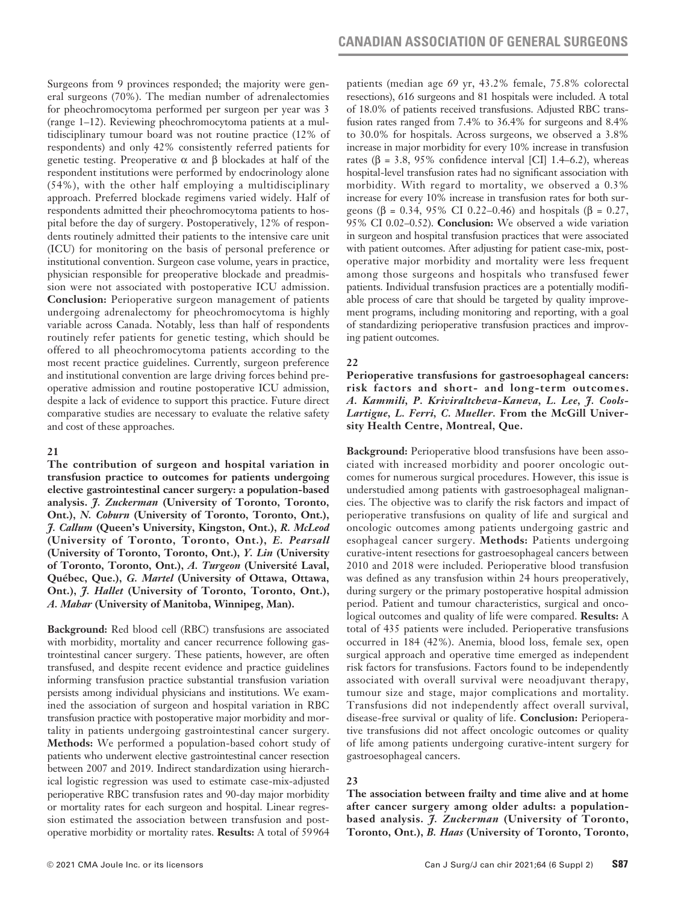Surgeons from 9 provinces responded; the majority were general surgeons (70%). The median number of adrenalectomies for pheochromocytoma performed per surgeon per year was 3 (range 1–12). Reviewing pheochromocytoma patients at a multidisciplinary tumour board was not routine practice (12% of respondents) and only 42% consistently referred patients for genetic testing. Preoperative α and β blockades at half of the respondent institutions were performed by endocrinology alone (54%), with the other half employing a multidisciplinary approach. Preferred blockade regimens varied widely. Half of respondents admitted their pheochromocytoma patients to hospital before the day of surgery. Postoperatively, 12% of respondents routinely admitted their patients to the intensive care unit (ICU) for monitoring on the basis of personal preference or institutional convention. Surgeon case volume, years in practice, physician responsible for preoperative blockade and preadmission were not associated with postoperative ICU admission. **Conclusion:** Perioperative surgeon management of patients undergoing adrenalectomy for pheochromocytoma is highly variable across Canada. Notably, less than half of respondents routinely refer patients for genetic testing, which should be offered to all pheochromocytoma patients according to the most recent practice guidelines. Currently, surgeon preference and institutional convention are large driving forces behind preoperative admission and routine postoperative ICU admission, despite a lack of evidence to support this practice. Future direct comparative studies are necessary to evaluate the relative safety and cost of these approaches.

### 21

**The contribution of surgeon and hospital variation in transfusion practice to outcomes for patients undergoing elective gastrointestinal cancer surgery: a population-based analysis.** ***J. Zuckerman*** **(University of Toronto, Toronto, Ont.),** ***N. Coburn*** **(University of Toronto, Toronto, Ont.),** ***J. Callum*** **(Queen's University, Kingston, Ont.),** ***R. McLeod*** **(University of Toronto, Toronto, Ont.),** ***E. Pearsall*** **(University of Toronto, Toronto, Ont.),** ***Y. Lin*** **(University of Toronto, Toronto, Ont.),** ***A. Turgeon*** **(Université Laval, Québec, Que.),** ***G. Martel*** **(University of Ottawa, Ottawa, Ont.),** ***J. Hallet*** **(University of Toronto, Toronto, Ont.),** ***A. Mahar*** **(University of Manitoba, Winnipeg, Man).**

**Background:** Red blood cell (RBC) transfusions are associated with morbidity, mortality and cancer recurrence following gastrointestinal cancer surgery. These patients, however, are often transfused, and despite recent evidence and practice guidelines informing transfusion practice substantial transfusion variation persists among individual physicians and institutions. We examined the association of surgeon and hospital variation in RBC transfusion practice with postoperative major morbidity and mortality in patients undergoing gastrointestinal cancer surgery. **Methods:** We performed a population-based cohort study of patients who underwent elective gastrointestinal cancer resection between 2007 and 2019. Indirect standardization using hierarchical logistic regression was used to estimate case-mix-adjusted perioperative RBC transfusion rates and 90-day major morbidity or mortality rates for each surgeon and hospital. Linear regression estimated the association between transfusion and postoperative morbidity or mortality rates. **Results:** A total of 59964 patients (median age 69 yr, 43.2% female, 75.8% colorectal resections), 616 surgeons and 81 hospitals were included. A total of 18.0% of patients received transfusions. Adjusted RBC transfusion rates ranged from 7.4% to 36.4% for surgeons and 8.4% to 30.0% for hospitals. Across surgeons, we observed a 3.8% increase in major morbidity for every 10% increase in transfusion rates (β = 3.8, 95% confidence interval [CI] 1.4–6.2), whereas hospital-level transfusion rates had no significant association with morbidity. With regard to mortality, we observed a 0.3% increase for every 10% increase in transfusion rates for both surgeons (β = 0.34, 95% CI 0.22–0.46) and hospitals (β = 0.27, 95% CI 0.02–0.52). **Conclusion:** We observed a wide variation in surgeon and hospital transfusion practices that were associated with patient outcomes. After adjusting for patient case-mix, postoperative major morbidity and mortality were less frequent among those surgeons and hospitals who transfused fewer patients. Individual transfusion practices are a potentially modifiable process of care that should be targeted by quality improvement programs, including monitoring and reporting, with a goal of standardizing perioperative transfusion practices and improving patient outcomes.

### 22

**Perioperative transfusions for gastroesophageal cancers: risk factors and short- and long-term outcomes.** ***A. Kammili, P. Kriviraltcheva-Kaneva, L. Lee, J. Cools-Lartigue, L. Ferri, C. Mueller*****. From the McGill University Health Centre, Montreal, Que.**

**Background:** Perioperative blood transfusions have been associated with increased morbidity and poorer oncologic outcomes for numerous surgical procedures. However, this issue is understudied among patients with gastroesophageal malignancies. The objective was to clarify the risk factors and impact of perioperative transfusions on quality of life and surgical and oncologic outcomes among patients undergoing gastric and esophageal cancer surgery. **Methods:** Patients undergoing curative-intent resections for gastroesophageal cancers between 2010 and 2018 were included. Perioperative blood transfusion was defined as any transfusion within 24 hours preoperatively, during surgery or the primary postoperative hospital admission period. Patient and tumour characteristics, surgical and oncological outcomes and quality of life were compared. **Results:** A total of 435 patients were included. Perioperative transfusions occurred in 184 (42%). Anemia, blood loss, female sex, open surgical approach and operative time emerged as independent risk factors for transfusions. Factors found to be independently associated with overall survival were neoadjuvant therapy, tumour size and stage, major complications and mortality. Transfusions did not independently affect overall survival, disease-free survival or quality of life. **Conclusion:** Perioperative transfusions did not affect oncologic outcomes or quality of life among patients undergoing curative-intent surgery for gastroesophageal cancers.

### 23

**The association between frailty and time alive and at home after cancer surgery among older adults: a population-based analysis.** ***J. Zuckerman*** **(University of Toronto, Toronto, Ont.),** ***B. Haas*** **(University of Toronto, Toronto,**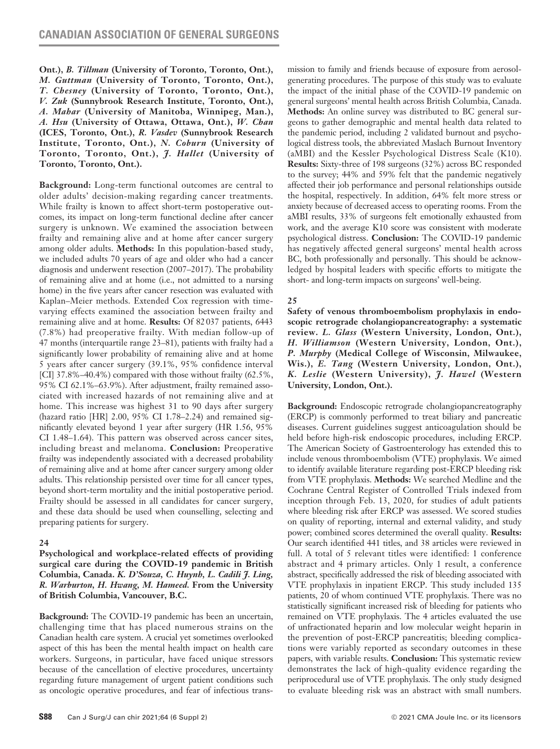Ont.), **B. Tillman (University of Toronto, Toronto, Ont.), M. Guttman (University of Toronto, Toronto, Ont.), T. Chesney (University of Toronto, Toronto, Ont.), V. Zuk (Sunnybrook Research Institute, Toronto, Ont.), A. Mahar (University of Manitoba, Winnipeg, Man.), A. Hsu (University of Ottawa, Ottawa, Ont.), W. Chan (ICES, Toronto, Ont.), R. Vasdev (Sunnybrook Research Institute, Toronto, Ont.), N. Coburn (University of Toronto, Toronto, Ont.), J. Hallet (University of Toronto, Toronto, Ont.).**

**Background:** Long-term functional outcomes are central to older adults' decision-making regarding cancer treatments. While frailty is known to affect short-term postoperative outcomes, its impact on long-term functional decline after cancer surgery is unknown. We examined the association between frailty and remaining alive and at home after cancer surgery among older adults. **Methods:** In this population-based study, we included adults 70 years of age and older who had a cancer diagnosis and underwent resection (2007–2017). The probability of remaining alive and at home (i.e., not admitted to a nursing home) in the five years after cancer resection was evaluated with Kaplan–Meier methods. Extended Cox regression with time-varying effects examined the association between frailty and remaining alive and at home. **Results:** Of 82 037 patients, 6443 (7.8%) had preoperative frailty. With median follow-up of 47 months (interquartile range 23–81), patients with frailty had a significantly lower probability of remaining alive and at home 5 years after cancer surgery (39.1%, 95% confidence interval [CI] 37.8%–40.4%) compared with those without frailty (62.5%, 95% CI 62.1%–63.9%). After adjustment, frailty remained associated with increased hazards of not remaining alive and at home. This increase was highest 31 to 90 days after surgery (hazard ratio [HR] 2.00, 95% CI 1.78–2.24) and remained significantly elevated beyond 1 year after surgery (HR 1.56, 95% CI 1.48–1.64). This pattern was observed across cancer sites, including breast and melanoma. **Conclusion:** Preoperative frailty was independently associated with a decreased probability of remaining alive and at home after cancer surgery among older adults. This relationship persisted over time for all cancer types, beyond short-term mortality and the initial postoperative period. Frailty should be assessed in all candidates for cancer surgery, and these data should be used when counselling, selecting and preparing patients for surgery.

### 24

**Psychological and workplace-related effects of providing surgical care during the COVID-19 pandemic in British Columbia, Canada.** *K. D'Souza, C. Huynh, L. Cadili J. Ling, R. Warburton, H. Hwang, M. Hameed.* **From the University of British Columbia, Vancouver, B.C.**

**Background:** The COVID-19 pandemic has been an uncertain, challenging time that has placed numerous strains on the Canadian health care system. A crucial yet sometimes overlooked aspect of this has been the mental health impact on health care workers. Surgeons, in particular, have faced unique stressors because of the cancellation of elective procedures, uncertainty regarding future management of urgent patient conditions such as oncologic operative procedures, and fear of infectious transmission to family and friends because of exposure from aerosol-generating procedures. The purpose of this study was to evaluate the impact of the initial phase of the COVID-19 pandemic on general surgeons' mental health across British Columbia, Canada. **Methods:** An online survey was distributed to BC general surgeons to gather demographic and mental health data related to the pandemic period, including 2 validated burnout and psychological distress tools, the abbreviated Maslach Burnout Inventory (aMBI) and the Kessler Psychological Distress Scale (K10). **Results:** Sixty-three of 198 surgeons (32%) across BC responded to the survey; 44% and 59% felt that the pandemic negatively affected their job performance and personal relationships outside the hospital, respectively. In addition, 64% felt more stress or anxiety because of decreased access to operating rooms. From the aMBI results, 33% of surgeons felt emotionally exhausted from work, and the average K10 score was consistent with moderate psychological distress. **Conclusion:** The COVID-19 pandemic has negatively affected general surgeons' mental health across BC, both professionally and personally. This should be acknowledged by hospital leaders with specific efforts to mitigate the short- and long-term impacts on surgeons' well-being.

### 25

**Safety of venous thromboembolism prophylaxis in endoscopic retrograde cholangiopancreatography: a systematic review.** ***L. Glass* (Western University, London, Ont.), *H. Williamson* (Western University, London, Ont.), *P. Murphy* (Medical College of Wisconsin, Milwaukee, Wis.), *E. Tang* (Western University, London, Ont.), *K. Leslie* (Western University), *J. Hawel* (Western University, London, Ont.).**

**Background:** Endoscopic retrograde cholangiopancreatography (ERCP) is commonly performed to treat biliary and pancreatic diseases. Current guidelines suggest anticoagulation should be held before high-risk endoscopic procedures, including ERCP. The American Society of Gastroenterology has extended this to include venous thromboembolism (VTE) prophylaxis. We aimed to identify available literature regarding post-ERCP bleeding risk from VTE prophylaxis. **Methods:** We searched Medline and the Cochrane Central Register of Controlled Trials indexed from inception through Feb. 13, 2020, for studies of adult patients where bleeding risk after ERCP was assessed. We scored studies on quality of reporting, internal and external validity, and study power; combined scores determined the overall quality. **Results:** Our search identified 441 titles, and 38 articles were reviewed in full. A total of 5 relevant titles were identified: 1 conference abstract and 4 primary articles. Only 1 result, a conference abstract, specifically addressed the risk of bleeding associated with VTE prophylaxis in inpatient ERCP. This study included 135 patients, 20 of whom continued VTE prophylaxis. There was no statistically significant increased risk of bleeding for patients who remained on VTE prophylaxis. The 4 articles evaluated the use of unfractionated heparin and low molecular weight heparin in the prevention of post-ERCP pancreatitis; bleeding complications were variably reported as secondary outcomes in these papers, with variable results. **Conclusion:** This systematic review demonstrates the lack of high-quality evidence regarding the periprocedural use of VTE prophylaxis. The only study designed to evaluate bleeding risk was an abstract with small numbers.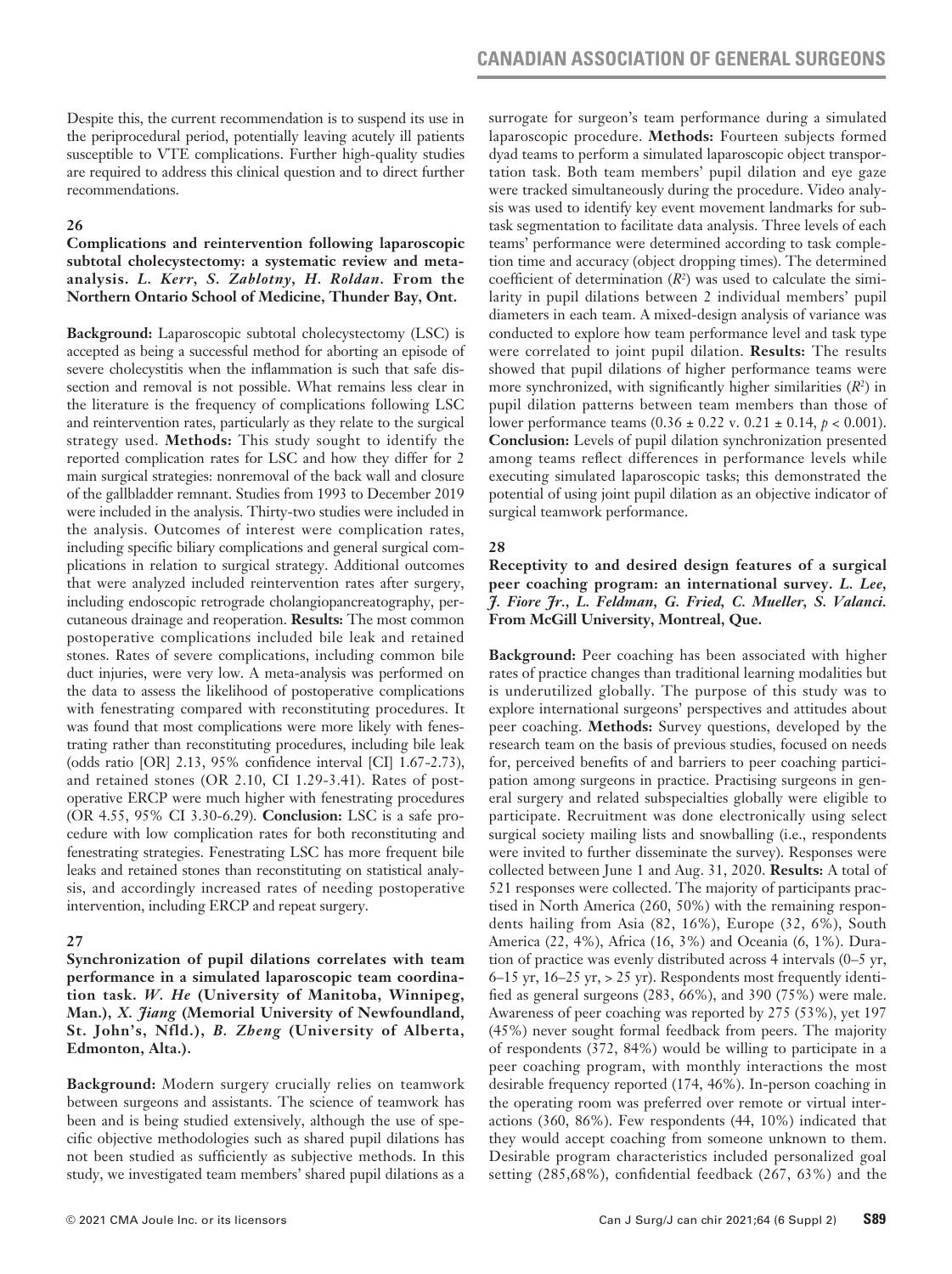Despite this, the current recommendation is to suspend its use in the periprocedural period, potentially leaving acutely ill patients susceptible to VTE complications. Further high-quality studies are required to address this clinical question and to direct further recommendations.

## 26

**Complications and reintervention following laparoscopic subtotal cholecystectomy: a systematic review and meta-analysis.** ***L. Kerr, S. Zablotny, H. Roldan.*** **From the Northern Ontario School of Medicine, Thunder Bay, Ont.**

**Background:** Laparoscopic subtotal cholecystectomy (LSC) is accepted as being a successful method for aborting an episode of severe cholecystitis when the inflammation is such that safe dissection and removal is not possible. What remains less clear in the literature is the frequency of complications following LSC and reintervention rates, particularly as they relate to the surgical strategy used. **Methods:** This study sought to identify the reported complication rates for LSC and how they differ for 2 main surgical strategies: nonremoval of the back wall and closure of the gallbladder remnant. Studies from 1993 to December 2019 were included in the analysis. Thirty-two studies were included in the analysis. Outcomes of interest were complication rates, including specific biliary complications and general surgical complications in relation to surgical strategy. Additional outcomes that were analyzed included reintervention rates after surgery, including endoscopic retrograde cholangiopancreatography, percutaneous drainage and reoperation. **Results:** The most common postoperative complications included bile leak and retained stones. Rates of severe complications, including common bile duct injuries, were very low. A meta-analysis was performed on the data to assess the likelihood of postoperative complications with fenestrating compared with reconstituting procedures. It was found that most complications were more likely with fenestrating rather than reconstituting procedures, including bile leak (odds ratio [OR] 2.13, 95% confidence interval [CI] 1.67-2.73), and retained stones (OR 2.10, CI 1.29-3.41). Rates of postoperative ERCP were much higher with fenestrating procedures (OR 4.55, 95% CI 3.30-6.29). **Conclusion:** LSC is a safe procedure with low complication rates for both reconstituting and fenestrating strategies. Fenestrating LSC has more frequent bile leaks and retained stones than reconstituting on statistical analysis, and accordingly increased rates of needing postoperative intervention, including ERCP and repeat surgery.

## 27

**Synchronization of pupil dilations correlates with team performance in a simulated laparoscopic team coordination task.** ***W. He*** **(University of Manitoba, Winnipeg, Man.),** ***X. Jiang*** **(Memorial University of Newfoundland, St. John's, Nfld.),** ***B. Zheng*** **(University of Alberta, Edmonton, Alta.).**

**Background:** Modern surgery crucially relies on teamwork between surgeons and assistants. The science of teamwork has been and is being studied extensively, although the use of specific objective methodologies such as shared pupil dilations has not been studied as sufficiently as subjective methods. In this study, we investigated team members' shared pupil dilations as a surrogate for surgeon's team performance during a simulated laparoscopic procedure. **Methods:** Fourteen subjects formed dyad teams to perform a simulated laparoscopic object transportation task. Both team members' pupil dilation and eye gaze were tracked simultaneously during the procedure. Video analysis was used to identify key event movement landmarks for subtask segmentation to facilitate data analysis. Three levels of each teams' performance were determined according to task completion time and accuracy (object dropping times). The determined coefficient of determination ($R^2$) was used to calculate the similarity in pupil dilations between 2 individual members' pupil diameters in each team. A mixed-design analysis of variance was conducted to explore how team performance level and task type were correlated to joint pupil dilation. **Results:** The results showed that pupil dilations of higher performance teams were more synchronized, with significantly higher similarities ($R^2$) in pupil dilation patterns between team members than those of lower performance teams ($0.36 \pm 0.22$ v. $0.21 \pm 0.14$, $p < 0.001$). **Conclusion:** Levels of pupil dilation synchronization presented among teams reflect differences in performance levels while executing simulated laparoscopic tasks; this demonstrated the potential of using joint pupil dilation as an objective indicator of surgical teamwork performance.

## 28

**Receptivity to and desired design features of a surgical peer coaching program: an international survey.** ***L. Lee, J. Fiore Jr., L. Feldman, G. Fried, C. Mueller, S. Valanci.*** **From McGill University, Montreal, Que.**

**Background:** Peer coaching has been associated with higher rates of practice changes than traditional learning modalities but is underutilized globally. The purpose of this study was to explore international surgeons' perspectives and attitudes about peer coaching. **Methods:** Survey questions, developed by the research team on the basis of previous studies, focused on needs for, perceived benefits of and barriers to peer coaching participation among surgeons in practice. Practising surgeons in general surgery and related subspecialties globally were eligible to participate. Recruitment was done electronically using select surgical society mailing lists and snowballing (i.e., respondents were invited to further disseminate the survey). Responses were collected between June 1 and Aug. 31, 2020. **Results:** A total of 521 responses were collected. The majority of participants practised in North America (260, 50%) with the remaining respondents hailing from Asia (82, 16%), Europe (32, 6%), South America (22, 4%), Africa (16, 3%) and Oceania (6, 1%). Duration of practice was evenly distributed across 4 intervals (0–5 yr, 6–15 yr, 16–25 yr, > 25 yr). Respondents most frequently identified as general surgeons (283, 66%), and 390 (75%) were male. Awareness of peer coaching was reported by 275 (53%), yet 197 (45%) never sought formal feedback from peers. The majority of respondents (372, 84%) would be willing to participate in a peer coaching program, with monthly interactions the most desirable frequency reported (174, 46%). In-person coaching in the operating room was preferred over remote or virtual interactions (360, 86%). Few respondents (44, 10%) indicated that they would accept coaching from someone unknown to them. Desirable program characteristics included personalized goal setting (285,68%), confidential feedback (267, 63%) and the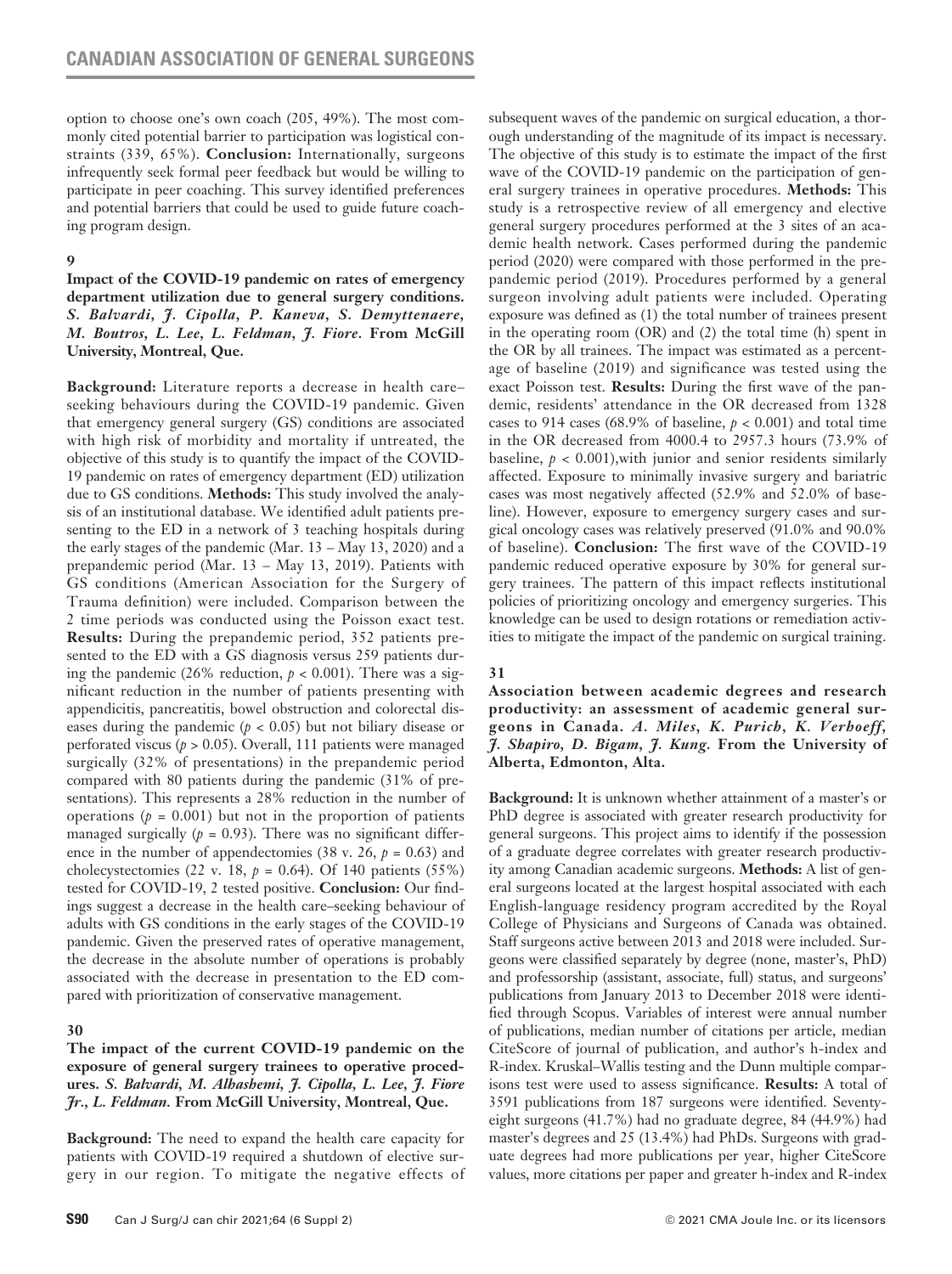option to choose one's own coach (205, 49%). The most commonly cited potential barrier to participation was logistical constraints (339, 65%). **Conclusion:** Internationally, surgeons infrequently seek formal peer feedback but would be willing to participate in peer coaching. This survey identified preferences and potential barriers that could be used to guide future coaching program design.

**9**

**Impact of the COVID-19 pandemic on rates of emergency department utilization due to general surgery conditions.** ***S. Balvardi, J. Cipolla, P. Kaneva, S. Demyttenaere, M. Boutros, L. Lee, L. Feldman, J. Fiore.*** **From McGill University, Montreal, Que.**

**Background:** Literature reports a decrease in health care–seeking behaviours during the COVID-19 pandemic. Given that emergency general surgery (GS) conditions are associated with high risk of morbidity and mortality if untreated, the objective of this study is to quantify the impact of the COVID-19 pandemic on rates of emergency department (ED) utilization due to GS conditions. **Methods:** This study involved the analysis of an institutional database. We identified adult patients presenting to the ED in a network of 3 teaching hospitals during the early stages of the pandemic (Mar. 13 – May 13, 2020) and a prepandemic period (Mar. 13 – May 13, 2019). Patients with GS conditions (American Association for the Surgery of Trauma definition) were included. Comparison between the 2 time periods was conducted using the Poisson exact test. **Results:** During the prepandemic period, 352 patients presented to the ED with a GS diagnosis versus 259 patients during the pandemic (26% reduction, $p < 0.001$). There was a significant reduction in the number of patients presenting with appendicitis, pancreatitis, bowel obstruction and colorectal diseases during the pandemic ($p < 0.05$) but not biliary disease or perforated viscus ($p > 0.05$). Overall, 111 patients were managed surgically (32% of presentations) in the prepandemic period compared with 80 patients during the pandemic (31% of presentations). This represents a 28% reduction in the number of operations ($p = 0.001$) but not in the proportion of patients managed surgically ($p = 0.93$). There was no significant difference in the number of appendectomies (38 v. 26, $p = 0.63$) and cholecystectomies (22 v. 18, $p = 0.64$). Of 140 patients (55%) tested for COVID-19, 2 tested positive. **Conclusion:** Our findings suggest a decrease in the health care–seeking behaviour of adults with GS conditions in the early stages of the COVID-19 pandemic. Given the preserved rates of operative management, the decrease in the absolute number of operations is probably associated with the decrease in presentation to the ED compared with prioritization of conservative management.

**30**

**The impact of the current COVID-19 pandemic on the exposure of general surgery trainees to operative procedures.** ***S. Balvardi, M. Albashemi, J. Cipolla, L. Lee, J. Fiore Jr., L. Feldman.*** **From McGill University, Montreal, Que.**

**Background:** The need to expand the health care capacity for patients with COVID-19 required a shutdown of elective surgery in our region. To mitigate the negative effects of subsequent waves of the pandemic on surgical education, a thorough understanding of the magnitude of its impact is necessary. The objective of this study is to estimate the impact of the first wave of the COVID-19 pandemic on the participation of general surgery trainees in operative procedures. **Methods:** This study is a retrospective review of all emergency and elective general surgery procedures performed at the 3 sites of an academic health network. Cases performed during the pandemic period (2020) were compared with those performed in the prepandemic period (2019). Procedures performed by a general surgeon involving adult patients were included. Operating exposure was defined as (1) the total number of trainees present in the operating room (OR) and (2) the total time (h) spent in the OR by all trainees. The impact was estimated as a percentage of baseline (2019) and significance was tested using the exact Poisson test. **Results:** During the first wave of the pandemic, residents' attendance in the OR decreased from 1328 cases to 914 cases (68.9% of baseline, $p < 0.001$) and total time in the OR decreased from 4000.4 to 2957.3 hours (73.9% of baseline, $p < 0.001$),with junior and senior residents similarly affected. Exposure to minimally invasive surgery and bariatric cases was most negatively affected (52.9% and 52.0% of baseline). However, exposure to emergency surgery cases and surgical oncology cases was relatively preserved (91.0% and 90.0% of baseline). **Conclusion:** The first wave of the COVID-19 pandemic reduced operative exposure by 30% for general surgery trainees. The pattern of this impact reflects institutional policies of prioritizing oncology and emergency surgeries. This knowledge can be used to design rotations or remediation activities to mitigate the impact of the pandemic on surgical training.

**31**

**Association between academic degrees and research productivity: an assessment of academic general surgeons in Canada.** ***A. Miles, K. Purich, K. Verhoeff, J. Shapiro, D. Bigam, J. Kung.*** **From the University of Alberta, Edmonton, Alta.**

**Background:** It is unknown whether attainment of a master's or PhD degree is associated with greater research productivity for general surgeons. This project aims to identify if the possession of a graduate degree correlates with greater research productivity among Canadian academic surgeons. **Methods:** A list of general surgeons located at the largest hospital associated with each English-language residency program accredited by the Royal College of Physicians and Surgeons of Canada was obtained. Staff surgeons active between 2013 and 2018 were included. Surgeons were classified separately by degree (none, master's, PhD) and professorship (assistant, associate, full) status, and surgeons' publications from January 2013 to December 2018 were identified through Scopus. Variables of interest were annual number of publications, median number of citations per article, median CiteScore of journal of publication, and author's h-index and R-index. Kruskal–Wallis testing and the Dunn multiple comparisons test were used to assess significance. **Results:** A total of 3591 publications from 187 surgeons were identified. Seventy-eight surgeons (41.7%) had no graduate degree, 84 (44.9%) had master's degrees and 25 (13.4%) had PhDs. Surgeons with graduate degrees had more publications per year, higher CiteScore values, more citations per paper and greater h-index and R-index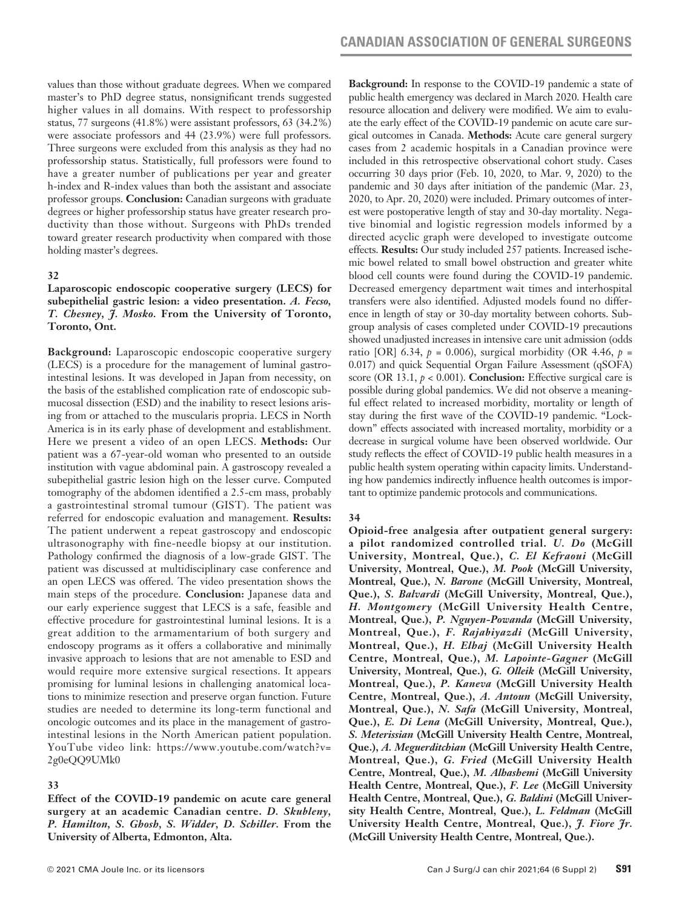values than those without graduate degrees. When we compared master's to PhD degree status, nonsignificant trends suggested higher values in all domains. With respect to professorship status, 77 surgeons (41.8%) were assistant professors, 63 (34.2%) were associate professors and 44 (23.9%) were full professors. Three surgeons were excluded from this analysis as they had no professorship status. Statistically, full professors were found to have a greater number of publications per year and greater h-index and R-index values than both the assistant and associate professor groups. **Conclusion:** Canadian surgeons with graduate degrees or higher professorship status have greater research productivity than those without. Surgeons with PhDs trended toward greater research productivity when compared with those holding master's degrees.

### 32

**Laparoscopic endoscopic cooperative surgery (LECS) for subepithelial gastric lesion: a video presentation.** ***A. Fecso, T. Chesney, J. Mosko.*** **From the University of Toronto, Toronto, Ont.**

**Background:** Laparoscopic endoscopic cooperative surgery (LECS) is a procedure for the management of luminal gastrointestinal lesions. It was developed in Japan from necessity, on the basis of the established complication rate of endoscopic submucosal dissection (ESD) and the inability to resect lesions arising from or attached to the muscularis propria. LECS in North America is in its early phase of development and establishment. Here we present a video of an open LECS. **Methods:** Our patient was a 67-year-old woman who presented to an outside institution with vague abdominal pain. A gastroscopy revealed a subepithelial gastric lesion high on the lesser curve. Computed tomography of the abdomen identified a 2.5-cm mass, probably a gastrointestinal stromal tumour (GIST). The patient was referred for endoscopic evaluation and management. **Results:** The patient underwent a repeat gastroscopy and endoscopic ultrasonography with fine-needle biopsy at our institution. Pathology confirmed the diagnosis of a low-grade GIST. The patient was discussed at multidisciplinary case conference and an open LECS was offered. The video presentation shows the main steps of the procedure. **Conclusion:** Japanese data and our early experience suggest that LECS is a safe, feasible and effective procedure for gastrointestinal luminal lesions. It is a great addition to the armamentarium of both surgery and endoscopy programs as it offers a collaborative and minimally invasive approach to lesions that are not amenable to ESD and would require more extensive surgical resections. It appears promising for luminal lesions in challenging anatomical locations to minimize resection and preserve organ function. Future studies are needed to determine its long-term functional and oncologic outcomes and its place in the management of gastrointestinal lesions in the North American patient population. YouTube video link: https://www.youtube.com/watch?v=2g0eQQ9UMk0

### 33

**Effect of the COVID-19 pandemic on acute care general surgery at an academic Canadian centre.** ***D. Skubleny, P. Hamilton, S. Ghosh, S. Widder, D. Schiller.*** **From the University of Alberta, Edmonton, Alta.**

**Background:** In response to the COVID-19 pandemic a state of public health emergency was declared in March 2020. Health care resource allocation and delivery were modified. We aim to evaluate the early effect of the COVID-19 pandemic on acute care surgical outcomes in Canada. **Methods:** Acute care general surgery cases from 2 academic hospitals in a Canadian province were included in this retrospective observational cohort study. Cases occurring 30 days prior (Feb. 10, 2020, to Mar. 9, 2020) to the pandemic and 30 days after initiation of the pandemic (Mar. 23, 2020, to Apr. 20, 2020) were included. Primary outcomes of interest were postoperative length of stay and 30-day mortality. Negative binomial and logistic regression models informed by a directed acyclic graph were developed to investigate outcome effects. **Results:** Our study included 257 patients. Increased ischemic bowel related to small bowel obstruction and greater white blood cell counts were found during the COVID-19 pandemic. Decreased emergency department wait times and interhospital transfers were also identified. Adjusted models found no difference in length of stay or 30-day mortality between cohorts. Subgroup analysis of cases completed under COVID-19 precautions showed unadjusted increases in intensive care unit admission (odds ratio [OR] 6.34, $p = 0.006$), surgical morbidity (OR 4.46, $p = 0.017$) and quick Sequential Organ Failure Assessment (qSOFA) score (OR 13.1, $p < 0.001$). **Conclusion:** Effective surgical care is possible during global pandemics. We did not observe a meaningful effect related to increased morbidity, mortality or length of stay during the first wave of the COVID-19 pandemic. "Lockdown" effects associated with increased mortality, morbidity or a decrease in surgical volume have been observed worldwide. Our study reflects the effect of COVID-19 public health measures in a public health system operating within capacity limits. Understanding how pandemics indirectly influence health outcomes is important to optimize pandemic protocols and communications.

### 34

**Opioid-free analgesia after outpatient general surgery: a pilot randomized controlled trial.** ***U. Do*** **(McGill University, Montreal, Que.),** ***C. El Kefraoui*** **(McGill University, Montreal, Que.),** ***M. Pook*** **(McGill University, Montreal, Que.),** ***N. Barone*** **(McGill University, Montreal, Que.),** ***S. Balvardi*** **(McGill University, Montreal, Que.),** ***H. Montgomery*** **(McGill University Health Centre, Montreal, Que.),** ***P. Nguyen-Powanda*** **(McGill University, Montreal, Que.),** ***F. Rajabiyazdi*** **(McGill University, Montreal, Que.),** ***H. Elhaj*** **(McGill University Health Centre, Montreal, Que.),** ***M. Lapointe-Gagner*** **(McGill University, Montreal, Que.),** ***G. Olleik*** **(McGill University, Montreal, Que.),** ***P. Kaneva*** **(McGill University Health Centre, Montreal, Que.),** ***A. Antoun*** **(McGill University, Montreal, Que.),** ***N. Safa*** **(McGill University, Montreal, Que.),** ***E. Di Lena*** **(McGill University, Montreal, Que.),** ***S. Meterissian*** **(McGill University Health Centre, Montreal, Que.),** ***A. Meguerditchian*** **(McGill University Health Centre, Montreal, Que.),** ***G. Fried*** **(McGill University Health Centre, Montreal, Que.),** ***M. Alhashemi*** **(McGill University Health Centre, Montreal, Que.),** ***F. Lee*** **(McGill University Health Centre, Montreal, Que.),** ***G. Baldini*** **(McGill University Health Centre, Montreal, Que.),** ***L. Feldman*** **(McGill University Health Centre, Montreal, Que.),** ***J. Fiore Jr.*** **(McGill University Health Centre, Montreal, Que.).**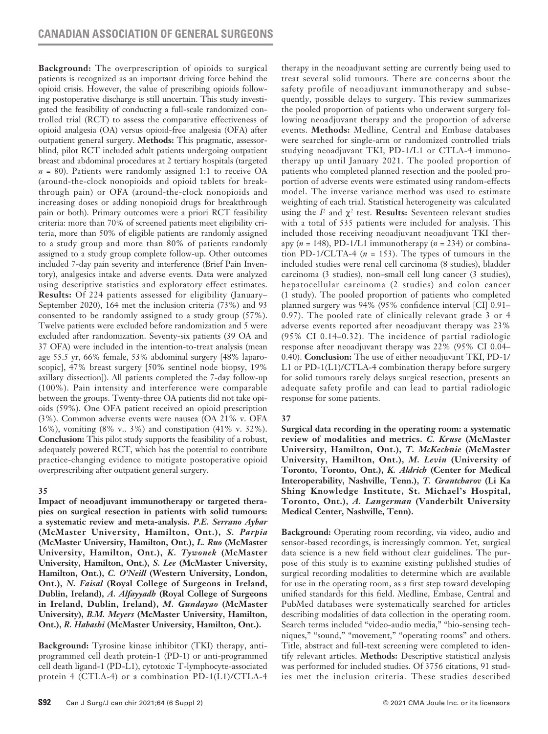**Background:** The overprescription of opioids to surgical patients is recognized as an important driving force behind the opioid crisis. However, the value of prescribing opioids following postoperative discharge is still uncertain. This study investigated the feasibility of conducting a full-scale randomized controlled trial (RCT) to assess the comparative effectiveness of opioid analgesia (OA) versus opioid-free analgesia (OFA) after outpatient general surgery. **Methods:** This pragmatic, assessor-blind, pilot RCT included adult patients undergoing outpatient breast and abdominal procedures at 2 tertiary hospitals (targeted $n$ = 80). Patients were randomly assigned 1:1 to receive OA (around-the-clock nonopioids and opioid tablets for breakthrough pain) or OFA (around-the-clock nonopioids and increasing doses or adding nonopioid drugs for breakthrough pain or both). Primary outcomes were a priori RCT feasibility criteria: more than 70% of screened patients meet eligibility criteria, more than 50% of eligible patients are randomly assigned to a study group and more than 80% of patients randomly assigned to a study group complete follow-up. Other outcomes included 7-day pain severity and interference (Brief Pain Inventory), analgesics intake and adverse events. Data were analyzed using descriptive statistics and exploratory effect estimates. **Results:** Of 224 patients assessed for eligibility (January–September 2020), 164 met the inclusion criteria (73%) and 93 consented to be randomly assigned to a study group (57%). Twelve patients were excluded before randomization and 5 were excluded after randomization. Seventy-six patients (39 OA and 37 OFA) were included in the intention-to-treat analysis (mean age 55.5 yr, 66% female, 53% abdominal surgery [48% laparoscopic], 47% breast surgery [50% sentinel node biopsy, 19% axillary dissection]). All patients completed the 7-day follow-up (100%). Pain intensity and interference were comparable between the groups. Twenty-three OA patients did not take opioids (59%). One OFA patient received an opioid prescription (3%). Common adverse events were nausea (OA 21% v. OFA 16%), vomiting (8% v.. 3%) and constipation (41% v. 32%). **Conclusion:** This pilot study supports the feasibility of a robust, adequately powered RCT, which has the potential to contribute practice-changing evidence to mitigate postoperative opioid overprescribing after outpatient general surgery.

## 35

**Impact of neoadjuvant immunotherapy or targeted therapies on surgical resection in patients with solid tumours: a systematic review and meta-analysis.** ***P.E. Serrano Aybar* (McMaster University, Hamilton, Ont.), *S. Parpia* (McMaster University, Hamilton, Ont.), *L. Ruo* (McMaster University, Hamilton, Ont.), *K. Tywonek* (McMaster University, Hamilton, Ont.), *S. Lee* (McMaster University, Hamilton, Ont.), *C. O'Neill* (Western University, London, Ont.), *N. Faisal* (Royal College of Surgeons in Ireland, Dublin, Ireland), *A. Alfayyadh* (Royal College of Surgeons in Ireland, Dublin, Ireland), *M. Gundayao* (McMaster University), *B.M. Meyers* (McMaster University, Hamilton, Ont.), *R. Habashi* (McMaster University, Hamilton, Ont.).**

**Background:** Tyrosine kinase inhibitor (TKI) therapy, anti-programmed cell death protein-1 (PD-1) or anti-programmed cell death ligand-1 (PD-L1), cytotoxic T-lymphocyte-associated protein 4 (CTLA-4) or a combination PD-1(L1)/CTLA-4 therapy in the neoadjuvant setting are currently being used to treat several solid tumours. There are concerns about the safety profile of neoadjuvant immunotherapy and subsequently, possible delays to surgery. This review summarizes the pooled proportion of patients who underwent surgery following neoadjuvant therapy and the proportion of adverse events. **Methods:** Medline, Central and Embase databases were searched for single-arm or randomized controlled trials studying neoadjuvant TKI, PD-1/L1 or CTLA-4 immunotherapy up until January 2021. The pooled proportion of patients who completed planned resection and the pooled proportion of adverse events were estimated using random-effects model. The inverse variance method was used to estimate weighting of each trial. Statistical heterogeneity was calculated using the $I^2$ and $\chi^2$ test. **Results:** Seventeen relevant studies with a total of 535 patients were included for analysis. This included those receiving neoadjuvant neoadjuvant TKI therapy ($n$ = 148), PD-1/L1 immunotherapy ($n$ = 234) or combination PD-1/CLTA-4 ($n$ = 153). The types of tumours in the included studies were renal cell carcinoma (8 studies), bladder carcinoma (3 studies), non–small cell lung cancer (3 studies), hepatocellular carcinoma (2 studies) and colon cancer (1 study). The pooled proportion of patients who completed planned surgery was 94% (95% confidence interval [CI] 0.91–0.97). The pooled rate of clinically relevant grade 3 or 4 adverse events reported after neoadjuvant therapy was 23% (95% CI 0.14–0.32). The incidence of partial radiologic response after neoadjuvant therapy was 22% (95% CI 0.04–0.40). **Conclusion:** The use of either neoadjuvant TKI, PD-1/L1 or PD-1(L1)/CTLA-4 combination therapy before surgery for solid tumours rarely delays surgical resection, presents an adequate safety profile and can lead to partial radiologic response for some patients.

## 37

**Surgical data recording in the operating room: a systematic review of modalities and metrics.** ***C. Kruse* (McMaster University, Hamilton, Ont.), *T. McKechnie* (McMaster University, Hamilton, Ont.), *M. Levin* (University of Toronto, Toronto, Ont.), *K. Aldrich* (Center for Medical Interoperability, Nashville, Tenn.), *T. Grantcharov* (Li Ka Shing Knowledge Institute, St. Michael's Hospital, Toronto, Ont.), *A. Langerman* (Vanderbilt University Medical Center, Nashville, Tenn).**

**Background:** Operating room recording, via video, audio and sensor-based recordings, is increasingly common. Yet, surgical data science is a new field without clear guidelines. The purpose of this study is to examine existing published studies of surgical recording modalities to determine which are available for use in the operating room, as a first step toward developing unified standards for this field. Medline, Embase, Central and PubMed databases were systematically searched for articles describing modalities of data collection in the operating room. Search terms included "video-audio media," "bio-sensing techniques," "sound," "movement," "operating rooms" and others. Title, abstract and full-text screening were completed to identify relevant articles. **Methods:** Descriptive statistical analysis was performed for included studies. Of 3756 citations, 91 studies met the inclusion criteria. These studies described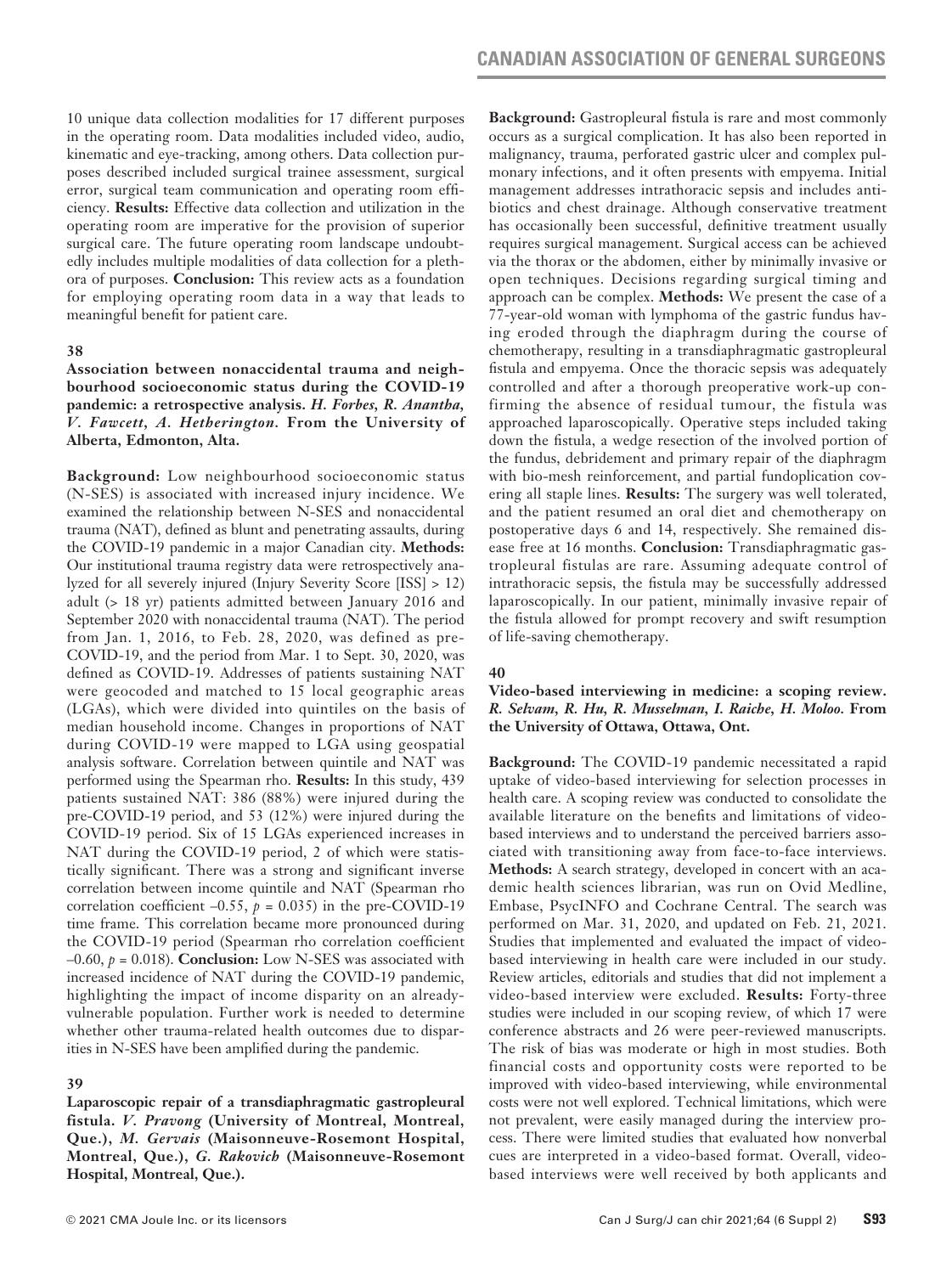10 unique data collection modalities for 17 different purposes in the operating room. Data modalities included video, audio, kinematic and eye-tracking, among others. Data collection purposes described included surgical trainee assessment, surgical error, surgical team communication and operating room efficiency. **Results:** Effective data collection and utilization in the operating room are imperative for the provision of superior surgical care. The future operating room landscape undoubtedly includes multiple modalities of data collection for a plethora of purposes. **Conclusion:** This review acts as a foundation for employing operating room data in a way that leads to meaningful benefit for patient care.

### 38

**Association between nonaccidental trauma and neighbourhood socioeconomic status during the COVID-19 pandemic: a retrospective analysis.** ***H. Forbes, R. Anantha, V. Fawcett, A. Hetherington.*** **From the University of Alberta, Edmonton, Alta.**

**Background:** Low neighbourhood socioeconomic status (N-SES) is associated with increased injury incidence. We examined the relationship between N-SES and nonaccidental trauma (NAT), defined as blunt and penetrating assaults, during the COVID-19 pandemic in a major Canadian city. **Methods:** Our institutional trauma registry data were retrospectively analyzed for all severely injured (Injury Severity Score [ISS] > 12) adult (> 18 yr) patients admitted between January 2016 and September 2020 with nonaccidental trauma (NAT). The period from Jan. 1, 2016, to Feb. 28, 2020, was defined as pre-COVID-19, and the period from Mar. 1 to Sept. 30, 2020, was defined as COVID-19. Addresses of patients sustaining NAT were geocoded and matched to 15 local geographic areas (LGAs), which were divided into quintiles on the basis of median household income. Changes in proportions of NAT during COVID-19 were mapped to LGA using geospatial analysis software. Correlation between quintile and NAT was performed using the Spearman rho. **Results:** In this study, 439 patients sustained NAT: 386 (88%) were injured during the pre-COVID-19 period, and 53 (12%) were injured during the COVID-19 period. Six of 15 LGAs experienced increases in NAT during the COVID-19 period, 2 of which were statistically significant. There was a strong and significant inverse correlation between income quintile and NAT (Spearman rho correlation coefficient –0.55, $p$ = 0.035) in the pre-COVID-19 time frame. This correlation became more pronounced during the COVID-19 period (Spearman rho correlation coefficient –0.60, $p$ = 0.018). **Conclusion:** Low N-SES was associated with increased incidence of NAT during the COVID-19 pandemic, highlighting the impact of income disparity on an already-vulnerable population. Further work is needed to determine whether other trauma-related health outcomes due to disparities in N-SES have been amplified during the pandemic.

### 39

**Laparoscopic repair of a transdiaphragmatic gastropleural fistula.** ***V. Pravong*** **(University of Montreal, Montreal, Que.),** ***M. Gervais*** **(Maisonneuve-Rosemont Hospital, Montreal, Que.),** ***G. Rakovich*** **(Maisonneuve-Rosemont Hospital, Montreal, Que.).**

**Background:** Gastropleural fistula is rare and most commonly occurs as a surgical complication. It has also been reported in malignancy, trauma, perforated gastric ulcer and complex pulmonary infections, and it often presents with empyema. Initial management addresses intrathoracic sepsis and includes antibiotics and chest drainage. Although conservative treatment has occasionally been successful, definitive treatment usually requires surgical management. Surgical access can be achieved via the thorax or the abdomen, either by minimally invasive or open techniques. Decisions regarding surgical timing and approach can be complex. **Methods:** We present the case of a 77-year-old woman with lymphoma of the gastric fundus having eroded through the diaphragm during the course of chemotherapy, resulting in a transdiaphragmatic gastropleural fistula and empyema. Once the thoracic sepsis was adequately controlled and after a thorough preoperative work-up confirming the absence of residual tumour, the fistula was approached laparoscopically. Operative steps included taking down the fistula, a wedge resection of the involved portion of the fundus, debridement and primary repair of the diaphragm with bio-mesh reinforcement, and partial fundoplication covering all staple lines. **Results:** The surgery was well tolerated, and the patient resumed an oral diet and chemotherapy on postoperative days 6 and 14, respectively. She remained disease free at 16 months. **Conclusion:** Transdiaphragmatic gastropleural fistulas are rare. Assuming adequate control of intrathoracic sepsis, the fistula may be successfully addressed laparoscopically. In our patient, minimally invasive repair of the fistula allowed for prompt recovery and swift resumption of life-saving chemotherapy.

### 40

**Video-based interviewing in medicine: a scoping review.** ***R. Selvam, R. Hu, R. Musselman, I. Raiche, H. Moloo.*** **From the University of Ottawa, Ottawa, Ont.**

**Background:** The COVID-19 pandemic necessitated a rapid uptake of video-based interviewing for selection processes in health care. A scoping review was conducted to consolidate the available literature on the benefits and limitations of video-based interviews and to understand the perceived barriers associated with transitioning away from face-to-face interviews. **Methods:** A search strategy, developed in concert with an academic health sciences librarian, was run on Ovid Medline, Embase, PsycINFO and Cochrane Central. The search was performed on Mar. 31, 2020, and updated on Feb. 21, 2021. Studies that implemented and evaluated the impact of video-based interviewing in health care were included in our study. Review articles, editorials and studies that did not implement a video-based interview were excluded. **Results:** Forty-three studies were included in our scoping review, of which 17 were conference abstracts and 26 were peer-reviewed manuscripts. The risk of bias was moderate or high in most studies. Both financial costs and opportunity costs were reported to be improved with video-based interviewing, while environmental costs were not well explored. Technical limitations, which were not prevalent, were easily managed during the interview process. There were limited studies that evaluated how nonverbal cues are interpreted in a video-based format. Overall, video-based interviews were well received by both applicants and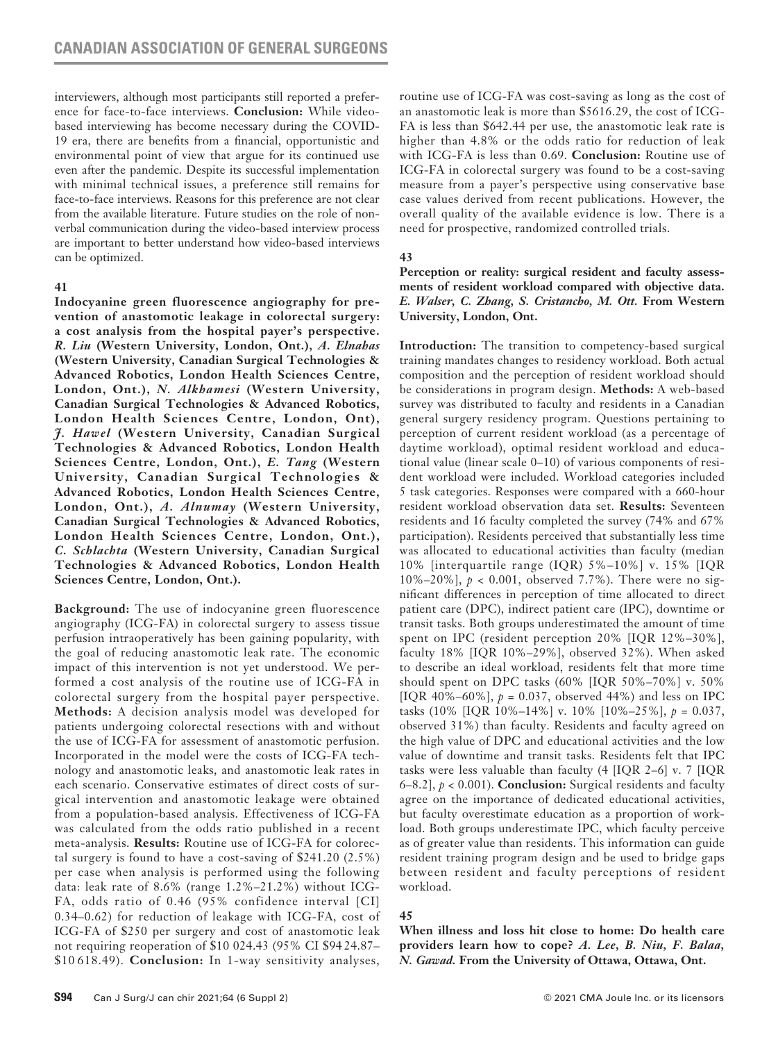interviewers, although most participants still reported a preference for face-to-face interviews. **Conclusion:** While video-based interviewing has become necessary during the COVID-19 era, there are benefits from a financial, opportunistic and environmental point of view that argue for its continued use even after the pandemic. Despite its successful implementation with minimal technical issues, a preference still remains for face-to-face interviews. Reasons for this preference are not clear from the available literature. Future studies on the role of nonverbal communication during the video-based interview process are important to better understand how video-based interviews can be optimized.

### 41

**Indocyanine green fluorescence angiography for prevention of anastomotic leakage in colorectal surgery: a cost analysis from the hospital payer's perspective.** ***R. Liu*** **(Western University, London, Ont.),** ***A. Elnahas*** **(Western University, Canadian Surgical Technologies & Advanced Robotics, London Health Sciences Centre, London, Ont.),** ***N. Alkhamesi*** **(Western University, Canadian Surgical Technologies & Advanced Robotics, London Health Sciences Centre, London, Ont),** ***J. Hawel*** **(Western University, Canadian Surgical Technologies & Advanced Robotics, London Health Sciences Centre, London, Ont.),** ***E. Tang*** **(Western University, Canadian Surgical Technologies & Advanced Robotics, London Health Sciences Centre, London, Ont.),** ***A. Alnumay*** **(Western University, Canadian Surgical Technologies & Advanced Robotics, London Health Sciences Centre, London, Ont.),** ***C. Schlachta*** **(Western University, Canadian Surgical Technologies & Advanced Robotics, London Health Sciences Centre, London, Ont.).**

**Background:** The use of indocyanine green fluorescence angiography (ICG-FA) in colorectal surgery to assess tissue perfusion intraoperatively has been gaining popularity, with the goal of reducing anastomotic leak rate. The economic impact of this intervention is not yet understood. We performed a cost analysis of the routine use of ICG-FA in colorectal surgery from the hospital payer perspective. **Methods:** A decision analysis model was developed for patients undergoing colorectal resections with and without the use of ICG-FA for assessment of anastomotic perfusion. Incorporated in the model were the costs of ICG-FA technology and anastomotic leaks, and anastomotic leak rates in each scenario. Conservative estimates of direct costs of surgical intervention and anastomotic leakage were obtained from a population-based analysis. Effectiveness of ICG-FA was calculated from the odds ratio published in a recent meta-analysis. **Results:** Routine use of ICG-FA for colorectal surgery is found to have a cost-saving of \$241.20 (2.5%) per case when analysis is performed using the following data: leak rate of 8.6% (range 1.2%–21.2%) without ICG-FA, odds ratio of 0.46 (95% confidence interval [CI] 0.34–0.62) for reduction of leakage with ICG-FA, cost of ICG-FA of \$250 per surgery and cost of anastomotic leak not requiring reoperation of \$10 024.43 (95% CI \$9424.87–\$10 618.49). **Conclusion:** In 1-way sensitivity analyses, routine use of ICG-FA was cost-saving as long as the cost of an anastomotic leak is more than \$5616.29, the cost of ICG-FA is less than \$642.44 per use, the anastomotic leak rate is higher than 4.8% or the odds ratio for reduction of leak with ICG-FA is less than 0.69. **Conclusion:** Routine use of ICG-FA in colorectal surgery was found to be a cost-saving measure from a payer's perspective using conservative base case values derived from recent publications. However, the overall quality of the available evidence is low. There is a need for prospective, randomized controlled trials.

### 43

**Perception or reality: surgical resident and faculty assessments of resident workload compared with objective data.** ***E. Walser, C. Zhang, S. Cristancho, M. Ott.*** **From Western University, London, Ont.**

**Introduction:** The transition to competency-based surgical training mandates changes to residency workload. Both actual composition and the perception of resident workload should be considerations in program design. **Methods:** A web-based survey was distributed to faculty and residents in a Canadian general surgery residency program. Questions pertaining to perception of current resident workload (as a percentage of daytime workload), optimal resident workload and educational value (linear scale 0–10) of various components of resident workload were included. Workload categories included 5 task categories. Responses were compared with a 660-hour resident workload observation data set. **Results:** Seventeen residents and 16 faculty completed the survey (74% and 67% participation). Residents perceived that substantially less time was allocated to educational activities than faculty (median 10% [interquartile range (IQR) 5%–10%] v. 15% [IQR 10%–20%], $p < 0.001$, observed 7.7%). There were no significant differences in perception of time allocated to direct patient care (DPC), indirect patient care (IPC), downtime or transit tasks. Both groups underestimated the amount of time spent on IPC (resident perception 20% [IQR 12%–30%], faculty 18% [IQR 10%–29%], observed 32%). When asked to describe an ideal workload, residents felt that more time should spent on DPC tasks (60% [IQR 50%–70%] v. 50% [IQR 40%–60%], $p = 0.037$, observed 44%) and less on IPC tasks (10% [IQR 10%–14%] v. 10% [10%–25%], $p = 0.037$, observed 31%) than faculty. Residents and faculty agreed on the high value of DPC and educational activities and the low value of downtime and transit tasks. Residents felt that IPC tasks were less valuable than faculty (4 [IQR 2–6] v. 7 [IQR 6–8.2], $p < 0.001$). **Conclusion:** Surgical residents and faculty agree on the importance of dedicated educational activities, but faculty overestimate education as a proportion of workload. Both groups underestimate IPC, which faculty perceive as of greater value than residents. This information can guide resident training program design and be used to bridge gaps between resident and faculty perceptions of resident workload.

### 45

**When illness and loss hit close to home: Do health care providers learn how to cope?** ***A. Lee, B. Niu, F. Balaa, N. Gawad.*** **From the University of Ottawa, Ottawa, Ont.**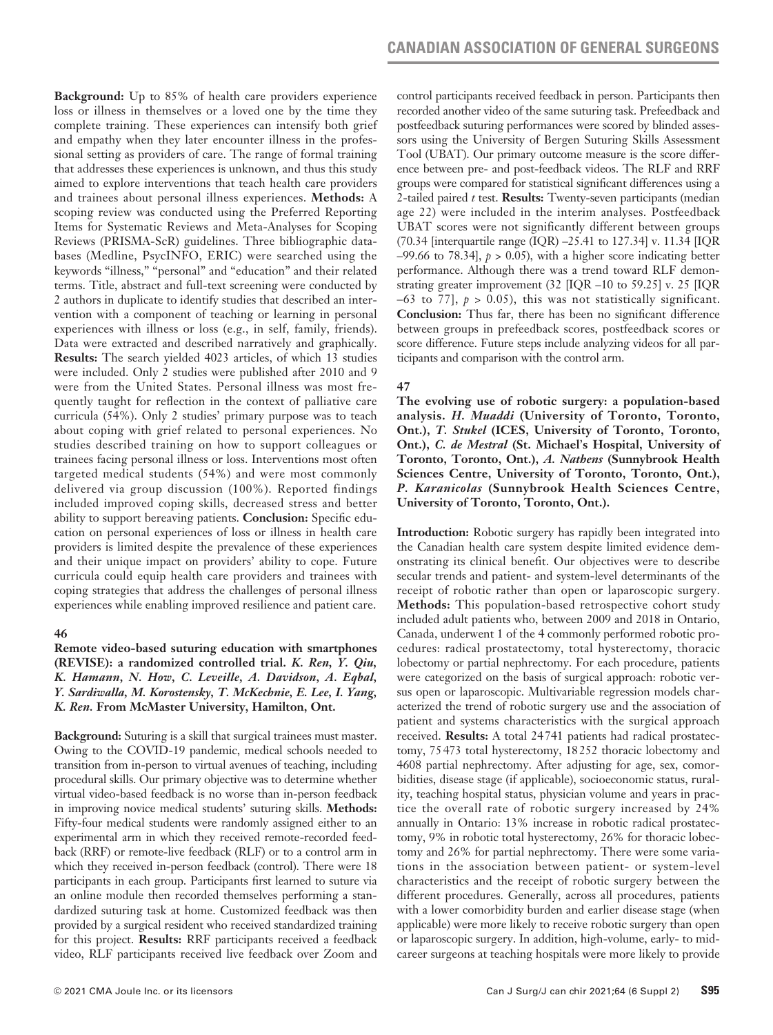**Background:** Up to 85% of health care providers experience loss or illness in themselves or a loved one by the time they complete training. These experiences can intensify both grief and empathy when they later encounter illness in the professional setting as providers of care. The range of formal training that addresses these experiences is unknown, and thus this study aimed to explore interventions that teach health care providers and trainees about personal illness experiences. **Methods:** A scoping review was conducted using the Preferred Reporting Items for Systematic Reviews and Meta-Analyses for Scoping Reviews (PRISMA-ScR) guidelines. Three bibliographic databases (Medline, PsycINFO, ERIC) were searched using the keywords "illness," "personal" and "education" and their related terms. Title, abstract and full-text screening were conducted by 2 authors in duplicate to identify studies that described an intervention with a component of teaching or learning in personal experiences with illness or loss (e.g., in self, family, friends). Data were extracted and described narratively and graphically. **Results:** The search yielded 4023 articles, of which 13 studies were included. Only 2 studies were published after 2010 and 9 were from the United States. Personal illness was most frequently taught for reflection in the context of palliative care curricula (54%). Only 2 studies' primary purpose was to teach about coping with grief related to personal experiences. No studies described training on how to support colleagues or trainees facing personal illness or loss. Interventions most often targeted medical students (54%) and were most commonly delivered via group discussion (100%). Reported findings included improved coping skills, decreased stress and better ability to support bereaving patients. **Conclusion:** Specific education on personal experiences of loss or illness in health care providers is limited despite the prevalence of these experiences and their unique impact on providers' ability to cope. Future curricula could equip health care providers and trainees with coping strategies that address the challenges of personal illness experiences while enabling improved resilience and patient care.

**46**

**Remote video-based suturing education with smartphones (REVISE): a randomized controlled trial.** ***K. Ren, Y. Qiu, K. Hamann, N. How, C. Leveille, A. Davidson, A. Eqbal, Y. Sardiwalla, M. Korostensky, T. McKechnie, E. Lee, I. Yang, K. Ren.*** **From McMaster University, Hamilton, Ont.**

**Background:** Suturing is a skill that surgical trainees must master. Owing to the COVID-19 pandemic, medical schools needed to transition from in-person to virtual avenues of teaching, including procedural skills. Our primary objective was to determine whether virtual video-based feedback is no worse than in-person feedback in improving novice medical students' suturing skills. **Methods:** Fifty-four medical students were randomly assigned either to an experimental arm in which they received remote-recorded feedback (RRF) or remote-live feedback (RLF) or to a control arm in which they received in-person feedback (control). There were 18 participants in each group. Participants first learned to suture via an online module then recorded themselves performing a standardized suturing task at home. Customized feedback was then provided by a surgical resident who received standardized training for this project. **Results:** RRF participants received a feedback video, RLF participants received live feedback over Zoom and control participants received feedback in person. Participants then recorded another video of the same suturing task. Prefeedback and postfeedback suturing performances were scored by blinded assessors using the University of Bergen Suturing Skills Assessment Tool (UBAT). Our primary outcome measure is the score difference between pre- and post-feedback videos. The RLF and RRF groups were compared for statistical significant differences using a 2-tailed paired $t$ test. **Results:** Twenty-seven participants (median age 22) were included in the interim analyses. Postfeedback UBAT scores were not significantly different between groups (70.34 [interquartile range (IQR) –25.41 to 127.34] v. 11.34 [IQR –99.66 to 78.34], $p > 0.05$), with a higher score indicating better performance. Although there was a trend toward RLF demonstrating greater improvement (32 [IQR –10 to 59.25] v. 25 [IQR –63 to 77], $p > 0.05$), this was not statistically significant. **Conclusion:** Thus far, there has been no significant difference between groups in prefeedback scores, postfeedback scores or score difference. Future steps include analyzing videos for all participants and comparison with the control arm.

**47**

**The evolving use of robotic surgery: a population-based analysis.** ***H. Muaddi*** **(University of Toronto, Toronto, Ont.),** ***T. Stukel*** **(ICES, University of Toronto, Toronto, Ont.),** ***C. de Mestral*** **(St. Michael's Hospital, University of Toronto, Toronto, Ont.),** ***A. Nathens*** **(Sunnybrook Health Sciences Centre, University of Toronto, Toronto, Ont.),** ***P. Karanicolas*** **(Sunnybrook Health Sciences Centre, University of Toronto, Toronto, Ont.).**

**Introduction:** Robotic surgery has rapidly been integrated into the Canadian health care system despite limited evidence demonstrating its clinical benefit. Our objectives were to describe secular trends and patient- and system-level determinants of the receipt of robotic rather than open or laparoscopic surgery. **Methods:** This population-based retrospective cohort study included adult patients who, between 2009 and 2018 in Ontario, Canada, underwent 1 of the 4 commonly performed robotic procedures: radical prostatectomy, total hysterectomy, thoracic lobectomy or partial nephrectomy. For each procedure, patients were categorized on the basis of surgical approach: robotic versus open or laparoscopic. Multivariable regression models characterized the trend of robotic surgery use and the association of patient and systems characteristics with the surgical approach received. **Results:** A total 24741 patients had radical prostatectomy, 75473 total hysterectomy, 18252 thoracic lobectomy and 4608 partial nephrectomy. After adjusting for age, sex, comorbidities, disease stage (if applicable), socioeconomic status, rurality, teaching hospital status, physician volume and years in practice the overall rate of robotic surgery increased by 24% annually in Ontario: 13% increase in robotic radical prostatectomy, 9% in robotic total hysterectomy, 26% for thoracic lobectomy and 26% for partial nephrectomy. There were some variations in the association between patient- or system-level characteristics and the receipt of robotic surgery between the different procedures. Generally, across all procedures, patients with a lower comorbidity burden and earlier disease stage (when applicable) were more likely to receive robotic surgery than open or laparoscopic surgery. In addition, high-volume, early- to mid-career surgeons at teaching hospitals were more likely to provide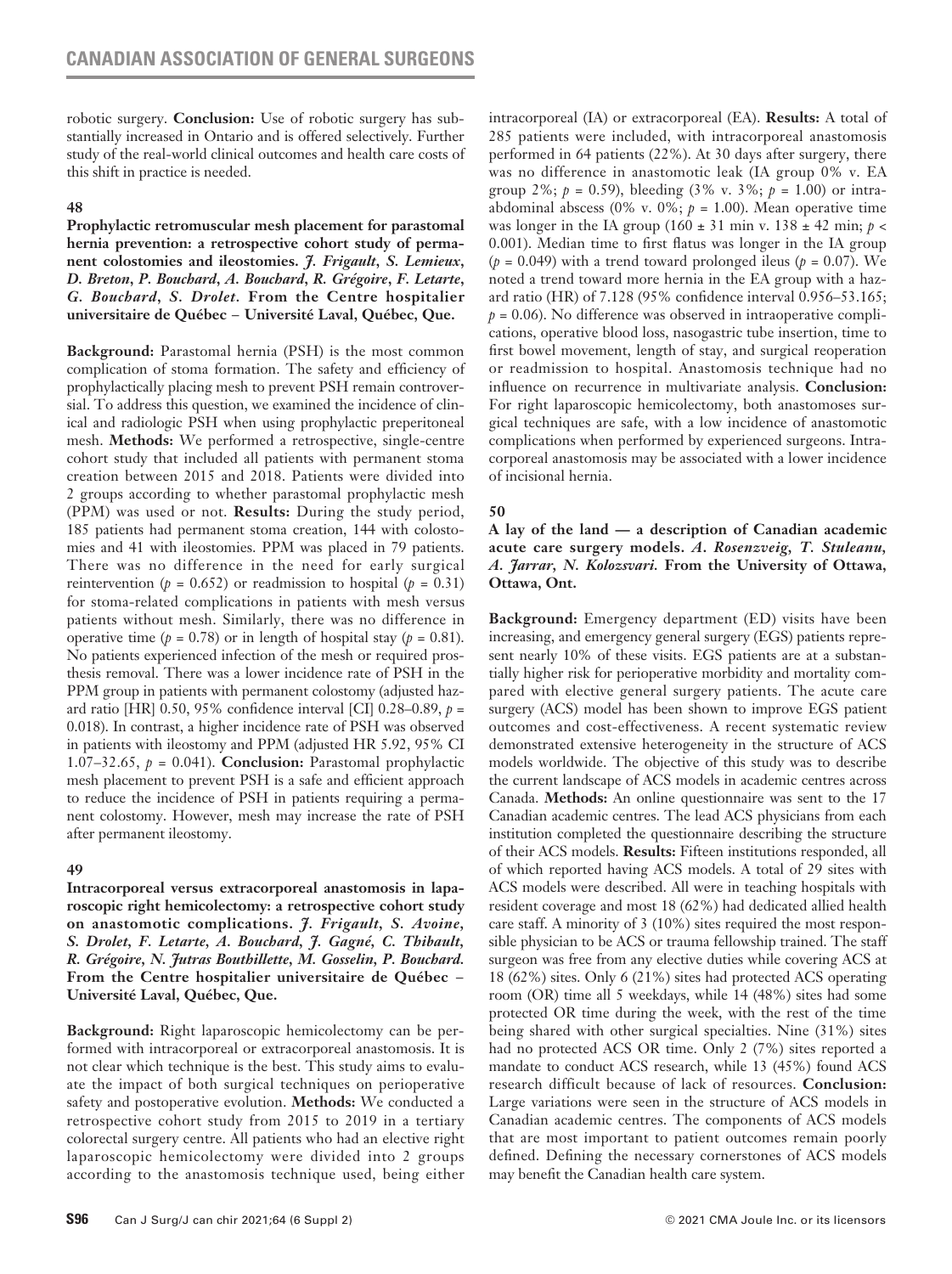robotic surgery. **Conclusion:** Use of robotic surgery has substantially increased in Ontario and is offered selectively. Further study of the real-world clinical outcomes and health care costs of this shift in practice is needed.

**48**

**Prophylactic retromuscular mesh placement for parastomal hernia prevention: a retrospective cohort study of permanent colostomies and ileostomies.** ***J. Frigault, S. Lemieux, D. Breton, P. Bouchard, A. Bouchard, R. Grégoire, F. Letarte, G. Bouchard, S. Drolet.*** **From the Centre hospitalier universitaire de Québec – Université Laval, Québec, Que.**

**Background:** Parastomal hernia (PSH) is the most common complication of stoma formation. The safety and efficiency of prophylactically placing mesh to prevent PSH remain controversial. To address this question, we examined the incidence of clinical and radiologic PSH when using prophylactic preperitoneal mesh. **Methods:** We performed a retrospective, single-centre cohort study that included all patients with permanent stoma creation between 2015 and 2018. Patients were divided into 2 groups according to whether parastomal prophylactic mesh (PPM) was used or not. **Results:** During the study period, 185 patients had permanent stoma creation, 144 with colostomies and 41 with ileostomies. PPM was placed in 79 patients. There was no difference in the need for early surgical reintervention ($p$ = 0.652) or readmission to hospital ($p$ = 0.31) for stoma-related complications in patients with mesh versus patients without mesh. Similarly, there was no difference in operative time ($p$ = 0.78) or in length of hospital stay ($p$ = 0.81). No patients experienced infection of the mesh or required prosthesis removal. There was a lower incidence rate of PSH in the PPM group in patients with permanent colostomy (adjusted hazard ratio [HR] 0.50, 95% confidence interval [CI] 0.28–0.89, $p$ = 0.018). In contrast, a higher incidence rate of PSH was observed in patients with ileostomy and PPM (adjusted HR 5.92, 95% CI 1.07–32.65, $p$ = 0.041). **Conclusion:** Parastomal prophylactic mesh placement to prevent PSH is a safe and efficient approach to reduce the incidence of PSH in patients requiring a permanent colostomy. However, mesh may increase the rate of PSH after permanent ileostomy.

**49**

**Intracorporeal versus extracorporeal anastomosis in laparoscopic right hemicolectomy: a retrospective cohort study on anastomotic complications.** ***J. Frigault, S. Avoine, S. Drolet, F. Letarte, A. Bouchard, J. Gagné, C. Thibault, R. Grégoire, N. Jutras Bouthillette, M. Gosselin, P. Bouchard.*** **From the Centre hospitalier universitaire de Québec – Université Laval, Québec, Que.**

**Background:** Right laparoscopic hemicolectomy can be performed with intracorporeal or extracorporeal anastomosis. It is not clear which technique is the best. This study aims to evaluate the impact of both surgical techniques on perioperative safety and postoperative evolution. **Methods:** We conducted a retrospective cohort study from 2015 to 2019 in a tertiary colorectal surgery centre. All patients who had an elective right laparoscopic hemicolectomy were divided into 2 groups according to the anastomosis technique used, being either intracorporeal (IA) or extracorporeal (EA). **Results:** A total of 285 patients were included, with intracorporeal anastomosis performed in 64 patients (22%). At 30 days after surgery, there was no difference in anastomotic leak (IA group 0% v. EA group 2%; $p$ = 0.59), bleeding (3% v. 3%; $p$ = 1.00) or intra-abdominal abscess (0% v. 0%; $p$ = 1.00). Mean operative time was longer in the IA group (160 ± 31 min v. 138 ± 42 min; $p <$ 0.001). Median time to first flatus was longer in the IA group ($p$ = 0.049) with a trend toward prolonged ileus ($p$ = 0.07). We noted a trend toward more hernia in the EA group with a hazard ratio (HR) of 7.128 (95% confidence interval 0.956–53.165; $p$ = 0.06). No difference was observed in intraoperative complications, operative blood loss, nasogastric tube insertion, time to first bowel movement, length of stay, and surgical reoperation or readmission to hospital. Anastomosis technique had no influence on recurrence in multivariate analysis. **Conclusion:** For right laparoscopic hemicolectomy, both anastomoses surgical techniques are safe, with a low incidence of anastomotic complications when performed by experienced surgeons. Intracorporeal anastomosis may be associated with a lower incidence of incisional hernia.

**50**

**A lay of the land — a description of Canadian academic acute care surgery models.** ***A. Rosenzveig, T. Stuleanu, A. Jarrar, N. Kolozsvari.*** **From the University of Ottawa, Ottawa, Ont.**

**Background:** Emergency department (ED) visits have been increasing, and emergency general surgery (EGS) patients represent nearly 10% of these visits. EGS patients are at a substantially higher risk for perioperative morbidity and mortality compared with elective general surgery patients. The acute care surgery (ACS) model has been shown to improve EGS patient outcomes and cost-effectiveness. A recent systematic review demonstrated extensive heterogeneity in the structure of ACS models worldwide. The objective of this study was to describe the current landscape of ACS models in academic centres across Canada. **Methods:** An online questionnaire was sent to the 17 Canadian academic centres. The lead ACS physicians from each institution completed the questionnaire describing the structure of their ACS models. **Results:** Fifteen institutions responded, all of which reported having ACS models. A total of 29 sites with ACS models were described. All were in teaching hospitals with resident coverage and most 18 (62%) had dedicated allied health care staff. A minority of 3 (10%) sites required the most responsible physician to be ACS or trauma fellowship trained. The staff surgeon was free from any elective duties while covering ACS at 18 (62%) sites. Only 6 (21%) sites had protected ACS operating room (OR) time all 5 weekdays, while 14 (48%) sites had some protected OR time during the week, with the rest of the time being shared with other surgical specialties. Nine (31%) sites had no protected ACS OR time. Only 2 (7%) sites reported a mandate to conduct ACS research, while 13 (45%) found ACS research difficult because of lack of resources. **Conclusion:** Large variations were seen in the structure of ACS models in Canadian academic centres. The components of ACS models that are most important to patient outcomes remain poorly defined. Defining the necessary cornerstones of ACS models may benefit the Canadian health care system.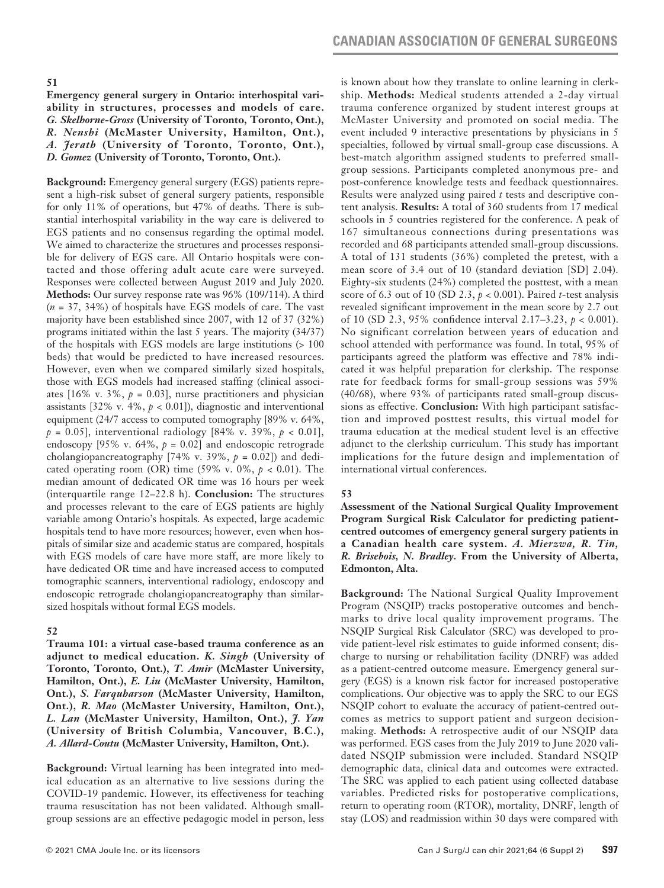## 51

**Emergency general surgery in Ontario: interhospital variability in structures, processes and models of care.** ***G. Skelhorne-Gross* (University of Toronto, Toronto, Ont.), *R. Nenshi* (McMaster University, Hamilton, Ont.), *A. Jerath* (University of Toronto, Toronto, Ont.), *D. Gomez* (University of Toronto, Toronto, Ont.).**

**Background:** Emergency general surgery (EGS) patients represent a high-risk subset of general surgery patients, responsible for only 11% of operations, but 47% of deaths. There is substantial interhospital variability in the way care is delivered to EGS patients and no consensus regarding the optimal model. We aimed to characterize the structures and processes responsible for delivery of EGS care. All Ontario hospitals were contacted and those offering adult acute care were surveyed. Responses were collected between August 2019 and July 2020. **Methods:** Our survey response rate was 96% (109/114). A third ($n$ = 37, 34%) of hospitals have EGS models of care. The vast majority have been established since 2007, with 12 of 37 (32%) programs initiated within the last 5 years. The majority (34/37) of the hospitals with EGS models are large institutions (> 100 beds) that would be predicted to have increased resources. However, even when we compared similarly sized hospitals, those with EGS models had increased staffing (clinical associates [16% v. 3%, $p$ = 0.03], nurse practitioners and physician assistants [32% v. 4%, $p$ < 0.01]), diagnostic and interventional equipment (24/7 access to computed tomography [89% v. 64%, $p$ = 0.05], interventional radiology [84% v. 39%, $p$ < 0.01], endoscopy [95% v. 64%, $p$ = 0.02] and endoscopic retrograde cholangiopancreatography [74% v. 39%, $p$ = 0.02]) and dedicated operating room (OR) time (59% v. 0%, $p$ < 0.01). The median amount of dedicated OR time was 16 hours per week (interquartile range 12–22.8 h). **Conclusion:** The structures and processes relevant to the care of EGS patients are highly variable among Ontario's hospitals. As expected, large academic hospitals tend to have more resources; however, even when hospitals of similar size and academic status are compared, hospitals with EGS models of care have more staff, are more likely to have dedicated OR time and have increased access to computed tomographic scanners, interventional radiology, endoscopy and endoscopic retrograde cholangiopancreatography than similar-sized hospitals without formal EGS models.

## 52

**Trauma 101: a virtual case-based trauma conference as an adjunct to medical education.** ***K. Singh* (University of Toronto, Toronto, Ont.), *T. Amir* (McMaster University, Hamilton, Ont.), *E. Liu* (McMaster University, Hamilton, Ont.), *S. Farquharson* (McMaster University, Hamilton, Ont.), *R. Mao* (McMaster University, Hamilton, Ont.), *L. Lan* (McMaster University, Hamilton, Ont.), *J. Yan* (University of British Columbia, Vancouver, B.C.), *A. Allard-Coutu* (McMaster University, Hamilton, Ont.).**

**Background:** Virtual learning has been integrated into medical education as an alternative to live sessions during the COVID-19 pandemic. However, its effectiveness for teaching trauma resuscitation has not been validated. Although small-group sessions are an effective pedagogic model in person, less is known about how they translate to online learning in clerkship. **Methods:** Medical students attended a 2-day virtual trauma conference organized by student interest groups at McMaster University and promoted on social media. The event included 9 interactive presentations by physicians in 5 specialties, followed by virtual small-group case discussions. A best-match algorithm assigned students to preferred small-group sessions. Participants completed anonymous pre- and post-conference knowledge tests and feedback questionnaires. Results were analyzed using paired $t$ tests and descriptive content analysis. **Results:** A total of 360 students from 17 medical schools in 5 countries registered for the conference. A peak of 167 simultaneous connections during presentations was recorded and 68 participants attended small-group discussions. A total of 131 students (36%) completed the pretest, with a mean score of 3.4 out of 10 (standard deviation [SD] 2.04). Eighty-six students (24%) completed the posttest, with a mean score of 6.3 out of 10 (SD 2.3, $p$ < 0.001). Paired $t$-test analysis revealed significant improvement in the mean score by 2.7 out of 10 (SD 2.3, 95% confidence interval 2.17–3.23, $p$ < 0.001). No significant correlation between years of education and school attended with performance was found. In total, 95% of participants agreed the platform was effective and 78% indicated it was helpful preparation for clerkship. The response rate for feedback forms for small-group sessions was 59% (40/68), where 93% of participants rated small-group discussions as effective. **Conclusion:** With high participant satisfaction and improved posttest results, this virtual model for trauma education at the medical student level is an effective adjunct to the clerkship curriculum. This study has important implications for the future design and implementation of international virtual conferences.

## 53

**Assessment of the National Surgical Quality Improvement Program Surgical Risk Calculator for predicting patient-centred outcomes of emergency general surgery patients in a Canadian health care system.** ***A. Mierzwa, R. Tin, R. Brisebois, N. Bradley.* From the University of Alberta, Edmonton, Alta.**

**Background:** The National Surgical Quality Improvement Program (NSQIP) tracks postoperative outcomes and benchmarks to drive local quality improvement programs. The NSQIP Surgical Risk Calculator (SRC) was developed to provide patient-level risk estimates to guide informed consent; discharge to nursing or rehabilitation facility (DNRF) was added as a patient-centred outcome measure. Emergency general surgery (EGS) is a known risk factor for increased postoperative complications. Our objective was to apply the SRC to our EGS NSQIP cohort to evaluate the accuracy of patient-centred outcomes as metrics to support patient and surgeon decision-making. **Methods:** A retrospective audit of our NSQIP data was performed. EGS cases from the July 2019 to June 2020 validated NSQIP submission were included. Standard NSQIP demographic data, clinical data and outcomes were extracted. The SRC was applied to each patient using collected database variables. Predicted risks for postoperative complications, return to operating room (RTOR), mortality, DNRF, length of stay (LOS) and readmission within 30 days were compared with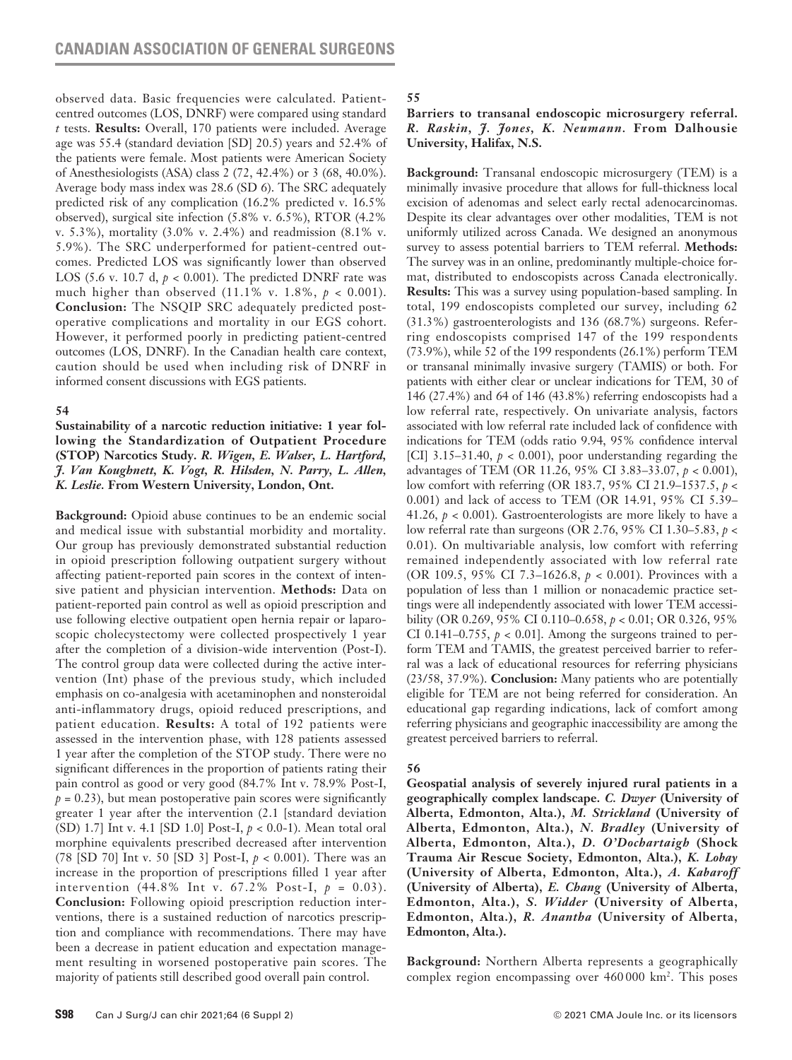observed data. Basic frequencies were calculated. Patient-centred outcomes (LOS, DNRF) were compared using standard *t* tests. **Results:** Overall, 170 patients were included. Average age was 55.4 (standard deviation [SD] 20.5) years and 52.4% of the patients were female. Most patients were American Society of Anesthesiologists (ASA) class 2 (72, 42.4%) or 3 (68, 40.0%). Average body mass index was 28.6 (SD 6). The SRC adequately predicted risk of any complication (16.2% predicted v. 16.5% observed), surgical site infection (5.8% v. 6.5%), RTOR (4.2% v. 5.3%), mortality (3.0% v. 2.4%) and readmission (8.1% v. 5.9%). The SRC underperformed for patient-centred outcomes. Predicted LOS was significantly lower than observed LOS (5.6 v. 10.7 d, $p < 0.001$). The predicted DNRF rate was much higher than observed (11.1% v. 1.8%, $p < 0.001$). **Conclusion:** The NSQIP SRC adequately predicted postoperative complications and mortality in our EGS cohort. However, it performed poorly in predicting patient-centred outcomes (LOS, DNRF). In the Canadian health care context, caution should be used when including risk of DNRF in informed consent discussions with EGS patients.

### 54

**Sustainability of a narcotic reduction initiative: 1 year following the Standardization of Outpatient Procedure (STOP) Narcotics Study.** ***R. Wigen, E. Walser, L. Hartford, J. Van Koughnett, K. Vogt, R. Hilsden, N. Parry, L. Allen, K. Leslie.*** **From Western University, London, Ont.**

**Background:** Opioid abuse continues to be an endemic social and medical issue with substantial morbidity and mortality. Our group has previously demonstrated substantial reduction in opioid prescription following outpatient surgery without affecting patient-reported pain scores in the context of intensive patient and physician intervention. **Methods:** Data on patient-reported pain control as well as opioid prescription and use following elective outpatient open hernia repair or laparoscopic cholecystectomy were collected prospectively 1 year after the completion of a division-wide intervention (Post-I). The control group data were collected during the active intervention (Int) phase of the previous study, which included emphasis on co-analgesia with acetaminophen and nonsteroidal anti-inflammatory drugs, opioid reduced prescriptions, and patient education. **Results:** A total of 192 patients were assessed in the intervention phase, with 128 patients assessed 1 year after the completion of the STOP study. There were no significant differences in the proportion of patients rating their pain control as good or very good (84.7% Int v. 78.9% Post-I, $p = 0.23$), but mean postoperative pain scores were significantly greater 1 year after the intervention (2.1 [standard deviation (SD) 1.7] Int v. 4.1 [SD 1.0] Post-I, $p < 0.0\text{-}1$). Mean total oral morphine equivalents prescribed decreased after intervention (78 [SD 70] Int v. 50 [SD 3] Post-I, $p < 0.001$). There was an increase in the proportion of prescriptions filled 1 year after intervention (44.8% Int v. 67.2% Post-I, $p = 0.03$). **Conclusion:** Following opioid prescription reduction interventions, there is a sustained reduction of narcotics prescription and compliance with recommendations. There may have been a decrease in patient education and expectation management resulting in worsened postoperative pain scores. The majority of patients still described good overall pain control.

### 55

**Barriers to transanal endoscopic microsurgery referral.** ***R. Raskin, J. Jones, K. Neumann.*** **From Dalhousie University, Halifax, N.S.**

**Background:** Transanal endoscopic microsurgery (TEM) is a minimally invasive procedure that allows for full-thickness local excision of adenomas and select early rectal adenocarcinomas. Despite its clear advantages over other modalities, TEM is not uniformly utilized across Canada. We designed an anonymous survey to assess potential barriers to TEM referral. **Methods:** The survey was in an online, predominantly multiple-choice format, distributed to endoscopists across Canada electronically. **Results:** This was a survey using population-based sampling. In total, 199 endoscopists completed our survey, including 62 (31.3%) gastroenterologists and 136 (68.7%) surgeons. Referring endoscopists comprised 147 of the 199 respondents (73.9%), while 52 of the 199 respondents (26.1%) perform TEM or transanal minimally invasive surgery (TAMIS) or both. For patients with either clear or unclear indications for TEM, 30 of 146 (27.4%) and 64 of 146 (43.8%) referring endoscopists had a low referral rate, respectively. On univariate analysis, factors associated with low referral rate included lack of confidence with indications for TEM (odds ratio 9.94, 95% confidence interval [CI] 3.15–31.40, $p < 0.001$), poor understanding regarding the advantages of TEM (OR 11.26, 95% CI 3.83–33.07, $p < 0.001$), low comfort with referring (OR 183.7, 95% CI 21.9–1537.5, $p < 0.001$) and lack of access to TEM (OR 14.91, 95% CI 5.39–41.26, $p < 0.001$). Gastroenterologists are more likely to have a low referral rate than surgeons (OR 2.76, 95% CI 1.30–5.83, $p < 0.01$). On multivariable analysis, low comfort with referring remained independently associated with low referral rate (OR 109.5, 95% CI 7.3–1626.8, $p < 0.001$). Provinces with a population of less than 1 million or nonacademic practice settings were all independently associated with lower TEM accessibility (OR 0.269, 95% CI 0.110–0.658, $p < 0.01$; OR 0.326, 95% CI 0.141–0.755, $p < 0.01$]. Among the surgeons trained to perform TEM and TAMIS, the greatest perceived barrier to referral was a lack of educational resources for referring physicians (23/58, 37.9%). **Conclusion:** Many patients who are potentially eligible for TEM are not being referred for consideration. An educational gap regarding indications, lack of comfort among referring physicians and geographic inaccessibility are among the greatest perceived barriers to referral.

### 56

**Geospatial analysis of severely injured rural patients in a geographically complex landscape.** ***C. Dwyer*** **(University of Alberta, Edmonton, Alta.),** ***M. Strickland*** **(University of Alberta, Edmonton, Alta.),** ***N. Bradley*** **(University of Alberta, Edmonton, Alta.),** ***D. O'Dochartaigh*** **(Shock Trauma Air Rescue Society, Edmonton, Alta.),** ***K. Lobay*** **(University of Alberta, Edmonton, Alta.),** ***A. Kabaroff*** **(University of Alberta),** ***E. Chang*** **(University of Alberta, Edmonton, Alta.),** ***S. Widder*** **(University of Alberta, Edmonton, Alta.),** ***R. Anantha*** **(University of Alberta, Edmonton, Alta.).**

**Background:** Northern Alberta represents a geographically complex region encompassing over 460 000 km$^2$. This poses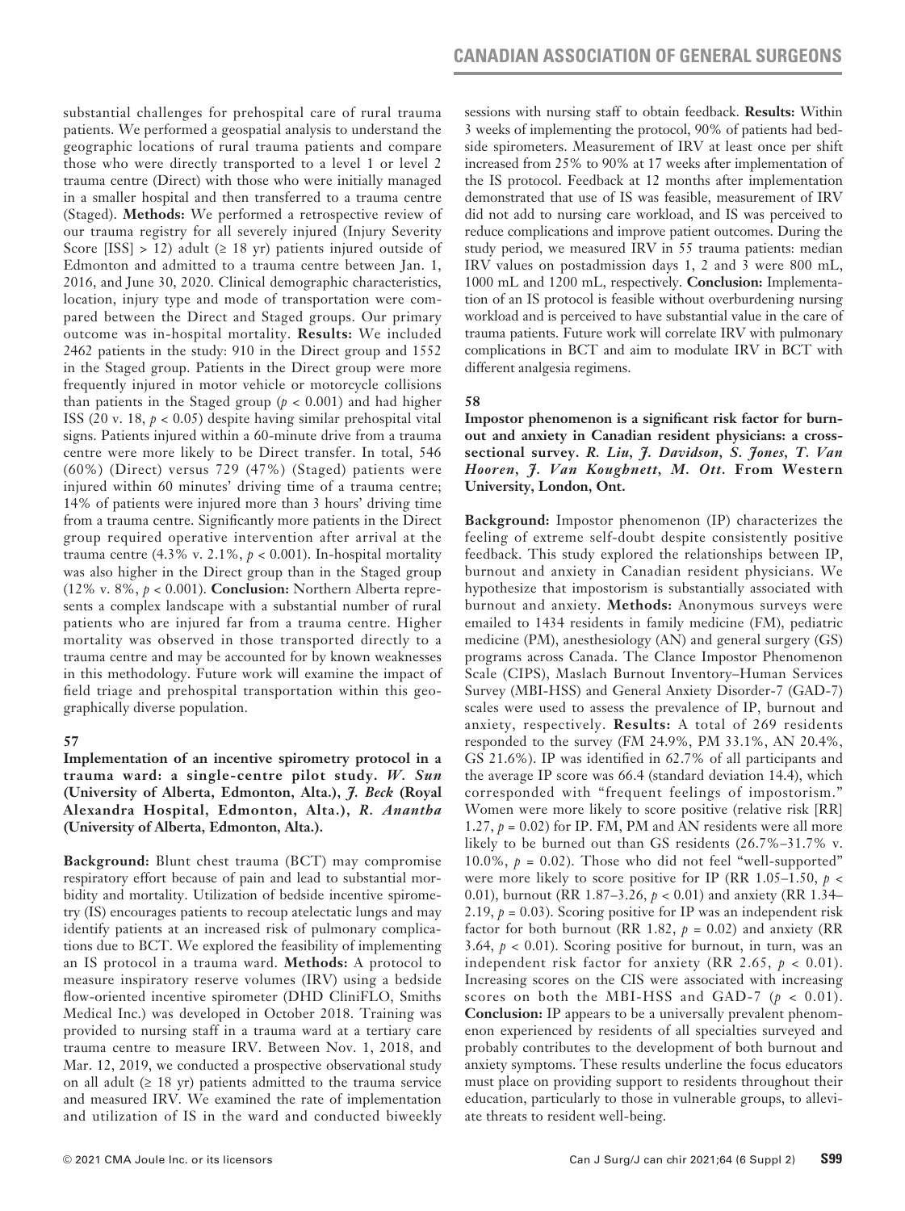substantial challenges for prehospital care of rural trauma patients. We performed a geospatial analysis to understand the geographic locations of rural trauma patients and compare those who were directly transported to a level 1 or level 2 trauma centre (Direct) with those who were initially managed in a smaller hospital and then transferred to a trauma centre (Staged). **Methods:** We performed a retrospective review of our trauma registry for all severely injured (Injury Severity Score [ISS] > 12) adult (≥ 18 yr) patients injured outside of Edmonton and admitted to a trauma centre between Jan. 1, 2016, and June 30, 2020. Clinical demographic characteristics, location, injury type and mode of transportation were compared between the Direct and Staged groups. Our primary outcome was in-hospital mortality. **Results:** We included 2462 patients in the study: 910 in the Direct group and 1552 in the Staged group. Patients in the Direct group were more frequently injured in motor vehicle or motorcycle collisions than patients in the Staged group ($p < 0.001$) and had higher ISS (20 v. 18, $p < 0.05$) despite having similar prehospital vital signs. Patients injured within a 60-minute drive from a trauma centre were more likely to be Direct transfer. In total, 546 (60%) (Direct) versus 729 (47%) (Staged) patients were injured within 60 minutes' driving time of a trauma centre; 14% of patients were injured more than 3 hours' driving time from a trauma centre. Significantly more patients in the Direct group required operative intervention after arrival at the trauma centre (4.3% v. 2.1%, $p < 0.001$). In-hospital mortality was also higher in the Direct group than in the Staged group (12% v. 8%, $p < 0.001$). **Conclusion:** Northern Alberta represents a complex landscape with a substantial number of rural patients who are injured far from a trauma centre. Higher mortality was observed in those transported directly to a trauma centre and may be accounted for by known weaknesses in this methodology. Future work will examine the impact of field triage and prehospital transportation within this geographically diverse population.

### 57

**Implementation of an incentive spirometry protocol in a trauma ward: a single-centre pilot study.** ***W. Sun*** **(University of Alberta, Edmonton, Alta.),** ***J. Beck*** **(Royal Alexandra Hospital, Edmonton, Alta.),** ***R. Anantha*** **(University of Alberta, Edmonton, Alta.).**

**Background:** Blunt chest trauma (BCT) may compromise respiratory effort because of pain and lead to substantial morbidity and mortality. Utilization of bedside incentive spirometry (IS) encourages patients to recoup atelectatic lungs and may identify patients at an increased risk of pulmonary complications due to BCT. We explored the feasibility of implementing an IS protocol in a trauma ward. **Methods:** A protocol to measure inspiratory reserve volumes (IRV) using a bedside flow-oriented incentive spirometer (DHD CliniFLO, Smiths Medical Inc.) was developed in October 2018. Training was provided to nursing staff in a trauma ward at a tertiary care trauma centre to measure IRV. Between Nov. 1, 2018, and Mar. 12, 2019, we conducted a prospective observational study on all adult (≥ 18 yr) patients admitted to the trauma service and measured IRV. We examined the rate of implementation and utilization of IS in the ward and conducted biweekly sessions with nursing staff to obtain feedback. **Results:** Within 3 weeks of implementing the protocol, 90% of patients had bedside spirometers. Measurement of IRV at least once per shift increased from 25% to 90% at 17 weeks after implementation of the IS protocol. Feedback at 12 months after implementation demonstrated that use of IS was feasible, measurement of IRV did not add to nursing care workload, and IS was perceived to reduce complications and improve patient outcomes. During the study period, we measured IRV in 55 trauma patients: median IRV values on postadmission days 1, 2 and 3 were 800 mL, 1000 mL and 1200 mL, respectively. **Conclusion:** Implementation of an IS protocol is feasible without overburdening nursing workload and is perceived to have substantial value in the care of trauma patients. Future work will correlate IRV with pulmonary complications in BCT and aim to modulate IRV in BCT with different analgesia regimens.

### 58

**Impostor phenomenon is a significant risk factor for burnout and anxiety in Canadian resident physicians: a cross-sectional survey.** ***R. Liu, J. Davidson, S. Jones, T. Van Hooren, J. Van Koughnett, M. Ott.*** **From Western University, London, Ont.**

**Background:** Impostor phenomenon (IP) characterizes the feeling of extreme self-doubt despite consistently positive feedback. This study explored the relationships between IP, burnout and anxiety in Canadian resident physicians. We hypothesize that impostorism is substantially associated with burnout and anxiety. **Methods:** Anonymous surveys were emailed to 1434 residents in family medicine (FM), pediatric medicine (PM), anesthesiology (AN) and general surgery (GS) programs across Canada. The Clance Impostor Phenomenon Scale (CIPS), Maslach Burnout Inventory–Human Services Survey (MBI-HSS) and General Anxiety Disorder-7 (GAD-7) scales were used to assess the prevalence of IP, burnout and anxiety, respectively. **Results:** A total of 269 residents responded to the survey (FM 24.9%, PM 33.1%, AN 20.4%, GS 21.6%). IP was identified in 62.7% of all participants and the average IP score was 66.4 (standard deviation 14.4), which corresponded with "frequent feelings of impostorism." Women were more likely to score positive (relative risk [RR] 1.27, $p = 0.02$) for IP. FM, PM and AN residents were all more likely to be burned out than GS residents (26.7%–31.7% v. 10.0%, $p = 0.02$). Those who did not feel "well-supported" were more likely to score positive for IP (RR 1.05–1.50, $p < 0.01$), burnout (RR 1.87–3.26, $p < 0.01$) and anxiety (RR 1.34–2.19, $p = 0.03$). Scoring positive for IP was an independent risk factor for both burnout (RR 1.82, $p = 0.02$) and anxiety (RR 3.64, $p < 0.01$). Scoring positive for burnout, in turn, was an independent risk factor for anxiety (RR 2.65, $p < 0.01$). Increasing scores on the CIS were associated with increasing scores on both the MBI-HSS and GAD-7 ($p < 0.01$). **Conclusion:** IP appears to be a universally prevalent phenomenon experienced by residents of all specialties surveyed and probably contributes to the development of both burnout and anxiety symptoms. These results underline the focus educators must place on providing support to residents throughout their education, particularly to those in vulnerable groups, to alleviate threats to resident well-being.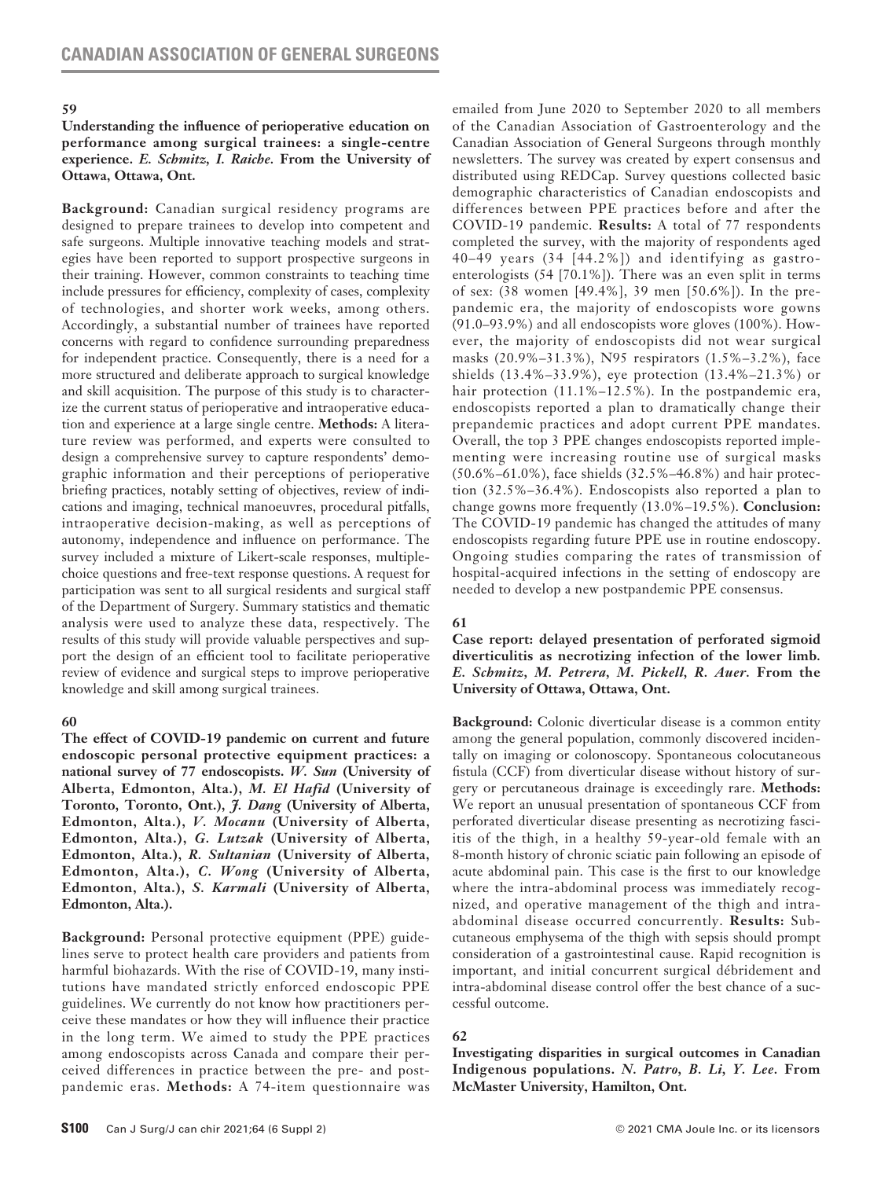## 59

**Understanding the influence of perioperative education on performance among surgical trainees: a single-centre experience.** ***E. Schmitz, I. Raiche.*** **From the University of Ottawa, Ottawa, Ont.**

**Background:** Canadian surgical residency programs are designed to prepare trainees to develop into competent and safe surgeons. Multiple innovative teaching models and strategies have been reported to support prospective surgeons in their training. However, common constraints to teaching time include pressures for efficiency, complexity of cases, complexity of technologies, and shorter work weeks, among others. Accordingly, a substantial number of trainees have reported concerns with regard to confidence surrounding preparedness for independent practice. Consequently, there is a need for a more structured and deliberate approach to surgical knowledge and skill acquisition. The purpose of this study is to characterize the current status of perioperative and intraoperative education and experience at a large single centre. **Methods:** A literature review was performed, and experts were consulted to design a comprehensive survey to capture respondents' demographic information and their perceptions of perioperative briefing practices, notably setting of objectives, review of indications and imaging, technical manoeuvres, procedural pitfalls, intraoperative decision-making, as well as perceptions of autonomy, independence and influence on performance. The survey included a mixture of Likert-scale responses, multiple-choice questions and free-text response questions. A request for participation was sent to all surgical residents and surgical staff of the Department of Surgery. Summary statistics and thematic analysis were used to analyze these data, respectively. The results of this study will provide valuable perspectives and support the design of an efficient tool to facilitate perioperative review of evidence and surgical steps to improve perioperative knowledge and skill among surgical trainees.

## 60

**The effect of COVID-19 pandemic on current and future endoscopic personal protective equipment practices: a national survey of 77 endoscopists.** ***W. Sun*** **(University of Alberta, Edmonton, Alta.),** ***M. El Hafid*** **(University of Toronto, Toronto, Ont.),** ***J. Dang*** **(University of Alberta, Edmonton, Alta.),** ***V. Mocanu*** **(University of Alberta, Edmonton, Alta.),** ***G. Lutzak*** **(University of Alberta, Edmonton, Alta.),** ***R. Sultanian*** **(University of Alberta, Edmonton, Alta.),** ***C. Wong*** **(University of Alberta, Edmonton, Alta.),** ***S. Karmali*** **(University of Alberta, Edmonton, Alta.).**

**Background:** Personal protective equipment (PPE) guidelines serve to protect health care providers and patients from harmful biohazards. With the rise of COVID-19, many institutions have mandated strictly enforced endoscopic PPE guidelines. We currently do not know how practitioners perceive these mandates or how they will influence their practice in the long term. We aimed to study the PPE practices among endoscopists across Canada and compare their perceived differences in practice between the pre- and postpandemic eras. **Methods:** A 74-item questionnaire was emailed from June 2020 to September 2020 to all members of the Canadian Association of Gastroenterology and the Canadian Association of General Surgeons through monthly newsletters. The survey was created by expert consensus and distributed using REDCap. Survey questions collected basic demographic characteristics of Canadian endoscopists and differences between PPE practices before and after the COVID-19 pandemic. **Results:** A total of 77 respondents completed the survey, with the majority of respondents aged 40–49 years (34 [44.2%]) and identifying as gastroenterologists (54 [70.1%]). There was an even split in terms of sex: (38 women [49.4%], 39 men [50.6%]). In the prepandemic era, the majority of endoscopists wore gowns (91.0–93.9%) and all endoscopists wore gloves (100%). However, the majority of endoscopists did not wear surgical masks (20.9%–31.3%), N95 respirators (1.5%–3.2%), face shields (13.4%–33.9%), eye protection (13.4%–21.3%) or hair protection (11.1%–12.5%). In the postpandemic era, endoscopists reported a plan to dramatically change their prepandemic practices and adopt current PPE mandates. Overall, the top 3 PPE changes endoscopists reported implementing were increasing routine use of surgical masks (50.6%–61.0%), face shields (32.5%–46.8%) and hair protection (32.5%–36.4%). Endoscopists also reported a plan to change gowns more frequently (13.0%–19.5%). **Conclusion:** The COVID-19 pandemic has changed the attitudes of many endoscopists regarding future PPE use in routine endoscopy. Ongoing studies comparing the rates of transmission of hospital-acquired infections in the setting of endoscopy are needed to develop a new postpandemic PPE consensus.

## 61

**Case report: delayed presentation of perforated sigmoid diverticulitis as necrotizing infection of the lower limb.** ***E. Schmitz, M. Petrera, M. Pickell, R. Auer.*** **From the University of Ottawa, Ottawa, Ont.**

**Background:** Colonic diverticular disease is a common entity among the general population, commonly discovered incidentally on imaging or colonoscopy. Spontaneous colocutaneous fistula (CCF) from diverticular disease without history of surgery or percutaneous drainage is exceedingly rare. **Methods:** We report an unusual presentation of spontaneous CCF from perforated diverticular disease presenting as necrotizing fasciitis of the thigh, in a healthy 59-year-old female with an 8-month history of chronic sciatic pain following an episode of acute abdominal pain. This case is the first to our knowledge where the intra-abdominal process was immediately recognized, and operative management of the thigh and intra-abdominal disease occurred concurrently. **Results:** Subcutaneous emphysema of the thigh with sepsis should prompt consideration of a gastrointestinal cause. Rapid recognition is important, and initial concurrent surgical débridement and intra-abdominal disease control offer the best chance of a successful outcome.

## 62

**Investigating disparities in surgical outcomes in Canadian Indigenous populations.** ***N. Patro, B. Li, Y. Lee.*** **From McMaster University, Hamilton, Ont.**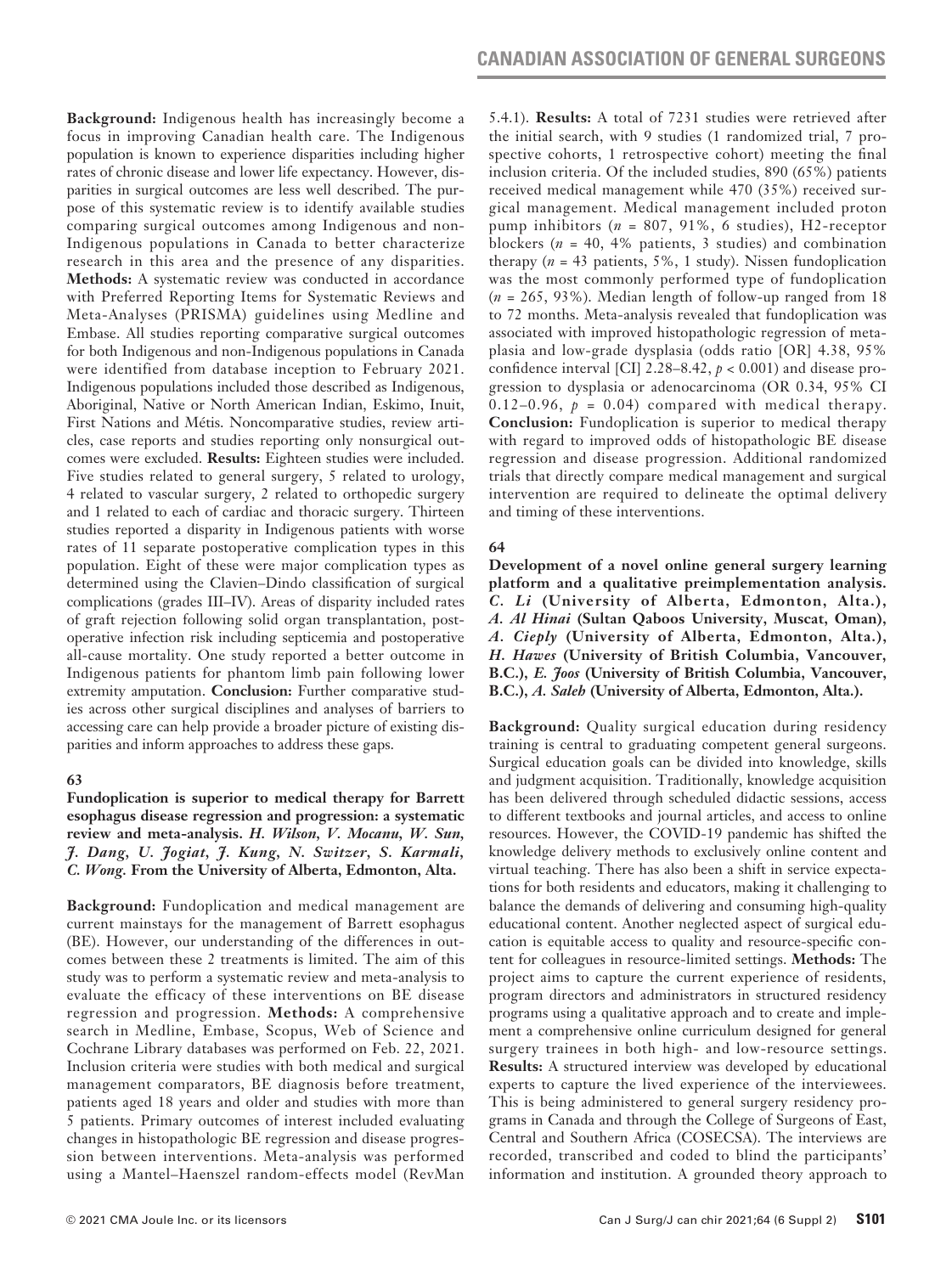**Background:** Indigenous health has increasingly become a focus in improving Canadian health care. The Indigenous population is known to experience disparities including higher rates of chronic disease and lower life expectancy. However, disparities in surgical outcomes are less well described. The purpose of this systematic review is to identify available studies comparing surgical outcomes among Indigenous and non-Indigenous populations in Canada to better characterize research in this area and the presence of any disparities. **Methods:** A systematic review was conducted in accordance with Preferred Reporting Items for Systematic Reviews and Meta-Analyses (PRISMA) guidelines using Medline and Embase. All studies reporting comparative surgical outcomes for both Indigenous and non-Indigenous populations in Canada were identified from database inception to February 2021. Indigenous populations included those described as Indigenous, Aboriginal, Native or North American Indian, Eskimo, Inuit, First Nations and Métis. Noncomparative studies, review articles, case reports and studies reporting only nonsurgical outcomes were excluded. **Results:** Eighteen studies were included. Five studies related to general surgery, 5 related to urology, 4 related to vascular surgery, 2 related to orthopedic surgery and 1 related to each of cardiac and thoracic surgery. Thirteen studies reported a disparity in Indigenous patients with worse rates of 11 separate postoperative complication types in this population. Eight of these were major complication types as determined using the Clavien–Dindo classification of surgical complications (grades III–IV). Areas of disparity included rates of graft rejection following solid organ transplantation, postoperative infection risk including septicemia and postoperative all-cause mortality. One study reported a better outcome in Indigenous patients for phantom limb pain following lower extremity amputation. **Conclusion:** Further comparative studies across other surgical disciplines and analyses of barriers to accessing care can help provide a broader picture of existing disparities and inform approaches to address these gaps.

### 63

**Fundoplication is superior to medical therapy for Barrett esophagus disease regression and progression: a systematic review and meta-analysis.** ***H. Wilson, V. Mocanu, W. Sun, J. Dang, U. Jogiat, J. Kung, N. Switzer, S. Karmali, C. Wong.*** **From the University of Alberta, Edmonton, Alta.**

**Background:** Fundoplication and medical management are current mainstays for the management of Barrett esophagus (BE). However, our understanding of the differences in outcomes between these 2 treatments is limited. The aim of this study was to perform a systematic review and meta-analysis to evaluate the efficacy of these interventions on BE disease regression and progression. **Methods:** A comprehensive search in Medline, Embase, Scopus, Web of Science and Cochrane Library databases was performed on Feb. 22, 2021. Inclusion criteria were studies with both medical and surgical management comparators, BE diagnosis before treatment, patients aged 18 years and older and studies with more than 5 patients. Primary outcomes of interest included evaluating changes in histopathologic BE regression and disease progression between interventions. Meta-analysis was performed using a Mantel–Haenszel random-effects model (RevMan 5.4.1). **Results:** A total of 7231 studies were retrieved after the initial search, with 9 studies (1 randomized trial, 7 prospective cohorts, 1 retrospective cohort) meeting the final inclusion criteria. Of the included studies, 890 (65%) patients received medical management while 470 (35%) received surgical management. Medical management included proton pump inhibitors ($n$ = 807, 91%, 6 studies), H2-receptor blockers ($n$ = 40, 4% patients, 3 studies) and combination therapy ($n$ = 43 patients, 5%, 1 study). Nissen fundoplication was the most commonly performed type of fundoplication ($n$ = 265, 93%). Median length of follow-up ranged from 18 to 72 months. Meta-analysis revealed that fundoplication was associated with improved histopathologic regression of metaplasia and low-grade dysplasia (odds ratio [OR] 4.38, 95% confidence interval [CI] 2.28–8.42, $p < 0.001$) and disease progression to dysplasia or adenocarcinoma (OR 0.34, 95% CI 0.12–0.96, $p = 0.04$) compared with medical therapy. **Conclusion:** Fundoplication is superior to medical therapy with regard to improved odds of histopathologic BE disease regression and disease progression. Additional randomized trials that directly compare medical management and surgical intervention are required to delineate the optimal delivery and timing of these interventions.

### 64

**Development of a novel online general surgery learning platform and a qualitative preimplementation analysis.** ***C. Li*** **(University of Alberta, Edmonton, Alta.),** ***A. Al Hinai*** **(Sultan Qaboos University, Muscat, Oman),** ***A. Cieply*** **(University of Alberta, Edmonton, Alta.),** ***H. Hawes*** **(University of British Columbia, Vancouver, B.C.),** ***E. Joos*** **(University of British Columbia, Vancouver, B.C.),** ***A. Saleh*** **(University of Alberta, Edmonton, Alta.).**

**Background:** Quality surgical education during residency training is central to graduating competent general surgeons. Surgical education goals can be divided into knowledge, skills and judgment acquisition. Traditionally, knowledge acquisition has been delivered through scheduled didactic sessions, access to different textbooks and journal articles, and access to online resources. However, the COVID-19 pandemic has shifted the knowledge delivery methods to exclusively online content and virtual teaching. There has also been a shift in service expectations for both residents and educators, making it challenging to balance the demands of delivering and consuming high-quality educational content. Another neglected aspect of surgical education is equitable access to quality and resource-specific content for colleagues in resource-limited settings. **Methods:** The project aims to capture the current experience of residents, program directors and administrators in structured residency programs using a qualitative approach and to create and implement a comprehensive online curriculum designed for general surgery trainees in both high- and low-resource settings. **Results:** A structured interview was developed by educational experts to capture the lived experience of the interviewees. This is being administered to general surgery residency programs in Canada and through the College of Surgeons of East, Central and Southern Africa (COSECSA). The interviews are recorded, transcribed and coded to blind the participants' information and institution. A grounded theory approach to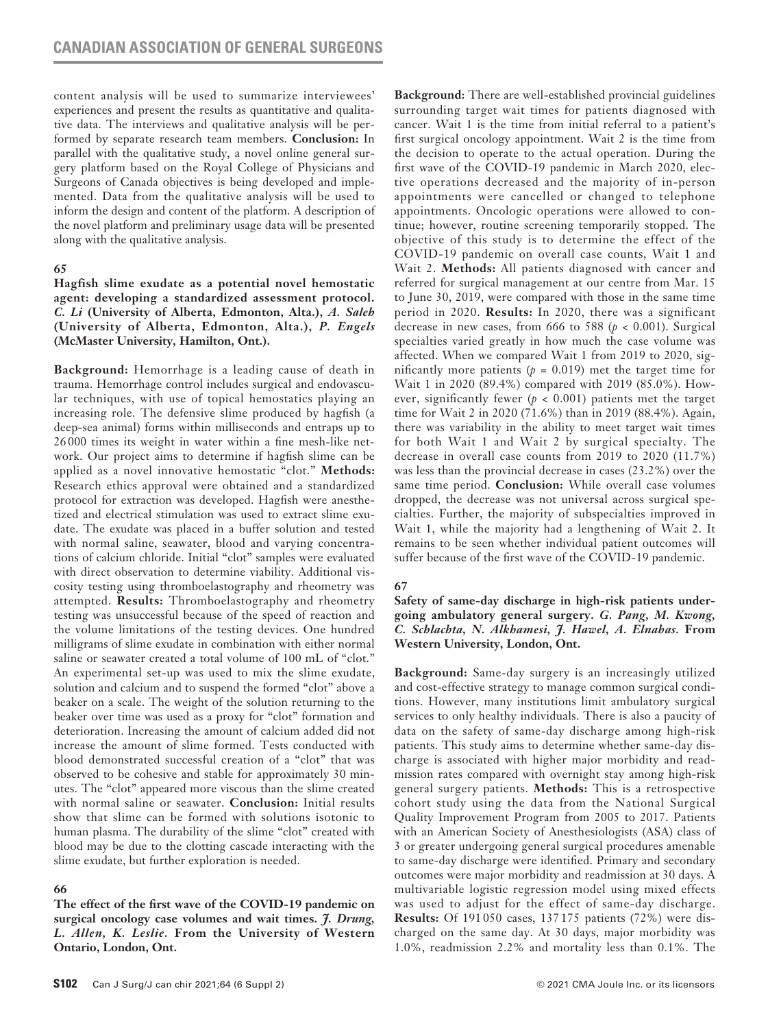content analysis will be used to summarize interviewees' experiences and present the results as quantitative and qualitative data. The interviews and qualitative analysis will be performed by separate research team members. **Conclusion:** In parallel with the qualitative study, a novel online general surgery platform based on the Royal College of Physicians and Surgeons of Canada objectives is being developed and implemented. Data from the qualitative analysis will be used to inform the design and content of the platform. A description of the novel platform and preliminary usage data will be presented along with the qualitative analysis.

**65**

**Hagfish slime exudate as a potential novel hemostatic agent: developing a standardized assessment protocol.** ***C. Li*** **(University of Alberta, Edmonton, Alta.),** ***A. Saleh*** **(University of Alberta, Edmonton, Alta.),** ***P. Engels*** **(McMaster University, Hamilton, Ont.).**

**Background:** Hemorrhage is a leading cause of death in trauma. Hemorrhage control includes surgical and endovascular techniques, with use of topical hemostatics playing an increasing role. The defensive slime produced by hagfish (a deep-sea animal) forms within milliseconds and entraps up to 26 000 times its weight in water within a fine mesh-like network. Our project aims to determine if hagfish slime can be applied as a novel innovative hemostatic "clot." **Methods:** Research ethics approval were obtained and a standardized protocol for extraction was developed. Hagfish were anesthetized and electrical stimulation was used to extract slime exudate. The exudate was placed in a buffer solution and tested with normal saline, seawater, blood and varying concentrations of calcium chloride. Initial "clot" samples were evaluated with direct observation to determine viability. Additional viscosity testing using thromboelastography and rheometry was attempted. **Results:** Thromboelastography and rheometry testing was unsuccessful because of the speed of reaction and the volume limitations of the testing devices. One hundred milligrams of slime exudate in combination with either normal saline or seawater created a total volume of 100 mL of "clot." An experimental set-up was used to mix the slime exudate, solution and calcium and to suspend the formed "clot" above a beaker on a scale. The weight of the solution returning to the beaker over time was used as a proxy for "clot" formation and deterioration. Increasing the amount of calcium added did not increase the amount of slime formed. Tests conducted with blood demonstrated successful creation of a "clot" that was observed to be cohesive and stable for approximately 30 minutes. The "clot" appeared more viscous than the slime created with normal saline or seawater. **Conclusion:** Initial results show that slime can be formed with solutions isotonic to human plasma. The durability of the slime "clot" created with blood may be due to the clotting cascade interacting with the slime exudate, but further exploration is needed.

**66**

**The effect of the first wave of the COVID-19 pandemic on surgical oncology case volumes and wait times.** ***J. Drung, L. Allen, K. Leslie.*** **From the University of Western Ontario, London, Ont.**

**Background:** There are well-established provincial guidelines surrounding target wait times for patients diagnosed with cancer. Wait 1 is the time from initial referral to a patient's first surgical oncology appointment. Wait 2 is the time from the decision to operate to the actual operation. During the first wave of the COVID-19 pandemic in March 2020, elective operations decreased and the majority of in-person appointments were cancelled or changed to telephone appointments. Oncologic operations were allowed to continue; however, routine screening temporarily stopped. The objective of this study is to determine the effect of the COVID-19 pandemic on overall case counts, Wait 1 and Wait 2. **Methods:** All patients diagnosed with cancer and referred for surgical management at our centre from Mar. 15 to June 30, 2019, were compared with those in the same time period in 2020. **Results:** In 2020, there was a significant decrease in new cases, from 666 to 588 ($p < 0.001$). Surgical specialties varied greatly in how much the case volume was affected. When we compared Wait 1 from 2019 to 2020, significantly more patients ($p = 0.019$) met the target time for Wait 1 in 2020 (89.4%) compared with 2019 (85.0%). However, significantly fewer ($p < 0.001$) patients met the target time for Wait 2 in 2020 (71.6%) than in 2019 (88.4%). Again, there was variability in the ability to meet target wait times for both Wait 1 and Wait 2 by surgical specialty. The decrease in overall case counts from 2019 to 2020 (11.7%) was less than the provincial decrease in cases (23.2%) over the same time period. **Conclusion:** While overall case volumes dropped, the decrease was not universal across surgical specialties. Further, the majority of subspecialties improved in Wait 1, while the majority had a lengthening of Wait 2. It remains to be seen whether individual patient outcomes will suffer because of the first wave of the COVID-19 pandemic.

**67**

**Safety of same-day discharge in high-risk patients undergoing ambulatory general surgery.** ***G. Pang, M. Kwong, C. Schlachta, N. Alkhamesi, J. Hawel, A. Elnahas.*** **From Western University, London, Ont.**

**Background:** Same-day surgery is an increasingly utilized and cost-effective strategy to manage common surgical conditions. However, many institutions limit ambulatory surgical services to only healthy individuals. There is also a paucity of data on the safety of same-day discharge among high-risk patients. This study aims to determine whether same-day discharge is associated with higher major morbidity and readmission rates compared with overnight stay among high-risk general surgery patients. **Methods:** This is a retrospective cohort study using the data from the National Surgical Quality Improvement Program from 2005 to 2017. Patients with an American Society of Anesthesiologists (ASA) class of 3 or greater undergoing general surgical procedures amenable to same-day discharge were identified. Primary and secondary outcomes were major morbidity and readmission at 30 days. A multivariable logistic regression model using mixed effects was used to adjust for the effect of same-day discharge. **Results:** Of 191 050 cases, 137 175 patients (72%) were discharged on the same day. At 30 days, major morbidity was 1.0%, readmission 2.2% and mortality less than 0.1%. The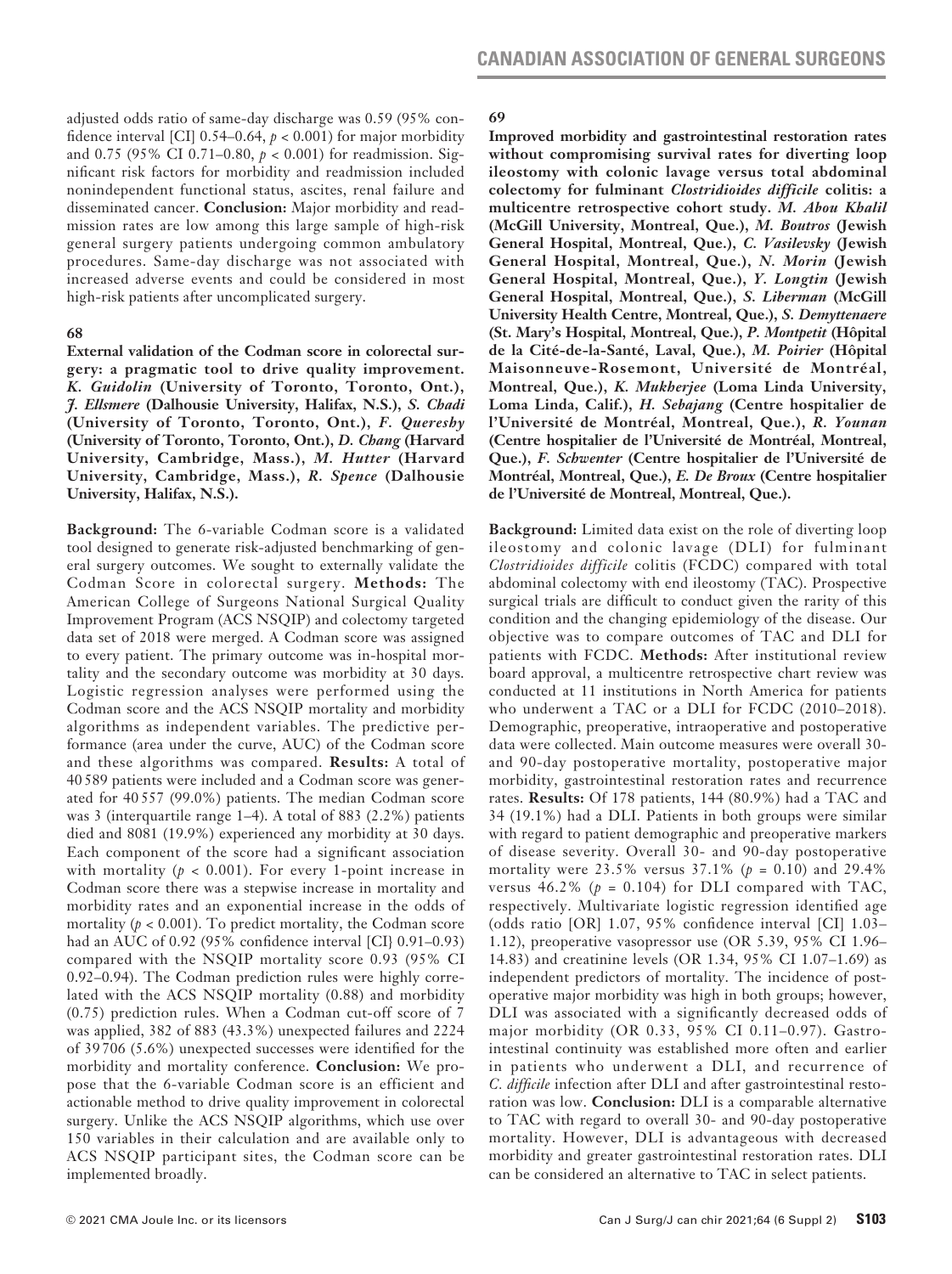adjusted odds ratio of same-day discharge was 0.59 (95% confidence interval [CI] 0.54–0.64, $p < 0.001$) for major morbidity and 0.75 (95% CI 0.71–0.80, $p < 0.001$) for readmission. Significant risk factors for morbidity and readmission included nonindependent functional status, ascites, renal failure and disseminated cancer. **Conclusion:** Major morbidity and readmission rates are low among this large sample of high-risk general surgery patients undergoing common ambulatory procedures. Same-day discharge was not associated with increased adverse events and could be considered in most high-risk patients after uncomplicated surgery.

**68**

**External validation of the Codman score in colorectal surgery: a pragmatic tool to drive quality improvement.** ***K. Guidolin* (University of Toronto, Toronto, Ont.), *J. Ellsmere* (Dalhousie University, Halifax, N.S.), *S. Chadi* (University of Toronto, Toronto, Ont.), *F. Quereshy* (University of Toronto, Toronto, Ont.), *D. Chang* (Harvard University, Cambridge, Mass.), *M. Hutter* (Harvard University, Cambridge, Mass.), *R. Spence* (Dalhousie University, Halifax, N.S.).**

**Background:** The 6-variable Codman score is a validated tool designed to generate risk-adjusted benchmarking of general surgery outcomes. We sought to externally validate the Codman Score in colorectal surgery. **Methods:** The American College of Surgeons National Surgical Quality Improvement Program (ACS NSQIP) and colectomy targeted data set of 2018 were merged. A Codman score was assigned to every patient. The primary outcome was in-hospital mortality and the secondary outcome was morbidity at 30 days. Logistic regression analyses were performed using the Codman score and the ACS NSQIP mortality and morbidity algorithms as independent variables. The predictive performance (area under the curve, AUC) of the Codman score and these algorithms was compared. **Results:** A total of 40 589 patients were included and a Codman score was generated for 40 557 (99.0%) patients. The median Codman score was 3 (interquartile range 1–4). A total of 883 (2.2%) patients died and 8081 (19.9%) experienced any morbidity at 30 days. Each component of the score had a significant association with mortality ($p < 0.001$). For every 1-point increase in Codman score there was a stepwise increase in mortality and morbidity rates and an exponential increase in the odds of mortality ($p < 0.001$). To predict mortality, the Codman score had an AUC of 0.92 (95% confidence interval [CI} 0.91–0.93) compared with the NSQIP mortality score 0.93 (95% CI 0.92–0.94). The Codman prediction rules were highly correlated with the ACS NSQIP mortality (0.88) and morbidity (0.75) prediction rules. When a Codman cut-off score of 7 was applied, 382 of 883 (43.3%) unexpected failures and 2224 of 39 706 (5.6%) unexpected successes were identified for the morbidity and mortality conference. **Conclusion:** We propose that the 6-variable Codman score is an efficient and actionable method to drive quality improvement in colorectal surgery. Unlike the ACS NSQIP algorithms, which use over 150 variables in their calculation and are available only to ACS NSQIP participant sites, the Codman score can be implemented broadly.

**69**

**Improved morbidity and gastrointestinal restoration rates without compromising survival rates for diverting loop ileostomy with colonic lavage versus total abdominal colectomy for fulminant *Clostridioides difficile* colitis: a multicentre retrospective cohort study.** ***M. Abou Khalil* (McGill University, Montreal, Que.), *M. Boutros* (Jewish General Hospital, Montreal, Que.), *C. Vasilevsky* (Jewish General Hospital, Montreal, Que.), *N. Morin* (Jewish General Hospital, Montreal, Que.), *Y. Longtin* (Jewish General Hospital, Montreal, Que.), *S. Liberman* (McGill University Health Centre, Montreal, Que.), *S. Demyttenaere* (St. Mary's Hospital, Montreal, Que.), *P. Montpetit* (Hôpital de la Cité-de-la-Santé, Laval, Que.), *M. Poirier* (Hôpital Maisonneuve-Rosemont, Université de Montréal, Montreal, Que.), *K. Mukherjee* (Loma Linda University, Loma Linda, Calif.), *H. Sebajang* (Centre hospitalier de l'Université de Montréal, Montreal, Que.), *R. Younan* (Centre hospitalier de l'Université de Montréal, Montreal, Que.), *F. Schwenter* (Centre hospitalier de l'Université de Montréal, Montreal, Que.), *E. De Broux* (Centre hospitalier de l'Université de Montreal, Montreal, Que.).**

**Background:** Limited data exist on the role of diverting loop ileostomy and colonic lavage (DLI) for fulminant *Clostridioides difficile* colitis (FCDC) compared with total abdominal colectomy with end ileostomy (TAC). Prospective surgical trials are difficult to conduct given the rarity of this condition and the changing epidemiology of the disease. Our objective was to compare outcomes of TAC and DLI for patients with FCDC. **Methods:** After institutional review board approval, a multicentre retrospective chart review was conducted at 11 institutions in North America for patients who underwent a TAC or a DLI for FCDC (2010–2018). Demographic, preoperative, intraoperative and postoperative data were collected. Main outcome measures were overall 30- and 90-day postoperative mortality, postoperative major morbidity, gastrointestinal restoration rates and recurrence rates. **Results:** Of 178 patients, 144 (80.9%) had a TAC and 34 (19.1%) had a DLI. Patients in both groups were similar with regard to patient demographic and preoperative markers of disease severity. Overall 30- and 90-day postoperative mortality were 23.5% versus 37.1% ($p = 0.10$) and 29.4% versus 46.2% ($p = 0.104$) for DLI compared with TAC, respectively. Multivariate logistic regression identified age (odds ratio [OR] 1.07, 95% confidence interval [CI] 1.03–1.12), preoperative vasopressor use (OR 5.39, 95% CI 1.96–14.83) and creatinine levels (OR 1.34, 95% CI 1.07–1.69) as independent predictors of mortality. The incidence of postoperative major morbidity was high in both groups; however, DLI was associated with a significantly decreased odds of major morbidity (OR 0.33, 95% CI 0.11–0.97). Gastrointestinal continuity was established more often and earlier in patients who underwent a DLI, and recurrence of *C. difficile* infection after DLI and after gastrointestinal restoration was low. **Conclusion:** DLI is a comparable alternative to TAC with regard to overall 30- and 90-day postoperative mortality. However, DLI is advantageous with decreased morbidity and greater gastrointestinal restoration rates. DLI can be considered an alternative to TAC in select patients.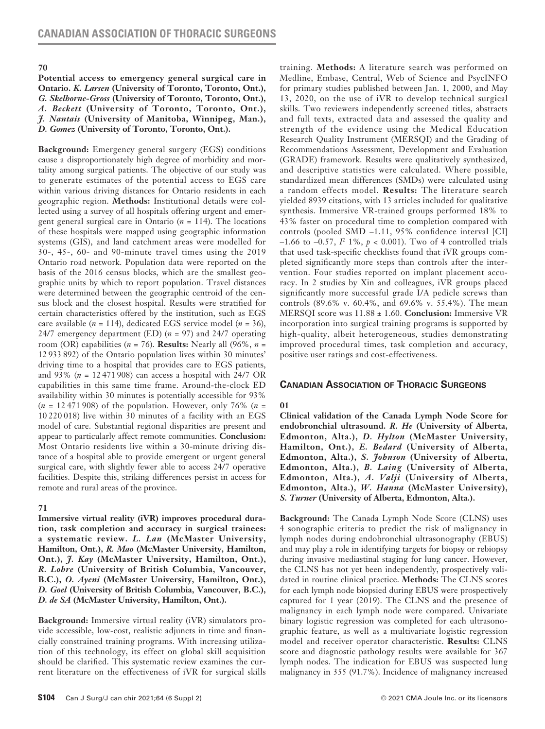## 70

**Potential access to emergency general surgical care in Ontario.** ***K. Larsen*** **(University of Toronto, Toronto, Ont.),** ***G. Skelhorne-Gross*** **(University of Toronto, Toronto, Ont.),** ***A. Beckett*** **(University of Toronto, Toronto, Ont.),** ***J. Nantais*** **(University of Manitoba, Winnipeg, Man.),** ***D. Gomez*** **(University of Toronto, Toronto, Ont.).**

**Background:** Emergency general surgery (EGS) conditions cause a disproportionately high degree of morbidity and mortality among surgical patients. The objective of our study was to generate estimates of the potential access to EGS care within various driving distances for Ontario residents in each geographic region. **Methods:** Institutional details were collected using a survey of all hospitals offering urgent and emergent general surgical care in Ontario ($n$ = 114). The locations of these hospitals were mapped using geographic information systems (GIS), and land catchment areas were modelled for 30-, 45-, 60- and 90-minute travel times using the 2019 Ontario road network. Population data were reported on the basis of the 2016 census blocks, which are the smallest geographic units by which to report population. Travel distances were determined between the geographic centroid of the census block and the closest hospital. Results were stratified for certain characteristics offered by the institution, such as EGS care available ($n$ = 114), dedicated EGS service model ($n$ = 36), 24/7 emergency department (ED) ($n$ = 97) and 24/7 operating room (OR) capabilities ($n$ = 76). **Results:** Nearly all (96%, $n$ = 12 933 892) of the Ontario population lives within 30 minutes' driving time to a hospital that provides care to EGS patients, and 93% ($n$ = 12 471 908) can access a hospital with 24/7 OR capabilities in this same time frame. Around-the-clock ED availability within 30 minutes is potentially accessible for 93% ($n$ = 12 471 908) of the population. However, only 76% ($n$ = 10 220 018) live within 30 minutes of a facility with an EGS model of care. Substantial regional disparities are present and appear to particularly affect remote communities. **Conclusion:** Most Ontario residents live within a 30-minute driving distance of a hospital able to provide emergent or urgent general surgical care, with slightly fewer able to access 24/7 operative facilities. Despite this, striking differences persist in access for remote and rural areas of the province.

## 71

**Immersive virtual reality (iVR) improves procedural duration, task completion and accuracy in surgical trainees: a systematic review.** ***L. Lan*** **(McMaster University, Hamilton, Ont.),** ***R. Mao*** **(McMaster University, Hamilton, Ont.),** ***J. Kay*** **(McMaster University, Hamilton, Ont.),** ***R. Lohre*** **(University of British Columbia, Vancouver, B.C.),** ***O. Ayeni*** **(McMaster University, Hamilton, Ont.),** ***D. Goel*** **(University of British Columbia, Vancouver, B.C.),** ***D. de SA*** **(McMaster University, Hamilton, Ont.).**

**Background:** Immersive virtual reality (iVR) simulators provide accessible, low-cost, realistic adjuncts in time and financially constrained training programs. With increasing utilization of this technology, its effect on global skill acquisition should be clarified. This systematic review examines the current literature on the effectiveness of iVR for surgical skills training. **Methods:** A literature search was performed on Medline, Embase, Central, Web of Science and PsycINFO for primary studies published between Jan. 1, 2000, and May 13, 2020, on the use of iVR to develop technical surgical skills. Two reviewers independently screened titles, abstracts and full texts, extracted data and assessed the quality and strength of the evidence using the Medical Education Research Quality Instrument (MERSQI) and the Grading of Recommendations Assessment, Development and Evaluation (GRADE) framework. Results were qualitatively synthesized, and descriptive statistics were calculated. Where possible, standardized mean differences (SMDs) were calculated using a random effects model. **Results:** The literature search yielded 8939 citations, with 13 articles included for qualitative synthesis. Immersive VR-trained groups performed 18% to 43% faster on procedural time to completion compared with controls (pooled SMD −1.11, 95% confidence interval [CI] −1.66 to −0.57, $I^2$ 1%, $p$ < 0.001). Two of 4 controlled trials that used task-specific checklists found that iVR groups completed significantly more steps than controls after the intervention. Four studies reported on implant placement accuracy. In 2 studies by Xin and colleagues, iVR groups placed significantly more successful grade I/A pedicle screws than controls (89.6% v. 60.4%, and 69.6% v. 55.4%). The mean MERSQI score was 11.88 ± 1.60. **Conclusion:** Immersive VR incorporation into surgical training programs is supported by high-quality, albeit heterogeneous, studies demonstrating improved procedural times, task completion and accuracy, positive user ratings and cost-effectiveness.

# Canadian Association of Thoracic Surgeons

## 01

**Clinical validation of the Canada Lymph Node Score for endobronchial ultrasound.** ***R. He*** **(University of Alberta, Edmonton, Alta.),** ***D. Hylton*** **(McMaster University, Hamilton, Ont.),** ***E. Bedard*** **(University of Alberta, Edmonton, Alta.),** ***S. Johnson*** **(University of Alberta, Edmonton, Alta.),** ***B. Laing*** **(University of Alberta, Edmonton, Alta.),** ***A. Valji*** **(University of Alberta, Edmonton, Alta.),** ***W. Hanna*** **(McMaster University),** ***S. Turner*** **(University of Alberta, Edmonton, Alta.).**

**Background:** The Canada Lymph Node Score (CLNS) uses 4 sonographic criteria to predict the risk of malignancy in lymph nodes during endobronchial ultrasonography (EBUS) and may play a role in identifying targets for biopsy or rebiopsy during invasive mediastinal staging for lung cancer. However, the CLNS has not yet been independently, prospectively validated in routine clinical practice. **Methods:** The CLNS scores for each lymph node biopsied during EBUS were prospectively captured for 1 year (2019). The CLNS and the presence of malignancy in each lymph node were compared. Univariate binary logistic regression was completed for each ultrasonographic feature, as well as a multivariate logistic regression model and receiver operator characteristic. **Results:** CLNS score and diagnostic pathology results were available for 367 lymph nodes. The indication for EBUS was suspected lung malignancy in 355 (91.7%). Incidence of malignancy increased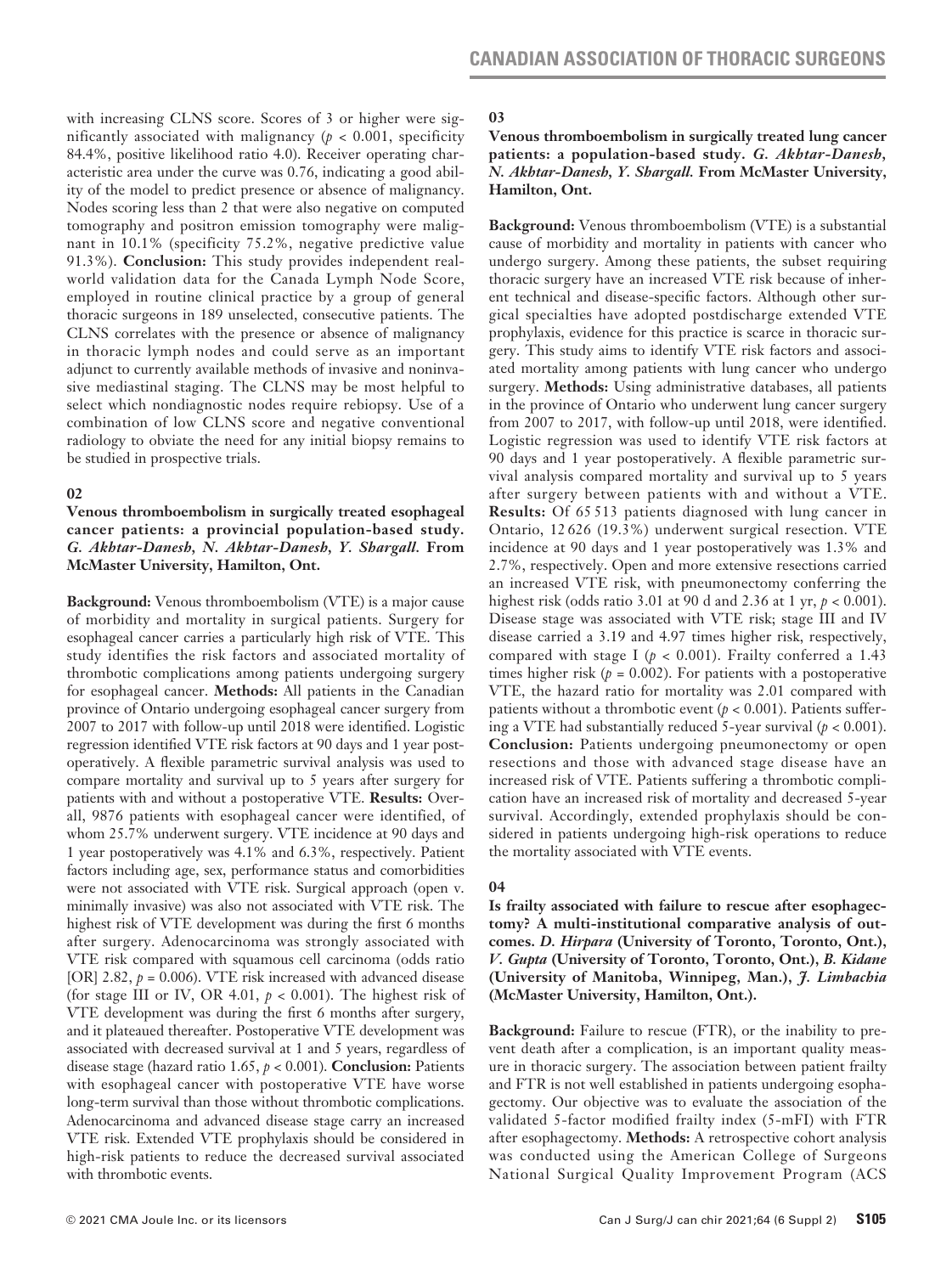with increasing CLNS score. Scores of 3 or higher were significantly associated with malignancy ($p < 0.001$, specificity 84.4%, positive likelihood ratio 4.0). Receiver operating characteristic area under the curve was 0.76, indicating a good ability of the model to predict presence or absence of malignancy. Nodes scoring less than 2 that were also negative on computed tomography and positron emission tomography were malignant in 10.1% (specificity 75.2%, negative predictive value 91.3%). **Conclusion:** This study provides independent real-world validation data for the Canada Lymph Node Score, employed in routine clinical practice by a group of general thoracic surgeons in 189 unselected, consecutive patients. The CLNS correlates with the presence or absence of malignancy in thoracic lymph nodes and could serve as an important adjunct to currently available methods of invasive and noninvasive mediastinal staging. The CLNS may be most helpful to select which nondiagnostic nodes require rebiopsy. Use of a combination of low CLNS score and negative conventional radiology to obviate the need for any initial biopsy remains to be studied in prospective trials.

**02**

**Venous thromboembolism in surgically treated esophageal cancer patients: a provincial population-based study.** ***G. Akhtar-Danesh, N. Akhtar-Danesh, Y. Shargall.*** **From McMaster University, Hamilton, Ont.**

**Background:** Venous thromboembolism (VTE) is a major cause of morbidity and mortality in surgical patients. Surgery for esophageal cancer carries a particularly high risk of VTE. This study identifies the risk factors and associated mortality of thrombotic complications among patients undergoing surgery for esophageal cancer. **Methods:** All patients in the Canadian province of Ontario undergoing esophageal cancer surgery from 2007 to 2017 with follow-up until 2018 were identified. Logistic regression identified VTE risk factors at 90 days and 1 year postoperatively. A flexible parametric survival analysis was used to compare mortality and survival up to 5 years after surgery for patients with and without a postoperative VTE. **Results:** Overall, 9876 patients with esophageal cancer were identified, of whom 25.7% underwent surgery. VTE incidence at 90 days and 1 year postoperatively was 4.1% and 6.3%, respectively. Patient factors including age, sex, performance status and comorbidities were not associated with VTE risk. Surgical approach (open v. minimally invasive) was also not associated with VTE risk. The highest risk of VTE development was during the first 6 months after surgery. Adenocarcinoma was strongly associated with VTE risk compared with squamous cell carcinoma (odds ratio [OR] 2.82, $p = 0.006$). VTE risk increased with advanced disease (for stage III or IV, OR 4.01, $p < 0.001$). The highest risk of VTE development was during the first 6 months after surgery, and it plateaued thereafter. Postoperative VTE development was associated with decreased survival at 1 and 5 years, regardless of disease stage (hazard ratio 1.65, $p < 0.001$). **Conclusion:** Patients with esophageal cancer with postoperative VTE have worse long-term survival than those without thrombotic complications. Adenocarcinoma and advanced disease stage carry an increased VTE risk. Extended VTE prophylaxis should be considered in high-risk patients to reduce the decreased survival associated with thrombotic events.

**03**

**Venous thromboembolism in surgically treated lung cancer patients: a population-based study.** ***G. Akhtar-Danesh, N. Akhtar-Danesh, Y. Shargall.*** **From McMaster University, Hamilton, Ont.**

**Background:** Venous thromboembolism (VTE) is a substantial cause of morbidity and mortality in patients with cancer who undergo surgery. Among these patients, the subset requiring thoracic surgery have an increased VTE risk because of inherent technical and disease-specific factors. Although other surgical specialties have adopted postdischarge extended VTE prophylaxis, evidence for this practice is scarce in thoracic surgery. This study aims to identify VTE risk factors and associated mortality among patients with lung cancer who undergo surgery. **Methods:** Using administrative databases, all patients in the province of Ontario who underwent lung cancer surgery from 2007 to 2017, with follow-up until 2018, were identified. Logistic regression was used to identify VTE risk factors at 90 days and 1 year postoperatively. A flexible parametric survival analysis compared mortality and survival up to 5 years after surgery between patients with and without a VTE. **Results:** Of 65 513 patients diagnosed with lung cancer in Ontario, 12 626 (19.3%) underwent surgical resection. VTE incidence at 90 days and 1 year postoperatively was 1.3% and 2.7%, respectively. Open and more extensive resections carried an increased VTE risk, with pneumonectomy conferring the highest risk (odds ratio 3.01 at 90 d and 2.36 at 1 yr, $p < 0.001$). Disease stage was associated with VTE risk; stage III and IV disease carried a 3.19 and 4.97 times higher risk, respectively, compared with stage I ($p < 0.001$). Frailty conferred a 1.43 times higher risk ($p = 0.002$). For patients with a postoperative VTE, the hazard ratio for mortality was 2.01 compared with patients without a thrombotic event ($p < 0.001$). Patients suffering a VTE had substantially reduced 5-year survival ($p < 0.001$). **Conclusion:** Patients undergoing pneumonectomy or open resections and those with advanced stage disease have an increased risk of VTE. Patients suffering a thrombotic complication have an increased risk of mortality and decreased 5-year survival. Accordingly, extended prophylaxis should be considered in patients undergoing high-risk operations to reduce the mortality associated with VTE events.

**04**

**Is frailty associated with failure to rescue after esophagectomy? A multi-institutional comparative analysis of outcomes.** ***D. Hirpara*** **(University of Toronto, Toronto, Ont.),** ***V. Gupta*** **(University of Toronto, Toronto, Ont.),** ***B. Kidane*** **(University of Manitoba, Winnipeg, Man.),** ***J. Limbachia*** **(McMaster University, Hamilton, Ont.).**

**Background:** Failure to rescue (FTR), or the inability to prevent death after a complication, is an important quality measure in thoracic surgery. The association between patient frailty and FTR is not well established in patients undergoing esophagectomy. Our objective was to evaluate the association of the validated 5-factor modified frailty index (5-mFI) with FTR after esophagectomy. **Methods:** A retrospective cohort analysis was conducted using the American College of Surgeons National Surgical Quality Improvement Program (ACS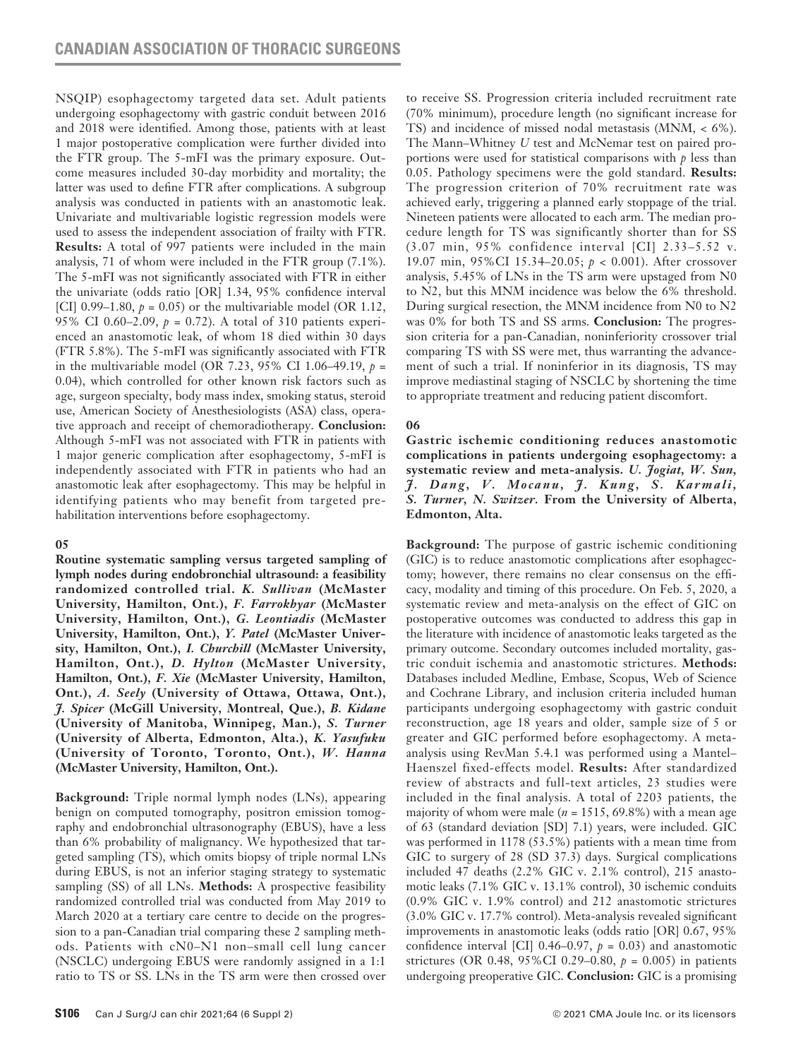NSQIP) esophagectomy targeted data set. Adult patients undergoing esophagectomy with gastric conduit between 2016 and 2018 were identified. Among those, patients with at least 1 major postoperative complication were further divided into the FTR group. The 5-mFI was the primary exposure. Outcome measures included 30-day morbidity and mortality; the latter was used to define FTR after complications. A subgroup analysis was conducted in patients with an anastomotic leak. Univariate and multivariable logistic regression models were used to assess the independent association of frailty with FTR. **Results:** A total of 997 patients were included in the main analysis, 71 of whom were included in the FTR group (7.1%). The 5-mFI was not significantly associated with FTR in either the univariate (odds ratio [OR] 1.34, 95% confidence interval [CI] 0.99–1.80, $p = 0.05$) or the multivariable model (OR 1.12, 95% CI 0.60–2.09, $p = 0.72$). A total of 310 patients experienced an anastomotic leak, of whom 18 died within 30 days (FTR 5.8%). The 5-mFI was significantly associated with FTR in the multivariable model (OR 7.23, 95% CI 1.06–49.19, $p = 0.04$), which controlled for other known risk factors such as age, surgeon specialty, body mass index, smoking status, steroid use, American Society of Anesthesiologists (ASA) class, operative approach and receipt of chemoradiotherapy. **Conclusion:** Although 5-mFI was not associated with FTR in patients with 1 major generic complication after esophagectomy, 5-mFI is independently associated with FTR in patients who had an anastomotic leak after esophagectomy. This may be helpful in identifying patients who may benefit from targeted prehabilitation interventions before esophagectomy.

## 05

**Routine systematic sampling versus targeted sampling of lymph nodes during endobronchial ultrasound: a feasibility randomized controlled trial.** ***K. Sullivan*** **(McMaster University, Hamilton, Ont.),** ***F. Farrokhyar*** **(McMaster University, Hamilton, Ont.),** ***G. Leontiadis*** **(McMaster University, Hamilton, Ont.),** ***Y. Patel*** **(McMaster University, Hamilton, Ont.),** ***I. Churchill*** **(McMaster University, Hamilton, Ont.),** ***D. Hylton*** **(McMaster University, Hamilton, Ont.),** ***F. Xie*** **(McMaster University, Hamilton, Ont.),** ***A. Seely*** **(University of Ottawa, Ottawa, Ont.),** ***J. Spicer*** **(McGill University, Montreal, Que.),** ***B. Kidane*** **(University of Manitoba, Winnipeg, Man.),** ***S. Turner*** **(University of Alberta, Edmonton, Alta.),** ***K. Yasufuku*** **(University of Toronto, Toronto, Ont.),** ***W. Hanna*** **(McMaster University, Hamilton, Ont.).**

**Background:** Triple normal lymph nodes (LNs), appearing benign on computed tomography, positron emission tomography and endobronchial ultrasonography (EBUS), have a less than 6% probability of malignancy. We hypothesized that targeted sampling (TS), which omits biopsy of triple normal LNs during EBUS, is not an inferior staging strategy to systematic sampling (SS) of all LNs. **Methods:** A prospective feasibility randomized controlled trial was conducted from May 2019 to March 2020 at a tertiary care centre to decide on the progression to a pan-Canadian trial comparing these 2 sampling methods. Patients with cN0–N1 non–small cell lung cancer (NSCLC) undergoing EBUS were randomly assigned in a 1:1 ratio to TS or SS. LNs in the TS arm were then crossed over to receive SS. Progression criteria included recruitment rate (70% minimum), procedure length (no significant increase for TS) and incidence of missed nodal metastasis (MNM, < 6%). The Mann–Whitney *U* test and McNemar test on paired proportions were used for statistical comparisons with *p* less than 0.05. Pathology specimens were the gold standard. **Results:** The progression criterion of 70% recruitment rate was achieved early, triggering a planned early stoppage of the trial. Nineteen patients were allocated to each arm. The median procedure length for TS was significantly shorter than for SS (3.07 min, 95% confidence interval [CI] 2.33–5.52 v. 19.07 min, 95%CI 15.34–20.05; $p < 0.001$). After crossover analysis, 5.45% of LNs in the TS arm were upstaged from N0 to N2, but this MNM incidence was below the 6% threshold. During surgical resection, the MNM incidence from N0 to N2 was 0% for both TS and SS arms. **Conclusion:** The progression criteria for a pan-Canadian, noninferiority crossover trial comparing TS with SS were met, thus warranting the advancement of such a trial. If noninferior in its diagnosis, TS may improve mediastinal staging of NSCLC by shortening the time to appropriate treatment and reducing patient discomfort.

## 06

**Gastric ischemic conditioning reduces anastomotic complications in patients undergoing esophagectomy: a systematic review and meta-analysis.** ***U. Jogiat, W. Sun, J. Dang, V. Mocanu, J. Kung, S. Karmali, S. Turner, N. Switzer.*** **From the University of Alberta, Edmonton, Alta.**

**Background:** The purpose of gastric ischemic conditioning (GIC) is to reduce anastomotic complications after esophagectomy; however, there remains no clear consensus on the efficacy, modality and timing of this procedure. On Feb. 5, 2020, a systematic review and meta-analysis on the effect of GIC on postoperative outcomes was conducted to address this gap in the literature with incidence of anastomotic leaks targeted as the primary outcome. Secondary outcomes included mortality, gastric conduit ischemia and anastomotic strictures. **Methods:** Databases included Medline, Embase, Scopus, Web of Science and Cochrane Library, and inclusion criteria included human participants undergoing esophagectomy with gastric conduit reconstruction, age 18 years and older, sample size of 5 or greater and GIC performed before esophagectomy. A meta-analysis using RevMan 5.4.1 was performed using a Mantel–Haenszel fixed-effects model. **Results:** After standardized review of abstracts and full-text articles, 23 studies were included in the final analysis. A total of 2203 patients, the majority of whom were male ($n = 1515$, 69.8%) with a mean age of 63 (standard deviation [SD] 7.1) years, were included. GIC was performed in 1178 (53.5%) patients with a mean time from GIC to surgery of 28 (SD 37.3) days. Surgical complications included 47 deaths (2.2% GIC v. 2.1% control), 215 anastomotic leaks (7.1% GIC v. 13.1% control), 30 ischemic conduits (0.9% GIC v. 1.9% control) and 212 anastomotic strictures (3.0% GIC v. 17.7% control). Meta-analysis revealed significant improvements in anastomotic leaks (odds ratio [OR] 0.67, 95% confidence interval [CI] 0.46–0.97, $p = 0.03$) and anastomotic strictures (OR 0.48, 95%CI 0.29–0.80, $p = 0.005$) in patients undergoing preoperative GIC. **Conclusion:** GIC is a promising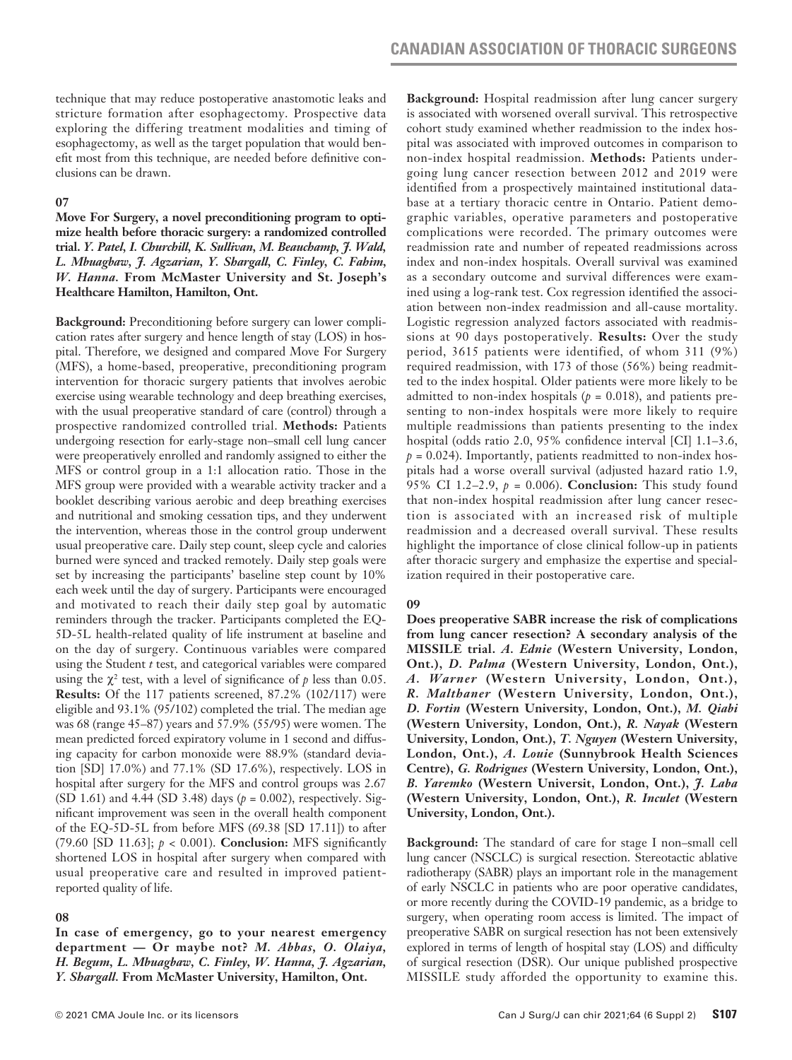technique that may reduce postoperative anastomotic leaks and stricture formation after esophagectomy. Prospective data exploring the differing treatment modalities and timing of esophagectomy, as well as the target population that would benefit most from this technique, are needed before definitive conclusions can be drawn.

### 07

**Move For Surgery, a novel preconditioning program to optimize health before thoracic surgery: a randomized controlled trial.** ***Y. Patel, I. Churchill, K. Sullivan, M. Beauchamp, J. Wald, L. Mbuagbaw, J. Agzarian, Y. Shargall, C. Finley, C. Fahim, W. Hanna.*** **From McMaster University and St. Joseph's Healthcare Hamilton, Hamilton, Ont.**

**Background:** Preconditioning before surgery can lower complication rates after surgery and hence length of stay (LOS) in hospital. Therefore, we designed and compared Move For Surgery (MFS), a home-based, preoperative, preconditioning program intervention for thoracic surgery patients that involves aerobic exercise using wearable technology and deep breathing exercises, with the usual preoperative standard of care (control) through a prospective randomized controlled trial. **Methods:** Patients undergoing resection for early-stage non–small cell lung cancer were preoperatively enrolled and randomly assigned to either the MFS or control group in a 1:1 allocation ratio. Those in the MFS group were provided with a wearable activity tracker and a booklet describing various aerobic and deep breathing exercises and nutritional and smoking cessation tips, and they underwent the intervention, whereas those in the control group underwent usual preoperative care. Daily step count, sleep cycle and calories burned were synced and tracked remotely. Daily step goals were set by increasing the participants' baseline step count by 10% each week until the day of surgery. Participants were encouraged and motivated to reach their daily step goal by automatic reminders through the tracker. Participants completed the EQ-5D-5L health-related quality of life instrument at baseline and on the day of surgery. Continuous variables were compared using the Student *t* test, and categorical variables were compared using the $\chi^2$ test, with a level of significance of *p* less than 0.05. **Results:** Of the 117 patients screened, 87.2% (102/117) were eligible and 93.1% (95/102) completed the trial. The median age was 68 (range 45–87) years and 57.9% (55/95) were women. The mean predicted forced expiratory volume in 1 second and diffusing capacity for carbon monoxide were 88.9% (standard deviation [SD] 17.0%) and 77.1% (SD 17.6%), respectively. LOS in hospital after surgery for the MFS and control groups was 2.67 (SD 1.61) and 4.44 (SD 3.48) days ($p = 0.002$), respectively. Significant improvement was seen in the overall health component of the EQ-5D-5L from before MFS (69.38 [SD 17.11]) to after (79.60 [SD 11.63]; $p < 0.001$). **Conclusion:** MFS significantly shortened LOS in hospital after surgery when compared with usual preoperative care and resulted in improved patient-reported quality of life.

### 08

**In case of emergency, go to your nearest emergency department — Or maybe not?** ***M. Abbas, O. Olaiya, H. Begum, L. Mbuagbaw, C. Finley, W. Hanna, J. Agzarian, Y. Shargall.*** **From McMaster University, Hamilton, Ont.**

**Background:** Hospital readmission after lung cancer surgery is associated with worsened overall survival. This retrospective cohort study examined whether readmission to the index hospital was associated with improved outcomes in comparison to non-index hospital readmission. **Methods:** Patients undergoing lung cancer resection between 2012 and 2019 were identified from a prospectively maintained institutional database at a tertiary thoracic centre in Ontario. Patient demographic variables, operative parameters and postoperative complications were recorded. The primary outcomes were readmission rate and number of repeated readmissions across index and non-index hospitals. Overall survival was examined as a secondary outcome and survival differences were examined using a log-rank test. Cox regression identified the association between non-index readmission and all-cause mortality. Logistic regression analyzed factors associated with readmissions at 90 days postoperatively. **Results:** Over the study period, 3615 patients were identified, of whom 311 (9%) required readmission, with 173 of those (56%) being readmitted to the index hospital. Older patients were more likely to be admitted to non-index hospitals ($p = 0.018$), and patients presenting to non-index hospitals were more likely to require multiple readmissions than patients presenting to the index hospital (odds ratio 2.0, 95% confidence interval [CI] 1.1–3.6, $p = 0.024$). Importantly, patients readmitted to non-index hospitals had a worse overall survival (adjusted hazard ratio 1.9, 95% CI 1.2–2.9, $p = 0.006$). **Conclusion:** This study found that non-index hospital readmission after lung cancer resection is associated with an increased risk of multiple readmission and a decreased overall survival. These results highlight the importance of close clinical follow-up in patients after thoracic surgery and emphasize the expertise and specialization required in their postoperative care.

### 09

**Does preoperative SABR increase the risk of complications from lung cancer resection? A secondary analysis of the MISSILE trial.** ***A. Ednie*** **(Western University, London, Ont.),** ***D. Palma*** **(Western University, London, Ont.),** ***A. Warner*** **(Western University, London, Ont.),** ***R. Malthaner*** **(Western University, London, Ont.),** ***D. Fortin*** **(Western University, London, Ont.),** ***M. Qiabi*** **(Western University, London, Ont.),** ***R. Nayak*** **(Western University, London, Ont.),** ***T. Nguyen*** **(Western University, London, Ont.),** ***A. Louie*** **(Sunnybrook Health Sciences Centre),** ***G. Rodrigues*** **(Western University, London, Ont.),** ***B. Yaremko*** **(Western Universit, London, Ont.),** ***J. Laba*** **(Western University, London, Ont.),** ***R. Inculet*** **(Western University, London, Ont.).**

**Background:** The standard of care for stage I non–small cell lung cancer (NSCLC) is surgical resection. Stereotactic ablative radiotherapy (SABR) plays an important role in the management of early NSCLC in patients who are poor operative candidates, or more recently during the COVID-19 pandemic, as a bridge to surgery, when operating room access is limited. The impact of preoperative SABR on surgical resection has not been extensively explored in terms of length of hospital stay (LOS) and difficulty of surgical resection (DSR). Our unique published prospective MISSILE study afforded the opportunity to examine this.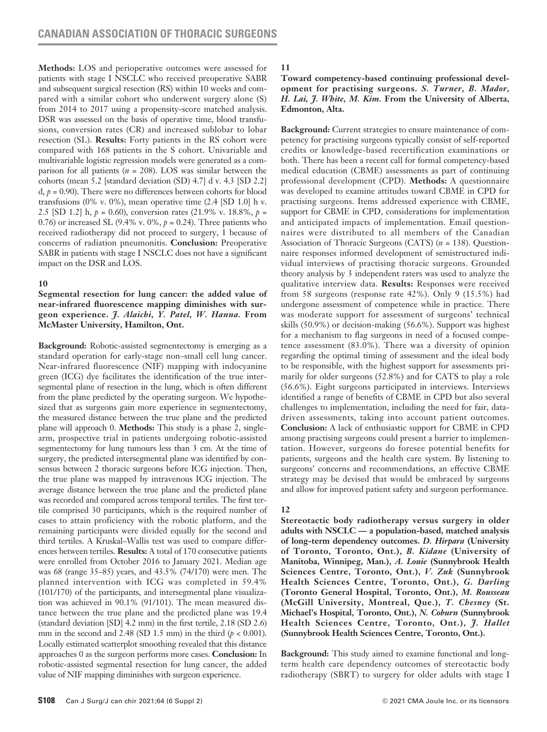**Methods:** LOS and perioperative outcomes were assessed for patients with stage I NSCLC who received preoperative SABR and subsequent surgical resection (RS) within 10 weeks and compared with a similar cohort who underwent surgery alone (S) from 2014 to 2017 using a propensity-score matched analysis. DSR was assessed on the basis of operative time, blood transfusions, conversion rates (CR) and increased sublobar to lobar resection (SL). **Results:** Forty patients in the RS cohort were compared with 168 patients in the S cohort. Univariable and multivariable logistic regression models were generated as a comparison for all patients ($n$ = 208). LOS was similar between the cohorts (mean 5.2 [standard deviation (SD) 4.7] d v. 4.3 [SD 2.2] d, $p$ = 0.90). There were no differences between cohorts for blood transfusions (0% v. 0%), mean operative time (2.4 [SD 1.0] h v. 2.5 [SD 1.2] h, $p$ = 0.60), conversion rates (21.9% v. 18.8%, $p$ = 0.76) or increased SL (9.4% v. 0%, $p$ = 0.24). Three patients who received radiotherapy did not proceed to surgery, 1 because of concerns of radiation pneumonitis. **Conclusion:** Preoperative SABR in patients with stage I NSCLC does not have a significant impact on the DSR and LOS.

### 10

**Segmental resection for lung cancer: the added value of near-infrared fluorescence mapping diminishes with surgeon experience.** ***J. Alaichi, Y. Patel, W. Hanna.*** **From McMaster University, Hamilton, Ont.**

**Background:** Robotic-assisted segmentectomy is emerging as a standard operation for early-stage non–small cell lung cancer. Near-infrared fluorescence (NIF) mapping with indocyanine green (ICG) dye facilitates the identification of the true intersegmental plane of resection in the lung, which is often different from the plane predicted by the operating surgeon. We hypothesized that as surgeons gain more experience in segmentectomy, the measured distance between the true plane and the predicted plane will approach 0. **Methods:** This study is a phase 2, single-arm, prospective trial in patients undergoing robotic-assisted segmentectomy for lung tumours less than 3 cm. At the time of surgery, the predicted intersegmental plane was identified by consensus between 2 thoracic surgeons before ICG injection. Then, the true plane was mapped by intravenous ICG injection. The average distance between the true plane and the predicted plane was recorded and compared across temporal tertiles. The first tertile comprised 30 participants, which is the required number of cases to attain proficiency with the robotic platform, and the remaining participants were divided equally for the second and third tertiles. A Kruskal–Wallis test was used to compare differences between tertiles. **Results:** A total of 170 consecutive patients were enrolled from October 2016 to January 2021. Median age was 68 (range 35–85) years, and 43.5% (74/170) were men. The planned intervention with ICG was completed in 59.4% (101/170) of the participants, and intersegmental plane visualization was achieved in 90.1% (91/101). The mean measured distance between the true plane and the predicted plane was 19.4 (standard deviation [SD] 4.2 mm) in the first tertile, 2.18 (SD 2.6) mm in the second and 2.48 (SD 1.5 mm) in the third ($p$ < 0.001). Locally estimated scatterplot smoothing revealed that this distance approaches 0 as the surgeon performs more cases. **Conclusion:** In robotic-assisted segmental resection for lung cancer, the added value of NIF mapping diminishes with surgeon experience.

### 11

**Toward competency-based continuing professional development for practising surgeons.** ***S. Turner, B. Mador, H. Lai, J. White, M. Kim.*** **From the University of Alberta, Edmonton, Alta.**

**Background:** Current strategies to ensure maintenance of competency for practising surgeons typically consist of self-reported credits or knowledge-based recertification examinations or both. There has been a recent call for formal competency-based medical education (CBME) assessments as part of continuing professional development (CPD). **Methods:** A questionnaire was developed to examine attitudes toward CBME in CPD for practising surgeons. Items addressed experience with CBME, support for CBME in CPD, considerations for implementation and anticipated impacts of implementation. Email questionnaires were distributed to all members of the Canadian Association of Thoracic Surgeons (CATS) ($n$ = 138). Questionnaire responses informed development of semistructured individual interviews of practising thoracic surgeons. Grounded theory analysis by 3 independent raters was used to analyze the qualitative interview data. **Results:** Responses were received from 58 surgeons (response rate 42%). Only 9 (15.5%) had undergone assessment of competence while in practice. There was moderate support for assessment of surgeons' technical skills (50.9%) or decision-making (56.6%). Support was highest for a mechanism to flag surgeons in need of a focused competence assessment (83.0%). There was a diversity of opinion regarding the optimal timing of assessment and the ideal body to be responsible, with the highest support for assessments primarily for older surgeons (52.8%) and for CATS to play a role (56.6%). Eight surgeons participated in interviews. Interviews identified a range of benefits of CBME in CPD but also several challenges to implementation, including the need for fair, data-driven assessments, taking into account patient outcomes. **Conclusion:** A lack of enthusiastic support for CBME in CPD among practising surgeons could present a barrier to implementation. However, surgeons do foresee potential benefits for patients, surgeons and the health care system. By listening to surgeons' concerns and recommendations, an effective CBME strategy may be devised that would be embraced by surgeons and allow for improved patient safety and surgeon performance.

### 12

**Stereotactic body radiotherapy versus surgery in older adults with NSCLC — a population-based, matched analysis of long-term dependency outcomes.** ***D. Hirpara*** **(University of Toronto, Toronto, Ont.),** ***B. Kidane*** **(University of Manitoba, Winnipeg, Man.),** ***A. Louie*** **(Sunnybrook Health Sciences Centre, Toronto, Ont.),** ***V. Zuk*** **(Sunnybrook Health Sciences Centre, Toronto, Ont.),** ***G. Darling*** **(Toronto General Hospital, Toronto, Ont.),** ***M. Rousseau*** **(McGill University, Montreal, Que.),** ***T. Chesney*** **(St. Michael's Hospital, Toronto, Ont.),** ***N. Coburn*** **(Sunnybrook Health Sciences Centre, Toronto, Ont.),** ***J. Hallet*** **(Sunnybrook Health Sciences Centre, Toronto, Ont.).**

**Background:** This study aimed to examine functional and long-term health care dependency outcomes of stereotactic body radiotherapy (SBRT) to surgery for older adults with stage I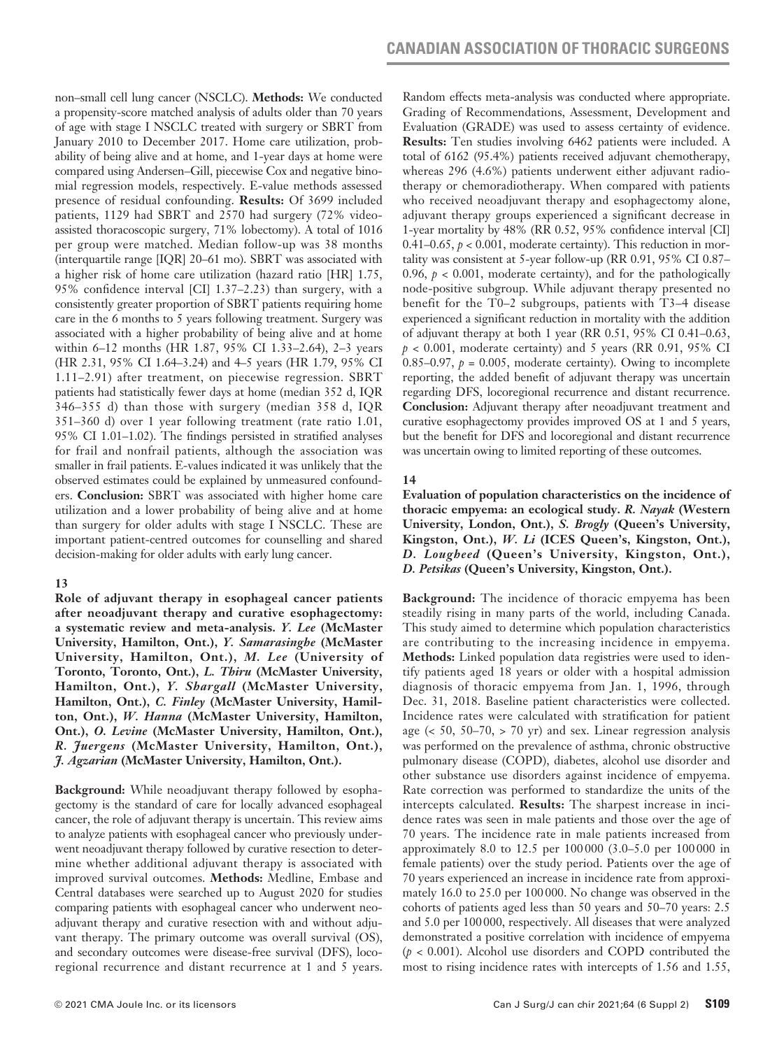non–small cell lung cancer (NSCLC). **Methods:** We conducted a propensity-score matched analysis of adults older than 70 years of age with stage I NSCLC treated with surgery or SBRT from January 2010 to December 2017. Home care utilization, probability of being alive and at home, and 1-year days at home were compared using Andersen–Gill, piecewise Cox and negative binomial regression models, respectively. E-value methods assessed presence of residual confounding. **Results:** Of 3699 included patients, 1129 had SBRT and 2570 had surgery (72% video-assisted thoracoscopic surgery, 71% lobectomy). A total of 1016 per group were matched. Median follow-up was 38 months (interquartile range [IQR] 20–61 mo). SBRT was associated with a higher risk of home care utilization (hazard ratio [HR] 1.75, 95% confidence interval [CI] 1.37–2.23) than surgery, with a consistently greater proportion of SBRT patients requiring home care in the 6 months to 5 years following treatment. Surgery was associated with a higher probability of being alive and at home within 6–12 months (HR 1.87, 95% CI 1.33–2.64), 2–3 years (HR 2.31, 95% CI 1.64–3.24) and 4–5 years (HR 1.79, 95% CI 1.11–2.91) after treatment, on piecewise regression. SBRT patients had statistically fewer days at home (median 352 d, IQR 346–355 d) than those with surgery (median 358 d, IQR 351–360 d) over 1 year following treatment (rate ratio 1.01, 95% CI 1.01–1.02). The findings persisted in stratified analyses for frail and nonfrail patients, although the association was smaller in frail patients. E-values indicated it was unlikely that the observed estimates could be explained by unmeasured confounders. **Conclusion:** SBRT was associated with higher home care utilization and a lower probability of being alive and at home than surgery for older adults with stage I NSCLC. These are important patient-centred outcomes for counselling and shared decision-making for older adults with early lung cancer.

### 13

**Role of adjuvant therapy in esophageal cancer patients after neoadjuvant therapy and curative esophagectomy: a systematic review and meta-analysis.** ***Y. Lee* (McMaster University, Hamilton, Ont.), *Y. Samarasinghe* (McMaster University, Hamilton, Ont.), *M. Lee* (University of Toronto, Toronto, Ont.), *L. Thiru* (McMaster University, Hamilton, Ont.), *Y. Shargall* (McMaster University, Hamilton, Ont.), *C. Finley* (McMaster University, Hamilton, Ont.), *W. Hanna* (McMaster University, Hamilton, Ont.), *O. Levine* (McMaster University, Hamilton, Ont.), *R. Juergens* (McMaster University, Hamilton, Ont.), *J. Agzarian* (McMaster University, Hamilton, Ont.).**

**Background:** While neoadjuvant therapy followed by esophagectomy is the standard of care for locally advanced esophageal cancer, the role of adjuvant therapy is uncertain. This review aims to analyze patients with esophageal cancer who previously underwent neoadjuvant therapy followed by curative resection to determine whether additional adjuvant therapy is associated with improved survival outcomes. **Methods:** Medline, Embase and Central databases were searched up to August 2020 for studies comparing patients with esophageal cancer who underwent neoadjuvant therapy and curative resection with and without adjuvant therapy. The primary outcome was overall survival (OS), and secondary outcomes were disease-free survival (DFS), locoregional recurrence and distant recurrence at 1 and 5 years. Random effects meta-analysis was conducted where appropriate. Grading of Recommendations, Assessment, Development and Evaluation (GRADE) was used to assess certainty of evidence. **Results:** Ten studies involving 6462 patients were included. A total of 6162 (95.4%) patients received adjuvant chemotherapy, whereas 296 (4.6%) patients underwent either adjuvant radiotherapy or chemoradiotherapy. When compared with patients who received neoadjuvant therapy and esophagectomy alone, adjuvant therapy groups experienced a significant decrease in 1-year mortality by 48% (RR 0.52, 95% confidence interval [CI] 0.41–0.65, $p < 0.001$, moderate certainty). This reduction in mortality was consistent at 5-year follow-up (RR 0.91, 95% CI 0.87–0.96, $p < 0.001$, moderate certainty), and for the pathologically node-positive subgroup. While adjuvant therapy presented no benefit for the T0–2 subgroups, patients with T3–4 disease experienced a significant reduction in mortality with the addition of adjuvant therapy at both 1 year (RR 0.51, 95% CI 0.41–0.63, $p < 0.001$, moderate certainty) and 5 years (RR 0.91, 95% CI 0.85–0.97, $p = 0.005$, moderate certainty). Owing to incomplete reporting, the added benefit of adjuvant therapy was uncertain regarding DFS, locoregional recurrence and distant recurrence. **Conclusion:** Adjuvant therapy after neoadjuvant treatment and curative esophagectomy provides improved OS at 1 and 5 years, but the benefit for DFS and locoregional and distant recurrence was uncertain owing to limited reporting of these outcomes.

### 14

**Evaluation of population characteristics on the incidence of thoracic empyema: an ecological study.** ***R. Nayak* (Western University, London, Ont.), *S. Brogly* (Queen's University, Kingston, Ont.), *W. Li* (ICES Queen's, Kingston, Ont.), *D. Lougheed* (Queen's University, Kingston, Ont.), *D. Petsikas* (Queen's University, Kingston, Ont.).**

**Background:** The incidence of thoracic empyema has been steadily rising in many parts of the world, including Canada. This study aimed to determine which population characteristics are contributing to the increasing incidence in empyema. **Methods:** Linked population data registries were used to identify patients aged 18 years or older with a hospital admission diagnosis of thoracic empyema from Jan. 1, 1996, through Dec. 31, 2018. Baseline patient characteristics were collected. Incidence rates were calculated with stratification for patient age (< 50, 50–70, > 70 yr) and sex. Linear regression analysis was performed on the prevalence of asthma, chronic obstructive pulmonary disease (COPD), diabetes, alcohol use disorder and other substance use disorders against incidence of empyema. Rate correction was performed to standardize the units of the intercepts calculated. **Results:** The sharpest increase in incidence rates was seen in male patients and those over the age of 70 years. The incidence rate in male patients increased from approximately 8.0 to 12.5 per 100 000 (3.0–5.0 per 100 000 in female patients) over the study period. Patients over the age of 70 years experienced an increase in incidence rate from approximately 16.0 to 25.0 per 100 000. No change was observed in the cohorts of patients aged less than 50 years and 50–70 years: 2.5 and 5.0 per 100 000, respectively. All diseases that were analyzed demonstrated a positive correlation with incidence of empyema ($p < 0.001$). Alcohol use disorders and COPD contributed the most to rising incidence rates with intercepts of 1.56 and 1.55,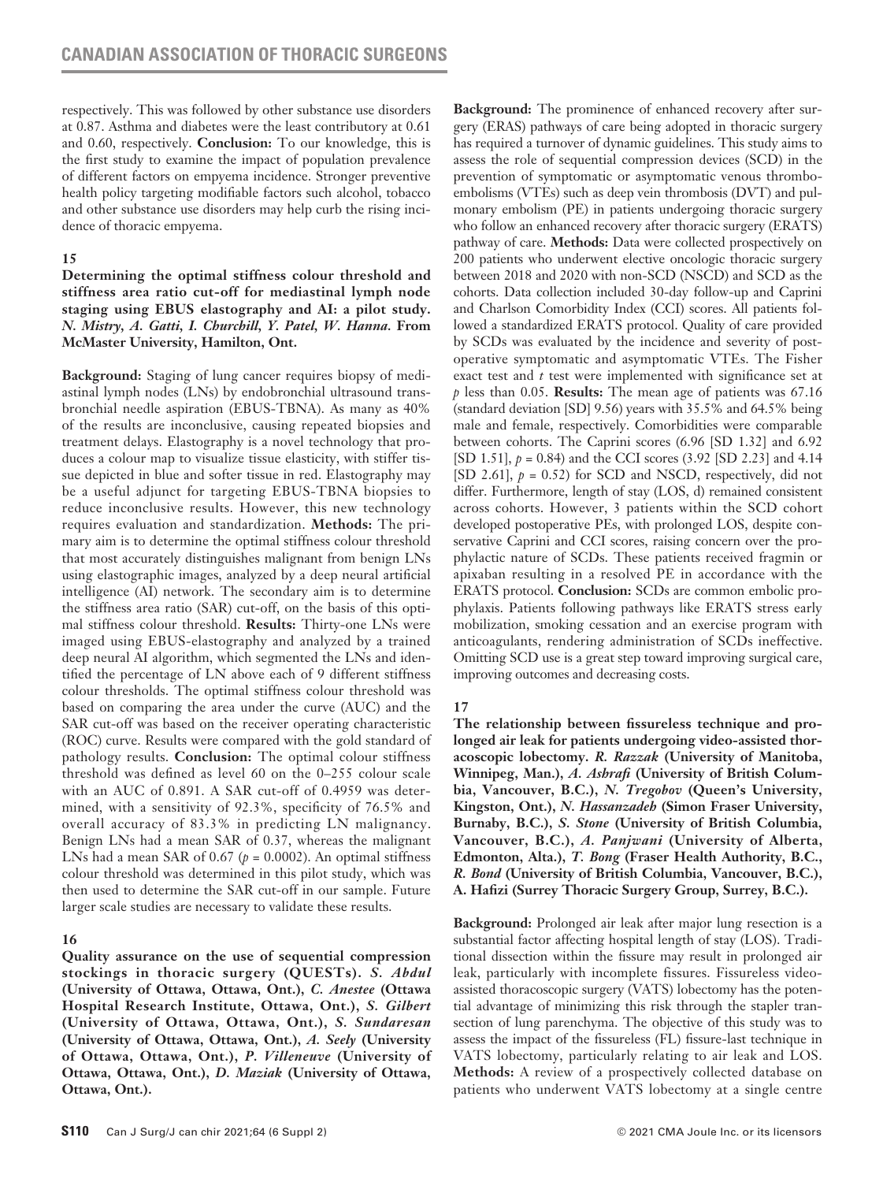respectively. This was followed by other substance use disorders at 0.87. Asthma and diabetes were the least contributory at 0.61 and 0.60, respectively. **Conclusion:** To our knowledge, this is the first study to examine the impact of population prevalence of different factors on empyema incidence. Stronger preventive health policy targeting modifiable factors such alcohol, tobacco and other substance use disorders may help curb the rising incidence of thoracic empyema.

### 15

**Determining the optimal stiffness colour threshold and stiffness area ratio cut-off for mediastinal lymph node staging using EBUS elastography and AI: a pilot study.** ***N. Mistry, A. Gatti, I. Churchill, Y. Patel, W. Hanna.*** **From McMaster University, Hamilton, Ont.**

**Background:** Staging of lung cancer requires biopsy of mediastinal lymph nodes (LNs) by endobronchial ultrasound transbronchial needle aspiration (EBUS-TBNA). As many as 40% of the results are inconclusive, causing repeated biopsies and treatment delays. Elastography is a novel technology that produces a colour map to visualize tissue elasticity, with stiffer tissue depicted in blue and softer tissue in red. Elastography may be a useful adjunct for targeting EBUS-TBNA biopsies to reduce inconclusive results. However, this new technology requires evaluation and standardization. **Methods:** The primary aim is to determine the optimal stiffness colour threshold that most accurately distinguishes malignant from benign LNs using elastographic images, analyzed by a deep neural artificial intelligence (AI) network. The secondary aim is to determine the stiffness area ratio (SAR) cut-off, on the basis of this optimal stiffness colour threshold. **Results:** Thirty-one LNs were imaged using EBUS-elastography and analyzed by a trained deep neural AI algorithm, which segmented the LNs and identified the percentage of LN above each of 9 different stiffness colour thresholds. The optimal stiffness colour threshold was based on comparing the area under the curve (AUC) and the SAR cut-off was based on the receiver operating characteristic (ROC) curve. Results were compared with the gold standard of pathology results. **Conclusion:** The optimal colour stiffness threshold was defined as level 60 on the 0–255 colour scale with an AUC of 0.891. A SAR cut-off of 0.4959 was determined, with a sensitivity of 92.3%, specificity of 76.5% and overall accuracy of 83.3% in predicting LN malignancy. Benign LNs had a mean SAR of 0.37, whereas the malignant LNs had a mean SAR of 0.67 ($p = 0.0002$). An optimal stiffness colour threshold was determined in this pilot study, which was then used to determine the SAR cut-off in our sample. Future larger scale studies are necessary to validate these results.

### 16

**Quality assurance on the use of sequential compression stockings in thoracic surgery (QUESTs).** ***S. Abdul*** **(University of Ottawa, Ottawa, Ont.),** ***C. Anestee*** **(Ottawa Hospital Research Institute, Ottawa, Ont.),** ***S. Gilbert*** **(University of Ottawa, Ottawa, Ont.),** ***S. Sundaresan*** **(University of Ottawa, Ottawa, Ont.),** ***A. Seely*** **(University of Ottawa, Ottawa, Ont.),** ***P. Villeneuve*** **(University of Ottawa, Ottawa, Ont.),** ***D. Maziak*** **(University of Ottawa, Ottawa, Ont.).**

**Background:** The prominence of enhanced recovery after surgery (ERAS) pathways of care being adopted in thoracic surgery has required a turnover of dynamic guidelines. This study aims to assess the role of sequential compression devices (SCD) in the prevention of symptomatic or asymptomatic venous thromboembolisms (VTEs) such as deep vein thrombosis (DVT) and pulmonary embolism (PE) in patients undergoing thoracic surgery who follow an enhanced recovery after thoracic surgery (ERATS) pathway of care. **Methods:** Data were collected prospectively on 200 patients who underwent elective oncologic thoracic surgery between 2018 and 2020 with non-SCD (NSCD) and SCD as the cohorts. Data collection included 30-day follow-up and Caprini and Charlson Comorbidity Index (CCI) scores. All patients followed a standardized ERATS protocol. Quality of care provided by SCDs was evaluated by the incidence and severity of postoperative symptomatic and asymptomatic VTEs. The Fisher exact test and *t* test were implemented with significance set at *p* less than 0.05. **Results:** The mean age of patients was 67.16 (standard deviation [SD] 9.56) years with 35.5% and 64.5% being male and female, respectively. Comorbidities were comparable between cohorts. The Caprini scores (6.96 [SD 1.32] and 6.92 [SD 1.51], $p = 0.84$) and the CCI scores (3.92 [SD 2.23] and 4.14 [SD 2.61], $p = 0.52$) for SCD and NSCD, respectively, did not differ. Furthermore, length of stay (LOS, d) remained consistent across cohorts. However, 3 patients within the SCD cohort developed postoperative PEs, with prolonged LOS, despite conservative Caprini and CCI scores, raising concern over the prophylactic nature of SCDs. These patients received fragmin or apixaban resulting in a resolved PE in accordance with the ERATS protocol. **Conclusion:** SCDs are common embolic prophylaxis. Patients following pathways like ERATS stress early mobilization, smoking cessation and an exercise program with anticoagulants, rendering administration of SCDs ineffective. Omitting SCD use is a great step toward improving surgical care, improving outcomes and decreasing costs.

### 17

**The relationship between fissureless technique and prolonged air leak for patients undergoing video-assisted thoracoscopic lobectomy.** ***R. Razzak*** **(University of Manitoba, Winnipeg, Man.),** ***A. Ashrafi*** **(University of British Columbia, Vancouver, B.C.),** ***N. Tregobov*** **(Queen's University, Kingston, Ont.),** ***N. Hassanzadeh*** **(Simon Fraser University, Burnaby, B.C.),** ***S. Stone*** **(University of British Columbia, Vancouver, B.C.),** ***A. Panjwani*** **(University of Alberta, Edmonton, Alta.),** ***T. Bong*** **(Fraser Health Authority, B.C.,** ***R. Bond*** **(University of British Columbia, Vancouver, B.C.), A. Hafizi (Surrey Thoracic Surgery Group, Surrey, B.C.).**

**Background:** Prolonged air leak after major lung resection is a substantial factor affecting hospital length of stay (LOS). Traditional dissection within the fissure may result in prolonged air leak, particularly with incomplete fissures. Fissureless video-assisted thoracoscopic surgery (VATS) lobectomy has the potential advantage of minimizing this risk through the stapler transection of lung parenchyma. The objective of this study was to assess the impact of the fissureless (FL) fissure-last technique in VATS lobectomy, particularly relating to air leak and LOS. **Methods:** A review of a prospectively collected database on patients who underwent VATS lobectomy at a single centre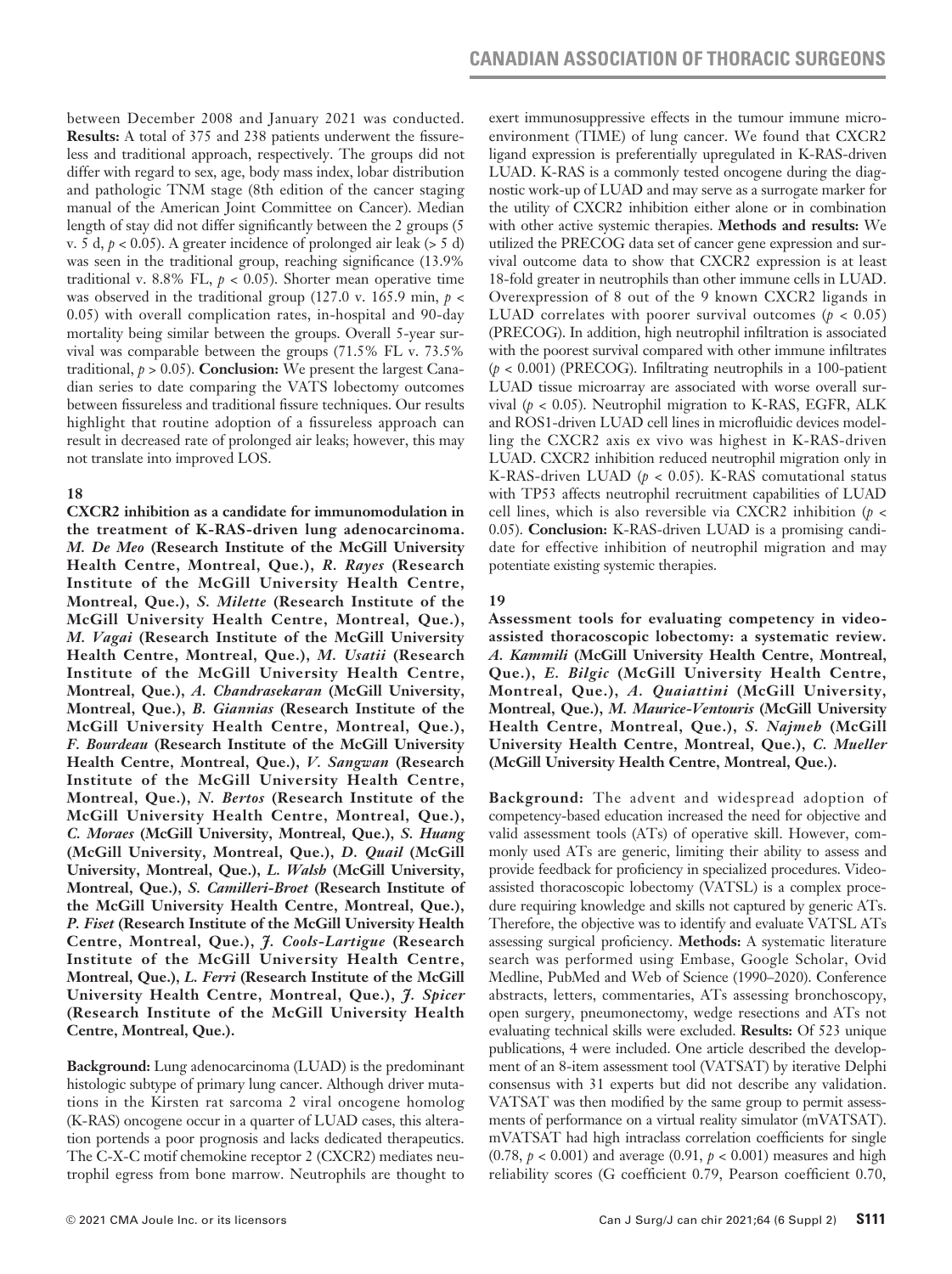between December 2008 and January 2021 was conducted. **Results:** A total of 375 and 238 patients underwent the fissureless and traditional approach, respectively. The groups did not differ with regard to sex, age, body mass index, lobar distribution and pathologic TNM stage (8th edition of the cancer staging manual of the American Joint Committee on Cancer). Median length of stay did not differ significantly between the 2 groups (5 v. 5 d, $p < 0.05$). A greater incidence of prolonged air leak (> 5 d) was seen in the traditional group, reaching significance (13.9% traditional v. 8.8% FL, $p < 0.05$). Shorter mean operative time was observed in the traditional group (127.0 v. 165.9 min, $p < 0.05$) with overall complication rates, in-hospital and 90-day mortality being similar between the groups. Overall 5-year survival was comparable between the groups (71.5% FL v. 73.5% traditional, $p > 0.05$). **Conclusion:** We present the largest Canadian series to date comparing the VATS lobectomy outcomes between fissureless and traditional fissure techniques. Our results highlight that routine adoption of a fissureless approach can result in decreased rate of prolonged air leaks; however, this may not translate into improved LOS.

### 18

**CXCR2 inhibition as a candidate for immunomodulation in the treatment of K-RAS-driven lung adenocarcinoma.** ***M. De Meo*** **(Research Institute of the McGill University Health Centre, Montreal, Que.),** ***R. Rayes*** **(Research Institute of the McGill University Health Centre, Montreal, Que.),** ***S. Milette*** **(Research Institute of the McGill University Health Centre, Montreal, Que.),** ***M. Vagai*** **(Research Institute of the McGill University Health Centre, Montreal, Que.),** ***M. Usatii*** **(Research Institute of the McGill University Health Centre, Montreal, Que.),** ***A. Chandrasekaran*** **(McGill University, Montreal, Que.),** ***B. Giannias*** **(Research Institute of the McGill University Health Centre, Montreal, Que.),** ***F. Bourdeau*** **(Research Institute of the McGill University Health Centre, Montreal, Que.),** ***V. Sangwan*** **(Research Institute of the McGill University Health Centre, Montreal, Que.),** ***N. Bertos*** **(Research Institute of the McGill University Health Centre, Montreal, Que.),** ***C. Moraes*** **(McGill University, Montreal, Que.),** ***S. Huang*** **(McGill University, Montreal, Que.),** ***D. Quail*** **(McGill University, Montreal, Que.),** ***L. Walsh*** **(McGill University, Montreal, Que.),** ***S. Camilleri-Broet*** **(Research Institute of the McGill University Health Centre, Montreal, Que.),** ***P. Fiset*** **(Research Institute of the McGill University Health Centre, Montreal, Que.),** ***J. Cools-Lartigue*** **(Research Institute of the McGill University Health Centre, Montreal, Que.),** ***L. Ferri*** **(Research Institute of the McGill University Health Centre, Montreal, Que.),** ***J. Spicer*** **(Research Institute of the McGill University Health Centre, Montreal, Que.).**

**Background:** Lung adenocarcinoma (LUAD) is the predominant histologic subtype of primary lung cancer. Although driver mutations in the Kirsten rat sarcoma 2 viral oncogene homolog (K-RAS) oncogene occur in a quarter of LUAD cases, this alteration portends a poor prognosis and lacks dedicated therapeutics. The C-X-C motif chemokine receptor 2 (CXCR2) mediates neutrophil egress from bone marrow. Neutrophils are thought to exert immunosuppressive effects in the tumour immune microenvironment (TIME) of lung cancer. We found that CXCR2 ligand expression is preferentially upregulated in K-RAS-driven LUAD. K-RAS is a commonly tested oncogene during the diagnostic work-up of LUAD and may serve as a surrogate marker for the utility of CXCR2 inhibition either alone or in combination with other active systemic therapies. **Methods and results:** We utilized the PRECOG data set of cancer gene expression and survival outcome data to show that CXCR2 expression is at least 18-fold greater in neutrophils than other immune cells in LUAD. Overexpression of 8 out of the 9 known CXCR2 ligands in LUAD correlates with poorer survival outcomes ($p < 0.05$) (PRECOG). In addition, high neutrophil infiltration is associated with the poorest survival compared with other immune infiltrates ($p < 0.001$) (PRECOG). Infiltrating neutrophils in a 100-patient LUAD tissue microarray are associated with worse overall survival ($p < 0.05$). Neutrophil migration to K-RAS, EGFR, ALK and ROS1-driven LUAD cell lines in microfluidic devices modelling the CXCR2 axis ex vivo was highest in K-RAS-driven LUAD. CXCR2 inhibition reduced neutrophil migration only in K-RAS-driven LUAD ($p < 0.05$). K-RAS comutational status with TP53 affects neutrophil recruitment capabilities of LUAD cell lines, which is also reversible via CXCR2 inhibition ($p < 0.05$). **Conclusion:** K-RAS-driven LUAD is a promising candidate for effective inhibition of neutrophil migration and may potentiate existing systemic therapies.

### 19

**Assessment tools for evaluating competency in video-assisted thoracoscopic lobectomy: a systematic review.** ***A. Kammili*** **(McGill University Health Centre, Montreal, Que.),** ***E. Bilgic*** **(McGill University Health Centre, Montreal, Que.),** ***A. Quaiattini*** **(McGill University, Montreal, Que.),** ***M. Maurice-Ventouris*** **(McGill University Health Centre, Montreal, Que.),** ***S. Najmeh*** **(McGill University Health Centre, Montreal, Que.),** ***C. Mueller*** **(McGill University Health Centre, Montreal, Que.).**

**Background:** The advent and widespread adoption of competency-based education increased the need for objective and valid assessment tools (ATs) of operative skill. However, commonly used ATs are generic, limiting their ability to assess and provide feedback for proficiency in specialized procedures. Video-assisted thoracoscopic lobectomy (VATSL) is a complex procedure requiring knowledge and skills not captured by generic ATs. Therefore, the objective was to identify and evaluate VATSL ATs assessing surgical proficiency. **Methods:** A systematic literature search was performed using Embase, Google Scholar, Ovid Medline, PubMed and Web of Science (1990–2020). Conference abstracts, letters, commentaries, ATs assessing bronchoscopy, open surgery, pneumonectomy, wedge resections and ATs not evaluating technical skills were excluded. **Results:** Of 523 unique publications, 4 were included. One article described the development of an 8-item assessment tool (VATSAT) by iterative Delphi consensus with 31 experts but did not describe any validation. VATSAT was then modified by the same group to permit assessments of performance on a virtual reality simulator (mVATSAT). mVATSAT had high intraclass correlation coefficients for single (0.78, $p < 0.001$) and average (0.91, $p < 0.001$) measures and high reliability scores (G coefficient 0.79, Pearson coefficient 0.70,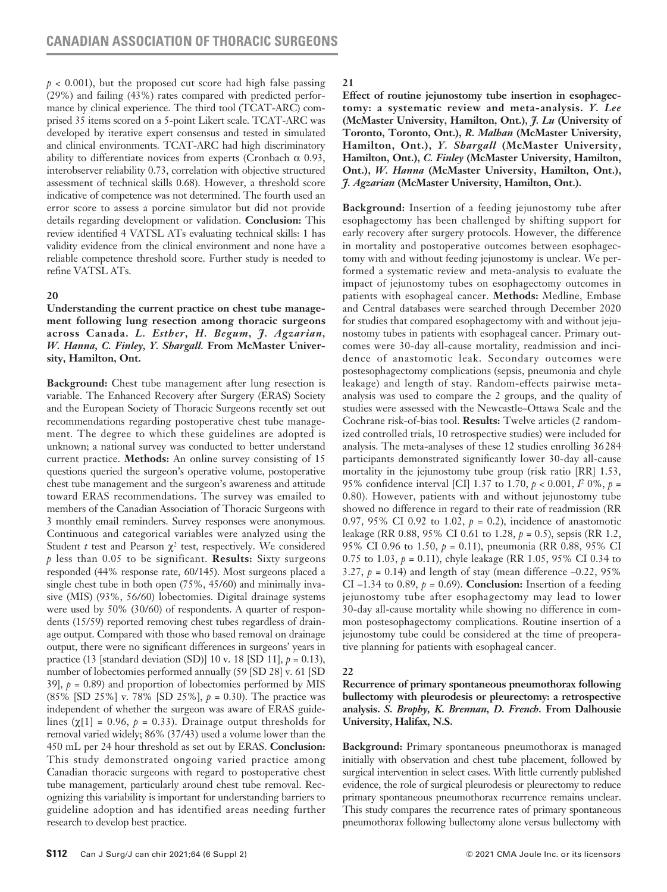$p < 0.001$), but the proposed cut score had high false passing (29%) and failing (43%) rates compared with predicted performance by clinical experience. The third tool (TCAT-ARC) comprised 35 items scored on a 5-point Likert scale. TCAT-ARC was developed by iterative expert consensus and tested in simulated and clinical environments. TCAT-ARC had high discriminatory ability to differentiate novices from experts (Cronbach $\alpha$ 0.93, interobserver reliability 0.73, correlation with objective structured assessment of technical skills 0.68). However, a threshold score indicative of competence was not determined. The fourth used an error score to assess a porcine simulator but did not provide details regarding development or validation. **Conclusion:** This review identified 4 VATSL ATs evaluating technical skills: 1 has validity evidence from the clinical environment and none have a reliable competence threshold score. Further study is needed to refine VATSL ATs.

**20**

**Understanding the current practice on chest tube management following lung resection among thoracic surgeons across Canada.** ***L. Esther, H. Begum, J. Agzarian, W. Hanna, C. Finley, Y. Shargall.*** **From McMaster University, Hamilton, Ont.**

**Background:** Chest tube management after lung resection is variable. The Enhanced Recovery after Surgery (ERAS) Society and the European Society of Thoracic Surgeons recently set out recommendations regarding postoperative chest tube management. The degree to which these guidelines are adopted is unknown; a national survey was conducted to better understand current practice. **Methods:** An online survey consisting of 15 questions queried the surgeon's operative volume, postoperative chest tube management and the surgeon's awareness and attitude toward ERAS recommendations. The survey was emailed to members of the Canadian Association of Thoracic Surgeons with 3 monthly email reminders. Survey responses were anonymous. Continuous and categorical variables were analyzed using the Student $t$ test and Pearson $\chi^2$ test, respectively. We considered $p$ less than 0.05 to be significant. **Results:** Sixty surgeons responded (44% response rate, 60/145). Most surgeons placed a single chest tube in both open (75%, 45/60) and minimally invasive (MIS) (93%, 56/60) lobectomies. Digital drainage systems were used by 50% (30/60) of respondents. A quarter of respondents (15/59) reported removing chest tubes regardless of drainage output. Compared with those who based removal on drainage output, there were no significant differences in surgeons' years in practice (13 [standard deviation (SD)] 10 v. 18 [SD 11], $p = 0.13$), number of lobectomies performed annually (59 [SD 28] v. 61 [SD 39], $p = 0.89$) and proportion of lobectomies performed by MIS (85% [SD 25%] v. 78% [SD 25%], $p = 0.30$). The practice was independent of whether the surgeon was aware of ERAS guidelines ($\chi[1] = 0.96$, $p = 0.33$). Drainage output thresholds for removal varied widely; 86% (37/43) used a volume lower than the 450 mL per 24 hour threshold as set out by ERAS. **Conclusion:** This study demonstrated ongoing varied practice among Canadian thoracic surgeons with regard to postoperative chest tube management, particularly around chest tube removal. Recognizing this variability is important for understanding barriers to guideline adoption and has identified areas needing further research to develop best practice.

**21**

**Effect of routine jejunostomy tube insertion in esophagectomy: a systematic review and meta-analysis.** ***Y. Lee*** **(McMaster University, Hamilton, Ont.),** ***J. Lu*** **(University of Toronto, Toronto, Ont.),** ***R. Malhan*** **(McMaster University, Hamilton, Ont.),** ***Y. Shargall*** **(McMaster University, Hamilton, Ont.),** ***C. Finley*** **(McMaster University, Hamilton, Ont.),** ***W. Hanna*** **(McMaster University, Hamilton, Ont.),** ***J. Agzarian*** **(McMaster University, Hamilton, Ont.).**

**Background:** Insertion of a feeding jejunostomy tube after esophagectomy has been challenged by shifting support for early recovery after surgery protocols. However, the difference in mortality and postoperative outcomes between esophagectomy with and without feeding jejunostomy is unclear. We performed a systematic review and meta-analysis to evaluate the impact of jejunostomy tubes on esophagectomy outcomes in patients with esophageal cancer. **Methods:** Medline, Embase and Central databases were searched through December 2020 for studies that compared esophagectomy with and without jejunostomy tubes in patients with esophageal cancer. Primary outcomes were 30-day all-cause mortality, readmission and incidence of anastomotic leak. Secondary outcomes were postesophagectomy complications (sepsis, pneumonia and chyle leakage) and length of stay. Random-effects pairwise meta-analysis was used to compare the 2 groups, and the quality of studies were assessed with the Newcastle–Ottawa Scale and the Cochrane risk-of-bias tool. **Results:** Twelve articles (2 randomized controlled trials, 10 retrospective studies) were included for analysis. The meta-analyses of these 12 studies enrolling 36284 participants demonstrated significantly lower 30-day all-cause mortality in the jejunostomy tube group (risk ratio [RR] 1.53, 95% confidence interval [CI] 1.37 to 1.70, $p < 0.001$, $I^2$ 0%, $p = 0.80$). However, patients with and without jejunostomy tube showed no difference in regard to their rate of readmission (RR 0.97, 95% CI 0.92 to 1.02, $p = 0.2$), incidence of anastomotic leakage (RR 0.88, 95% CI 0.61 to 1.28, $p = 0.5$), sepsis (RR 1.2, 95% CI 0.96 to 1.50, $p = 0.11$), pneumonia (RR 0.88, 95% CI 0.75 to 1.03, $p = 0.11$), chyle leakage (RR 1.05, 95% CI 0.34 to 3.27, $p = 0.14$) and length of stay (mean difference –0.22, 95% CI –1.34 to 0.89, $p = 0.69$). **Conclusion:** Insertion of a feeding jejunostomy tube after esophagectomy may lead to lower 30-day all-cause mortality while showing no difference in common postesophagectomy complications. Routine insertion of a jejunostomy tube could be considered at the time of preoperative planning for patients with esophageal cancer.

**22**

**Recurrence of primary spontaneous pneumothorax following bullectomy with pleurodesis or pleurectomy: a retrospective analysis.** ***S. Brophy, K. Brennan, D. French.*** **From Dalhousie University, Halifax, N.S.**

**Background:** Primary spontaneous pneumothorax is managed initially with observation and chest tube placement, followed by surgical intervention in select cases. With little currently published evidence, the role of surgical pleurodesis or pleurectomy to reduce primary spontaneous pneumothorax recurrence remains unclear. This study compares the recurrence rates of primary spontaneous pneumothorax following bullectomy alone versus bullectomy with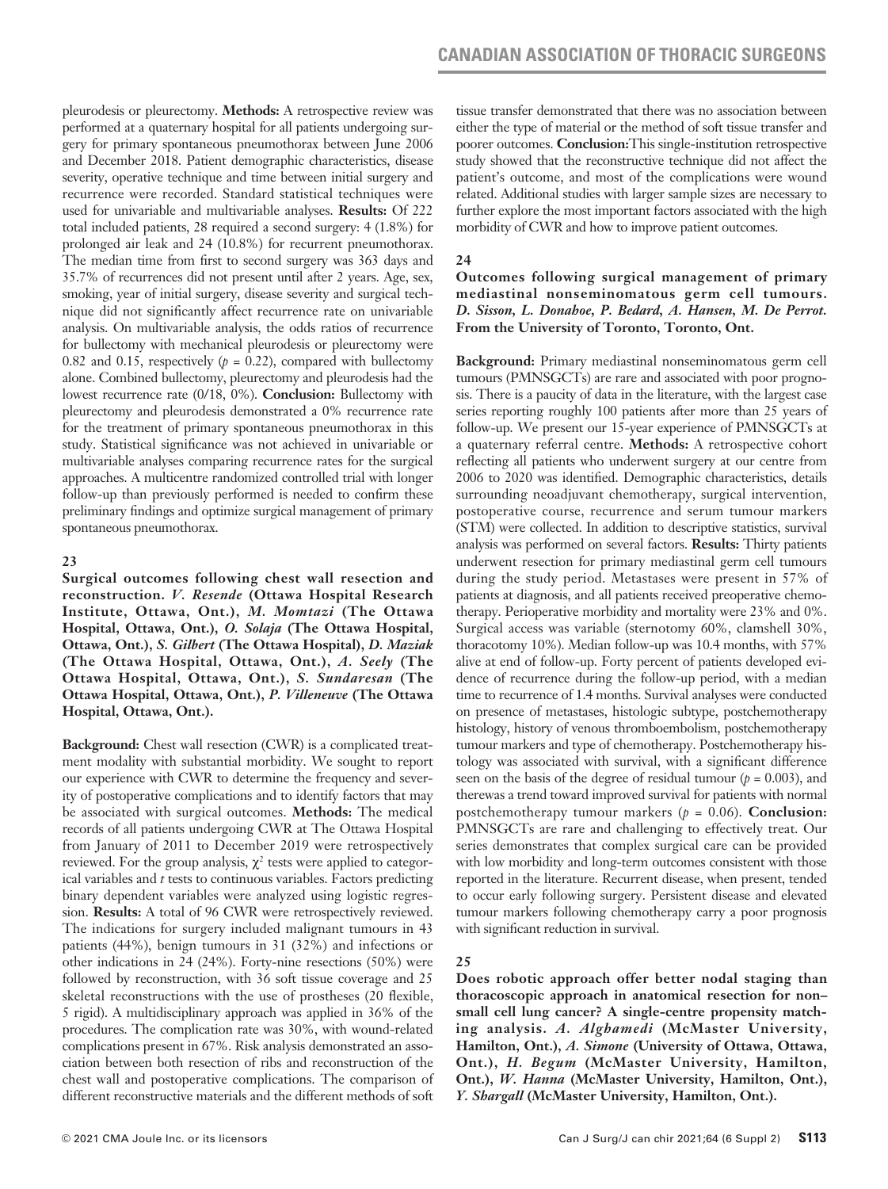pleurodesis or pleurectomy. **Methods:** A retrospective review was performed at a quaternary hospital for all patients undergoing surgery for primary spontaneous pneumothorax between June 2006 and December 2018. Patient demographic characteristics, disease severity, operative technique and time between initial surgery and recurrence were recorded. Standard statistical techniques were used for univariable and multivariable analyses. **Results:** Of 222 total included patients, 28 required a second surgery: 4 (1.8%) for prolonged air leak and 24 (10.8%) for recurrent pneumothorax. The median time from first to second surgery was 363 days and 35.7% of recurrences did not present until after 2 years. Age, sex, smoking, year of initial surgery, disease severity and surgical technique did not significantly affect recurrence rate on univariable analysis. On multivariable analysis, the odds ratios of recurrence for bullectomy with mechanical pleurodesis or pleurectomy were 0.82 and 0.15, respectively ($p = 0.22$), compared with bullectomy alone. Combined bullectomy, pleurectomy and pleurodesis had the lowest recurrence rate (0/18, 0%). **Conclusion:** Bullectomy with pleurectomy and pleurodesis demonstrated a 0% recurrence rate for the treatment of primary spontaneous pneumothorax in this study. Statistical significance was not achieved in univariable or multivariable analyses comparing recurrence rates for the surgical approaches. A multicentre randomized controlled trial with longer follow-up than previously performed is needed to confirm these preliminary findings and optimize surgical management of primary spontaneous pneumothorax.

## 23

**Surgical outcomes following chest wall resection and reconstruction.** ***V. Resende*** **(Ottawa Hospital Research Institute, Ottawa, Ont.),** ***M. Momtazi*** **(The Ottawa Hospital, Ottawa, Ont.),** ***O. Solaja*** **(The Ottawa Hospital, Ottawa, Ont.),** ***S. Gilbert*** **(The Ottawa Hospital),** ***D. Maziak*** **(The Ottawa Hospital, Ottawa, Ont.),** ***A. Seely*** **(The Ottawa Hospital, Ottawa, Ont.),** ***S. Sundaresan*** **(The Ottawa Hospital, Ottawa, Ont.),** ***P. Villeneuve*** **(The Ottawa Hospital, Ottawa, Ont.).**

**Background:** Chest wall resection (CWR) is a complicated treatment modality with substantial morbidity. We sought to report our experience with CWR to determine the frequency and severity of postoperative complications and to identify factors that may be associated with surgical outcomes. **Methods:** The medical records of all patients undergoing CWR at The Ottawa Hospital from January of 2011 to December 2019 were retrospectively reviewed. For the group analysis, $\chi^2$ tests were applied to categorical variables and *t* tests to continuous variables. Factors predicting binary dependent variables were analyzed using logistic regression. **Results:** A total of 96 CWR were retrospectively reviewed. The indications for surgery included malignant tumours in 43 patients (44%), benign tumours in 31 (32%) and infections or other indications in 24 (24%). Forty-nine resections (50%) were followed by reconstruction, with 36 soft tissue coverage and 25 skeletal reconstructions with the use of prostheses (20 flexible, 5 rigid). A multidisciplinary approach was applied in 36% of the procedures. The complication rate was 30%, with wound-related complications present in 67%. Risk analysis demonstrated an association between both resection of ribs and reconstruction of the chest wall and postoperative complications. The comparison of different reconstructive materials and the different methods of soft tissue transfer demonstrated that there was no association between either the type of material or the method of soft tissue transfer and poorer outcomes. **Conclusion:** This single-institution retrospective study showed that the reconstructive technique did not affect the patient's outcome, and most of the complications were wound related. Additional studies with larger sample sizes are necessary to further explore the most important factors associated with the high morbidity of CWR and how to improve patient outcomes.

## 24

**Outcomes following surgical management of primary mediastinal nonseminomatous germ cell tumours.** ***D. Sisson, L. Donahoe, P. Bedard, A. Hansen, M. De Perrot.*** **From the University of Toronto, Toronto, Ont.**

**Background:** Primary mediastinal nonseminomatous germ cell tumours (PMNSGCTs) are rare and associated with poor prognosis. There is a paucity of data in the literature, with the largest case series reporting roughly 100 patients after more than 25 years of follow-up. We present our 15-year experience of PMNSGCTs at a quaternary referral centre. **Methods:** A retrospective cohort reflecting all patients who underwent surgery at our centre from 2006 to 2020 was identified. Demographic characteristics, details surrounding neoadjuvant chemotherapy, surgical intervention, postoperative course, recurrence and serum tumour markers (STM) were collected. In addition to descriptive statistics, survival analysis was performed on several factors. **Results:** Thirty patients underwent resection for primary mediastinal germ cell tumours during the study period. Metastases were present in 57% of patients at diagnosis, and all patients received preoperative chemotherapy. Perioperative morbidity and mortality were 23% and 0%. Surgical access was variable (sternotomy 60%, clamshell 30%, thoracotomy 10%). Median follow-up was 10.4 months, with 57% alive at end of follow-up. Forty percent of patients developed evidence of recurrence during the follow-up period, with a median time to recurrence of 1.4 months. Survival analyses were conducted on presence of metastases, histologic subtype, postchemotherapy histology, history of venous thromboembolism, postchemotherapy tumour markers and type of chemotherapy. Postchemotherapy histology was associated with survival, with a significant difference seen on the basis of the degree of residual tumour ($p = 0.003$), and therewas a trend toward improved survival for patients with normal postchemotherapy tumour markers ($p = 0.06$). **Conclusion:** PMNSGCTs are rare and challenging to effectively treat. Our series demonstrates that complex surgical care can be provided with low morbidity and long-term outcomes consistent with those reported in the literature. Recurrent disease, when present, tended to occur early following surgery. Persistent disease and elevated tumour markers following chemotherapy carry a poor prognosis with significant reduction in survival.

## 25

**Does robotic approach offer better nodal staging than thoracoscopic approach in anatomical resection for non–small cell lung cancer? A single-centre propensity matching analysis.** ***A. Alghamedi*** **(McMaster University, Hamilton, Ont.),** ***A. Simone*** **(University of Ottawa, Ottawa, Ont.),** ***H. Begum*** **(McMaster University, Hamilton, Ont.),** ***W. Hanna*** **(McMaster University, Hamilton, Ont.),** ***Y. Shargall*** **(McMaster University, Hamilton, Ont.).**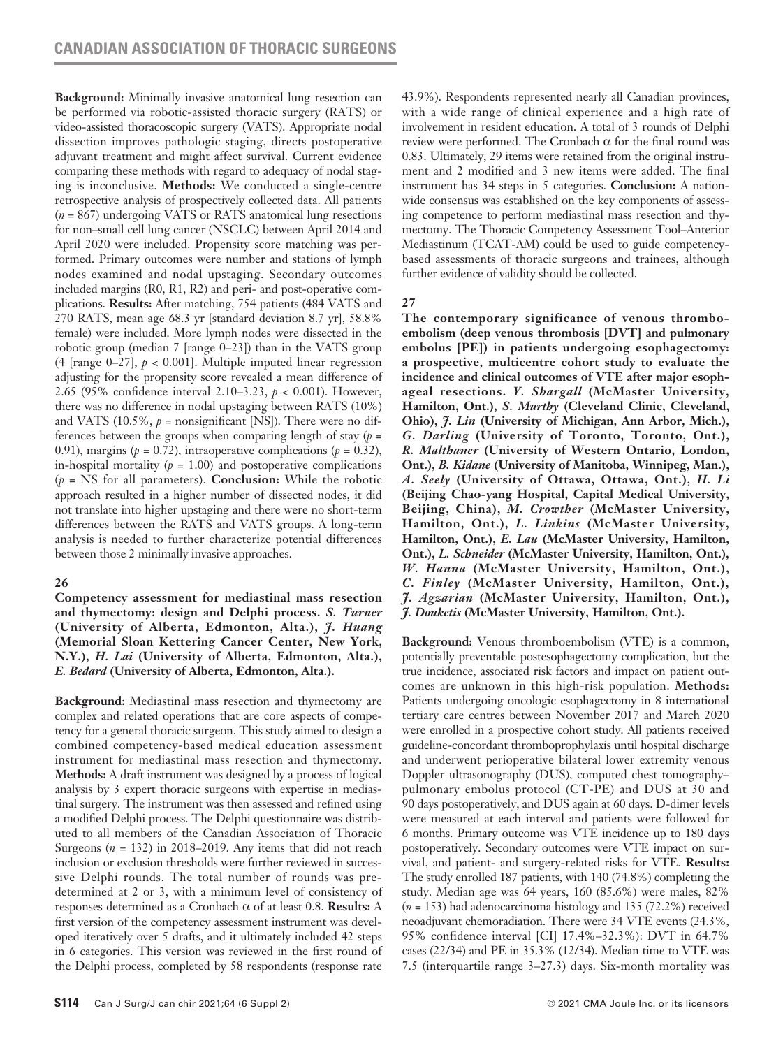**Background:** Minimally invasive anatomical lung resection can be performed via robotic-assisted thoracic surgery (RATS) or video-assisted thoracoscopic surgery (VATS). Appropriate nodal dissection improves pathologic staging, directs postoperative adjuvant treatment and might affect survival. Current evidence comparing these methods with regard to adequacy of nodal staging is inconclusive. **Methods:** We conducted a single-centre retrospective analysis of prospectively collected data. All patients ($n$ = 867) undergoing VATS or RATS anatomical lung resections for non–small cell lung cancer (NSCLC) between April 2014 and April 2020 were included. Propensity score matching was performed. Primary outcomes were number and stations of lymph nodes examined and nodal upstaging. Secondary outcomes included margins (R0, R1, R2) and peri- and post-operative complications. **Results:** After matching, 754 patients (484 VATS and 270 RATS, mean age 68.3 yr [standard deviation 8.7 yr], 58.8% female) were included. More lymph nodes were dissected in the robotic group (median 7 [range 0–23]) than in the VATS group (4 [range 0–27], $p$ < 0.001]. Multiple imputed linear regression adjusting for the propensity score revealed a mean difference of 2.65 (95% confidence interval 2.10–3.23, $p$ < 0.001). However, there was no difference in nodal upstaging between RATS (10%) and VATS (10.5%, $p$ = nonsignificant [NS]). There were no differences between the groups when comparing length of stay ($p$ = 0.91), margins ($p$ = 0.72), intraoperative complications ($p$ = 0.32), in-hospital mortality ($p$ = 1.00) and postoperative complications ($p$ = NS for all parameters). **Conclusion:** While the robotic approach resulted in a higher number of dissected nodes, it did not translate into higher upstaging and there were no short-term differences between the RATS and VATS groups. A long-term analysis is needed to further characterize potential differences between those 2 minimally invasive approaches.

### 26

**Competency assessment for mediastinal mass resection and thymectomy: design and Delphi process. *S. Turner* (University of Alberta, Edmonton, Alta.), *J. Huang* (Memorial Sloan Kettering Cancer Center, New York, N.Y.), *H. Lai* (University of Alberta, Edmonton, Alta.), *E. Bedard* (University of Alberta, Edmonton, Alta.).**

**Background:** Mediastinal mass resection and thymectomy are complex and related operations that are core aspects of competency for a general thoracic surgeon. This study aimed to design a combined competency-based medical education assessment instrument for mediastinal mass resection and thymectomy. **Methods:** A draft instrument was designed by a process of logical analysis by 3 expert thoracic surgeons with expertise in mediastinal surgery. The instrument was then assessed and refined using a modified Delphi process. The Delphi questionnaire was distributed to all members of the Canadian Association of Thoracic Surgeons ($n$ = 132) in 2018–2019. Any items that did not reach inclusion or exclusion thresholds were further reviewed in successive Delphi rounds. The total number of rounds was predetermined at 2 or 3, with a minimum level of consistency of responses determined as a Cronbach $\alpha$ of at least 0.8. **Results:** A first version of the competency assessment instrument was developed iteratively over 5 drafts, and it ultimately included 42 steps in 6 categories. This version was reviewed in the first round of the Delphi process, completed by 58 respondents (response rate 43.9%). Respondents represented nearly all Canadian provinces, with a wide range of clinical experience and a high rate of involvement in resident education. A total of 3 rounds of Delphi review were performed. The Cronbach $\alpha$ for the final round was 0.83. Ultimately, 29 items were retained from the original instrument and 2 modified and 3 new items were added. The final instrument has 34 steps in 5 categories. **Conclusion:** A nationwide consensus was established on the key components of assessing competence to perform mediastinal mass resection and thymectomy. The Thoracic Competency Assessment Tool–Anterior Mediastinum (TCAT-AM) could be used to guide competency-based assessments of thoracic surgeons and trainees, although further evidence of validity should be collected.

### 27

**The contemporary significance of venous thromboembolism (deep venous thrombosis [DVT] and pulmonary embolus [PE]) in patients undergoing esophagectomy: a prospective, multicentre cohort study to evaluate the incidence and clinical outcomes of VTE after major esophageal resections. *Y. Shargall* (McMaster University, Hamilton, Ont.), *S. Murthy* (Cleveland Clinic, Cleveland, Ohio), *J. Lin* (University of Michigan, Ann Arbor, Mich.), *G. Darling* (University of Toronto, Toronto, Ont.), *R. Malthaner* (University of Western Ontario, London, Ont.), *B. Kidane* (University of Manitoba, Winnipeg, Man.), *A. Seely* (University of Ottawa, Ottawa, Ont.), *H. Li* (Beijing Chao-yang Hospital, Capital Medical University, Beijing, China), *M. Crowther* (McMaster University, Hamilton, Ont.), *L. Linkins* (McMaster University, Hamilton, Ont.), *E. Lau* (McMaster University, Hamilton, Ont.), *L. Schneider* (McMaster University, Hamilton, Ont.), *W. Hanna* (McMaster University, Hamilton, Ont.), *C. Finley* (McMaster University, Hamilton, Ont.), *J. Agzarian* (McMaster University, Hamilton, Ont.), *J. Douketis* (McMaster University, Hamilton, Ont.).**

**Background:** Venous thromboembolism (VTE) is a common, potentially preventable postesophagectomy complication, but the true incidence, associated risk factors and impact on patient outcomes are unknown in this high-risk population. **Methods:** Patients undergoing oncologic esophagectomy in 8 international tertiary care centres between November 2017 and March 2020 were enrolled in a prospective cohort study. All patients received guideline-concordant thromboprophylaxis until hospital discharge and underwent perioperative bilateral lower extremity venous Doppler ultrasonography (DUS), computed chest tomography–pulmonary embolus protocol (CT-PE) and DUS at 30 and 90 days postoperatively, and DUS again at 60 days. D-dimer levels were measured at each interval and patients were followed for 6 months. Primary outcome was VTE incidence up to 180 days postoperatively. Secondary outcomes were VTE impact on survival, and patient- and surgery-related risks for VTE. **Results:** The study enrolled 187 patients, with 140 (74.8%) completing the study. Median age was 64 years, 160 (85.6%) were males, 82% ($n$ = 153) had adenocarcinoma histology and 135 (72.2%) received neoadjuvant chemoradiation. There were 34 VTE events (24.3%, 95% confidence interval [CI] 17.4%–32.3%): DVT in 64.7% cases (22/34) and PE in 35.3% (12/34). Median time to VTE was 7.5 (interquartile range 3–27.3) days. Six-month mortality was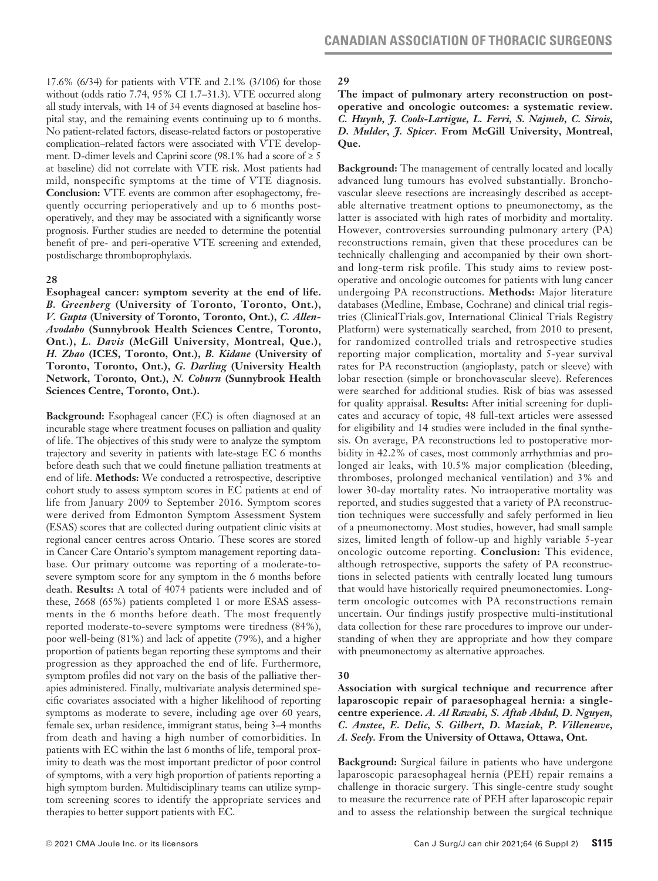17.6% (6/34) for patients with VTE and 2.1% (3/106) for those without (odds ratio 7.74, 95% CI 1.7–31.3). VTE occurred along all study intervals, with 14 of 34 events diagnosed at baseline hospital stay, and the remaining events continuing up to 6 months. No patient-related factors, disease-related factors or postoperative complication–related factors were associated with VTE development. D-dimer levels and Caprini score (98.1% had a score of ≥ 5 at baseline) did not correlate with VTE risk. Most patients had mild, nonspecific symptoms at the time of VTE diagnosis. **Conclusion:** VTE events are common after esophagectomy, frequently occurring perioperatively and up to 6 months postoperatively, and they may be associated with a significantly worse prognosis. Further studies are needed to determine the potential benefit of pre- and peri-operative VTE screening and extended, postdischarge thromboprophylaxis.

### 28

**Esophageal cancer: symptom severity at the end of life.** ***B. Greenberg*** **(University of Toronto, Toronto, Ont.),** ***V. Gupta*** **(University of Toronto, Toronto, Ont.),** ***C. Allen-Avodabo*** **(Sunnybrook Health Sciences Centre, Toronto, Ont.),** ***L. Davis*** **(McGill University, Montreal, Que.),** ***H. Zhao*** **(ICES, Toronto, Ont.),** ***B. Kidane*** **(University of Toronto, Toronto, Ont.),** ***G. Darling*** **(University Health Network, Toronto, Ont.),** ***N. Coburn*** **(Sunnybrook Health Sciences Centre, Toronto, Ont.).**

**Background:** Esophageal cancer (EC) is often diagnosed at an incurable stage where treatment focuses on palliation and quality of life. The objectives of this study were to analyze the symptom trajectory and severity in patients with late-stage EC 6 months before death such that we could finetune palliation treatments at end of life. **Methods:** We conducted a retrospective, descriptive cohort study to assess symptom scores in EC patients at end of life from January 2009 to September 2016. Symptom scores were derived from Edmonton Symptom Assessment System (ESAS) scores that are collected during outpatient clinic visits at regional cancer centres across Ontario. These scores are stored in Cancer Care Ontario's symptom management reporting database. Our primary outcome was reporting of a moderate-to-severe symptom score for any symptom in the 6 months before death. **Results:** A total of 4074 patients were included and of these, 2668 (65%) patients completed 1 or more ESAS assessments in the 6 months before death. The most frequently reported moderate-to-severe symptoms were tiredness (84%), poor well-being (81%) and lack of appetite (79%), and a higher proportion of patients began reporting these symptoms and their progression as they approached the end of life. Furthermore, symptom profiles did not vary on the basis of the palliative therapies administered. Finally, multivariate analysis determined specific covariates associated with a higher likelihood of reporting symptoms as moderate to severe, including age over 60 years, female sex, urban residence, immigrant status, being 3–4 months from death and having a high number of comorbidities. In patients with EC within the last 6 months of life, temporal proximity to death was the most important predictor of poor control of symptoms, with a very high proportion of patients reporting a high symptom burden. Multidisciplinary teams can utilize symptom screening scores to identify the appropriate services and therapies to better support patients with EC.

### 29

**The impact of pulmonary artery reconstruction on postoperative and oncologic outcomes: a systematic review.** ***C. Huynh, J. Cools-Lartigue, L. Ferri, S. Najmeh, C. Sirois, D. Mulder, J. Spicer.*** **From McGill University, Montreal, Que.**

**Background:** The management of centrally located and locally advanced lung tumours has evolved substantially. Bronchovascular sleeve resections are increasingly described as acceptable alternative treatment options to pneumonectomy, as the latter is associated with high rates of morbidity and mortality. However, controversies surrounding pulmonary artery (PA) reconstructions remain, given that these procedures can be technically challenging and accompanied by their own short- and long-term risk profile. This study aims to review postoperative and oncologic outcomes for patients with lung cancer undergoing PA reconstructions. **Methods:** Major literature databases (Medline, Embase, Cochrane) and clinical trial registries (ClinicalTrials.gov, International Clinical Trials Registry Platform) were systematically searched, from 2010 to present, for randomized controlled trials and retrospective studies reporting major complication, mortality and 5-year survival rates for PA reconstruction (angioplasty, patch or sleeve) with lobar resection (simple or bronchovascular sleeve). References were searched for additional studies. Risk of bias was assessed for quality appraisal. **Results:** After initial screening for duplicates and accuracy of topic, 48 full-text articles were assessed for eligibility and 14 studies were included in the final synthesis. On average, PA reconstructions led to postoperative morbidity in 42.2% of cases, most commonly arrhythmias and prolonged air leaks, with 10.5% major complication (bleeding, thromboses, prolonged mechanical ventilation) and 3% and lower 30-day mortality rates. No intraoperative mortality was reported, and studies suggested that a variety of PA reconstruction techniques were successfully and safely performed in lieu of a pneumonectomy. Most studies, however, had small sample sizes, limited length of follow-up and highly variable 5-year oncologic outcome reporting. **Conclusion:** This evidence, although retrospective, supports the safety of PA reconstructions in selected patients with centrally located lung tumours that would have historically required pneumonectomies. Long-term oncologic outcomes with PA reconstructions remain uncertain. Our findings justify prospective multi-institutional data collection for these rare procedures to improve our understanding of when they are appropriate and how they compare with pneumonectomy as alternative approaches.

### 30

**Association with surgical technique and recurrence after laparoscopic repair of paraesophageal hernia: a single-centre experience.** ***A. Al Rawahi, S. Aftab Abdul, D. Nguyen, C. Anstee, E. Delic, S. Gilbert, D. Maziak, P. Villeneuve, A. Seely.*** **From the University of Ottawa, Ottawa, Ont.**

**Background:** Surgical failure in patients who have undergone laparoscopic paraesophageal hernia (PEH) repair remains a challenge in thoracic surgery. This single-centre study sought to measure the recurrence rate of PEH after laparoscopic repair and to assess the relationship between the surgical technique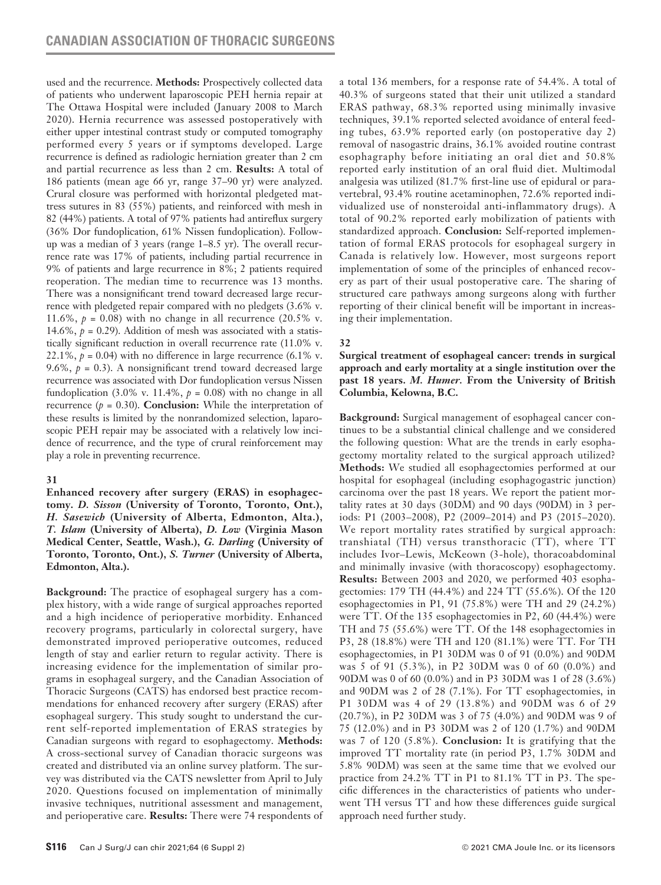used and the recurrence. **Methods:** Prospectively collected data of patients who underwent laparoscopic PEH hernia repair at The Ottawa Hospital were included (January 2008 to March 2020). Hernia recurrence was assessed postoperatively with either upper intestinal contrast study or computed tomography performed every 5 years or if symptoms developed. Large recurrence is defined as radiologic herniation greater than 2 cm and partial recurrence as less than 2 cm. **Results:** A total of 186 patients (mean age 66 yr, range 37–90 yr) were analyzed. Crural closure was performed with horizontal pledgeted mattress sutures in 83 (55%) patients, and reinforced with mesh in 82 (44%) patients. A total of 97% patients had antireflux surgery (36% Dor fundoplication, 61% Nissen fundoplication). Follow-up was a median of 3 years (range 1–8.5 yr). The overall recurrence rate was 17% of patients, including partial recurrence in 9% of patients and large recurrence in 8%; 2 patients required reoperation. The median time to recurrence was 13 months. There was a nonsignificant trend toward decreased large recurrence with pledgeted repair compared with no pledgets (3.6% v. 11.6%, $p = 0.08$) with no change in all recurrence (20.5% v. 14.6%, $p = 0.29$). Addition of mesh was associated with a statistically significant reduction in overall recurrence rate (11.0% v. 22.1%, $p = 0.04$) with no difference in large recurrence (6.1% v. 9.6%, $p = 0.3$). A nonsignificant trend toward decreased large recurrence was associated with Dor fundoplication versus Nissen fundoplication (3.0% v. 11.4%, $p = 0.08$) with no change in all recurrence ($p = 0.30$). **Conclusion:** While the interpretation of these results is limited by the nonrandomized selection, laparoscopic PEH repair may be associated with a relatively low incidence of recurrence, and the type of crural reinforcement may play a role in preventing recurrence.

**31**

**Enhanced recovery after surgery (ERAS) in esophagectomy.** ***D. Sisson*** **(University of Toronto, Toronto, Ont.),** ***H. Sasewich*** **(University of Alberta, Edmonton, Alta.),** ***T. Islam*** **(University of Alberta),** ***D. Low*** **(Virginia Mason Medical Center, Seattle, Wash.),** ***G. Darling*** **(University of Toronto, Toronto, Ont.),** ***S. Turner*** **(University of Alberta, Edmonton, Alta.).**

**Background:** The practice of esophageal surgery has a complex history, with a wide range of surgical approaches reported and a high incidence of perioperative morbidity. Enhanced recovery programs, particularly in colorectal surgery, have demonstrated improved perioperative outcomes, reduced length of stay and earlier return to regular activity. There is increasing evidence for the implementation of similar programs in esophageal surgery, and the Canadian Association of Thoracic Surgeons (CATS) has endorsed best practice recommendations for enhanced recovery after surgery (ERAS) after esophageal surgery. This study sought to understand the current self-reported implementation of ERAS strategies by Canadian surgeons with regard to esophagectomy. **Methods:** A cross-sectional survey of Canadian thoracic surgeons was created and distributed via an online survey platform. The survey was distributed via the CATS newsletter from April to July 2020. Questions focused on implementation of minimally invasive techniques, nutritional assessment and management, and perioperative care. **Results:** There were 74 respondents of a total 136 members, for a response rate of 54.4%. A total of 40.3% of surgeons stated that their unit utilized a standard ERAS pathway, 68.3% reported using minimally invasive techniques, 39.1% reported selected avoidance of enteral feeding tubes, 63.9% reported early (on postoperative day 2) removal of nasogastric drains, 36.1% avoided routine contrast esophagraphy before initiating an oral diet and 50.8% reported early institution of an oral fluid diet. Multimodal analgesia was utilized (81.7% first-line use of epidural or paravertebral, 93.4% routine acetaminophen, 72.6% reported individualized use of nonsteroidal anti-inflammatory drugs). A total of 90.2% reported early mobilization of patients with standardized approach. **Conclusion:** Self-reported implementation of formal ERAS protocols for esophageal surgery in Canada is relatively low. However, most surgeons report implementation of some of the principles of enhanced recovery as part of their usual postoperative care. The sharing of structured care pathways among surgeons along with further reporting of their clinical benefit will be important in increasing their implementation.

**32**

**Surgical treatment of esophageal cancer: trends in surgical approach and early mortality at a single institution over the past 18 years.** ***M. Humer.*** **From the University of British Columbia, Kelowna, B.C.**

**Background:** Surgical management of esophageal cancer continues to be a substantial clinical challenge and we considered the following question: What are the trends in early esophagectomy mortality related to the surgical approach utilized? **Methods:** We studied all esophagectomies performed at our hospital for esophageal (including esophagogastric junction) carcinoma over the past 18 years. We report the patient mortality rates at 30 days (30DM) and 90 days (90DM) in 3 periods: P1 (2003–2008), P2 (2009–2014) and P3 (2015–2020). We report mortality rates stratified by surgical approach: transhiatal (TH) versus transthoracic (TT), where TT includes Ivor–Lewis, McKeown (3-hole), thoracoabdominal and minimally invasive (with thoracoscopy) esophagectomy. **Results:** Between 2003 and 2020, we performed 403 esophagectomies: 179 TH (44.4%) and 224 TT (55.6%). Of the 120 esophagectomies in P1, 91 (75.8%) were TH and 29 (24.2%) were TT. Of the 135 esophagectomies in P2, 60 (44.4%) were TH and 75 (55.6%) were TT. Of the 148 esophagectomies in P3, 28 (18.8%) were TH and 120 (81.1%) were TT. For TH esophagectomies, in P1 30DM was 0 of 91 (0.0%) and 90DM was 5 of 91 (5.3%), in P2 30DM was 0 of 60 (0.0%) and 90DM was 0 of 60 (0.0%) and in P3 30DM was 1 of 28 (3.6%) and 90DM was 2 of 28 (7.1%). For TT esophagectomies, in P1 30DM was 4 of 29 (13.8%) and 90DM was 6 of 29 (20.7%), in P2 30DM was 3 of 75 (4.0%) and 90DM was 9 of 75 (12.0%) and in P3 30DM was 2 of 120 (1.7%) and 90DM was 7 of 120 (5.8%). **Conclusion:** It is gratifying that the improved TT mortality rate (in period P3, 1.7% 30DM and 5.8% 90DM) was seen at the same time that we evolved our practice from 24.2% TT in P1 to 81.1% TT in P3. The specific differences in the characteristics of patients who underwent TH versus TT and how these differences guide surgical approach need further study.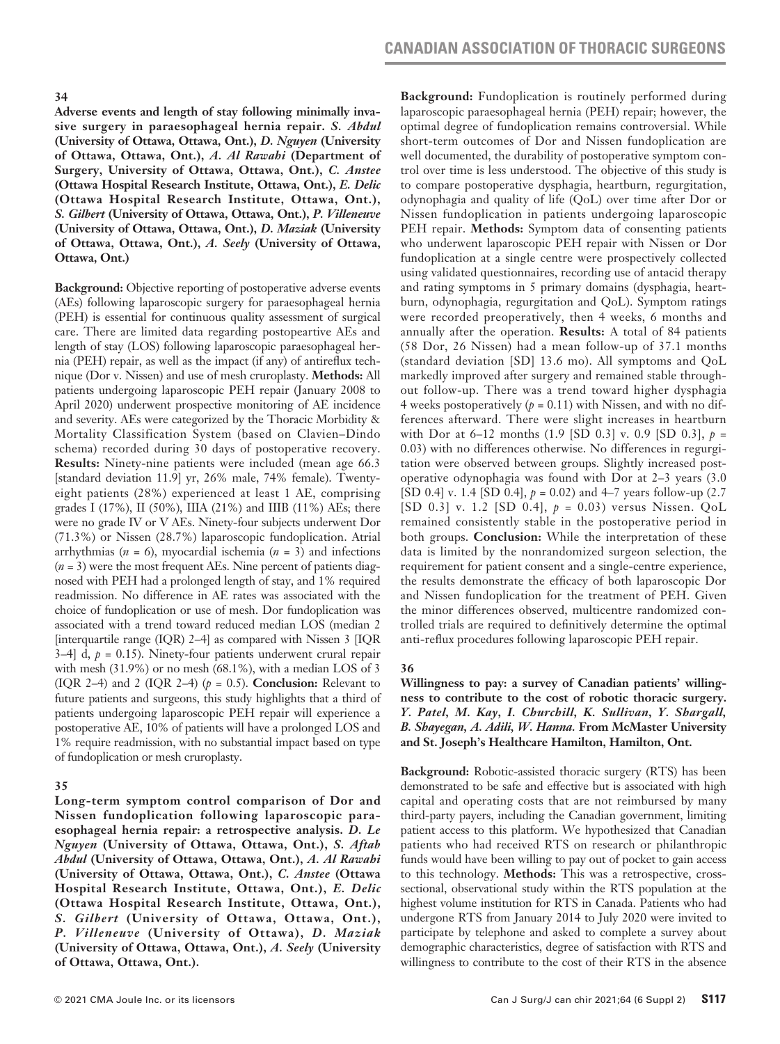## 34

**Adverse events and length of stay following minimally invasive surgery in paraesophageal hernia repair.** ***S. Abdul*** **(University of Ottawa, Ottawa, Ont.),** ***D. Nguyen*** **(University of Ottawa, Ottawa, Ont.),** ***A. Al Rawahi*** **(Department of Surgery, University of Ottawa, Ottawa, Ont.),** ***C. Anstee*** **(Ottawa Hospital Research Institute, Ottawa, Ont.),** ***E. Delic*** **(Ottawa Hospital Research Institute, Ottawa, Ont.),** ***S. Gilbert*** **(University of Ottawa, Ottawa, Ont.),** ***P. Villeneuve*** **(University of Ottawa, Ottawa, Ont.),** ***D. Maziak*** **(University of Ottawa, Ottawa, Ont.),** ***A. Seely*** **(University of Ottawa, Ottawa, Ont.)**

**Background:** Objective reporting of postoperative adverse events (AEs) following laparoscopic surgery for paraesophageal hernia (PEH) is essential for continuous quality assessment of surgical care. There are limited data regarding postopeartive AEs and length of stay (LOS) following laparoscopic paraesophageal hernia (PEH) repair, as well as the impact (if any) of antireflux technique (Dor v. Nissen) and use of mesh cruroplasty. **Methods:** All patients undergoing laparoscopic PEH repair (January 2008 to April 2020) underwent prospective monitoring of AE incidence and severity. AEs were categorized by the Thoracic Morbidity & Mortality Classification System (based on Clavien–Dindo schema) recorded during 30 days of postoperative recovery. **Results:** Ninety-nine patients were included (mean age 66.3 [standard deviation 11.9] yr, 26% male, 74% female). Twenty-eight patients (28%) experienced at least 1 AE, comprising grades I (17%), II (50%), IIIA (21%) and IIIB (11%) AEs; there were no grade IV or V AEs. Ninety-four subjects underwent Dor (71.3%) or Nissen (28.7%) laparoscopic fundoplication. Atrial arrhythmias ($n = 6$), myocardial ischemia ($n = 3$) and infections ($n = 3$) were the most frequent AEs. Nine percent of patients diagnosed with PEH had a prolonged length of stay, and 1% required readmission. No difference in AE rates was associated with the choice of fundoplication or use of mesh. Dor fundoplication was associated with a trend toward reduced median LOS (median 2 [interquartile range (IQR) 2–4] as compared with Nissen 3 [IQR 3–4] d, $p = 0.15$). Ninety-four patients underwent crural repair with mesh (31.9%) or no mesh (68.1%), with a median LOS of 3 (IQR 2–4) and 2 (IQR 2–4) ($p = 0.5$). **Conclusion:** Relevant to future patients and surgeons, this study highlights that a third of patients undergoing laparoscopic PEH repair will experience a postoperative AE, 10% of patients will have a prolonged LOS and 1% require readmission, with no substantial impact based on type of fundoplication or mesh cruroplasty.

## 35

**Long-term symptom control comparison of Dor and Nissen fundoplication following laparoscopic paraesophageal hernia repair: a retrospective analysis.** ***D. Le Nguyen*** **(University of Ottawa, Ottawa, Ont.),** ***S. Aftab Abdul*** **(University of Ottawa, Ottawa, Ont.),** ***A. Al Rawahi*** **(University of Ottawa, Ottawa, Ont.),** ***C. Anstee*** **(Ottawa Hospital Research Institute, Ottawa, Ont.),** ***E. Delic*** **(Ottawa Hospital Research Institute, Ottawa, Ont.),** ***S. Gilbert*** **(University of Ottawa, Ottawa, Ont.),** ***P. Villeneuve*** **(University of Ottawa),** ***D. Maziak*** **(University of Ottawa, Ottawa, Ont.),** ***A. Seely*** **(University of Ottawa, Ottawa, Ont.).**

**Background:** Fundoplication is routinely performed during laparoscopic paraesophageal hernia (PEH) repair; however, the optimal degree of fundoplication remains controversial. While short-term outcomes of Dor and Nissen fundoplication are well documented, the durability of postoperative symptom control over time is less understood. The objective of this study is to compare postoperative dysphagia, heartburn, regurgitation, odynophagia and quality of life (QoL) over time after Dor or Nissen fundoplication in patients undergoing laparoscopic PEH repair. **Methods:** Symptom data of consenting patients who underwent laparoscopic PEH repair with Nissen or Dor fundoplication at a single centre were prospectively collected using validated questionnaires, recording use of antacid therapy and rating symptoms in 5 primary domains (dysphagia, heartburn, odynophagia, regurgitation and QoL). Symptom ratings were recorded preoperatively, then 4 weeks, 6 months and annually after the operation. **Results:** A total of 84 patients (58 Dor, 26 Nissen) had a mean follow-up of 37.1 months (standard deviation [SD] 13.6 mo). All symptoms and QoL markedly improved after surgery and remained stable throughout follow-up. There was a trend toward higher dysphagia 4 weeks postoperatively ($p = 0.11$) with Nissen, and with no differences afterward. There were slight increases in heartburn with Dor at 6–12 months (1.9 [SD 0.3] v. 0.9 [SD 0.3], $p = 0.03$) with no differences otherwise. No differences in regurgitation were observed between groups. Slightly increased postoperative odynophagia was found with Dor at 2–3 years (3.0 [SD 0.4] v. 1.4 [SD 0.4], $p = 0.02$) and 4–7 years follow-up (2.7 [SD 0.3] v. 1.2 [SD 0.4], $p = 0.03$) versus Nissen. QoL remained consistently stable in the postoperative period in both groups. **Conclusion:** While the interpretation of these data is limited by the nonrandomized surgeon selection, the requirement for patient consent and a single-centre experience, the results demonstrate the efficacy of both laparoscopic Dor and Nissen fundoplication for the treatment of PEH. Given the minor differences observed, multicentre randomized controlled trials are required to definitively determine the optimal anti-reflux procedures following laparoscopic PEH repair.

## 36

**Willingness to pay: a survey of Canadian patients' willingness to contribute to the cost of robotic thoracic surgery.** ***Y. Patel, M. Kay, I. Churchill, K. Sullivan, Y. Shargall, B. Shayegan, A. Adili, W. Hanna.*** **From McMaster University and St. Joseph's Healthcare Hamilton, Hamilton, Ont.**

**Background:** Robotic-assisted thoracic surgery (RTS) has been demonstrated to be safe and effective but is associated with high capital and operating costs that are not reimbursed by many third-party payers, including the Canadian government, limiting patient access to this platform. We hypothesized that Canadian patients who had received RTS on research or philanthropic funds would have been willing to pay out of pocket to gain access to this technology. **Methods:** This was a retrospective, cross-sectional, observational study within the RTS population at the highest volume institution for RTS in Canada. Patients who had undergone RTS from January 2014 to July 2020 were invited to participate by telephone and asked to complete a survey about demographic characteristics, degree of satisfaction with RTS and willingness to contribute to the cost of their RTS in the absence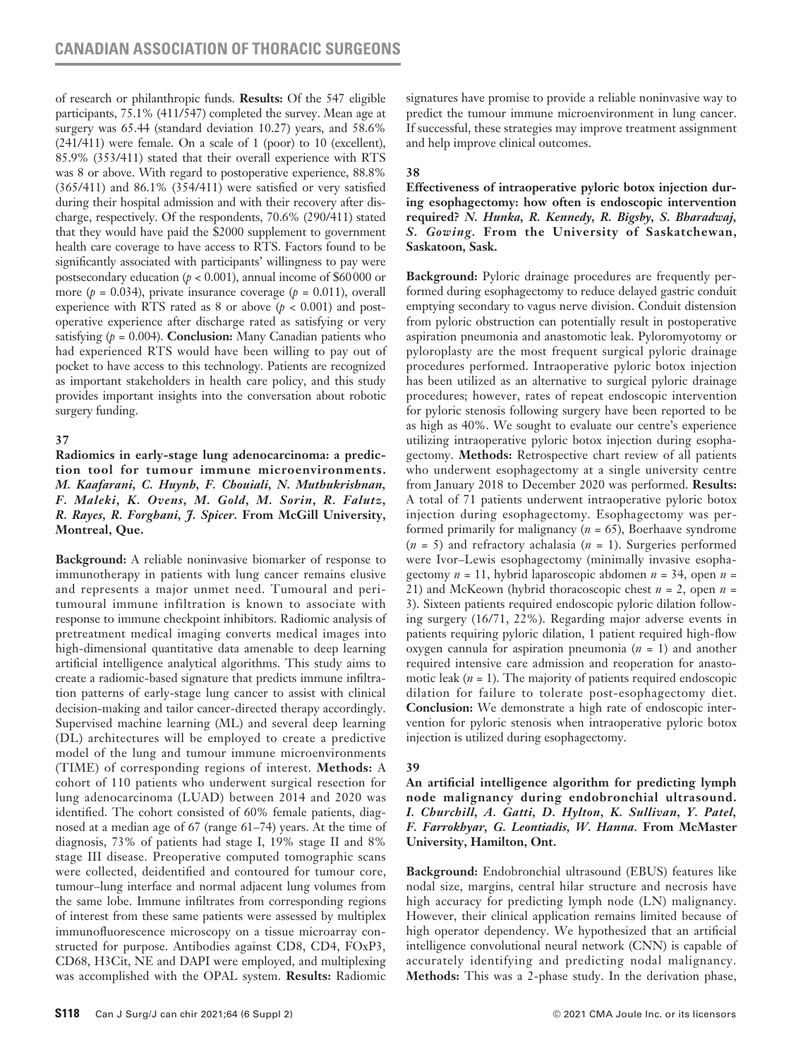of research or philanthropic funds. **Results:** Of the 547 eligible participants, 75.1% (411/547) completed the survey. Mean age at surgery was 65.44 (standard deviation 10.27) years, and 58.6% (241/411) were female. On a scale of 1 (poor) to 10 (excellent), 85.9% (353/411) stated that their overall experience with RTS was 8 or above. With regard to postoperative experience, 88.8% (365/411) and 86.1% (354/411) were satisfied or very satisfied during their hospital admission and with their recovery after discharge, respectively. Of the respondents, 70.6% (290/411) stated that they would have paid the $2000 supplement to government health care coverage to have access to RTS. Factors found to be significantly associated with participants' willingness to pay were postsecondary education ($p < 0.001$), annual income of $60 000 or more ($p = 0.034$), private insurance coverage ($p = 0.011$), overall experience with RTS rated as 8 or above ($p < 0.001$) and postoperative experience after discharge rated as satisfying or very satisfying ($p = 0.004$). **Conclusion:** Many Canadian patients who had experienced RTS would have been willing to pay out of pocket to have access to this technology. Patients are recognized as important stakeholders in health care policy, and this study provides important insights into the conversation about robotic surgery funding.

### 37

**Radiomics in early-stage lung adenocarcinoma: a prediction tool for tumour immune microenvironments.** ***M. Kaafarani, C. Huynh, F. Chouiali, N. Muthukrishnan, F. Maleki, K. Ovens, M. Gold, M. Sorin, R. Falutz, R. Rayes, R. Forghani, J. Spicer.*** **From McGill University, Montreal, Que.**

**Background:** A reliable noninvasive biomarker of response to immunotherapy in patients with lung cancer remains elusive and represents a major unmet need. Tumoural and peritumoural immune infiltration is known to associate with response to immune checkpoint inhibitors. Radiomic analysis of pretreatment medical imaging converts medical images into high-dimensional quantitative data amenable to deep learning artificial intelligence analytical algorithms. This study aims to create a radiomic-based signature that predicts immune infiltration patterns of early-stage lung cancer to assist with clinical decision-making and tailor cancer-directed therapy accordingly. Supervised machine learning (ML) and several deep learning (DL) architectures will be employed to create a predictive model of the lung and tumour immune microenvironments (TIME) of corresponding regions of interest. **Methods:** A cohort of 110 patients who underwent surgical resection for lung adenocarcinoma (LUAD) between 2014 and 2020 was identified. The cohort consisted of 60% female patients, diagnosed at a median age of 67 (range 61–74) years. At the time of diagnosis, 73% of patients had stage I, 19% stage II and 8% stage III disease. Preoperative computed tomographic scans were collected, deidentified and contoured for tumour core, tumour–lung interface and normal adjacent lung volumes from the same lobe. Immune infiltrates from corresponding regions of interest from these same patients were assessed by multiplex immunofluorescence microscopy on a tissue microarray constructed for purpose. Antibodies against CD8, CD4, FOxP3, CD68, H3Cit, NE and DAPI were employed, and multiplexing was accomplished with the OPAL system. **Results:** Radiomic signatures have promise to provide a reliable noninvasive way to predict the tumour immune microenvironment in lung cancer. If successful, these strategies may improve treatment assignment and help improve clinical outcomes.

### 38

**Effectiveness of intraoperative pyloric botox injection during esophagectomy: how often is endoscopic intervention required?** ***N. Hunka, R. Kennedy, R. Bigsby, S. Bharadwaj, S. Gowing.*** **From the University of Saskatchewan, Saskatoon, Sask.**

**Background:** Pyloric drainage procedures are frequently performed during esophagectomy to reduce delayed gastric conduit emptying secondary to vagus nerve division. Conduit distension from pyloric obstruction can potentially result in postoperative aspiration pneumonia and anastomotic leak. Pyloromyotomy or pyloroplasty are the most frequent surgical pyloric drainage procedures performed. Intraoperative pyloric botox injection has been utilized as an alternative to surgical pyloric drainage procedures; however, rates of repeat endoscopic intervention for pyloric stenosis following surgery have been reported to be as high as 40%. We sought to evaluate our centre's experience utilizing intraoperative pyloric botox injection during esophagectomy. **Methods:** Retrospective chart review of all patients who underwent esophagectomy at a single university centre from January 2018 to December 2020 was performed. **Results:** A total of 71 patients underwent intraoperative pyloric botox injection during esophagectomy. Esophagectomy was performed primarily for malignancy ($n = 65$), Boerhaave syndrome ($n = 5$) and refractory achalasia ($n = 1$). Surgeries performed were Ivor–Lewis esophagectomy (minimally invasive esophagectomy $n = 11$, hybrid laparoscopic abdomen $n = 34$, open $n = 21$) and McKeown (hybrid thoracoscopic chest $n = 2$, open $n = 3$). Sixteen patients required endoscopic pyloric dilation following surgery (16/71, 22%). Regarding major adverse events in patients requiring pyloric dilation, 1 patient required high-flow oxygen cannula for aspiration pneumonia ($n = 1$) and another required intensive care admission and reoperation for anastomotic leak ($n = 1$). The majority of patients required endoscopic dilation for failure to tolerate post-esophagectomy diet. **Conclusion:** We demonstrate a high rate of endoscopic intervention for pyloric stenosis when intraoperative pyloric botox injection is utilized during esophagectomy.

### 39

**An artificial intelligence algorithm for predicting lymph node malignancy during endobronchial ultrasound.** ***I. Churchill, A. Gatti, D. Hylton, K. Sullivan, Y. Patel, F. Farrokhyar, G. Leontiadis, W. Hanna.*** **From McMaster University, Hamilton, Ont.**

**Background:** Endobronchial ultrasound (EBUS) features like nodal size, margins, central hilar structure and necrosis have high accuracy for predicting lymph node (LN) malignancy. However, their clinical application remains limited because of high operator dependency. We hypothesized that an artificial intelligence convolutional neural network (CNN) is capable of accurately identifying and predicting nodal malignancy. **Methods:** This was a 2-phase study. In the derivation phase,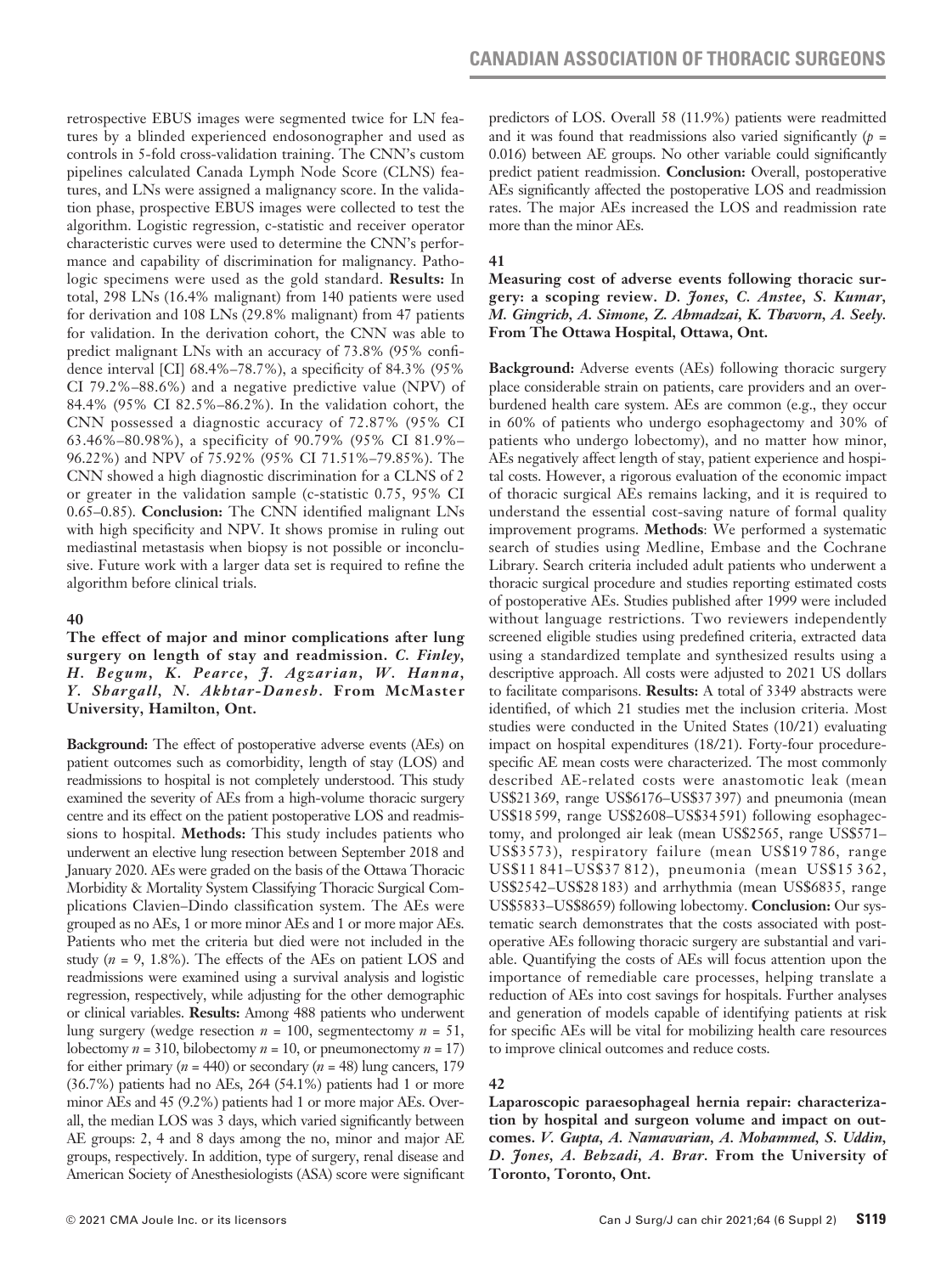retrospective EBUS images were segmented twice for LN features by a blinded experienced endosonographer and used as controls in 5-fold cross-validation training. The CNN's custom pipelines calculated Canada Lymph Node Score (CLNS) features, and LNs were assigned a malignancy score. In the validation phase, prospective EBUS images were collected to test the algorithm. Logistic regression, c-statistic and receiver operator characteristic curves were used to determine the CNN's performance and capability of discrimination for malignancy. Pathologic specimens were used as the gold standard. **Results:** In total, 298 LNs (16.4% malignant) from 140 patients were used for derivation and 108 LNs (29.8% malignant) from 47 patients for validation. In the derivation cohort, the CNN was able to predict malignant LNs with an accuracy of 73.8% (95% confidence interval [CI] 68.4%–78.7%), a specificity of 84.3% (95% CI 79.2%–88.6%) and a negative predictive value (NPV) of 84.4% (95% CI 82.5%–86.2%). In the validation cohort, the CNN possessed a diagnostic accuracy of 72.87% (95% CI 63.46%–80.98%), a specificity of 90.79% (95% CI 81.9%–96.22%) and NPV of 75.92% (95% CI 71.51%–79.85%). The CNN showed a high diagnostic discrimination for a CLNS of 2 or greater in the validation sample (c-statistic 0.75, 95% CI 0.65–0.85). **Conclusion:** The CNN identified malignant LNs with high specificity and NPV. It shows promise in ruling out mediastinal metastasis when biopsy is not possible or inconclusive. Future work with a larger data set is required to refine the algorithm before clinical trials.

## 40

**The effect of major and minor complications after lung surgery on length of stay and readmission.** ***C. Finley, H. Begum, K. Pearce, J. Agzarian, W. Hanna, Y. Shargall, N. Akhtar-Danesh.*** **From McMaster University, Hamilton, Ont.**

**Background:** The effect of postoperative adverse events (AEs) on patient outcomes such as comorbidity, length of stay (LOS) and readmissions to hospital is not completely understood. This study examined the severity of AEs from a high-volume thoracic surgery centre and its effect on the patient postoperative LOS and readmissions to hospital. **Methods:** This study includes patients who underwent an elective lung resection between September 2018 and January 2020. AEs were graded on the basis of the Ottawa Thoracic Morbidity & Mortality System Classifying Thoracic Surgical Complications Clavien–Dindo classification system. The AEs were grouped as no AEs, 1 or more minor AEs and 1 or more major AEs. Patients who met the criteria but died were not included in the study ($n$ = 9, 1.8%). The effects of the AEs on patient LOS and readmissions were examined using a survival analysis and logistic regression, respectively, while adjusting for the other demographic or clinical variables. **Results:** Among 488 patients who underwent lung surgery (wedge resection $n$ = 100, segmentectomy $n$ = 51, lobectomy $n$ = 310, bilobectomy $n$ = 10, or pneumonectomy $n$ = 17) for either primary ($n$ = 440) or secondary ($n$ = 48) lung cancers, 179 (36.7%) patients had no AEs, 264 (54.1%) patients had 1 or more minor AEs and 45 (9.2%) patients had 1 or more major AEs. Overall, the median LOS was 3 days, which varied significantly between AE groups: 2, 4 and 8 days among the no, minor and major AE groups, respectively. In addition, type of surgery, renal disease and American Society of Anesthesiologists (ASA) score were significant predictors of LOS. Overall 58 (11.9%) patients were readmitted and it was found that readmissions also varied significantly ($p$ = 0.016) between AE groups. No other variable could significantly predict patient readmission. **Conclusion:** Overall, postoperative AEs significantly affected the postoperative LOS and readmission rates. The major AEs increased the LOS and readmission rate more than the minor AEs.

## 41

**Measuring cost of adverse events following thoracic surgery: a scoping review.** ***D. Jones, C. Anstee, S. Kumar, M. Gingrich, A. Simone, Z. Ahmadzai, K. Thavorn, A. Seely.*** **From The Ottawa Hospital, Ottawa, Ont.**

**Background:** Adverse events (AEs) following thoracic surgery place considerable strain on patients, care providers and an overburdened health care system. AEs are common (e.g., they occur in 60% of patients who undergo esophagectomy and 30% of patients who undergo lobectomy), and no matter how minor, AEs negatively affect length of stay, patient experience and hospital costs. However, a rigorous evaluation of the economic impact of thoracic surgical AEs remains lacking, and it is required to understand the essential cost-saving nature of formal quality improvement programs. **Methods**: We performed a systematic search of studies using Medline, Embase and the Cochrane Library. Search criteria included adult patients who underwent a thoracic surgical procedure and studies reporting estimated costs of postoperative AEs. Studies published after 1999 were included without language restrictions. Two reviewers independently screened eligible studies using predefined criteria, extracted data using a standardized template and synthesized results using a descriptive approach. All costs were adjusted to 2021 US dollars to facilitate comparisons. **Results:** A total of 3349 abstracts were identified, of which 21 studies met the inclusion criteria. Most studies were conducted in the United States (10/21) evaluating impact on hospital expenditures (18/21). Forty-four procedure-specific AE mean costs were characterized. The most commonly described AE-related costs were anastomotic leak (mean US$21 369, range US$6176–US$37 397) and pneumonia (mean US$18 599, range US$2608–US$34 591) following esophagectomy, and prolonged air leak (mean US$2565, range US$571–US$3573), respiratory failure (mean US$19 786, range US$11 841–US$37 812), pneumonia (mean US$15 362, US$2542–US$28 183) and arrhythmia (mean US$6835, range US$5833–US$8659) following lobectomy. **Conclusion:** Our systematic search demonstrates that the costs associated with postoperative AEs following thoracic surgery are substantial and variable. Quantifying the costs of AEs will focus attention upon the importance of remediable care processes, helping translate a reduction of AEs into cost savings for hospitals. Further analyses and generation of models capable of identifying patients at risk for specific AEs will be vital for mobilizing health care resources to improve clinical outcomes and reduce costs.

## 42

**Laparoscopic paraesophageal hernia repair: characterization by hospital and surgeon volume and impact on outcomes.** ***V. Gupta, A. Namavarian, A. Mohammed, S. Uddin, D. Jones, A. Behzadi, A. Brar.*** **From the University of Toronto, Toronto, Ont.**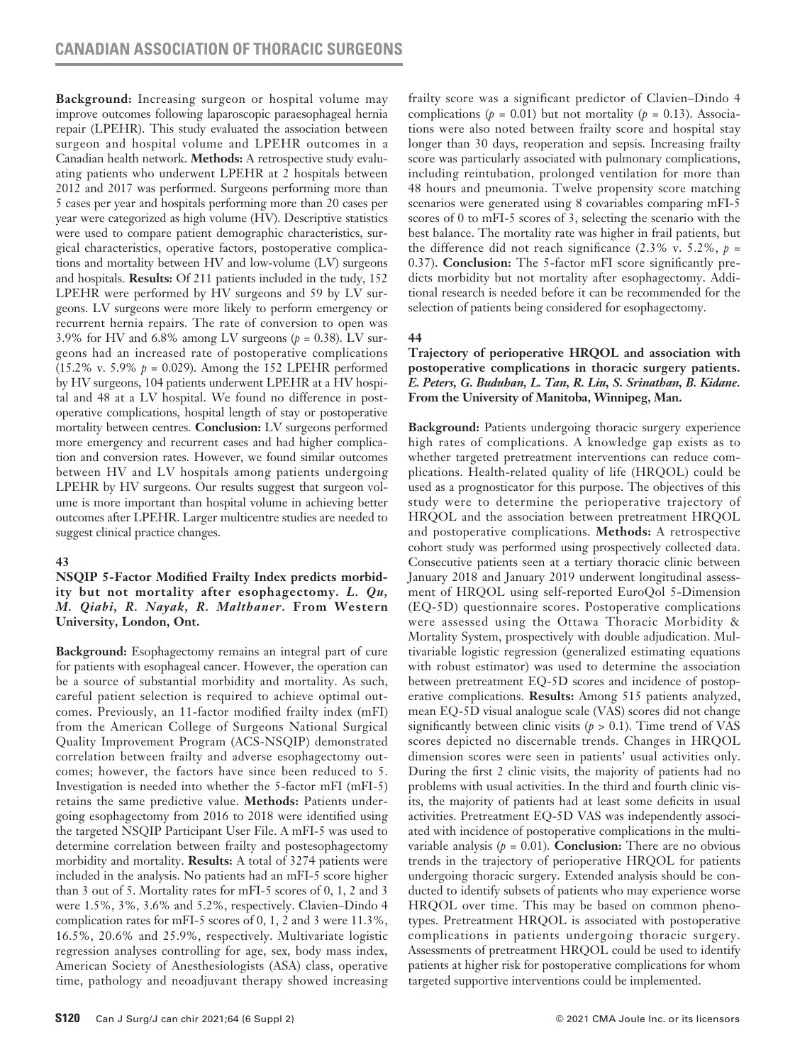**Background:** Increasing surgeon or hospital volume may improve outcomes following laparoscopic paraesophageal hernia repair (LPEHR). This study evaluated the association between surgeon and hospital volume and LPEHR outcomes in a Canadian health network. **Methods:** A retrospective study evaluating patients who underwent LPEHR at 2 hospitals between 2012 and 2017 was performed. Surgeons performing more than 5 cases per year and hospitals performing more than 20 cases per year were categorized as high volume (HV). Descriptive statistics were used to compare patient demographic characteristics, surgical characteristics, operative factors, postoperative complications and mortality between HV and low-volume (LV) surgeons and hospitals. **Results:** Of 211 patients included in the tudy, 152 LPEHR were performed by HV surgeons and 59 by LV surgeons. LV surgeons were more likely to perform emergency or recurrent hernia repairs. The rate of conversion to open was 3.9% for HV and 6.8% among LV surgeons ($p$ = 0.38). LV surgeons had an increased rate of postoperative complications (15.2% v. 5.9% $p$ = 0.029). Among the 152 LPEHR performed by HV surgeons, 104 patients underwent LPEHR at a HV hospital and 48 at a LV hospital. We found no difference in postoperative complications, hospital length of stay or postoperative mortality between centres. **Conclusion:** LV surgeons performed more emergency and recurrent cases and had higher complication and conversion rates. However, we found similar outcomes between HV and LV hospitals among patients undergoing LPEHR by HV surgeons. Our results suggest that surgeon volume is more important than hospital volume in achieving better outcomes after LPEHR. Larger multicentre studies are needed to suggest clinical practice changes.

#### 43

**NSQIP 5-Factor Modified Frailty Index predicts morbidity but not mortality after esophagectomy.** ***L. Qu, M. Qiabi, R. Nayak, R. Malthaner.*** **From Western University, London, Ont.**

**Background:** Esophagectomy remains an integral part of cure for patients with esophageal cancer. However, the operation can be a source of substantial morbidity and mortality. As such, careful patient selection is required to achieve optimal outcomes. Previously, an 11-factor modified frailty index (mFI) from the American College of Surgeons National Surgical Quality Improvement Program (ACS-NSQIP) demonstrated correlation between frailty and adverse esophagectomy outcomes; however, the factors have since been reduced to 5. Investigation is needed into whether the 5-factor mFI (mFI-5) retains the same predictive value. **Methods:** Patients undergoing esophagectomy from 2016 to 2018 were identified using the targeted NSQIP Participant User File. A mFI-5 was used to determine correlation between frailty and postesophagectomy morbidity and mortality. **Results:** A total of 3274 patients were included in the analysis. No patients had an mFI-5 score higher than 3 out of 5. Mortality rates for mFI-5 scores of 0, 1, 2 and 3 were 1.5%, 3%, 3.6% and 5.2%, respectively. Clavien–Dindo 4 complication rates for mFI-5 scores of 0, 1, 2 and 3 were 11.3%, 16.5%, 20.6% and 25.9%, respectively. Multivariate logistic regression analyses controlling for age, sex, body mass index, American Society of Anesthesiologists (ASA) class, operative time, pathology and neoadjuvant therapy showed increasing frailty score was a significant predictor of Clavien–Dindo 4 complications ($p$ = 0.01) but not mortality ($p$ = 0.13). Associations were also noted between frailty score and hospital stay longer than 30 days, reoperation and sepsis. Increasing frailty score was particularly associated with pulmonary complications, including reintubation, prolonged ventilation for more than 48 hours and pneumonia. Twelve propensity score matching scenarios were generated using 8 covariables comparing mFI-5 scores of 0 to mFI-5 scores of 3, selecting the scenario with the best balance. The mortality rate was higher in frail patients, but the difference did not reach significance (2.3% v. 5.2%, $p$ = 0.37). **Conclusion:** The 5-factor mFI score significantly predicts morbidity but not mortality after esophagectomy. Additional research is needed before it can be recommended for the selection of patients being considered for esophagectomy.

#### 44

**Trajectory of perioperative HRQOL and association with postoperative complications in thoracic surgery patients.** ***E. Peters, G. Buduhan, L. Tan, R. Liu, S. Srinathan, B. Kidane.*** **From the University of Manitoba, Winnipeg, Man.**

**Background:** Patients undergoing thoracic surgery experience high rates of complications. A knowledge gap exists as to whether targeted pretreatment interventions can reduce complications. Health-related quality of life (HRQOL) could be used as a prognosticator for this purpose. The objectives of this study were to determine the perioperative trajectory of HRQOL and the association between pretreatment HRQOL and postoperative complications. **Methods:** A retrospective cohort study was performed using prospectively collected data. Consecutive patients seen at a tertiary thoracic clinic between January 2018 and January 2019 underwent longitudinal assessment of HRQOL using self-reported EuroQol 5-Dimension (EQ-5D) questionnaire scores. Postoperative complications were assessed using the Ottawa Thoracic Morbidity & Mortality System, prospectively with double adjudication. Multivariable logistic regression (generalized estimating equations with robust estimator) was used to determine the association between pretreatment EQ-5D scores and incidence of postoperative complications. **Results:** Among 515 patients analyzed, mean EQ-5D visual analogue scale (VAS) scores did not change significantly between clinic visits ($p$ > 0.1). Time trend of VAS scores depicted no discernable trends. Changes in HRQOL dimension scores were seen in patients' usual activities only. During the first 2 clinic visits, the majority of patients had no problems with usual activities. In the third and fourth clinic visits, the majority of patients had at least some deficits in usual activities. Pretreatment EQ-5D VAS was independently associated with incidence of postoperative complications in the multivariable analysis ($p$ = 0.01). **Conclusion:** There are no obvious trends in the trajectory of perioperative HRQOL for patients undergoing thoracic surgery. Extended analysis should be conducted to identify subsets of patients who may experience worse HRQOL over time. This may be based on common phenotypes. Pretreatment HRQOL is associated with postoperative complications in patients undergoing thoracic surgery. Assessments of pretreatment HRQOL could be used to identify patients at higher risk for postoperative complications for whom targeted supportive interventions could be implemented.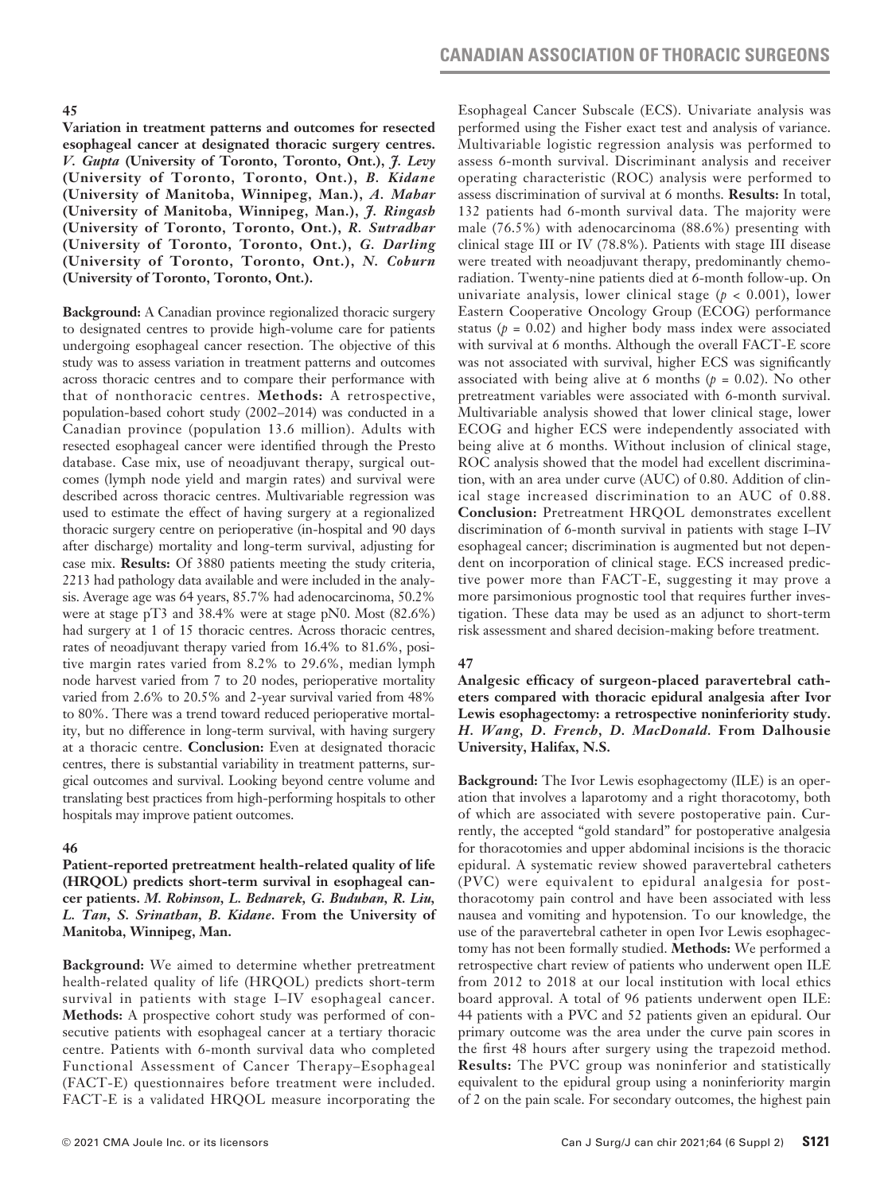### 45

**Variation in treatment patterns and outcomes for resected esophageal cancer at designated thoracic surgery centres.** ***V. Gupta*** **(University of Toronto, Toronto, Ont.),** ***J. Levy*** **(University of Toronto, Toronto, Ont.),** ***B. Kidane*** **(University of Manitoba, Winnipeg, Man.),** ***A. Mahar*** **(University of Manitoba, Winnipeg, Man.),** ***J. Ringash*** **(University of Toronto, Toronto, Ont.),** ***R. Sutradhar*** **(University of Toronto, Toronto, Ont.),** ***G. Darling*** **(University of Toronto, Toronto, Ont.),** ***N. Coburn*** **(University of Toronto, Toronto, Ont.).**

**Background:** A Canadian province regionalized thoracic surgery to designated centres to provide high-volume care for patients undergoing esophageal cancer resection. The objective of this study was to assess variation in treatment patterns and outcomes across thoracic centres and to compare their performance with that of nonthoracic centres. **Methods:** A retrospective, population-based cohort study (2002–2014) was conducted in a Canadian province (population 13.6 million). Adults with resected esophageal cancer were identified through the Presto database. Case mix, use of neoadjuvant therapy, surgical outcomes (lymph node yield and margin rates) and survival were described across thoracic centres. Multivariable regression was used to estimate the effect of having surgery at a regionalized thoracic surgery centre on perioperative (in-hospital and 90 days after discharge) mortality and long-term survival, adjusting for case mix. **Results:** Of 3880 patients meeting the study criteria, 2213 had pathology data available and were included in the analysis. Average age was 64 years, 85.7% had adenocarcinoma, 50.2% were at stage pT3 and 38.4% were at stage pN0. Most (82.6%) had surgery at 1 of 15 thoracic centres. Across thoracic centres, rates of neoadjuvant therapy varied from 16.4% to 81.6%, positive margin rates varied from 8.2% to 29.6%, median lymph node harvest varied from 7 to 20 nodes, perioperative mortality varied from 2.6% to 20.5% and 2-year survival varied from 48% to 80%. There was a trend toward reduced perioperative mortality, but no difference in long-term survival, with having surgery at a thoracic centre. **Conclusion:** Even at designated thoracic centres, there is substantial variability in treatment patterns, surgical outcomes and survival. Looking beyond centre volume and translating best practices from high-performing hospitals to other hospitals may improve patient outcomes.

### 46

**Patient-reported pretreatment health-related quality of life (HRQOL) predicts short-term survival in esophageal cancer patients.** ***M. Robinson, L. Bednarek, G. Buduhan, R. Liu, L. Tan, S. Srinathan, B. Kidane.*** **From the University of Manitoba, Winnipeg, Man.**

**Background:** We aimed to determine whether pretreatment health-related quality of life (HRQOL) predicts short-term survival in patients with stage I–IV esophageal cancer. **Methods:** A prospective cohort study was performed of consecutive patients with esophageal cancer at a tertiary thoracic centre. Patients with 6-month survival data who completed Functional Assessment of Cancer Therapy–Esophageal (FACT-E) questionnaires before treatment were included. FACT-E is a validated HRQOL measure incorporating the Esophageal Cancer Subscale (ECS). Univariate analysis was performed using the Fisher exact test and analysis of variance. Multivariable logistic regression analysis was performed to assess 6-month survival. Discriminant analysis and receiver operating characteristic (ROC) analysis were performed to assess discrimination of survival at 6 months. **Results:** In total, 132 patients had 6-month survival data. The majority were male (76.5%) with adenocarcinoma (88.6%) presenting with clinical stage III or IV (78.8%). Patients with stage III disease were treated with neoadjuvant therapy, predominantly chemoradiation. Twenty-nine patients died at 6-month follow-up. On univariate analysis, lower clinical stage ($p < 0.001$), lower Eastern Cooperative Oncology Group (ECOG) performance status ($p = 0.02$) and higher body mass index were associated with survival at 6 months. Although the overall FACT-E score was not associated with survival, higher ECS was significantly associated with being alive at 6 months ($p = 0.02$). No other pretreatment variables were associated with 6-month survival. Multivariable analysis showed that lower clinical stage, lower ECOG and higher ECS were independently associated with being alive at 6 months. Without inclusion of clinical stage, ROC analysis showed that the model had excellent discrimination, with an area under curve (AUC) of 0.80. Addition of clinical stage increased discrimination to an AUC of 0.88. **Conclusion:** Pretreatment HRQOL demonstrates excellent discrimination of 6-month survival in patients with stage I–IV esophageal cancer; discrimination is augmented but not dependent on incorporation of clinical stage. ECS increased predictive power more than FACT-E, suggesting it may prove a more parsimonious prognostic tool that requires further investigation. These data may be used as an adjunct to short-term risk assessment and shared decision-making before treatment.

### 47

**Analgesic efficacy of surgeon-placed paravertebral catheters compared with thoracic epidural analgesia after Ivor Lewis esophagectomy: a retrospective noninferiority study.** ***H. Wang, D. French, D. MacDonald.*** **From Dalhousie University, Halifax, N.S.**

**Background:** The Ivor Lewis esophagectomy (ILE) is an operation that involves a laparotomy and a right thoracotomy, both of which are associated with severe postoperative pain. Currently, the accepted "gold standard" for postoperative analgesia for thoracotomies and upper abdominal incisions is the thoracic epidural. A systematic review showed paravertebral catheters (PVC) were equivalent to epidural analgesia for post-thoracotomy pain control and have been associated with less nausea and vomiting and hypotension. To our knowledge, the use of the paravertebral catheter in open Ivor Lewis esophagectomy has not been formally studied. **Methods:** We performed a retrospective chart review of patients who underwent open ILE from 2012 to 2018 at our local institution with local ethics board approval. A total of 96 patients underwent open ILE: 44 patients with a PVC and 52 patients given an epidural. Our primary outcome was the area under the curve pain scores in the first 48 hours after surgery using the trapezoid method. **Results:** The PVC group was noninferior and statistically equivalent to the epidural group using a noninferiority margin of 2 on the pain scale. For secondary outcomes, the highest pain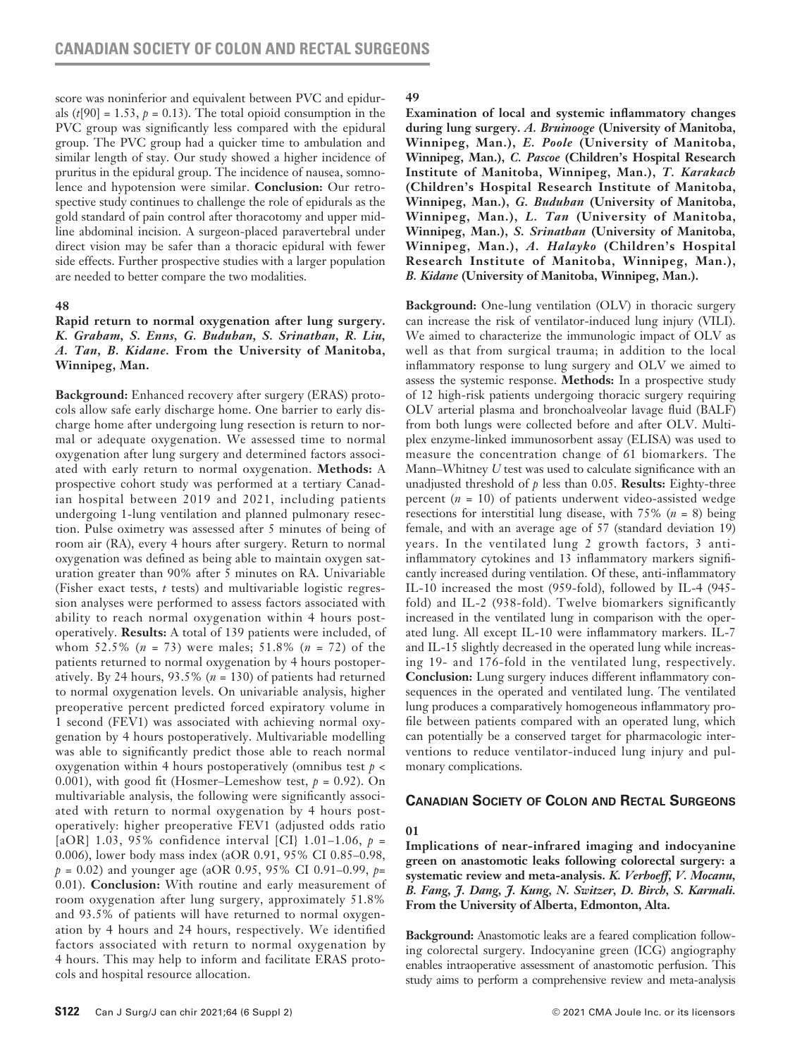score was noninferior and equivalent between PVC and epidurals ($t$[90] = 1.53, $p$ = 0.13). The total opioid consumption in the PVC group was significantly less compared with the epidural group. The PVC group had a quicker time to ambulation and similar length of stay. Our study showed a higher incidence of pruritus in the epidural group. The incidence of nausea, somnolence and hypotension were similar. **Conclusion:** Our retrospective study continues to challenge the role of epidurals as the gold standard of pain control after thoracotomy and upper midline abdominal incision. A surgeon-placed paravertebral under direct vision may be safer than a thoracic epidural with fewer side effects. Further prospective studies with a larger population are needed to better compare the two modalities.

**48**

**Rapid return to normal oxygenation after lung surgery.** ***K. Graham, S. Enns, G. Buduhan, S. Srinathan, R. Liu, A. Tan, B. Kidane.*** **From the University of Manitoba, Winnipeg, Man.**

**Background:** Enhanced recovery after surgery (ERAS) protocols allow safe early discharge home. One barrier to early discharge home after undergoing lung resection is return to normal or adequate oxygenation. We assessed time to normal oxygenation after lung surgery and determined factors associated with early return to normal oxygenation. **Methods:** A prospective cohort study was performed at a tertiary Canadian hospital between 2019 and 2021, including patients undergoing 1-lung ventilation and planned pulmonary resection. Pulse oximetry was assessed after 5 minutes of being of room air (RA), every 4 hours after surgery. Return to normal oxygenation was defined as being able to maintain oxygen saturation greater than 90% after 5 minutes on RA. Univariable (Fisher exact tests, $t$ tests) and multivariable logistic regression analyses were performed to assess factors associated with ability to reach normal oxygenation within 4 hours postoperatively. **Results:** A total of 139 patients were included, of whom 52.5% ($n$ = 73) were males; 51.8% ($n$ = 72) of the patients returned to normal oxygenation by 4 hours postoperatively. By 24 hours, 93.5% ($n$ = 130) of patients had returned to normal oxygenation levels. On univariable analysis, higher preoperative percent predicted forced expiratory volume in 1 second (FEV1) was associated with achieving normal oxygenation by 4 hours postoperatively. Multivariable modelling was able to significantly predict those able to reach normal oxygenation within 4 hours postoperatively (omnibus test $p$ < 0.001), with good fit (Hosmer–Lemeshow test, $p$ = 0.92). On multivariable analysis, the following were significantly associated with return to normal oxygenation by 4 hours postoperatively: higher preoperative FEV1 (adjusted odds ratio [aOR] 1.03, 95% confidence interval [CI} 1.01–1.06, $p$ = 0.006), lower body mass index (aOR 0.91, 95% CI 0.85–0.98, $p$ = 0.02) and younger age (aOR 0.95, 95% CI 0.91–0.99, $p$= 0.01). **Conclusion:** With routine and early measurement of room oxygenation after lung surgery, approximately 51.8% and 93.5% of patients will have returned to normal oxygenation by 4 hours and 24 hours, respectively. We identified factors associated with return to normal oxygenation by 4 hours. This may help to inform and facilitate ERAS protocols and hospital resource allocation.

**49**

**Examination of local and systemic inflammatory changes during lung surgery.** ***A. Bruinooge*** **(University of Manitoba, Winnipeg, Man.),** ***E. Poole*** **(University of Manitoba, Winnipeg, Man.),** ***C. Pascoe*** **(Children's Hospital Research Institute of Manitoba, Winnipeg, Man.),** ***T. Karakach*** **(Children's Hospital Research Institute of Manitoba, Winnipeg, Man.),** ***G. Buduhan*** **(University of Manitoba, Winnipeg, Man.),** ***L. Tan*** **(University of Manitoba, Winnipeg, Man.),** ***S. Srinathan*** **(University of Manitoba, Winnipeg, Man.),** ***A. Halayko*** **(Children's Hospital Research Institute of Manitoba, Winnipeg, Man.),** ***B. Kidane*** **(University of Manitoba, Winnipeg, Man.).**

**Background:** One-lung ventilation (OLV) in thoracic surgery can increase the risk of ventilator-induced lung injury (VILI). We aimed to characterize the immunologic impact of OLV as well as that from surgical trauma; in addition to the local inflammatory response to lung surgery and OLV we aimed to assess the systemic response. **Methods:** In a prospective study of 12 high-risk patients undergoing thoracic surgery requiring OLV arterial plasma and bronchoalveolar lavage fluid (BALF) from both lungs were collected before and after OLV. Multiplex enzyme-linked immunosorbent assay (ELISA) was used to measure the concentration change of 61 biomarkers. The Mann–Whitney $U$ test was used to calculate significance with an unadjusted threshold of $p$ less than 0.05. **Results:** Eighty-three percent ($n$ = 10) of patients underwent video-assisted wedge resections for interstitial lung disease, with 75% ($n$ = 8) being female, and with an average age of 57 (standard deviation 19) years. In the ventilated lung 2 growth factors, 3 anti-inflammatory cytokines and 13 inflammatory markers significantly increased during ventilation. Of these, anti-inflammatory IL-10 increased the most (959-fold), followed by IL-4 (945-fold) and IL-2 (938-fold). Twelve biomarkers significantly increased in the ventilated lung in comparison with the operated lung. All except IL-10 were inflammatory markers. IL-7 and IL-15 slightly decreased in the operated lung while increasing 19- and 176-fold in the ventilated lung, respectively. **Conclusion:** Lung surgery induces different inflammatory consequences in the operated and ventilated lung. The ventilated lung produces a comparatively homogeneous inflammatory profile between patients compared with an operated lung, which can potentially be a conserved target for pharmacologic interventions to reduce ventilator-induced lung injury and pulmonary complications.

## Canadian Society of Colon and Rectal Surgeons

**01**

**Implications of near-infrared imaging and indocyanine green on anastomotic leaks following colorectal surgery: a systematic review and meta-analysis.** ***K. Verhoeff, V. Mocanu, B. Fang, J. Dang, J. Kung, N. Switzer, D. Birch, S. Karmali.*** **From the University of Alberta, Edmonton, Alta.**

**Background:** Anastomotic leaks are a feared complication following colorectal surgery. Indocyanine green (ICG) angiography enables intraoperative assessment of anastomotic perfusion. This study aims to perform a comprehensive review and meta-analysis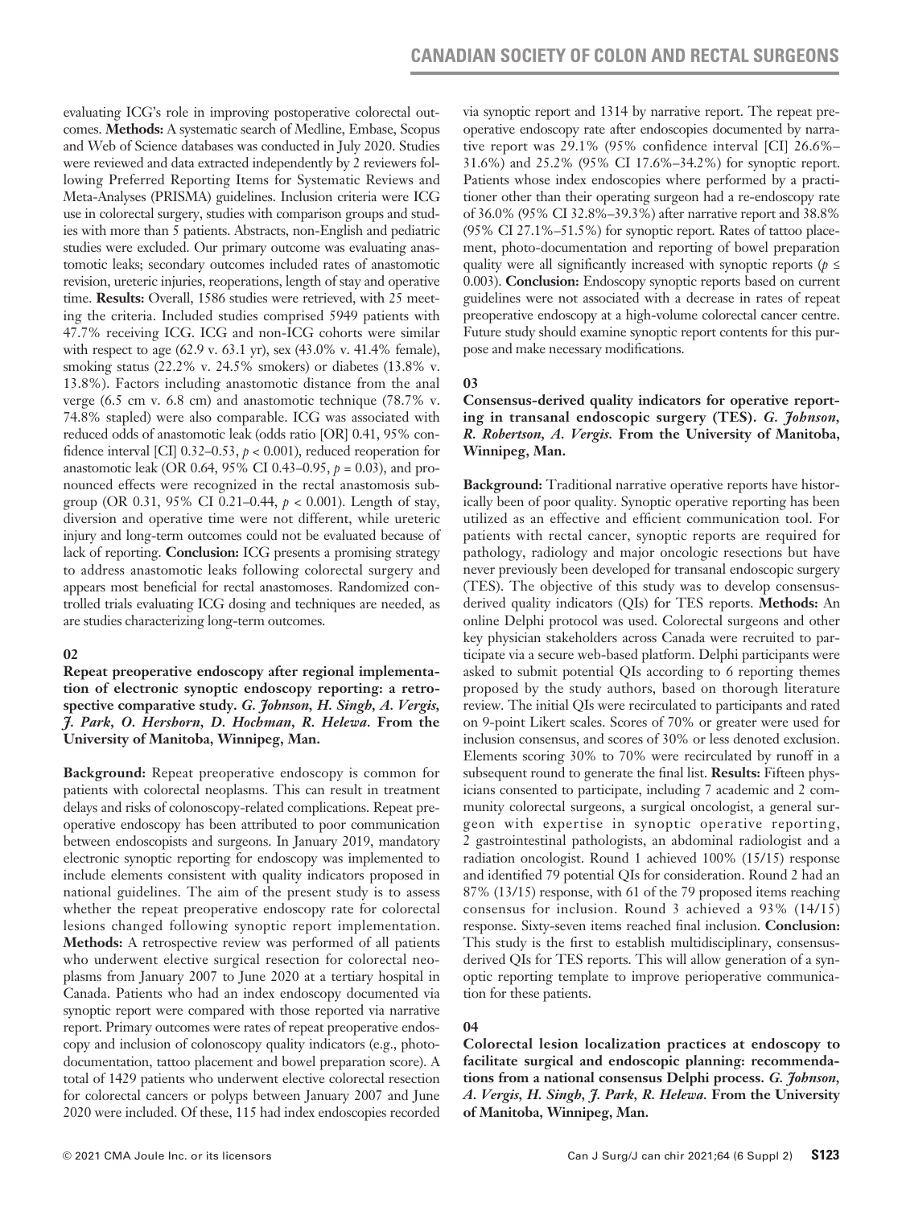evaluating ICG's role in improving postoperative colorectal outcomes. **Methods:** A systematic search of Medline, Embase, Scopus and Web of Science databases was conducted in July 2020. Studies were reviewed and data extracted independently by 2 reviewers following Preferred Reporting Items for Systematic Reviews and Meta-Analyses (PRISMA) guidelines. Inclusion criteria were ICG use in colorectal surgery, studies with comparison groups and studies with more than 5 patients. Abstracts, non-English and pediatric studies were excluded. Our primary outcome was evaluating anastomotic leaks; secondary outcomes included rates of anastomotic revision, ureteric injuries, reoperations, length of stay and operative time. **Results:** Overall, 1586 studies were retrieved, with 25 meeting the criteria. Included studies comprised 5949 patients with 47.7% receiving ICG. ICG and non-ICG cohorts were similar with respect to age (62.9 v. 63.1 yr), sex (43.0% v. 41.4% female), smoking status (22.2% v. 24.5% smokers) or diabetes (13.8% v. 13.8%). Factors including anastomotic distance from the anal verge (6.5 cm v. 6.8 cm) and anastomotic technique (78.7% v. 74.8% stapled) were also comparable. ICG was associated with reduced odds of anastomotic leak (odds ratio [OR] 0.41, 95% confidence interval [CI] 0.32–0.53, $p < 0.001$), reduced reoperation for anastomotic leak (OR 0.64, 95% CI 0.43–0.95, $p = 0.03$), and pronounced effects were recognized in the rectal anastomosis subgroup (OR 0.31, 95% CI 0.21–0.44, $p < 0.001$). Length of stay, diversion and operative time were not different, while ureteric injury and long-term outcomes could not be evaluated because of lack of reporting. **Conclusion:** ICG presents a promising strategy to address anastomotic leaks following colorectal surgery and appears most beneficial for rectal anastomoses. Randomized controlled trials evaluating ICG dosing and techniques are needed, as are studies characterizing long-term outcomes.

#### 02

**Repeat preoperative endoscopy after regional implementation of electronic synoptic endoscopy reporting: a retrospective comparative study.** ***G. Johnson, H. Singh, A. Vergis, J. Park, O. Hershorn, D. Hochman, R. Helewa.*** **From the University of Manitoba, Winnipeg, Man.**

**Background:** Repeat preoperative endoscopy is common for patients with colorectal neoplasms. This can result in treatment delays and risks of colonoscopy-related complications. Repeat preoperative endoscopy has been attributed to poor communication between endoscopists and surgeons. In January 2019, mandatory electronic synoptic reporting for endoscopy was implemented to include elements consistent with quality indicators proposed in national guidelines. The aim of the present study is to assess whether the repeat preoperative endoscopy rate for colorectal lesions changed following synoptic report implementation. **Methods:** A retrospective review was performed of all patients who underwent elective surgical resection for colorectal neoplasms from January 2007 to June 2020 at a tertiary hospital in Canada. Patients who had an index endoscopy documented via synoptic report were compared with those reported via narrative report. Primary outcomes were rates of repeat preoperative endoscopy and inclusion of colonoscopy quality indicators (e.g., photo-documentation, tattoo placement and bowel preparation score). A total of 1429 patients who underwent elective colorectal resection for colorectal cancers or polyps between January 2007 and June 2020 were included. Of these, 115 had index endoscopies recorded via synoptic report and 1314 by narrative report. The repeat preoperative endoscopy rate after endoscopies documented by narrative report was 29.1% (95% confidence interval [CI] 26.6%–31.6%) and 25.2% (95% CI 17.6%–34.2%) for synoptic report. Patients whose index endoscopies where performed by a practitioner other than their operating surgeon had a re-endoscopy rate of 36.0% (95% CI 32.8%–39.3%) after narrative report and 38.8% (95% CI 27.1%–51.5%) for synoptic report. Rates of tattoo placement, photo-documentation and reporting of bowel preparation quality were all significantly increased with synoptic reports ($p \leq 0.003$). **Conclusion:** Endoscopy synoptic reports based on current guidelines were not associated with a decrease in rates of repeat preoperative endoscopy at a high-volume colorectal cancer centre. Future study should examine synoptic report contents for this purpose and make necessary modifications.

#### 03

**Consensus-derived quality indicators for operative reporting in transanal endoscopic surgery (TES).** ***G. Johnson, R. Robertson, A. Vergis.*** **From the University of Manitoba, Winnipeg, Man.**

**Background:** Traditional narrative operative reports have historically been of poor quality. Synoptic operative reporting has been utilized as an effective and efficient communication tool. For patients with rectal cancer, synoptic reports are required for pathology, radiology and major oncologic resections but have never previously been developed for transanal endoscopic surgery (TES). The objective of this study was to develop consensus-derived quality indicators (QIs) for TES reports. **Methods:** An online Delphi protocol was used. Colorectal surgeons and other key physician stakeholders across Canada were recruited to participate via a secure web-based platform. Delphi participants were asked to submit potential QIs according to 6 reporting themes proposed by the study authors, based on thorough literature review. The initial QIs were recirculated to participants and rated on 9-point Likert scales. Scores of 70% or greater were used for inclusion consensus, and scores of 30% or less denoted exclusion. Elements scoring 30% to 70% were recirculated by runoff in a subsequent round to generate the final list. **Results:** Fifteen physicians consented to participate, including 7 academic and 2 community colorectal surgeons, a surgical oncologist, a general surgeon with expertise in synoptic operative reporting, 2 gastrointestinal pathologists, an abdominal radiologist and a radiation oncologist. Round 1 achieved 100% (15/15) response and identified 79 potential QIs for consideration. Round 2 had an 87% (13/15) response, with 61 of the 79 proposed items reaching consensus for inclusion. Round 3 achieved a 93% (14/15) response. Sixty-seven items reached final inclusion. **Conclusion:** This study is the first to establish multidisciplinary, consensus-derived QIs for TES reports. This will allow generation of a synoptic reporting template to improve perioperative communication for these patients.

#### 04

**Colorectal lesion localization practices at endoscopy to facilitate surgical and endoscopic planning: recommendations from a national consensus Delphi process.** ***G. Johnson, A. Vergis, H. Singh, J. Park, R. Helewa.*** **From the University of Manitoba, Winnipeg, Man.**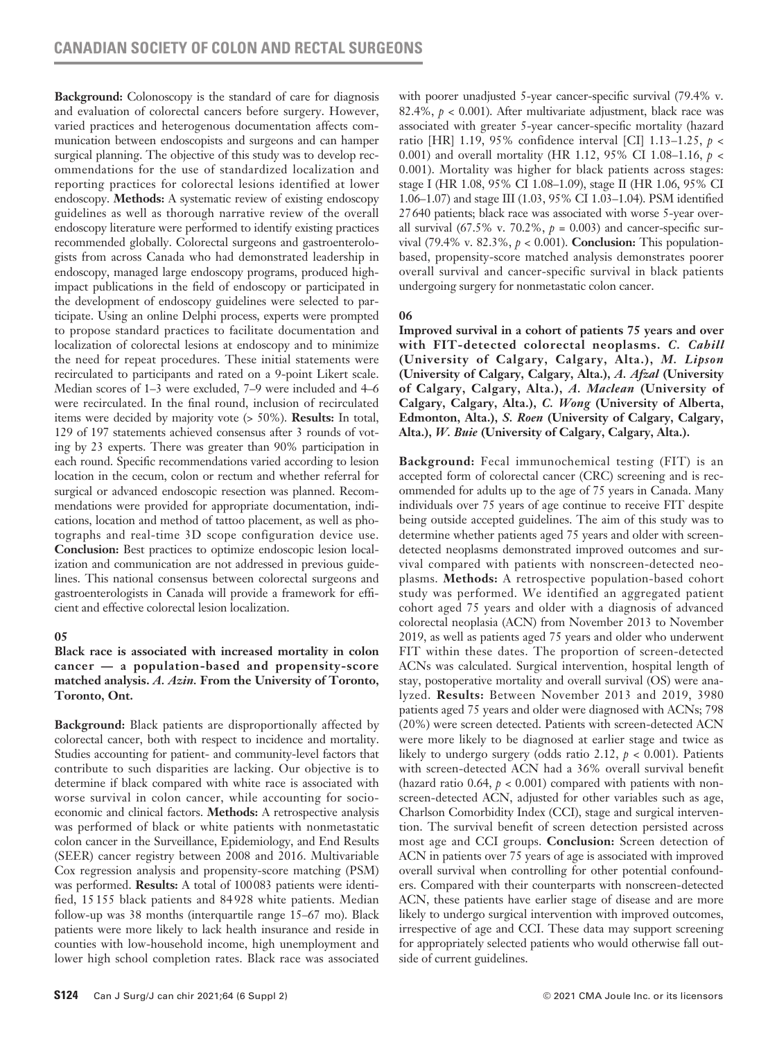**Background:** Colonoscopy is the standard of care for diagnosis and evaluation of colorectal cancers before surgery. However, varied practices and heterogenous documentation affects communication between endoscopists and surgeons and can hamper surgical planning. The objective of this study was to develop recommendations for the use of standardized localization and reporting practices for colorectal lesions identified at lower endoscopy. **Methods:** A systematic review of existing endoscopy guidelines as well as thorough narrative review of the overall endoscopy literature were performed to identify existing practices recommended globally. Colorectal surgeons and gastroenterologists from across Canada who had demonstrated leadership in endoscopy, managed large endoscopy programs, produced high-impact publications in the field of endoscopy or participated in the development of endoscopy guidelines were selected to participate. Using an online Delphi process, experts were prompted to propose standard practices to facilitate documentation and localization of colorectal lesions at endoscopy and to minimize the need for repeat procedures. These initial statements were recirculated to participants and rated on a 9-point Likert scale. Median scores of 1–3 were excluded, 7–9 were included and 4–6 were recirculated. In the final round, inclusion of recirculated items were decided by majority vote (> 50%). **Results:** In total, 129 of 197 statements achieved consensus after 3 rounds of voting by 23 experts. There was greater than 90% participation in each round. Specific recommendations varied according to lesion location in the cecum, colon or rectum and whether referral for surgical or advanced endoscopic resection was planned. Recommendations were provided for appropriate documentation, indications, location and method of tattoo placement, as well as photographs and real-time 3D scope configuration device use. **Conclusion:** Best practices to optimize endoscopic lesion localization and communication are not addressed in previous guidelines. This national consensus between colorectal surgeons and gastroenterologists in Canada will provide a framework for efficient and effective colorectal lesion localization.

### 05

**Black race is associated with increased mortality in colon cancer — a population-based and propensity-score matched analysis.** ***A. Azin*. From the University of Toronto, Toronto, Ont.**

**Background:** Black patients are disproportionally affected by colorectal cancer, both with respect to incidence and mortality. Studies accounting for patient- and community-level factors that contribute to such disparities are lacking. Our objective is to determine if black compared with white race is associated with worse survival in colon cancer, while accounting for socioeconomic and clinical factors. **Methods:** A retrospective analysis was performed of black or white patients with nonmetastatic colon cancer in the Surveillance, Epidemiology, and End Results (SEER) cancer registry between 2008 and 2016. Multivariable Cox regression analysis and propensity-score matching (PSM) was performed. **Results:** A total of 100 083 patients were identified, 15 155 black patients and 84 928 white patients. Median follow-up was 38 months (interquartile range 15–67 mo). Black patients were more likely to lack health insurance and reside in counties with low-household income, high unemployment and lower high school completion rates. Black race was associated with poorer unadjusted 5-year cancer-specific survival (79.4% v. 82.4%, $p < 0.001$). After multivariate adjustment, black race was associated with greater 5-year cancer-specific mortality (hazard ratio [HR] 1.19, 95% confidence interval [CI] 1.13–1.25, $p < 0.001$) and overall mortality (HR 1.12, 95% CI 1.08–1.16, $p < 0.001$). Mortality was higher for black patients across stages: stage I (HR 1.08, 95% CI 1.08–1.09), stage II (HR 1.06, 95% CI 1.06–1.07) and stage III (1.03, 95% CI 1.03–1.04). PSM identified 27 640 patients; black race was associated with worse 5-year overall survival (67.5% v. 70.2%, $p = 0.003$) and cancer-specific survival (79.4% v. 82.3%, $p < 0.001$). **Conclusion:** This population-based, propensity-score matched analysis demonstrates poorer overall survival and cancer-specific survival in black patients undergoing surgery for nonmetastatic colon cancer.

### 06

**Improved survival in a cohort of patients 75 years and over with FIT-detected colorectal neoplasms.** ***C. Cahill* (University of Calgary, Calgary, Alta.), *M. Lipson* (University of Calgary, Calgary, Alta.), *A. Afzal* (University of Calgary, Calgary, Alta.), *A. Maclean* (University of Calgary, Calgary, Alta.), *C. Wong* (University of Alberta, Edmonton, Alta.), *S. Roen* (University of Calgary, Calgary, Alta.), *W. Buie* (University of Calgary, Calgary, Alta.).**

**Background:** Fecal immunochemical testing (FIT) is an accepted form of colorectal cancer (CRC) screening and is recommended for adults up to the age of 75 years in Canada. Many individuals over 75 years of age continue to receive FIT despite being outside accepted guidelines. The aim of this study was to determine whether patients aged 75 years and older with screen-detected neoplasms demonstrated improved outcomes and survival compared with patients with nonscreen-detected neoplasms. **Methods:** A retrospective population-based cohort study was performed. We identified an aggregated patient cohort aged 75 years and older with a diagnosis of advanced colorectal neoplasia (ACN) from November 2013 to November 2019, as well as patients aged 75 years and older who underwent FIT within these dates. The proportion of screen-detected ACNs was calculated. Surgical intervention, hospital length of stay, postoperative mortality and overall survival (OS) were analyzed. **Results:** Between November 2013 and 2019, 3980 patients aged 75 years and older were diagnosed with ACNs; 798 (20%) were screen detected. Patients with screen-detected ACN were more likely to be diagnosed at earlier stage and twice as likely to undergo surgery (odds ratio 2.12, $p < 0.001$). Patients with screen-detected ACN had a 36% overall survival benefit (hazard ratio 0.64, $p < 0.001$) compared with patients with nonscreen-detected ACN, adjusted for other variables such as age, Charlson Comorbidity Index (CCI), stage and surgical intervention. The survival benefit of screen detection persisted across most age and CCI groups. **Conclusion:** Screen detection of ACN in patients over 75 years of age is associated with improved overall survival when controlling for other potential confounders. Compared with their counterparts with nonscreen-detected ACN, these patients have earlier stage of disease and are more likely to undergo surgical intervention with improved outcomes, irrespective of age and CCI. These data may support screening for appropriately selected patients who would otherwise fall outside of current guidelines.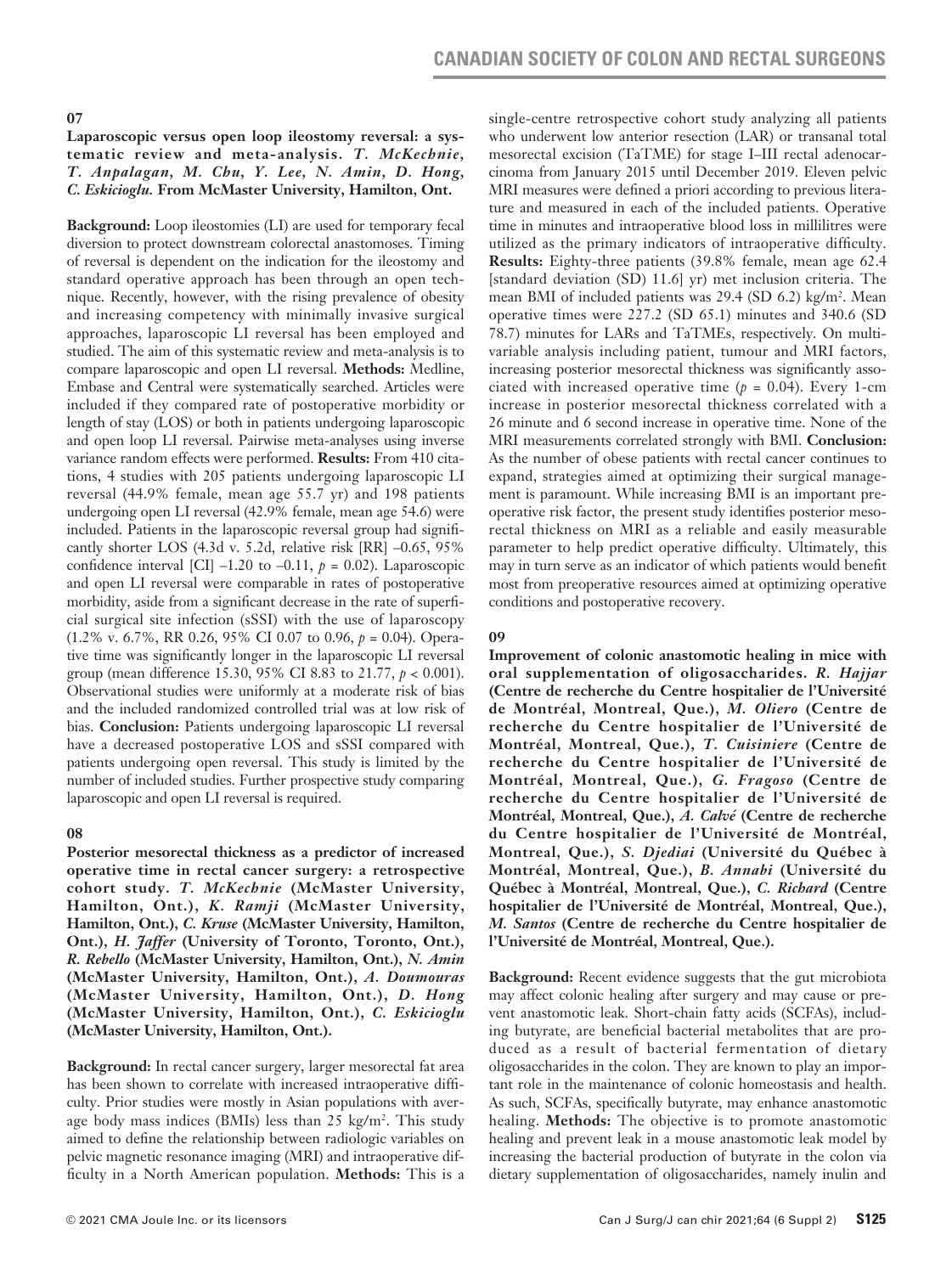## 07

**Laparoscopic versus open loop ileostomy reversal: a systematic review and meta-analysis.** ***T. McKechnie, T. Anpalagan, M. Chu, Y. Lee, N. Amin, D. Hong, C. Eskicioglu.*** **From McMaster University, Hamilton, Ont.**

**Background:** Loop ileostomies (LI) are used for temporary fecal diversion to protect downstream colorectal anastomoses. Timing of reversal is dependent on the indication for the ileostomy and standard operative approach has been through an open technique. Recently, however, with the rising prevalence of obesity and increasing competency with minimally invasive surgical approaches, laparoscopic LI reversal has been employed and studied. The aim of this systematic review and meta-analysis is to compare laparoscopic and open LI reversal. **Methods:** Medline, Embase and Central were systematically searched. Articles were included if they compared rate of postoperative morbidity or length of stay (LOS) or both in patients undergoing laparoscopic and open loop LI reversal. Pairwise meta-analyses using inverse variance random effects were performed. **Results:** From 410 citations, 4 studies with 205 patients undergoing laparoscopic LI reversal (44.9% female, mean age 55.7 yr) and 198 patients undergoing open LI reversal (42.9% female, mean age 54.6) were included. Patients in the laparoscopic reversal group had significantly shorter LOS (4.3d v. 5.2d, relative risk [RR] –0.65, 95% confidence interval [CI] –1.20 to –0.11, $p = 0.02$). Laparoscopic and open LI reversal were comparable in rates of postoperative morbidity, aside from a significant decrease in the rate of superficial surgical site infection (sSSI) with the use of laparoscopy (1.2% v. 6.7%, RR 0.26, 95% CI 0.07 to 0.96, $p = 0.04$). Operative time was significantly longer in the laparoscopic LI reversal group (mean difference 15.30, 95% CI 8.83 to 21.77, $p < 0.001$). Observational studies were uniformly at a moderate risk of bias and the included randomized controlled trial was at low risk of bias. **Conclusion:** Patients undergoing laparoscopic LI reversal have a decreased postoperative LOS and sSSI compared with patients undergoing open reversal. This study is limited by the number of included studies. Further prospective study comparing laparoscopic and open LI reversal is required.

## 08

**Posterior mesorectal thickness as a predictor of increased operative time in rectal cancer surgery: a retrospective cohort study.** ***T. McKechnie*** **(McMaster University, Hamilton, Ont.),** ***K. Ramji*** **(McMaster University, Hamilton, Ont.),** ***C. Kruse*** **(McMaster University, Hamilton, Ont.),** ***H. Jaffer*** **(University of Toronto, Toronto, Ont.),** ***R. Rebello*** **(McMaster University, Hamilton, Ont.),** ***N. Amin*** **(McMaster University, Hamilton, Ont.),** ***A. Doumouras*** **(McMaster University, Hamilton, Ont.),** ***D. Hong*** **(McMaster University, Hamilton, Ont.),** ***C. Eskicioglu*** **(McMaster University, Hamilton, Ont.).**

**Background:** In rectal cancer surgery, larger mesorectal fat area has been shown to correlate with increased intraoperative difficulty. Prior studies were mostly in Asian populations with average body mass indices (BMIs) less than 25 kg/m². This study aimed to define the relationship between radiologic variables on pelvic magnetic resonance imaging (MRI) and intraoperative difficulty in a North American population. **Methods:** This is a single-centre retrospective cohort study analyzing all patients who underwent low anterior resection (LAR) or transanal total mesorectal excision (TaTME) for stage I–III rectal adenocarcinoma from January 2015 until December 2019. Eleven pelvic MRI measures were defined a priori according to previous literature and measured in each of the included patients. Operative time in minutes and intraoperative blood loss in millilitres were utilized as the primary indicators of intraoperative difficulty. **Results:** Eighty-three patients (39.8% female, mean age 62.4 [standard deviation (SD) 11.6] yr) met inclusion criteria. The mean BMI of included patients was 29.4 (SD 6.2) kg/m². Mean operative times were 227.2 (SD 65.1) minutes and 340.6 (SD 78.7) minutes for LARs and TaTMEs, respectively. On multivariable analysis including patient, tumour and MRI factors, increasing posterior mesorectal thickness was significantly associated with increased operative time ($p = 0.04$). Every 1-cm increase in posterior mesorectal thickness correlated with a 26 minute and 6 second increase in operative time. None of the MRI measurements correlated strongly with BMI. **Conclusion:** As the number of obese patients with rectal cancer continues to expand, strategies aimed at optimizing their surgical management is paramount. While increasing BMI is an important preoperative risk factor, the present study identifies posterior mesorectal thickness on MRI as a reliable and easily measurable parameter to help predict operative difficulty. Ultimately, this may in turn serve as an indicator of which patients would benefit most from preoperative resources aimed at optimizing operative conditions and postoperative recovery.

## 09

**Improvement of colonic anastomotic healing in mice with oral supplementation of oligosaccharides.** ***R. Hajjar*** **(Centre de recherche du Centre hospitalier de l'Université de Montréal, Montreal, Que.),** ***M. Oliero*** **(Centre de recherche du Centre hospitalier de l'Université de Montréal, Montreal, Que.),** ***T. Cuisiniere*** **(Centre de recherche du Centre hospitalier de l'Université de Montréal, Montreal, Que.),** ***G. Fragoso*** **(Centre de recherche du Centre hospitalier de l'Université de Montréal, Montreal, Que.),** ***A. Calvé*** **(Centre de recherche du Centre hospitalier de l'Université de Montréal, Montreal, Que.),** ***S. Djediai*** **(Université du Québec à Montréal, Montreal, Que.),** ***B. Annabi*** **(Université du Québec à Montréal, Montreal, Que.),** ***C. Richard*** **(Centre hospitalier de l'Université de Montréal, Montreal, Que.),** ***M. Santos*** **(Centre de recherche du Centre hospitalier de l'Université de Montréal, Montreal, Que.).**

**Background:** Recent evidence suggests that the gut microbiota may affect colonic healing after surgery and may cause or prevent anastomotic leak. Short-chain fatty acids (SCFAs), including butyrate, are beneficial bacterial metabolites that are produced as a result of bacterial fermentation of dietary oligosaccharides in the colon. They are known to play an important role in the maintenance of colonic homeostasis and health. As such, SCFAs, specifically butyrate, may enhance anastomotic healing. **Methods:** The objective is to promote anastomotic healing and prevent leak in a mouse anastomotic leak model by increasing the bacterial production of butyrate in the colon via dietary supplementation of oligosaccharides, namely inulin and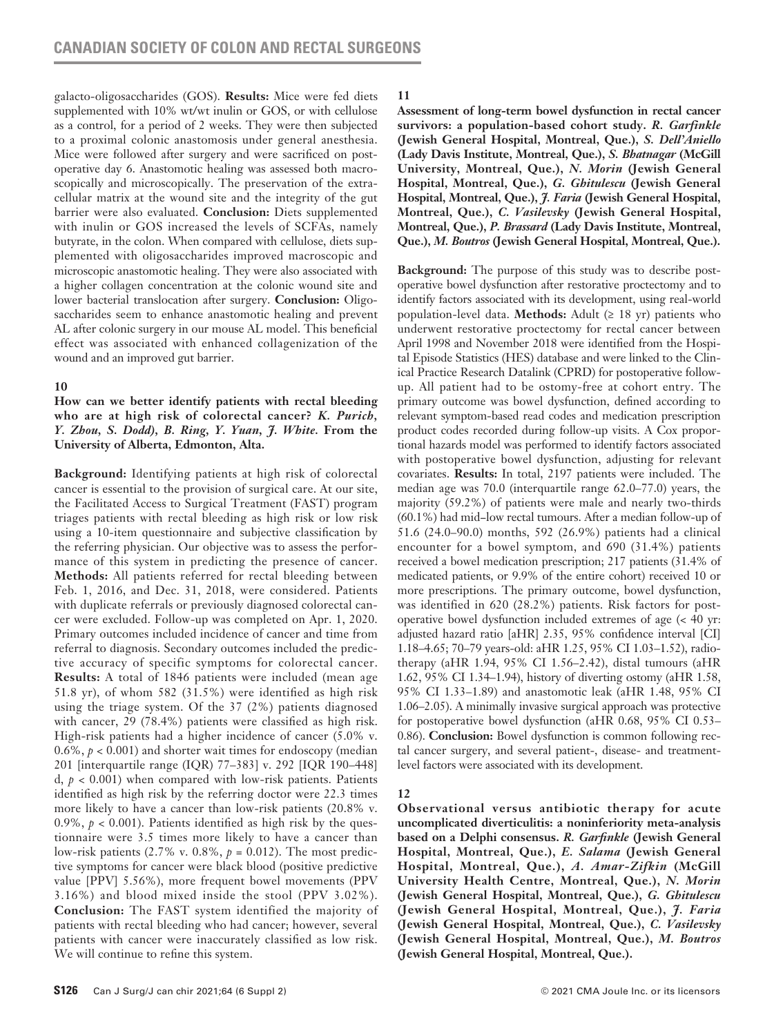galacto-oligosaccharides (GOS). **Results:** Mice were fed diets supplemented with 10% wt/wt inulin or GOS, or with cellulose as a control, for a period of 2 weeks. They were then subjected to a proximal colonic anastomosis under general anesthesia. Mice were followed after surgery and were sacrificed on postoperative day 6. Anastomotic healing was assessed both macroscopically and microscopically. The preservation of the extracellular matrix at the wound site and the integrity of the gut barrier were also evaluated. **Conclusion:** Diets supplemented with inulin or GOS increased the levels of SCFAs, namely butyrate, in the colon. When compared with cellulose, diets supplemented with oligosaccharides improved macroscopic and microscopic anastomotic healing. They were also associated with a higher collagen concentration at the colonic wound site and lower bacterial translocation after surgery. **Conclusion:** Oligosaccharides seem to enhance anastomotic healing and prevent AL after colonic surgery in our mouse AL model. This beneficial effect was associated with enhanced collagenization of the wound and an improved gut barrier.

**10**

**How can we better identify patients with rectal bleeding who are at high risk of colorectal cancer?** ***K. Purich, Y. Zhou, S. Dodd), B. Ring, Y. Yuan, J. White.*** **From the University of Alberta, Edmonton, Alta.**

**Background:** Identifying patients at high risk of colorectal cancer is essential to the provision of surgical care. At our site, the Facilitated Access to Surgical Treatment (FAST) program triages patients with rectal bleeding as high risk or low risk using a 10-item questionnaire and subjective classification by the referring physician. Our objective was to assess the performance of this system in predicting the presence of cancer. **Methods:** All patients referred for rectal bleeding between Feb. 1, 2016, and Dec. 31, 2018, were considered. Patients with duplicate referrals or previously diagnosed colorectal cancer were excluded. Follow-up was completed on Apr. 1, 2020. Primary outcomes included incidence of cancer and time from referral to diagnosis. Secondary outcomes included the predictive accuracy of specific symptoms for colorectal cancer. **Results:** A total of 1846 patients were included (mean age 51.8 yr), of whom 582 (31.5%) were identified as high risk using the triage system. Of the 37 (2%) patients diagnosed with cancer, 29 (78.4%) patients were classified as high risk. High-risk patients had a higher incidence of cancer (5.0% v. 0.6%, $p < 0.001$) and shorter wait times for endoscopy (median 201 [interquartile range (IQR) 77–383] v. 292 [IQR 190–448] d, $p < 0.001$) when compared with low-risk patients. Patients identified as high risk by the referring doctor were 22.3 times more likely to have a cancer than low-risk patients (20.8% v. 0.9%, $p < 0.001$). Patients identified as high risk by the questionnaire were 3.5 times more likely to have a cancer than low-risk patients (2.7% v. 0.8%, $p = 0.012$). The most predictive symptoms for cancer were black blood (positive predictive value [PPV] 5.56%), more frequent bowel movements (PPV 3.16%) and blood mixed inside the stool (PPV 3.02%). **Conclusion:** The FAST system identified the majority of patients with rectal bleeding who had cancer; however, several patients with cancer were inaccurately classified as low risk. We will continue to refine this system.

**11**

**Assessment of long-term bowel dysfunction in rectal cancer survivors: a population-based cohort study.** ***R. Garfinkle*** **(Jewish General Hospital, Montreal, Que.),** ***S. Dell'Aniello*** **(Lady Davis Institute, Montreal, Que.),** ***S. Bhatnagar*** **(McGill University, Montreal, Que.),** ***N. Morin*** **(Jewish General Hospital, Montreal, Que.),** ***G. Ghitulescu*** **(Jewish General Hospital, Montreal, Que.),** ***J. Faria*** **(Jewish General Hospital, Montreal, Que.),** ***C. Vasilevsky*** **(Jewish General Hospital, Montreal, Que.),** ***P. Brassard*** **(Lady Davis Institute, Montreal, Que.),** ***M. Boutros*** **(Jewish General Hospital, Montreal, Que.).**

**Background:** The purpose of this study was to describe postoperative bowel dysfunction after restorative proctectomy and to identify factors associated with its development, using real-world population-level data. **Methods:** Adult (≥ 18 yr) patients who underwent restorative proctectomy for rectal cancer between April 1998 and November 2018 were identified from the Hospital Episode Statistics (HES) database and were linked to the Clinical Practice Research Datalink (CPRD) for postoperative follow-up. All patient had to be ostomy-free at cohort entry. The primary outcome was bowel dysfunction, defined according to relevant symptom-based read codes and medication prescription product codes recorded during follow-up visits. A Cox proportional hazards model was performed to identify factors associated with postoperative bowel dysfunction, adjusting for relevant covariates. **Results:** In total, 2197 patients were included. The median age was 70.0 (interquartile range 62.0–77.0) years, the majority (59.2%) of patients were male and nearly two-thirds (60.1%) had mid–low rectal tumours. After a median follow-up of 51.6 (24.0–90.0) months, 592 (26.9%) patients had a clinical encounter for a bowel symptom, and 690 (31.4%) patients received a bowel medication prescription; 217 patients (31.4% of medicated patients, or 9.9% of the entire cohort) received 10 or more prescriptions. The primary outcome, bowel dysfunction, was identified in 620 (28.2%) patients. Risk factors for postoperative bowel dysfunction included extremes of age (< 40 yr: adjusted hazard ratio [aHR] 2.35, 95% confidence interval [CI] 1.18–4.65; 70–79 years-old: aHR 1.25, 95% CI 1.03–1.52), radiotherapy (aHR 1.94, 95% CI 1.56–2.42), distal tumours (aHR 1.62, 95% CI 1.34–1.94), history of diverting ostomy (aHR 1.58, 95% CI 1.33–1.89) and anastomotic leak (aHR 1.48, 95% CI 1.06–2.05). A minimally invasive surgical approach was protective for postoperative bowel dysfunction (aHR 0.68, 95% CI 0.53–0.86). **Conclusion:** Bowel dysfunction is common following rectal cancer surgery, and several patient-, disease- and treatment-level factors were associated with its development.

**12**

**Observational versus antibiotic therapy for acute uncomplicated diverticulitis: a noninferiority meta-analysis based on a Delphi consensus.** ***R. Garfinkle*** **(Jewish General Hospital, Montreal, Que.),** ***E. Salama*** **(Jewish General Hospital, Montreal, Que.),** ***A. Amar-Zifkin*** **(McGill University Health Centre, Montreal, Que.),** ***N. Morin*** **(Jewish General Hospital, Montreal, Que.),** ***G. Ghitulescu*** **(Jewish General Hospital, Montreal, Que.),** ***J. Faria*** **(Jewish General Hospital, Montreal, Que.),** ***C. Vasilevsky*** **(Jewish General Hospital, Montreal, Que.),** ***M. Boutros*** **(Jewish General Hospital, Montreal, Que.).**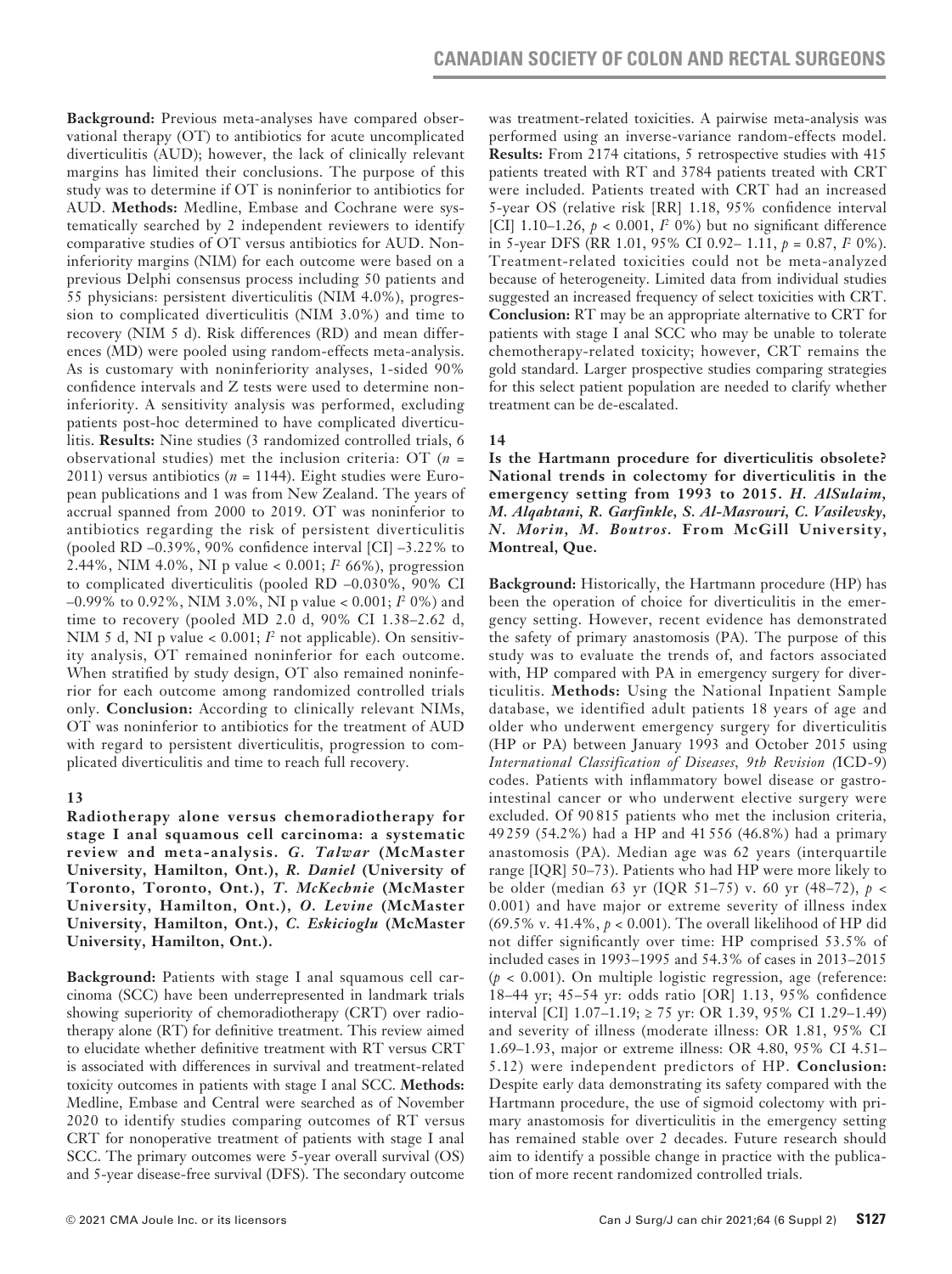**Background:** Previous meta-analyses have compared observational therapy (OT) to antibiotics for acute uncomplicated diverticulitis (AUD); however, the lack of clinically relevant margins has limited their conclusions. The purpose of this study was to determine if OT is noninferior to antibiotics for AUD. **Methods:** Medline, Embase and Cochrane were systematically searched by 2 independent reviewers to identify comparative studies of OT versus antibiotics for AUD. Noninferiority margins (NIM) for each outcome were based on a previous Delphi consensus process including 50 patients and 55 physicians: persistent diverticulitis (NIM 4.0%), progression to complicated diverticulitis (NIM 3.0%) and time to recovery (NIM 5 d). Risk differences (RD) and mean differences (MD) were pooled using random-effects meta-analysis. As is customary with noninferiority analyses, 1-sided 90% confidence intervals and Z tests were used to determine noninferiority. A sensitivity analysis was performed, excluding patients post-hoc determined to have complicated diverticulitis. **Results:** Nine studies (3 randomized controlled trials, 6 observational studies) met the inclusion criteria: OT ($n$ = 2011) versus antibiotics ($n$ = 1144). Eight studies were European publications and 1 was from New Zealand. The years of accrual spanned from 2000 to 2019. OT was noninferior to antibiotics regarding the risk of persistent diverticulitis (pooled RD –0.39%, 90% confidence interval [CI] –3.22% to 2.44%, NIM 4.0%, NI p value < 0.001; $I^2$ 66%), progression to complicated diverticulitis (pooled RD –0.030%, 90% CI –0.99% to 0.92%, NIM 3.0%, NI p value < 0.001; $I^2$ 0%) and time to recovery (pooled MD 2.0 d, 90% CI 1.38–2.62 d, NIM 5 d, NI p value < 0.001; $I^2$ not applicable). On sensitivity analysis, OT remained noninferior for each outcome. When stratified by study design, OT also remained noninferior for each outcome among randomized controlled trials only. **Conclusion:** According to clinically relevant NIMs, OT was noninferior to antibiotics for the treatment of AUD with regard to persistent diverticulitis, progression to complicated diverticulitis and time to reach full recovery.

### 13

**Radiotherapy alone versus chemoradiotherapy for stage I anal squamous cell carcinoma: a systematic review and meta-analysis.** ***G. Talwar*** **(McMaster University, Hamilton, Ont.),** ***R. Daniel*** **(University of Toronto, Toronto, Ont.),** ***T. McKechnie*** **(McMaster University, Hamilton, Ont.),** ***O. Levine*** **(McMaster University, Hamilton, Ont.),** ***C. Eskicioglu*** **(McMaster University, Hamilton, Ont.).**

**Background:** Patients with stage I anal squamous cell carcinoma (SCC) have been underrepresented in landmark trials showing superiority of chemoradiotherapy (CRT) over radiotherapy alone (RT) for definitive treatment. This review aimed to elucidate whether definitive treatment with RT versus CRT is associated with differences in survival and treatment-related toxicity outcomes in patients with stage I anal SCC. **Methods:** Medline, Embase and Central were searched as of November 2020 to identify studies comparing outcomes of RT versus CRT for nonoperative treatment of patients with stage I anal SCC. The primary outcomes were 5-year overall survival (OS) and 5-year disease-free survival (DFS). The secondary outcome was treatment-related toxicities. A pairwise meta-analysis was performed using an inverse-variance random-effects model. **Results:** From 2174 citations, 5 retrospective studies with 415 patients treated with RT and 3784 patients treated with CRT were included. Patients treated with CRT had an increased 5-year OS (relative risk [RR] 1.18, 95% confidence interval [CI] 1.10–1.26, $p$ < 0.001, $I^2$ 0%) but no significant difference in 5-year DFS (RR 1.01, 95% CI 0.92– 1.11, $p$ = 0.87, $I^2$ 0%). Treatment-related toxicities could not be meta-analyzed because of heterogeneity. Limited data from individual studies suggested an increased frequency of select toxicities with CRT. **Conclusion:** RT may be an appropriate alternative to CRT for patients with stage I anal SCC who may be unable to tolerate chemotherapy-related toxicity; however, CRT remains the gold standard. Larger prospective studies comparing strategies for this select patient population are needed to clarify whether treatment can be de-escalated.

### 14

**Is the Hartmann procedure for diverticulitis obsolete? National trends in colectomy for diverticulitis in the emergency setting from 1993 to 2015.** ***H. AlSulaim, M. Alqahtani, R. Garfinkle, S. Al-Masrouri, C. Vasilevsky, N. Morin, M. Boutros.*** **From McGill University, Montreal, Que.**

**Background:** Historically, the Hartmann procedure (HP) has been the operation of choice for diverticulitis in the emergency setting. However, recent evidence has demonstrated the safety of primary anastomosis (PA). The purpose of this study was to evaluate the trends of, and factors associated with, HP compared with PA in emergency surgery for diverticulitis. **Methods:** Using the National Inpatient Sample database, we identified adult patients 18 years of age and older who underwent emergency surgery for diverticulitis (HP or PA) between January 1993 and October 2015 using *International Classification of Diseases, 9th Revision (*ICD-9) codes. Patients with inflammatory bowel disease or gastrointestinal cancer or who underwent elective surgery were excluded. Of 90 815 patients who met the inclusion criteria, 49 259 (54.2%) had a HP and 41 556 (46.8%) had a primary anastomosis (PA). Median age was 62 years (interquartile range [IQR] 50–73). Patients who had HP were more likely to be older (median 63 yr (IQR 51–75) v. 60 yr (48–72), $p$ < 0.001) and have major or extreme severity of illness index (69.5% v. 41.4%, $p$ < 0.001). The overall likelihood of HP did not differ significantly over time: HP comprised 53.5% of included cases in 1993–1995 and 54.3% of cases in 2013–2015 ($p$ < 0.001). On multiple logistic regression, age (reference: 18–44 yr; 45–54 yr: odds ratio [OR] 1.13, 95% confidence interval [CI] 1.07–1.19; ≥ 75 yr: OR 1.39, 95% CI 1.29–1.49) and severity of illness (moderate illness: OR 1.81, 95% CI 1.69–1.93, major or extreme illness: OR 4.80, 95% CI 4.51–5.12) were independent predictors of HP. **Conclusion:** Despite early data demonstrating its safety compared with the Hartmann procedure, the use of sigmoid colectomy with primary anastomosis for diverticulitis in the emergency setting has remained stable over 2 decades. Future research should aim to identify a possible change in practice with the publication of more recent randomized controlled trials.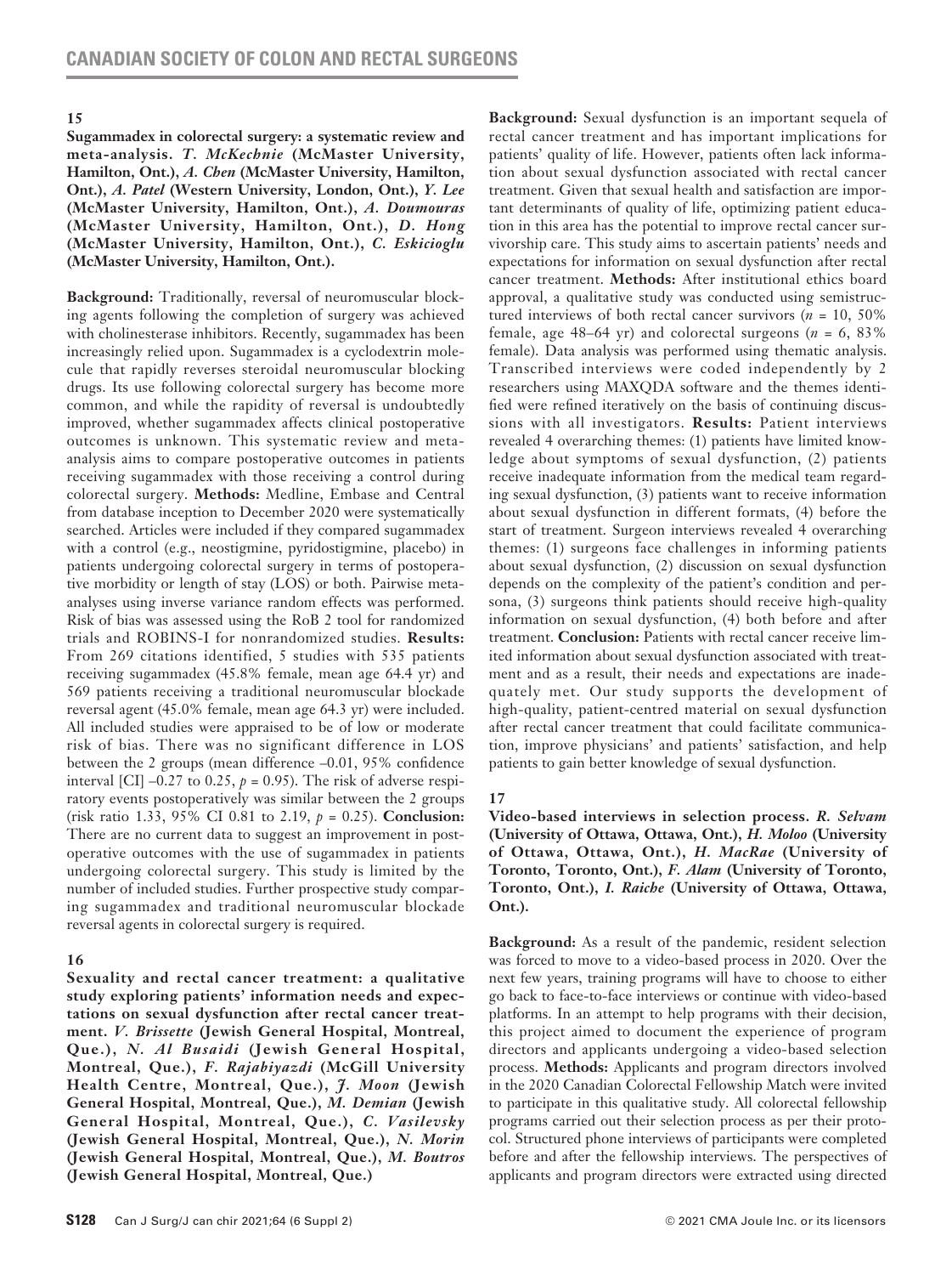## 15

**Sugammadex in colorectal surgery: a systematic review and meta-analysis.** ***T. McKechnie*** **(McMaster University, Hamilton, Ont.),** ***A. Chen*** **(McMaster University, Hamilton, Ont.),** ***A. Patel*** **(Western University, London, Ont.),** ***Y. Lee*** **(McMaster University, Hamilton, Ont.),** ***A. Doumouras*** **(McMaster University, Hamilton, Ont.),** ***D. Hong*** **(McMaster University, Hamilton, Ont.),** ***C. Eskicioglu*** **(McMaster University, Hamilton, Ont.).**

**Background:** Traditionally, reversal of neuromuscular blocking agents following the completion of surgery was achieved with cholinesterase inhibitors. Recently, sugammadex has been increasingly relied upon. Sugammadex is a cyclodextrin molecule that rapidly reverses steroidal neuromuscular blocking drugs. Its use following colorectal surgery has become more common, and while the rapidity of reversal is undoubtedly improved, whether sugammadex affects clinical postoperative outcomes is unknown. This systematic review and meta-analysis aims to compare postoperative outcomes in patients receiving sugammadex with those receiving a control during colorectal surgery. **Methods:** Medline, Embase and Central from database inception to December 2020 were systematically searched. Articles were included if they compared sugammadex with a control (e.g., neostigmine, pyridostigmine, placebo) in patients undergoing colorectal surgery in terms of postoperative morbidity or length of stay (LOS) or both. Pairwise meta-analyses using inverse variance random effects was performed. Risk of bias was assessed using the RoB 2 tool for randomized trials and ROBINS-I for nonrandomized studies. **Results:** From 269 citations identified, 5 studies with 535 patients receiving sugammadex (45.8% female, mean age 64.4 yr) and 569 patients receiving a traditional neuromuscular blockade reversal agent (45.0% female, mean age 64.3 yr) were included. All included studies were appraised to be of low or moderate risk of bias. There was no significant difference in LOS between the 2 groups (mean difference –0.01, 95% confidence interval [CI] –0.27 to 0.25, $p$ = 0.95). The risk of adverse respiratory events postoperatively was similar between the 2 groups (risk ratio 1.33, 95% CI 0.81 to 2.19, $p$ = 0.25). **Conclusion:** There are no current data to suggest an improvement in postoperative outcomes with the use of sugammadex in patients undergoing colorectal surgery. This study is limited by the number of included studies. Further prospective study comparing sugammadex and traditional neuromuscular blockade reversal agents in colorectal surgery is required.

## 16

**Sexuality and rectal cancer treatment: a qualitative study exploring patients' information needs and expectations on sexual dysfunction after rectal cancer treatment.** ***V. Brissette*** **(Jewish General Hospital, Montreal, Que.),** ***N. Al Busaidi*** **(Jewish General Hospital, Montreal, Que.),** ***F. Rajabiyazdi*** **(McGill University Health Centre, Montreal, Que.),** ***J. Moon*** **(Jewish General Hospital, Montreal, Que.),** ***M. Demian*** **(Jewish General Hospital, Montreal, Que.),** ***C. Vasilevsky*** **(Jewish General Hospital, Montreal, Que.),** ***N. Morin*** **(Jewish General Hospital, Montreal, Que.),** ***M. Boutros*** **(Jewish General Hospital, Montreal, Que.)**

**Background:** Sexual dysfunction is an important sequela of rectal cancer treatment and has important implications for patients' quality of life. However, patients often lack information about sexual dysfunction associated with rectal cancer treatment. Given that sexual health and satisfaction are important determinants of quality of life, optimizing patient education in this area has the potential to improve rectal cancer survivorship care. This study aims to ascertain patients' needs and expectations for information on sexual dysfunction after rectal cancer treatment. **Methods:** After institutional ethics board approval, a qualitative study was conducted using semistructured interviews of both rectal cancer survivors ($n$ = 10, 50% female, age 48–64 yr) and colorectal surgeons ($n$ = 6, 83% female). Data analysis was performed using thematic analysis. Transcribed interviews were coded independently by 2 researchers using MAXQDA software and the themes identified were refined iteratively on the basis of continuing discussions with all investigators. **Results:** Patient interviews revealed 4 overarching themes: (1) patients have limited knowledge about symptoms of sexual dysfunction, (2) patients receive inadequate information from the medical team regarding sexual dysfunction, (3) patients want to receive information about sexual dysfunction in different formats, (4) before the start of treatment. Surgeon interviews revealed 4 overarching themes: (1) surgeons face challenges in informing patients about sexual dysfunction, (2) discussion on sexual dysfunction depends on the complexity of the patient's condition and persona, (3) surgeons think patients should receive high-quality information on sexual dysfunction, (4) both before and after treatment. **Conclusion:** Patients with rectal cancer receive limited information about sexual dysfunction associated with treatment and as a result, their needs and expectations are inadequately met. Our study supports the development of high-quality, patient-centred material on sexual dysfunction after rectal cancer treatment that could facilitate communication, improve physicians' and patients' satisfaction, and help patients to gain better knowledge of sexual dysfunction.

## 17

**Video-based interviews in selection process.** ***R. Selvam*** **(University of Ottawa, Ottawa, Ont.),** ***H. Moloo*** **(University of Ottawa, Ottawa, Ont.),** ***H. MacRae*** **(University of Toronto, Toronto, Ont.),** ***F. Alam*** **(University of Toronto, Toronto, Ont.),** ***I. Raiche*** **(University of Ottawa, Ottawa, Ont.).**

**Background:** As a result of the pandemic, resident selection was forced to move to a video-based process in 2020. Over the next few years, training programs will have to choose to either go back to face-to-face interviews or continue with video-based platforms. In an attempt to help programs with their decision, this project aimed to document the experience of program directors and applicants undergoing a video-based selection process. **Methods:** Applicants and program directors involved in the 2020 Canadian Colorectal Fellowship Match were invited to participate in this qualitative study. All colorectal fellowship programs carried out their selection process as per their protocol. Structured phone interviews of participants were completed before and after the fellowship interviews. The perspectives of applicants and program directors were extracted using directed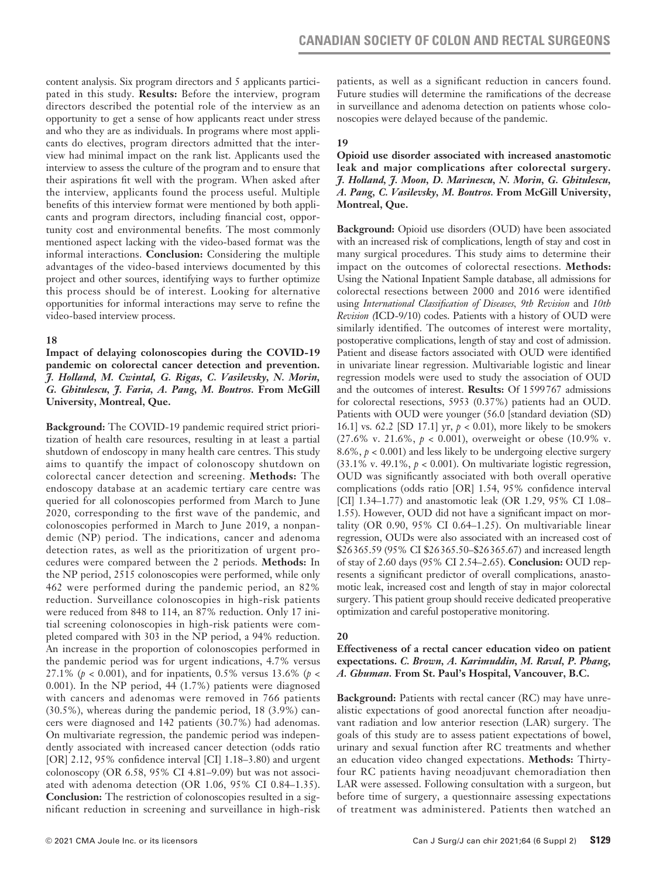content analysis. Six program directors and 5 applicants participated in this study. **Results:** Before the interview, program directors described the potential role of the interview as an opportunity to get a sense of how applicants react under stress and who they are as individuals. In programs where most applicants do electives, program directors admitted that the interview had minimal impact on the rank list. Applicants used the interview to assess the culture of the program and to ensure that their aspirations fit well with the program. When asked after the interview, applicants found the process useful. Multiple benefits of this interview format were mentioned by both applicants and program directors, including financial cost, opportunity cost and environmental benefits. The most commonly mentioned aspect lacking with the video-based format was the informal interactions. **Conclusion:** Considering the multiple advantages of the video-based interviews documented by this project and other sources, identifying ways to further optimize this process should be of interest. Looking for alternative opportunities for informal interactions may serve to refine the video-based interview process.

### 18

**Impact of delaying colonoscopies during the COVID-19 pandemic on colorectal cancer detection and prevention.** ***J. Holland, M. Cwintal, G. Rigas, C. Vasilevsky, N. Morin, G. Ghitulescu, J. Faria, A. Pang, M. Boutros.*** **From McGill University, Montreal, Que.**

**Background:** The COVID-19 pandemic required strict prioritization of health care resources, resulting in at least a partial shutdown of endoscopy in many health care centres. This study aims to quantify the impact of colonoscopy shutdown on colorectal cancer detection and screening. **Methods:** The endoscopy database at an academic tertiary care centre was queried for all colonoscopies performed from March to June 2020, corresponding to the first wave of the pandemic, and colonoscopies performed in March to June 2019, a nonpandemic (NP) period. The indications, cancer and adenoma detection rates, as well as the prioritization of urgent procedures were compared between the 2 periods. **Methods:** In the NP period, 2515 colonoscopies were performed, while only 462 were performed during the pandemic period, an 82% reduction. Surveillance colonoscopies in high-risk patients were reduced from 848 to 114, an 87% reduction. Only 17 initial screening colonoscopies in high-risk patients were completed compared with 303 in the NP period, a 94% reduction. An increase in the proportion of colonoscopies performed in the pandemic period was for urgent indications, 4.7% versus 27.1% ($p$ < 0.001), and for inpatients, 0.5% versus 13.6% ($p$ < 0.001). In the NP period, 44 (1.7%) patients were diagnosed with cancers and adenomas were removed in 766 patients (30.5%), whereas during the pandemic period, 18 (3.9%) cancers were diagnosed and 142 patients (30.7%) had adenomas. On multivariate regression, the pandemic period was independently associated with increased cancer detection (odds ratio [OR] 2.12, 95% confidence interval [CI] 1.18–3.80) and urgent colonoscopy (OR 6.58, 95% CI 4.81–9.09) but was not associated with adenoma detection (OR 1.06, 95% CI 0.84–1.35). **Conclusion:** The restriction of colonoscopies resulted in a significant reduction in screening and surveillance in high-risk patients, as well as a significant reduction in cancers found. Future studies will determine the ramifications of the decrease in surveillance and adenoma detection on patients whose colonoscopies were delayed because of the pandemic.

### 19

**Opioid use disorder associated with increased anastomotic leak and major complications after colorectal surgery.** ***J. Holland, J. Moon, D. Marinescu, N. Morin, G. Ghitulescu, A. Pang, C. Vasilevsky, M. Boutros.*** **From McGill University, Montreal, Que.**

**Background:** Opioid use disorders (OUD) have been associated with an increased risk of complications, length of stay and cost in many surgical procedures. This study aims to determine their impact on the outcomes of colorectal resections. **Methods:** Using the National Inpatient Sample database, all admissions for colorectal resections between 2000 and 2016 were identified using *International Classification of Diseases, 9th Revision* and *10th Revision (*ICD-9/10) codes. Patients with a history of OUD were similarly identified. The outcomes of interest were mortality, postoperative complications, length of stay and cost of admission. Patient and disease factors associated with OUD were identified in univariate linear regression. Multivariable logistic and linear regression models were used to study the association of OUD and the outcomes of interest. **Results:** Of 1 599 767 admissions for colorectal resections, 5953 (0.37%) patients had an OUD. Patients with OUD were younger (56.0 [standard deviation (SD) 16.1] vs. 62.2 [SD 17.1] yr, $p$ < 0.01), more likely to be smokers (27.6% v. 21.6%, $p$ < 0.001), overweight or obese (10.9% v. 8.6%, $p$ < 0.001) and less likely to be undergoing elective surgery (33.1% v. 49.1%, $p$ < 0.001). On multivariate logistic regression, OUD was significantly associated with both overall operative complications (odds ratio [OR] 1.54, 95% confidence interval [CI] 1.34–1.77) and anastomotic leak (OR 1.29, 95% CI 1.08–1.55). However, OUD did not have a significant impact on mortality (OR 0.90, 95% CI 0.64–1.25). On multivariable linear regression, OUDs were also associated with an increased cost of $26 365.59 (95% CI $26 365.50–$26 365.67) and increased length of stay of 2.60 days (95% CI 2.54–2.65). **Conclusion:** OUD represents a significant predictor of overall complications, anastomotic leak, increased cost and length of stay in major colorectal surgery. This patient group should receive dedicated preoperative optimization and careful postoperative monitoring.

### 20

**Effectiveness of a rectal cancer education video on patient expectations.** ***C. Brown, A. Karimuddin, M. Raval, P. Phang, A. Ghuman.*** **From St. Paul's Hospital, Vancouver, B.C.**

**Background:** Patients with rectal cancer (RC) may have unrealistic expectations of good anorectal function after neoadjuvant radiation and low anterior resection (LAR) surgery. The goals of this study are to assess patient expectations of bowel, urinary and sexual function after RC treatments and whether an education video changed expectations. **Methods:** Thirty-four RC patients having neoadjuvant chemoradiation then LAR were assessed. Following consultation with a surgeon, but before time of surgery, a questionnaire assessing expectations of treatment was administered. Patients then watched an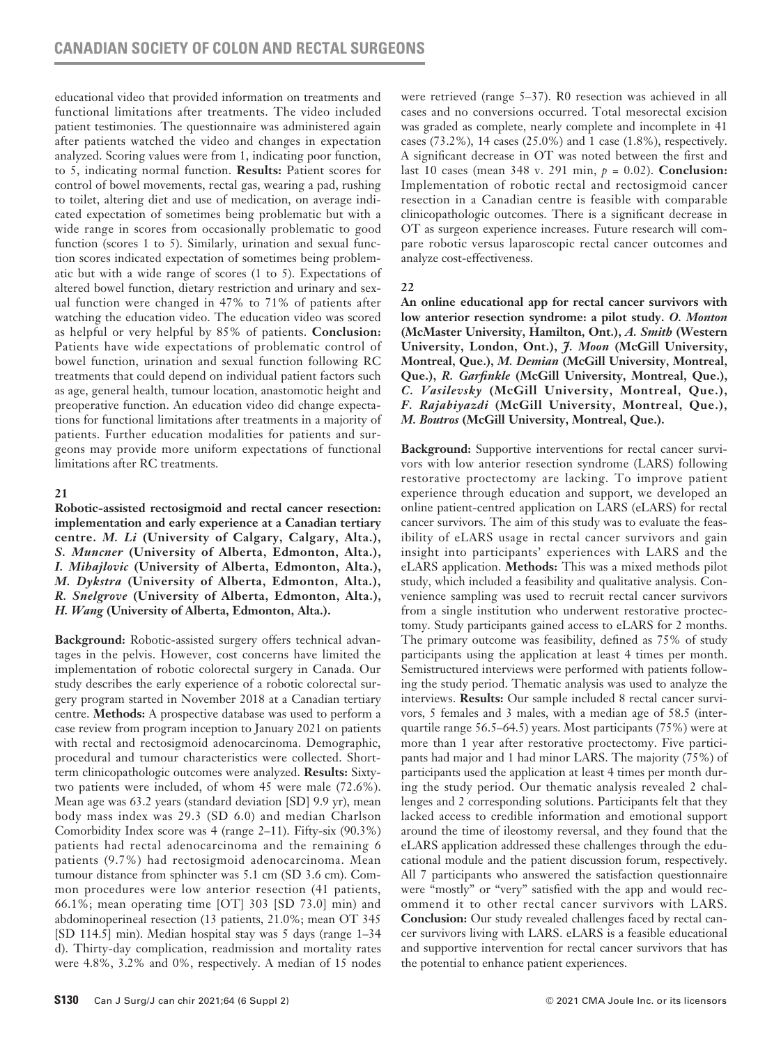educational video that provided information on treatments and functional limitations after treatments. The video included patient testimonies. The questionnaire was administered again after patients watched the video and changes in expectation analyzed. Scoring values were from 1, indicating poor function, to 5, indicating normal function. **Results:** Patient scores for control of bowel movements, rectal gas, wearing a pad, rushing to toilet, altering diet and use of medication, on average indicated expectation of sometimes being problematic but with a wide range in scores from occasionally problematic to good function (scores 1 to 5). Similarly, urination and sexual function scores indicated expectation of sometimes being problematic but with a wide range of scores (1 to 5). Expectations of altered bowel function, dietary restriction and urinary and sexual function were changed in 47% to 71% of patients after watching the education video. The education video was scored as helpful or very helpful by 85% of patients. **Conclusion:** Patients have wide expectations of problematic control of bowel function, urination and sexual function following RC treatments that could depend on individual patient factors such as age, general health, tumour location, anastomotic height and preoperative function. An education video did change expectations for functional limitations after treatments in a majority of patients. Further education modalities for patients and surgeons may provide more uniform expectations of functional limitations after RC treatments.

### 21

**Robotic-assisted rectosigmoid and rectal cancer resection: implementation and early experience at a Canadian tertiary centre.** ***M. Li*** **(University of Calgary, Calgary, Alta.),** ***S. Muncner*** **(University of Alberta, Edmonton, Alta.),** ***I. Mihajlovic*** **(University of Alberta, Edmonton, Alta.),** ***M. Dykstra*** **(University of Alberta, Edmonton, Alta.),** ***R. Snelgrove*** **(University of Alberta, Edmonton, Alta.),** ***H. Wang*** **(University of Alberta, Edmonton, Alta.).**

**Background:** Robotic-assisted surgery offers technical advantages in the pelvis. However, cost concerns have limited the implementation of robotic colorectal surgery in Canada. Our study describes the early experience of a robotic colorectal surgery program started in November 2018 at a Canadian tertiary centre. **Methods:** A prospective database was used to perform a case review from program inception to January 2021 on patients with rectal and rectosigmoid adenocarcinoma. Demographic, procedural and tumour characteristics were collected. Short-term clinicopathologic outcomes were analyzed. **Results:** Sixty-two patients were included, of whom 45 were male (72.6%). Mean age was 63.2 years (standard deviation [SD] 9.9 yr), mean body mass index was 29.3 (SD 6.0) and median Charlson Comorbidity Index score was 4 (range 2–11). Fifty-six (90.3%) patients had rectal adenocarcinoma and the remaining 6 patients (9.7%) had rectosigmoid adenocarcinoma. Mean tumour distance from sphincter was 5.1 cm (SD 3.6 cm). Common procedures were low anterior resection (41 patients, 66.1%; mean operating time [OT] 303 [SD 73.0] min) and abdominoperineal resection (13 patients, 21.0%; mean OT 345 [SD 114.5] min). Median hospital stay was 5 days (range 1–34 d). Thirty-day complication, readmission and mortality rates were 4.8%, 3.2% and 0%, respectively. A median of 15 nodes were retrieved (range 5–37). R0 resection was achieved in all cases and no conversions occurred. Total mesorectal excision was graded as complete, nearly complete and incomplete in 41 cases (73.2%), 14 cases (25.0%) and 1 case (1.8%), respectively. A significant decrease in OT was noted between the first and last 10 cases (mean 348 v. 291 min, $p = 0.02$). **Conclusion:** Implementation of robotic rectal and rectosigmoid cancer resection in a Canadian centre is feasible with comparable clinicopathologic outcomes. There is a significant decrease in OT as surgeon experience increases. Future research will compare robotic versus laparoscopic rectal cancer outcomes and analyze cost-effectiveness.

### 22

**An online educational app for rectal cancer survivors with low anterior resection syndrome: a pilot study.** ***O. Monton*** **(McMaster University, Hamilton, Ont.),** ***A. Smith*** **(Western University, London, Ont.),** ***J. Moon*** **(McGill University, Montreal, Que.),** ***M. Demian*** **(McGill University, Montreal, Que.),** ***R. Garfinkle*** **(McGill University, Montreal, Que.),** ***C. Vasilevsky*** **(McGill University, Montreal, Que.),** ***F. Rajabiyazdi*** **(McGill University, Montreal, Que.),** ***M. Boutros*** **(McGill University, Montreal, Que.).**

**Background:** Supportive interventions for rectal cancer survivors with low anterior resection syndrome (LARS) following restorative proctectomy are lacking. To improve patient experience through education and support, we developed an online patient-centred application on LARS (eLARS) for rectal cancer survivors. The aim of this study was to evaluate the feasibility of eLARS usage in rectal cancer survivors and gain insight into participants' experiences with LARS and the eLARS application. **Methods:** This was a mixed methods pilot study, which included a feasibility and qualitative analysis. Convenience sampling was used to recruit rectal cancer survivors from a single institution who underwent restorative proctectomy. Study participants gained access to eLARS for 2 months. The primary outcome was feasibility, defined as 75% of study participants using the application at least 4 times per month. Semistructured interviews were performed with patients following the study period. Thematic analysis was used to analyze the interviews. **Results:** Our sample included 8 rectal cancer survivors, 5 females and 3 males, with a median age of 58.5 (interquartile range 56.5–64.5) years. Most participants (75%) were at more than 1 year after restorative proctectomy. Five participants had major and 1 had minor LARS. The majority (75%) of participants used the application at least 4 times per month during the study period. Our thematic analysis revealed 2 challenges and 2 corresponding solutions. Participants felt that they lacked access to credible information and emotional support around the time of ileostomy reversal, and they found that the eLARS application addressed these challenges through the educational module and the patient discussion forum, respectively. All 7 participants who answered the satisfaction questionnaire were "mostly" or "very" satisfied with the app and would recommend it to other rectal cancer survivors with LARS. **Conclusion:** Our study revealed challenges faced by rectal cancer survivors living with LARS. eLARS is a feasible educational and supportive intervention for rectal cancer survivors that has the potential to enhance patient experiences.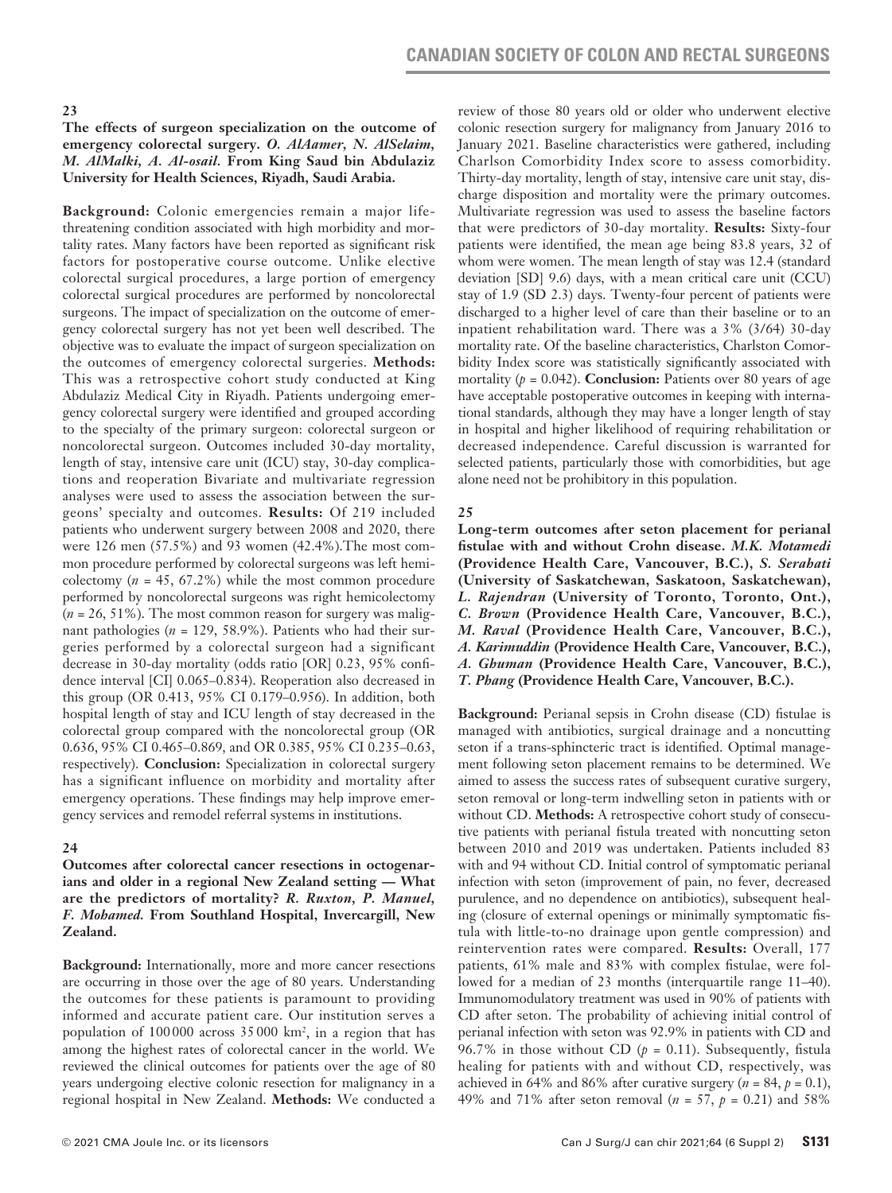### 23

**The effects of surgeon specialization on the outcome of emergency colorectal surgery.** ***O. AlAamer, N. AlSelaim, M. AlMalki, A. Al-osail.*** **From King Saud bin Abdulaziz University for Health Sciences, Riyadh, Saudi Arabia.**

**Background:** Colonic emergencies remain a major life-threatening condition associated with high morbidity and mortality rates. Many factors have been reported as significant risk factors for postoperative course outcome. Unlike elective colorectal surgical procedures, a large portion of emergency colorectal surgical procedures are performed by noncolorectal surgeons. The impact of specialization on the outcome of emergency colorectal surgery has not yet been well described. The objective was to evaluate the impact of surgeon specialization on the outcomes of emergency colorectal surgeries. **Methods:** This was a retrospective cohort study conducted at King Abdulaziz Medical City in Riyadh. Patients undergoing emergency colorectal surgery were identified and grouped according to the specialty of the primary surgeon: colorectal surgeon or noncolorectal surgeon. Outcomes included 30-day mortality, length of stay, intensive care unit (ICU) stay, 30-day complications and reoperation Bivariate and multivariate regression analyses were used to assess the association between the surgeons' specialty and outcomes. **Results:** Of 219 included patients who underwent surgery between 2008 and 2020, there were 126 men (57.5%) and 93 women (42.4%).The most common procedure performed by colorectal surgeons was left hemicolectomy ($n$ = 45, 67.2%) while the most common procedure performed by noncolorectal surgeons was right hemicolectomy ($n$ = 26, 51%). The most common reason for surgery was malignant pathologies ($n$ = 129, 58.9%). Patients who had their surgeries performed by a colorectal surgeon had a significant decrease in 30-day mortality (odds ratio [OR] 0.23, 95% confidence interval [CI] 0.065–0.834). Reoperation also decreased in this group (OR 0.413, 95% CI 0.179–0.956). In addition, both hospital length of stay and ICU length of stay decreased in the colorectal group compared with the noncolorectal group (OR 0.636, 95% CI 0.465–0.869, and OR 0.385, 95% CI 0.235–0.63, respectively). **Conclusion:** Specialization in colorectal surgery has a significant influence on morbidity and mortality after emergency operations. These findings may help improve emergency services and remodel referral systems in institutions.

### 24

**Outcomes after colorectal cancer resections in octogenarians and older in a regional New Zealand setting — What are the predictors of mortality?** ***R. Ruxton, P. Manuel, F. Mohamed.*** **From Southland Hospital, Invercargill, New Zealand.**

**Background:** Internationally, more and more cancer resections are occurring in those over the age of 80 years. Understanding the outcomes for these patients is paramount to providing informed and accurate patient care. Our institution serves a population of 100 000 across 35 000 km$^2$, in a region that has among the highest rates of colorectal cancer in the world. We reviewed the clinical outcomes for patients over the age of 80 years undergoing elective colonic resection for malignancy in a regional hospital in New Zealand. **Methods:** We conducted a review of those 80 years old or older who underwent elective colonic resection surgery for malignancy from January 2016 to January 2021. Baseline characteristics were gathered, including Charlson Comorbidity Index score to assess comorbidity. Thirty-day mortality, length of stay, intensive care unit stay, discharge disposition and mortality were the primary outcomes. Multivariate regression was used to assess the baseline factors that were predictors of 30-day mortality. **Results:** Sixty-four patients were identified, the mean age being 83.8 years, 32 of whom were women. The mean length of stay was 12.4 (standard deviation [SD] 9.6) days, with a mean critical care unit (CCU) stay of 1.9 (SD 2.3) days. Twenty-four percent of patients were discharged to a higher level of care than their baseline or to an inpatient rehabilitation ward. There was a 3% (3/64) 30-day mortality rate. Of the baseline characteristics, Charlston Comorbidity Index score was statistically significantly associated with mortality ($p$ = 0.042). **Conclusion:** Patients over 80 years of age have acceptable postoperative outcomes in keeping with international standards, although they may have a longer length of stay in hospital and higher likelihood of requiring rehabilitation or decreased independence. Careful discussion is warranted for selected patients, particularly those with comorbidities, but age alone need not be prohibitory in this population.

### 25

**Long-term outcomes after seton placement for perianal fistulae with and without Crohn disease.** ***M.K. Motamedi*** **(Providence Health Care, Vancouver, B.C.),** ***S. Serahati*** **(University of Saskatchewan, Saskatoon, Saskatchewan),** ***L. Rajendran*** **(University of Toronto, Toronto, Ont.),** ***C. Brown*** **(Providence Health Care, Vancouver, B.C.),** ***M. Raval*** **(Providence Health Care, Vancouver, B.C.),** ***A. Karimuddin*** **(Providence Health Care, Vancouver, B.C.),** ***A. Ghuman*** **(Providence Health Care, Vancouver, B.C.),** ***T. Phang*** **(Providence Health Care, Vancouver, B.C.).**

**Background:** Perianal sepsis in Crohn disease (CD) fistulae is managed with antibiotics, surgical drainage and a noncutting seton if a trans-sphincteric tract is identified. Optimal management following seton placement remains to be determined. We aimed to assess the success rates of subsequent curative surgery, seton removal or long-term indwelling seton in patients with or without CD. **Methods:** A retrospective cohort study of consecutive patients with perianal fistula treated with noncutting seton between 2010 and 2019 was undertaken. Patients included 83 with and 94 without CD. Initial control of symptomatic perianal infection with seton (improvement of pain, no fever, decreased purulence, and no dependence on antibiotics), subsequent healing (closure of external openings or minimally symptomatic fistula with little-to-no drainage upon gentle compression) and reintervention rates were compared. **Results:** Overall, 177 patients, 61% male and 83% with complex fistulae, were followed for a median of 23 months (interquartile range 11–40). Immunomodulatory treatment was used in 90% of patients with CD after seton. The probability of achieving initial control of perianal infection with seton was 92.9% in patients with CD and 96.7% in those without CD ($p$ = 0.11). Subsequently, fistula healing for patients with and without CD, respectively, was achieved in 64% and 86% after curative surgery ($n$ = 84, $p$ = 0.1), 49% and 71% after seton removal ($n$ = 57, $p$ = 0.21) and 58%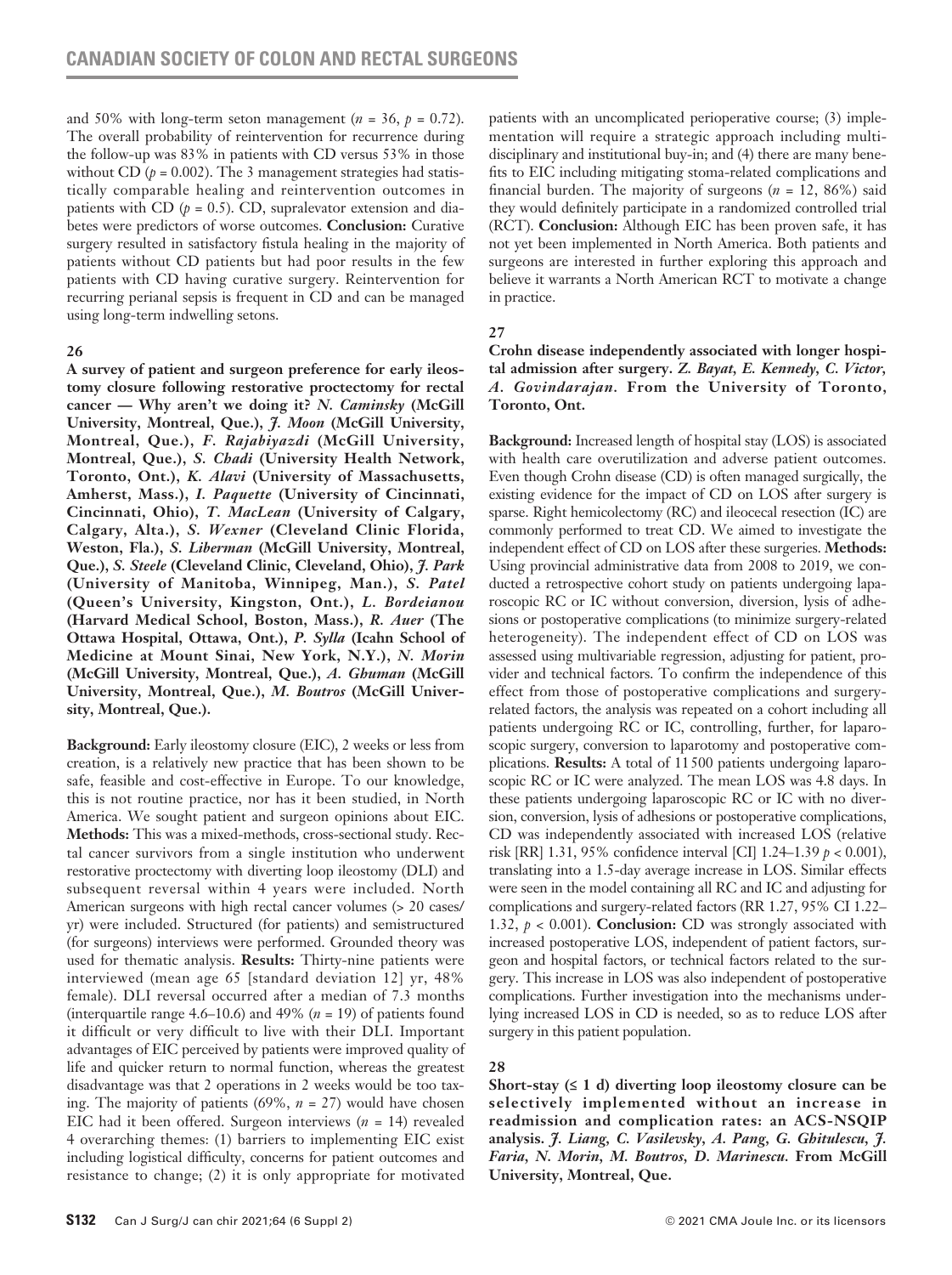and 50% with long-term seton management ($n = 36$, $p = 0.72$). The overall probability of reintervention for recurrence during the follow-up was 83% in patients with CD versus 53% in those without CD ($p = 0.002$). The 3 management strategies had statistically comparable healing and reintervention outcomes in patients with CD ($p = 0.5$). CD, supralevator extension and diabetes were predictors of worse outcomes. **Conclusion:** Curative surgery resulted in satisfactory fistula healing in the majority of patients without CD patients but had poor results in the few patients with CD having curative surgery. Reintervention for recurring perianal sepsis is frequent in CD and can be managed using long-term indwelling setons.

**26**

**A survey of patient and surgeon preference for early ileostomy closure following restorative proctectomy for rectal cancer — Why aren't we doing it?** ***N. Caminsky*** **(McGill University, Montreal, Que.),** ***J. Moon*** **(McGill University, Montreal, Que.),** ***F. Rajabiyazdi*** **(McGill University, Montreal, Que.),** ***S. Chadi*** **(University Health Network, Toronto, Ont.),** ***K. Alavi*** **(University of Massachusetts, Amherst, Mass.),** ***I. Paquette*** **(University of Cincinnati, Cincinnati, Ohio),** ***T. MacLean*** **(University of Calgary, Calgary, Alta.),** ***S. Wexner*** **(Cleveland Clinic Florida, Weston, Fla.),** ***S. Liberman*** **(McGill University, Montreal, Que.),** ***S. Steele*** **(Cleveland Clinic, Cleveland, Ohio),** ***J. Park*** **(University of Manitoba, Winnipeg, Man.),** ***S. Patel*** **(Queen's University, Kingston, Ont.),** ***L. Bordeianou*** **(Harvard Medical School, Boston, Mass.),** ***R. Auer*** **(The Ottawa Hospital, Ottawa, Ont.),** ***P. Sylla*** **(Icahn School of Medicine at Mount Sinai, New York, N.Y.),** ***N. Morin*** **(McGill University, Montreal, Que.),** ***A. Ghuman*** **(McGill University, Montreal, Que.),** ***M. Boutros*** **(McGill University, Montreal, Que.).**

**Background:** Early ileostomy closure (EIC), 2 weeks or less from creation, is a relatively new practice that has been shown to be safe, feasible and cost-effective in Europe. To our knowledge, this is not routine practice, nor has it been studied, in North America. We sought patient and surgeon opinions about EIC. **Methods:** This was a mixed-methods, cross-sectional study. Rectal cancer survivors from a single institution who underwent restorative proctectomy with diverting loop ileostomy (DLI) and subsequent reversal within 4 years were included. North American surgeons with high rectal cancer volumes (> 20 cases/yr) were included. Structured (for patients) and semistructured (for surgeons) interviews were performed. Grounded theory was used for thematic analysis. **Results:** Thirty-nine patients were interviewed (mean age 65 [standard deviation 12] yr, 48% female). DLI reversal occurred after a median of 7.3 months (interquartile range 4.6–10.6) and 49% ($n = 19$) of patients found it difficult or very difficult to live with their DLI. Important advantages of EIC perceived by patients were improved quality of life and quicker return to normal function, whereas the greatest disadvantage was that 2 operations in 2 weeks would be too taxing. The majority of patients (69%, $n = 27$) would have chosen EIC had it been offered. Surgeon interviews ($n = 14$) revealed 4 overarching themes: (1) barriers to implementing EIC exist including logistical difficulty, concerns for patient outcomes and resistance to change; (2) it is only appropriate for motivated patients with an uncomplicated perioperative course; (3) implementation will require a strategic approach including multidisciplinary and institutional buy-in; and (4) there are many benefits to EIC including mitigating stoma-related complications and financial burden. The majority of surgeons ($n = 12$, 86%) said they would definitely participate in a randomized controlled trial (RCT). **Conclusion:** Although EIC has been proven safe, it has not yet been implemented in North America. Both patients and surgeons are interested in further exploring this approach and believe it warrants a North American RCT to motivate a change in practice.

**27**

**Crohn disease independently associated with longer hospital admission after surgery.** ***Z. Bayat, E. Kennedy, C. Victor, A. Govindarajan.*** **From the University of Toronto, Toronto, Ont.**

**Background:** Increased length of hospital stay (LOS) is associated with health care overutilization and adverse patient outcomes. Even though Crohn disease (CD) is often managed surgically, the existing evidence for the impact of CD on LOS after surgery is sparse. Right hemicolectomy (RC) and ileocecal resection (IC) are commonly performed to treat CD. We aimed to investigate the independent effect of CD on LOS after these surgeries. **Methods:** Using provincial administrative data from 2008 to 2019, we conducted a retrospective cohort study on patients undergoing laparoscopic RC or IC without conversion, diversion, lysis of adhesions or postoperative complications (to minimize surgery-related heterogeneity). The independent effect of CD on LOS was assessed using multivariable regression, adjusting for patient, provider and technical factors. To confirm the independence of this effect from those of postoperative complications and surgery-related factors, the analysis was repeated on a cohort including all patients undergoing RC or IC, controlling, further, for laparoscopic surgery, conversion to laparotomy and postoperative complications. **Results:** A total of 11 500 patients undergoing laparoscopic RC or IC were analyzed. The mean LOS was 4.8 days. In these patients undergoing laparoscopic RC or IC with no diversion, conversion, lysis of adhesions or postoperative complications, CD was independently associated with increased LOS (relative risk [RR] 1.31, 95% confidence interval [CI] 1.24–1.39 $p < 0.001$), translating into a 1.5-day average increase in LOS. Similar effects were seen in the model containing all RC and IC and adjusting for complications and surgery-related factors (RR 1.27, 95% CI 1.22–1.32, $p < 0.001$). **Conclusion:** CD was strongly associated with increased postoperative LOS, independent of patient factors, surgeon and hospital factors, or technical factors related to the surgery. This increase in LOS was also independent of postoperative complications. Further investigation into the mechanisms underlying increased LOS in CD is needed, so as to reduce LOS after surgery in this patient population.

**28**

**Short-stay (≤ 1 d) diverting loop ileostomy closure can be selectively implemented without an increase in readmission and complication rates: an ACS-NSQIP analysis.** ***J. Liang, C. Vasilevsky, A. Pang, G. Ghitulescu, J. Faria, N. Morin, M. Boutros, D. Marinescu.*** **From McGill University, Montreal, Que.**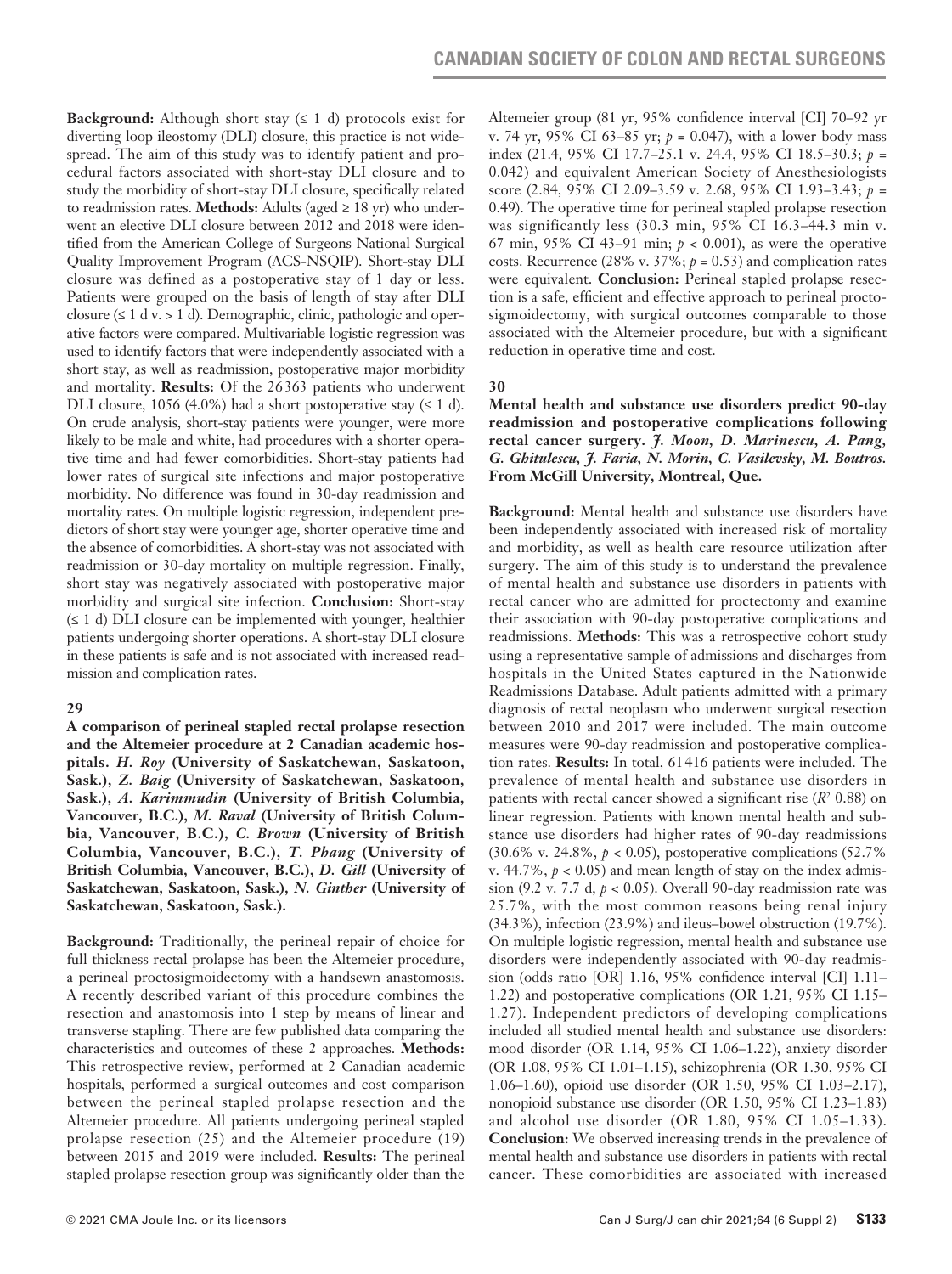**Background:** Although short stay (≤ 1 d) protocols exist for diverting loop ileostomy (DLI) closure, this practice is not widespread. The aim of this study was to identify patient and procedural factors associated with short-stay DLI closure and to study the morbidity of short-stay DLI closure, specifically related to readmission rates. **Methods:** Adults (aged ≥ 18 yr) who underwent an elective DLI closure between 2012 and 2018 were identified from the American College of Surgeons National Surgical Quality Improvement Program (ACS-NSQIP). Short-stay DLI closure was defined as a postoperative stay of 1 day or less. Patients were grouped on the basis of length of stay after DLI closure (≤ 1 d v. > 1 d). Demographic, clinic, pathologic and operative factors were compared. Multivariable logistic regression was used to identify factors that were independently associated with a short stay, as well as readmission, postoperative major morbidity and mortality. **Results:** Of the 26 363 patients who underwent DLI closure, 1056 (4.0%) had a short postoperative stay (≤ 1 d). On crude analysis, short-stay patients were younger, were more likely to be male and white, had procedures with a shorter operative time and had fewer comorbidities. Short-stay patients had lower rates of surgical site infections and major postoperative morbidity. No difference was found in 30-day readmission and mortality rates. On multiple logistic regression, independent predictors of short stay were younger age, shorter operative time and the absence of comorbidities. A short-stay was not associated with readmission or 30-day mortality on multiple regression. Finally, short stay was negatively associated with postoperative major morbidity and surgical site infection. **Conclusion:** Short-stay (≤ 1 d) DLI closure can be implemented with younger, healthier patients undergoing shorter operations. A short-stay DLI closure in these patients is safe and is not associated with increased readmission and complication rates.

**29**

**A comparison of perineal stapled rectal prolapse resection and the Altemeier procedure at 2 Canadian academic hospitals.** ***H. Roy*** **(University of Saskatchewan, Saskatoon, Sask.),** ***Z. Baig*** **(University of Saskatchewan, Saskatoon, Sask.),** ***A. Karimmudin*** **(University of British Columbia, Vancouver, B.C.),** ***M. Raval*** **(University of British Columbia, Vancouver, B.C.),** ***C. Brown*** **(University of British Columbia, Vancouver, B.C.),** ***T. Phang*** **(University of British Columbia, Vancouver, B.C.),** ***D. Gill*** **(University of Saskatchewan, Saskatoon, Sask.),** ***N. Ginther*** **(University of Saskatchewan, Saskatoon, Sask.).**

**Background:** Traditionally, the perineal repair of choice for full thickness rectal prolapse has been the Altemeier procedure, a perineal proctosigmoidectomy with a handsewn anastomosis. A recently described variant of this procedure combines the resection and anastomosis into 1 step by means of linear and transverse stapling. There are few published data comparing the characteristics and outcomes of these 2 approaches. **Methods:** This retrospective review, performed at 2 Canadian academic hospitals, performed a surgical outcomes and cost comparison between the perineal stapled prolapse resection and the Altemeier procedure. All patients undergoing perineal stapled prolapse resection (25) and the Altemeier procedure (19) between 2015 and 2019 were included. **Results:** The perineal stapled prolapse resection group was significantly older than the Altemeier group (81 yr, 95% confidence interval [CI] 70–92 yr v. 74 yr, 95% CI 63–85 yr; $p = 0.047$), with a lower body mass index (21.4, 95% CI 17.7–25.1 v. 24.4, 95% CI 18.5–30.3; $p = 0.042$) and equivalent American Society of Anesthesiologists score (2.84, 95% CI 2.09–3.59 v. 2.68, 95% CI 1.93–3.43; $p = 0.49$). The operative time for perineal stapled prolapse resection was significantly less (30.3 min, 95% CI 16.3–44.3 min v. 67 min, 95% CI 43–91 min; $p < 0.001$), as were the operative costs. Recurrence (28% v. 37%; $p = 0.53$) and complication rates were equivalent. **Conclusion:** Perineal stapled prolapse resection is a safe, efficient and effective approach to perineal proctosigmoidectomy, with surgical outcomes comparable to those associated with the Altemeier procedure, but with a significant reduction in operative time and cost.

**30**

**Mental health and substance use disorders predict 90-day readmission and postoperative complications following rectal cancer surgery.** ***J. Moon, D. Marinescu, A. Pang, G. Ghitulescu, J. Faria, N. Morin, C. Vasilevsky, M. Boutros.*** **From McGill University, Montreal, Que.**

**Background:** Mental health and substance use disorders have been independently associated with increased risk of mortality and morbidity, as well as health care resource utilization after surgery. The aim of this study is to understand the prevalence of mental health and substance use disorders in patients with rectal cancer who are admitted for proctectomy and examine their association with 90-day postoperative complications and readmissions. **Methods:** This was a retrospective cohort study using a representative sample of admissions and discharges from hospitals in the United States captured in the Nationwide Readmissions Database. Adult patients admitted with a primary diagnosis of rectal neoplasm who underwent surgical resection between 2010 and 2017 were included. The main outcome measures were 90-day readmission and postoperative complication rates. **Results:** In total, 61 416 patients were included. The prevalence of mental health and substance use disorders in patients with rectal cancer showed a significant rise ($R^2$ 0.88) on linear regression. Patients with known mental health and substance use disorders had higher rates of 90-day readmissions (30.6% v. 24.8%, $p < 0.05$), postoperative complications (52.7% v. 44.7%, $p < 0.05$) and mean length of stay on the index admission (9.2 v. 7.7 d, $p < 0.05$). Overall 90-day readmission rate was 25.7%, with the most common reasons being renal injury (34.3%), infection (23.9%) and ileus–bowel obstruction (19.7%). On multiple logistic regression, mental health and substance use disorders were independently associated with 90-day readmission (odds ratio [OR] 1.16, 95% confidence interval [CI] 1.11–1.22) and postoperative complications (OR 1.21, 95% CI 1.15–1.27). Independent predictors of developing complications included all studied mental health and substance use disorders: mood disorder (OR 1.14, 95% CI 1.06–1.22), anxiety disorder (OR 1.08, 95% CI 1.01–1.15), schizophrenia (OR 1.30, 95% CI 1.06–1.60), opioid use disorder (OR 1.50, 95% CI 1.03–2.17), nonopioid substance use disorder (OR 1.50, 95% CI 1.23–1.83) and alcohol use disorder (OR 1.80, 95% CI 1.05–1.33). **Conclusion:** We observed increasing trends in the prevalence of mental health and substance use disorders in patients with rectal cancer. These comorbidities are associated with increased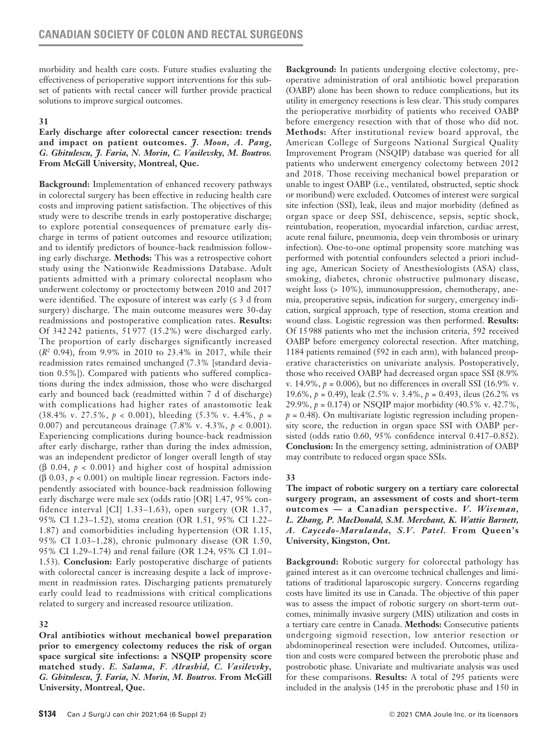morbidity and health care costs. Future studies evaluating the effectiveness of perioperative support interventions for this subset of patients with rectal cancer will further provide practical solutions to improve surgical outcomes.

### 31

**Early discharge after colorectal cancer resection: trends and impact on patient outcomes.** ***J. Moon, A. Pang, G. Ghitulescu, J. Faria, N. Morin, C. Vasilevsky, M. Boutros.*** **From McGill University, Montreal, Que.**

**Background:** Implementation of enhanced recovery pathways in colorectal surgery has been effective in reducing health care costs and improving patient satisfaction. The objectives of this study were to describe trends in early postoperative discharge; to explore potential consequences of premature early discharge in terms of patient outcomes and resource utilization; and to identify predictors of bounce-back readmission following early discharge. **Methods:** This was a retrospective cohort study using the Nationwide Readmissions Database. Adult patients admitted with a primary colorectal neoplasm who underwent colectomy or proctectomy between 2010 and 2017 were identified. The exposure of interest was early (≤ 3 d from surgery) discharge. The main outcome measures were 30-day readmissions and postoperative complication rates. **Results:** Of 342 242 patients, 51 977 (15.2%) were discharged early. The proportion of early discharges significantly increased ($R^2$ 0.94), from 9.9% in 2010 to 23.4% in 2017, while their readmission rates remained unchanged (7.3% [standard deviation 0.5%]). Compared with patients who suffered complications during the index admission, those who were discharged early and bounced back (readmitted within 7 d of discharge) with complications had higher rates of anastomotic leak (38.4% v. 27.5%, $p < 0.001$), bleeding (5.3% v. 4.4%, $p = 0.007$) and percutaneous drainage (7.8% v. 4.3%, $p < 0.001$). Experiencing complications during bounce-back readmission after early discharge, rather than during the index admission, was an independent predictor of longer overall length of stay (β 0.04, $p < 0.001$) and higher cost of hospital admission (β 0.03, $p < 0.001$) on multiple linear regression. Factors independently associated with bounce-back readmission following early discharge were male sex (odds ratio [OR] 1.47, 95% confidence interval [CI] 1.33–1.63), open surgery (OR 1.37, 95% CI 1.23–1.52), stoma creation (OR 1.51, 95% CI 1.22–1.87) and comorbidities including hypertension (OR 1.15, 95% CI 1.03–1.28), chronic pulmonary disease (OR 1.50, 95% CI 1.29–1.74) and renal failure (OR 1.24, 95% CI 1.01–1.53). **Conclusion:** Early postoperative discharge of patients with colorectal cancer is increasing despite a lack of improvement in readmission rates. Discharging patients prematurely early could lead to readmissions with critical complications related to surgery and increased resource utilization.

### 32

**Oral antibiotics without mechanical bowel preparation prior to emergency colectomy reduces the risk of organ space surgical site infections: a NSQIP propensity score matched study.** ***E. Salama, F. Alrashid, C. Vasilevsky, G. Ghitulescu, J. Faria, N. Morin, M. Boutros.*** **From McGill University, Montreal, Que.**

**Background:** In patients undergoing elective colectomy, preoperative administration of oral antibiotic bowel preparation (OABP) alone has been shown to reduce complications, but its utility in emergency resections is less clear. This study compares the perioperative morbidity of patients who received OABP before emergency resection with that of those who did not. **Methods:** After institutional review board approval, the American College of Surgeons National Surgical Quality Improvement Program (NSQIP) database was queried for all patients who underwent emergency colectomy between 2012 and 2018. Those receiving mechanical bowel preparation or unable to ingest OABP (i.e., ventilated, obstructed, septic shock or moribund) were excluded. Outcomes of interest were surgical site infection (SSI), leak, ileus and major morbidity (defined as organ space or deep SSI, dehiscence, sepsis, septic shock, reintubation, reoperation, myocardial infarction, cardiac arrest, acute renal failure, pneumonia, deep vein thrombosis or urinary infection). One-to-one optimal propensity score matching was performed with potential confounders selected a priori including age, American Society of Anesthesiologists (ASA) class, smoking, diabetes, chronic obstructive pulmonary disease, weight loss (> 10%), immunosuppression, chemotherapy, anemia, preoperative sepsis, indication for surgery, emergency indication, surgical approach, type of resection, stoma creation and wound class. Logistic regression was then performed. **Results:** Of 15 988 patients who met the inclusion criteria, 592 received OABP before emergency colorectal resection. After matching, 1184 patients remained (592 in each arm), with balanced preoperative characteristics on univariate analysis. Postoperatively, those who received OABP had decreased organ space SSI (8.9% v. 14.9%, $p = 0.006$), but no differences in overall SSI (16.9% v. 19.6%, $p = 0.49$), leak (2.5% v. 3.4%, $p = 0.493$, ileus (26.2% vs 29.9%, $p = 0.174$) or NSQIP major morbidity (40.5% v. 42.7%, $p = 0.48$). On multivariate logistic regression including propensity score, the reduction in organ space SSI with OABP persisted (odds ratio 0.60, 95% confidence interval 0.417–0.852). **Conclusion:** In the emergency setting, administration of OABP may contribute to reduced organ space SSIs.

### 33

**The impact of robotic surgery on a tertiary care colorectal surgery program, an assessment of costs and short-term outcomes — a Canadian perspective.** ***V. Wiseman, L. Zhang, P. MacDonald, S.M. Merchant, K. Wattie Barnett, A. Caycedo-Marulanda, S.V. Patel.*** **From Queen's University, Kingston, Ont.**

**Background:** Robotic surgery for colorectal pathology has gained interest as it can overcome technical challenges and limitations of traditional laparoscopic surgery. Concerns regarding costs have limited its use in Canada. The objective of this paper was to assess the impact of robotic surgery on short-term outcomes, minimally invasive surgery (MIS) utilization and costs in a tertiary care centre in Canada. **Methods:** Consecutive patients undergoing sigmoid resection, low anterior resection or abdominoperineal resection were included. Outcomes, utilization and costs were compared between the prerobotic phase and postrobotic phase. Univariate and multivariate analysis was used for these comparisons. **Results:** A total of 295 patients were included in the analysis (145 in the prerobotic phase and 150 in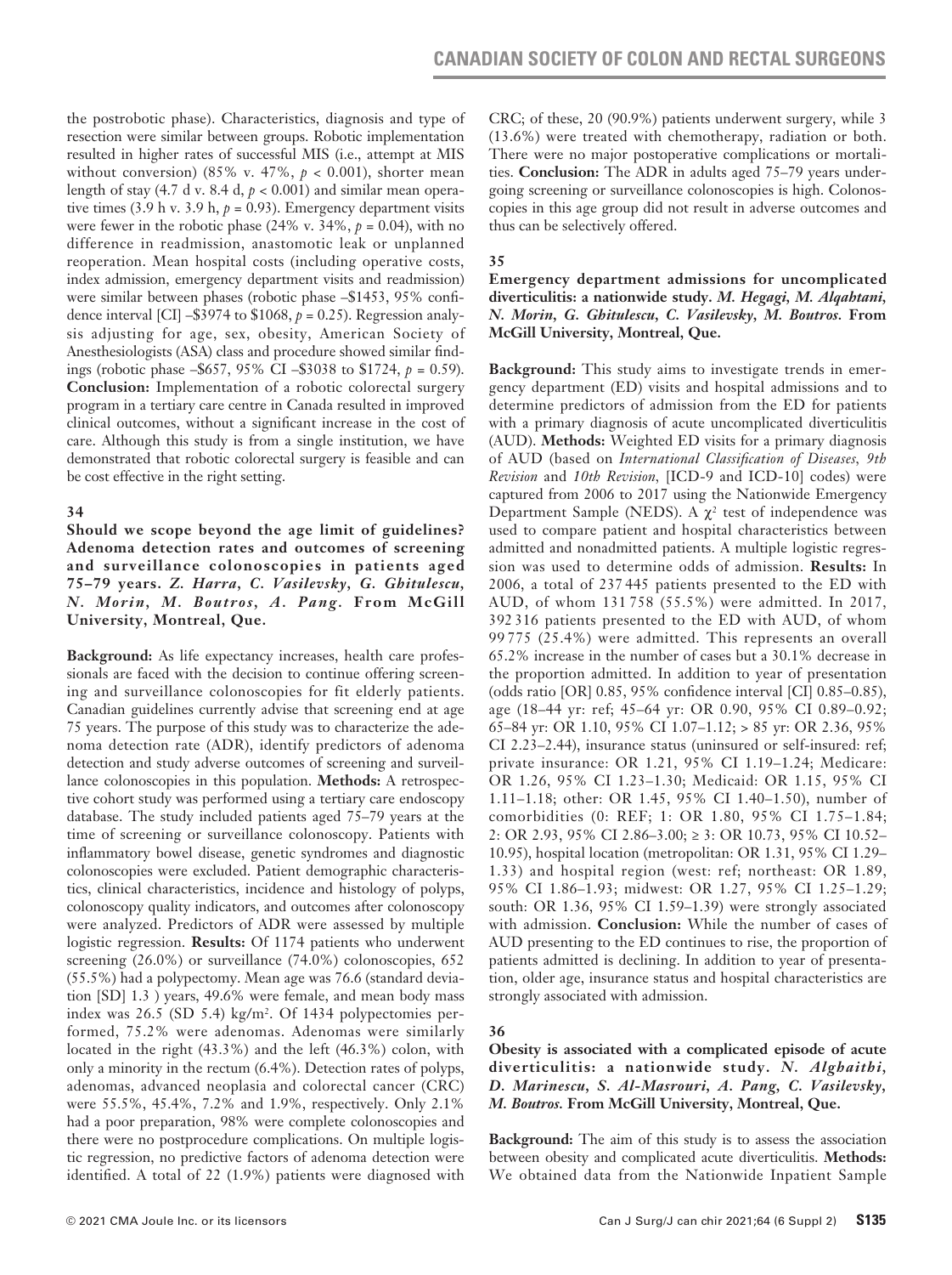the postrobotic phase). Characteristics, diagnosis and type of resection were similar between groups. Robotic implementation resulted in higher rates of successful MIS (i.e., attempt at MIS without conversion) (85% v. 47%, $p < 0.001$), shorter mean length of stay (4.7 d v. 8.4 d, $p < 0.001$) and similar mean operative times (3.9 h v. 3.9 h, $p = 0.93$). Emergency department visits were fewer in the robotic phase (24% v. 34%, $p = 0.04$), with no difference in readmission, anastomotic leak or unplanned reoperation. Mean hospital costs (including operative costs, index admission, emergency department visits and readmission) were similar between phases (robotic phase –$1453, 95% confidence interval [CI] –$3974 to $1068, $p = 0.25$). Regression analysis adjusting for age, sex, obesity, American Society of Anesthesiologists (ASA) class and procedure showed similar findings (robotic phase –$657, 95% CI –$3038 to $1724, $p = 0.59$). **Conclusion:** Implementation of a robotic colorectal surgery program in a tertiary care centre in Canada resulted in improved clinical outcomes, without a significant increase in the cost of care. Although this study is from a single institution, we have demonstrated that robotic colorectal surgery is feasible and can be cost effective in the right setting.

### 34

**Should we scope beyond the age limit of guidelines? Adenoma detection rates and outcomes of screening and surveillance colonoscopies in patients aged 75–79 years.** ***Z. Harra, C. Vasilevsky, G. Ghitulescu, N. Morin, M. Boutros, A. Pang.*** **From McGill University, Montreal, Que.**

**Background:** As life expectancy increases, health care professionals are faced with the decision to continue offering screening and surveillance colonoscopies for fit elderly patients. Canadian guidelines currently advise that screening end at age 75 years. The purpose of this study was to characterize the adenoma detection rate (ADR), identify predictors of adenoma detection and study adverse outcomes of screening and surveillance colonoscopies in this population. **Methods:** A retrospective cohort study was performed using a tertiary care endoscopy database. The study included patients aged 75–79 years at the time of screening or surveillance colonoscopy. Patients with inflammatory bowel disease, genetic syndromes and diagnostic colonoscopies were excluded. Patient demographic characteristics, clinical characteristics, incidence and histology of polyps, colonoscopy quality indicators, and outcomes after colonoscopy were analyzed. Predictors of ADR were assessed by multiple logistic regression. **Results:** Of 1174 patients who underwent screening (26.0%) or surveillance (74.0%) colonoscopies, 652 (55.5%) had a polypectomy. Mean age was 76.6 (standard deviation [SD] 1.3 ) years, 49.6% were female, and mean body mass index was 26.5 (SD 5.4) kg/m$^2$. Of 1434 polypectomies performed, 75.2% were adenomas. Adenomas were similarly located in the right (43.3%) and the left (46.3%) colon, with only a minority in the rectum (6.4%). Detection rates of polyps, adenomas, advanced neoplasia and colorectal cancer (CRC) were 55.5%, 45.4%, 7.2% and 1.9%, respectively. Only 2.1% had a poor preparation, 98% were complete colonoscopies and there were no postprocedure complications. On multiple logistic regression, no predictive factors of adenoma detection were identified. A total of 22 (1.9%) patients were diagnosed with CRC; of these, 20 (90.9%) patients underwent surgery, while 3 (13.6%) were treated with chemotherapy, radiation or both. There were no major postoperative complications or mortalities. **Conclusion:** The ADR in adults aged 75–79 years undergoing screening or surveillance colonoscopies is high. Colonoscopies in this age group did not result in adverse outcomes and thus can be selectively offered.

### 35

**Emergency department admissions for uncomplicated diverticulitis: a nationwide study.** ***M. Hegagi, M. Alqahtani, N. Morin, G. Ghitulescu, C. Vasilevsky, M. Boutros.*** **From McGill University, Montreal, Que.**

**Background:** This study aims to investigate trends in emergency department (ED) visits and hospital admissions and to determine predictors of admission from the ED for patients with a primary diagnosis of acute uncomplicated diverticulitis (AUD). **Methods:** Weighted ED visits for a primary diagnosis of AUD (based on *International Classification of Diseases, 9th Revision* and *10th Revision*, [ICD-9 and ICD-10] codes) were captured from 2006 to 2017 using the Nationwide Emergency Department Sample (NEDS). A $\chi^2$ test of independence was used to compare patient and hospital characteristics between admitted and nonadmitted patients. A multiple logistic regression was used to determine odds of admission. **Results:** In 2006, a total of 237 445 patients presented to the ED with AUD, of whom 131 758 (55.5%) were admitted. In 2017, 392 316 patients presented to the ED with AUD, of whom 99 775 (25.4%) were admitted. This represents an overall 65.2% increase in the number of cases but a 30.1% decrease in the proportion admitted. In addition to year of presentation (odds ratio [OR] 0.85, 95% confidence interval [CI] 0.85–0.85), age (18–44 yr: ref; 45–64 yr: OR 0.90, 95% CI 0.89–0.92; 65–84 yr: OR 1.10, 95% CI 1.07–1.12; > 85 yr: OR 2.36, 95% CI 2.23–2.44), insurance status (uninsured or self-insured: ref; private insurance: OR 1.21, 95% CI 1.19–1.24; Medicare: OR 1.26, 95% CI 1.23–1.30; Medicaid: OR 1.15, 95% CI 1.11–1.18; other: OR 1.45, 95% CI 1.40–1.50), number of comorbidities (0: REF; 1: OR 1.80, 95% CI 1.75–1.84; 2: OR 2.93, 95% CI 2.86–3.00; ≥ 3: OR 10.73, 95% CI 10.52–10.95), hospital location (metropolitan: OR 1.31, 95% CI 1.29–1.33) and hospital region (west: ref; northeast: OR 1.89, 95% CI 1.86–1.93; midwest: OR 1.27, 95% CI 1.25–1.29; south: OR 1.36, 95% CI 1.59–1.39) were strongly associated with admission. **Conclusion:** While the number of cases of AUD presenting to the ED continues to rise, the proportion of patients admitted is declining. In addition to year of presentation, older age, insurance status and hospital characteristics are strongly associated with admission.

### 36

**Obesity is associated with a complicated episode of acute diverticulitis: a nationwide study.** ***N. Alghaithi, D. Marinescu, S. Al-Masrouri, A. Pang, C. Vasilevsky, M. Boutros.*** **From McGill University, Montreal, Que.**

**Background:** The aim of this study is to assess the association between obesity and complicated acute diverticulitis. **Methods:** We obtained data from the Nationwide Inpatient Sample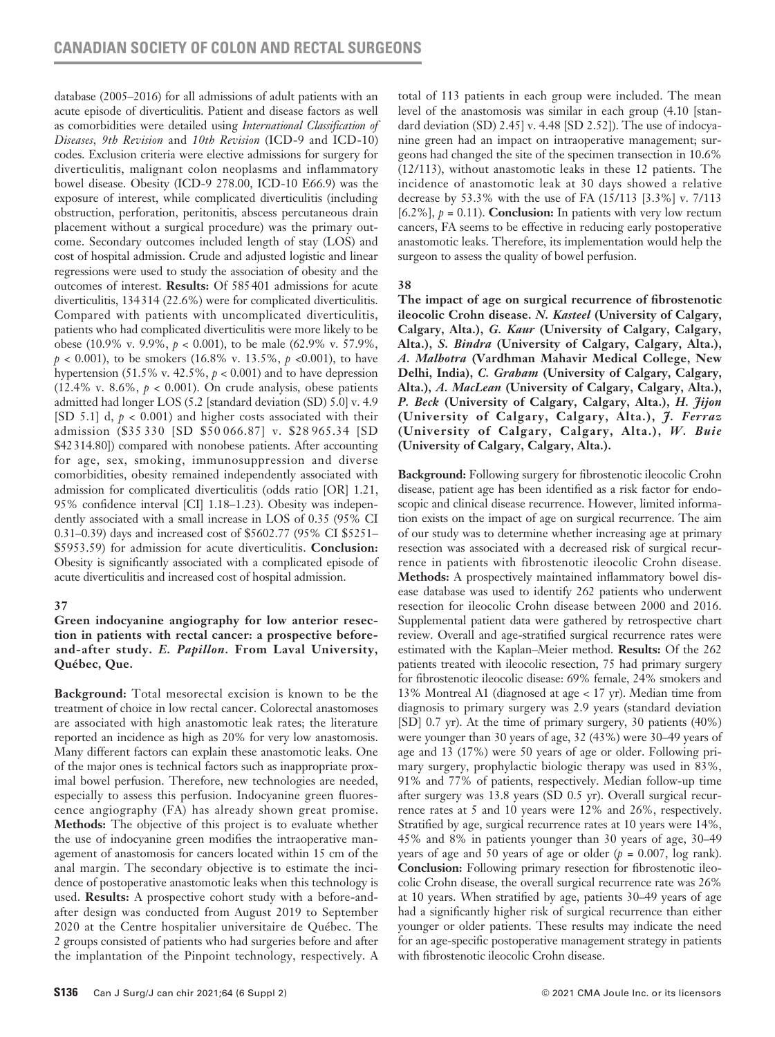database (2005–2016) for all admissions of adult patients with an acute episode of diverticulitis. Patient and disease factors as well as comorbidities were detailed using *International Classification of Diseases, 9th Revision* and *10th Revision* (ICD-9 and ICD-10) codes. Exclusion criteria were elective admissions for surgery for diverticulitis, malignant colon neoplasms and inflammatory bowel disease. Obesity (ICD-9 278.00, ICD-10 E66.9) was the exposure of interest, while complicated diverticulitis (including obstruction, perforation, peritonitis, abscess percutaneous drain placement without a surgical procedure) was the primary outcome. Secondary outcomes included length of stay (LOS) and cost of hospital admission. Crude and adjusted logistic and linear regressions were used to study the association of obesity and the outcomes of interest. **Results:** Of 585 401 admissions for acute diverticulitis, 134 314 (22.6%) were for complicated diverticulitis. Compared with patients with uncomplicated diverticulitis, patients who had complicated diverticulitis were more likely to be obese (10.9% v. 9.9%, $p < 0.001$), to be male (62.9% v. 57.9%, $p < 0.001$), to be smokers (16.8% v. 13.5%, $p < 0.001$), to have hypertension (51.5% v. 42.5%, $p < 0.001$) and to have depression (12.4% v. 8.6%, $p < 0.001$). On crude analysis, obese patients admitted had longer LOS (5.2 [standard deviation (SD) 5.0] v. 4.9 [SD 5.1] d, $p < 0.001$) and higher costs associated with their admission ($35 330 [SD $50 066.87] v. $28 965.34 [SD $42 314.80]) compared with nonobese patients. After accounting for age, sex, smoking, immunosuppression and diverse comorbidities, obesity remained independently associated with admission for complicated diverticulitis (odds ratio [OR] 1.21, 95% confidence interval [CI] 1.18–1.23). Obesity was independently associated with a small increase in LOS of 0.35 (95% CI 0.31–0.39) days and increased cost of $5602.77 (95% CI $5251–$5953.59) for admission for acute diverticulitis. **Conclusion:** Obesity is significantly associated with a complicated episode of acute diverticulitis and increased cost of hospital admission.

### 37

**Green indocyanine angiography for low anterior resection in patients with rectal cancer: a prospective before-and-after study.** ***E. Papillon*. From Laval University, Québec, Que.**

**Background:** Total mesorectal excision is known to be the treatment of choice in low rectal cancer. Colorectal anastomoses are associated with high anastomotic leak rates; the literature reported an incidence as high as 20% for very low anastomosis. Many different factors can explain these anastomotic leaks. One of the major ones is technical factors such as inappropriate proximal bowel perfusion. Therefore, new technologies are needed, especially to assess this perfusion. Indocyanine green fluorescence angiography (FA) has already shown great promise. **Methods:** The objective of this project is to evaluate whether the use of indocyanine green modifies the intraoperative management of anastomosis for cancers located within 15 cm of the anal margin. The secondary objective is to estimate the incidence of postoperative anastomotic leaks when this technology is used. **Results:** A prospective cohort study with a before-and-after design was conducted from August 2019 to September 2020 at the Centre hospitalier universitaire de Québec. The 2 groups consisted of patients who had surgeries before and after the implantation of the Pinpoint technology, respectively. A total of 113 patients in each group were included. The mean level of the anastomosis was similar in each group (4.10 [standard deviation (SD) 2.45] v. 4.48 [SD 2.52]). The use of indocyanine green had an impact on intraoperative management; surgeons had changed the site of the specimen transection in 10.6% (12/113), without anastomotic leaks in these 12 patients. The incidence of anastomotic leak at 30 days showed a relative decrease by 53.3% with the use of FA (15/113 [3.3%] v. 7/113 [6.2%], $p = 0.11$). **Conclusion:** In patients with very low rectum cancers, FA seems to be effective in reducing early postoperative anastomotic leaks. Therefore, its implementation would help the surgeon to assess the quality of bowel perfusion.

### 38

**The impact of age on surgical recurrence of fibrostenotic ileocolic Crohn disease.** ***N. Kasteel* (University of Calgary, Calgary, Alta.), *G. Kaur* (University of Calgary, Calgary, Alta.), *S. Bindra* (University of Calgary, Calgary, Alta.), *A. Malhotra* (Vardhman Mahavir Medical College, New Delhi, India), *C. Graham* (University of Calgary, Calgary, Alta.), *A. MacLean* (University of Calgary, Calgary, Alta.), *P. Beck* (University of Calgary, Calgary, Alta.), *H. Jijon* (University of Calgary, Calgary, Alta.), *J. Ferraz* (University of Calgary, Calgary, Alta.), *W. Buie* (University of Calgary, Calgary, Alta.).**

**Background:** Following surgery for fibrostenotic ileocolic Crohn disease, patient age has been identified as a risk factor for endoscopic and clinical disease recurrence. However, limited information exists on the impact of age on surgical recurrence. The aim of our study was to determine whether increasing age at primary resection was associated with a decreased risk of surgical recurrence in patients with fibrostenotic ileocolic Crohn disease. **Methods:** A prospectively maintained inflammatory bowel disease database was used to identify 262 patients who underwent resection for ileocolic Crohn disease between 2000 and 2016. Supplemental patient data were gathered by retrospective chart review. Overall and age-stratified surgical recurrence rates were estimated with the Kaplan–Meier method. **Results:** Of the 262 patients treated with ileocolic resection, 75 had primary surgery for fibrostenotic ileocolic disease: 69% female, 24% smokers and 13% Montreal A1 (diagnosed at age < 17 yr). Median time from diagnosis to primary surgery was 2.9 years (standard deviation [SD] 0.7 yr). At the time of primary surgery, 30 patients (40%) were younger than 30 years of age, 32 (43%) were 30–49 years of age and 13 (17%) were 50 years of age or older. Following primary surgery, prophylactic biologic therapy was used in 83%, 91% and 77% of patients, respectively. Median follow-up time after surgery was 13.8 years (SD 0.5 yr). Overall surgical recurrence rates at 5 and 10 years were 12% and 26%, respectively. Stratified by age, surgical recurrence rates at 10 years were 14%, 45% and 8% in patients younger than 30 years of age, 30–49 years of age and 50 years of age or older ($p = 0.007$, log rank). **Conclusion:** Following primary resection for fibrostenotic ileocolic Crohn disease, the overall surgical recurrence rate was 26% at 10 years. When stratified by age, patients 30–49 years of age had a significantly higher risk of surgical recurrence than either younger or older patients. These results may indicate the need for an age-specific postoperative management strategy in patients with fibrostenotic ileocolic Crohn disease.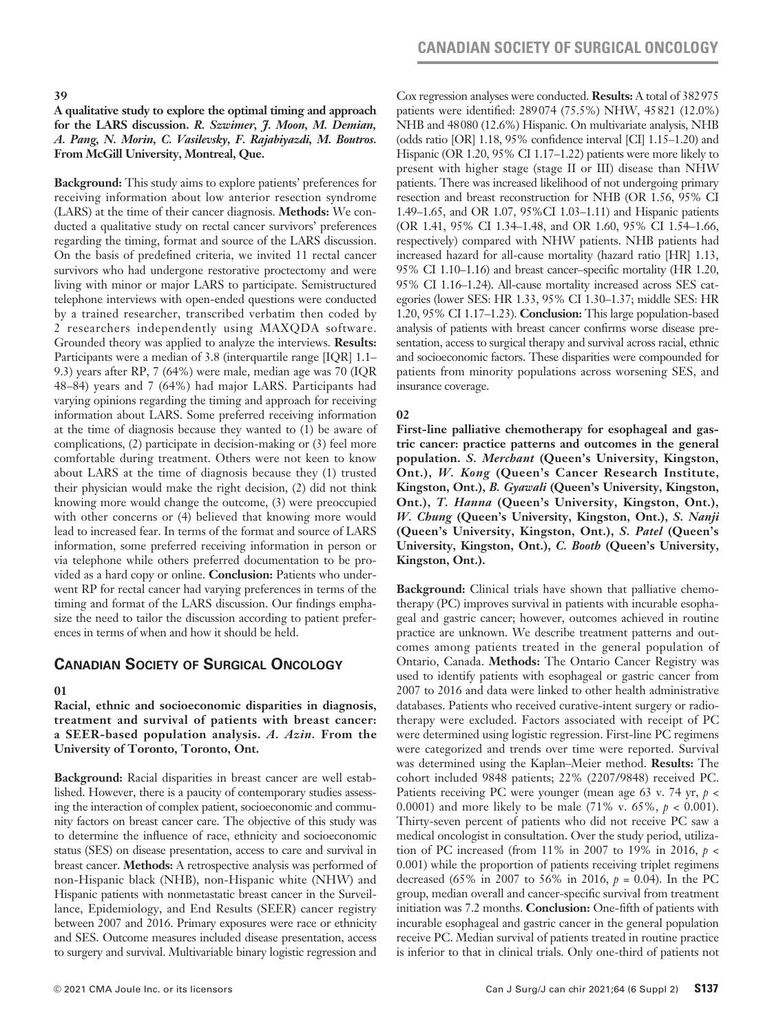## 39

**A qualitative study to explore the optimal timing and approach for the LARS discussion.** ***R. Szwimer, J. Moon, M. Demian, A. Pang, N. Morin, C. Vasilevsky, F. Rajabiyazdi, M. Boutros.*** **From McGill University, Montreal, Que.**

**Background:** This study aims to explore patients' preferences for receiving information about low anterior resection syndrome (LARS) at the time of their cancer diagnosis. **Methods:** We conducted a qualitative study on rectal cancer survivors' preferences regarding the timing, format and source of the LARS discussion. On the basis of predefined criteria, we invited 11 rectal cancer survivors who had undergone restorative proctectomy and were living with minor or major LARS to participate. Semistructured telephone interviews with open-ended questions were conducted by a trained researcher, transcribed verbatim then coded by 2 researchers independently using MAXQDA software. Grounded theory was applied to analyze the interviews. **Results:** Participants were a median of 3.8 (interquartile range [IQR] 1.1–9.3) years after RP, 7 (64%) were male, median age was 70 (IQR 48–84) years and 7 (64%) had major LARS. Participants had varying opinions regarding the timing and approach for receiving information about LARS. Some preferred receiving information at the time of diagnosis because they wanted to (1) be aware of complications, (2) participate in decision-making or (3) feel more comfortable during treatment. Others were not keen to know about LARS at the time of diagnosis because they (1) trusted their physician would make the right decision, (2) did not think knowing more would change the outcome, (3) were preoccupied with other concerns or (4) believed that knowing more would lead to increased fear. In terms of the format and source of LARS information, some preferred receiving information in person or via telephone while others preferred documentation to be provided as a hard copy or online. **Conclusion:** Patients who underwent RP for rectal cancer had varying preferences in terms of the timing and format of the LARS discussion. Our findings emphasize the need to tailor the discussion according to patient preferences in terms of when and how it should be held.

# Canadian Society of Surgical Oncology

## 01

**Racial, ethnic and socioeconomic disparities in diagnosis, treatment and survival of patients with breast cancer: a SEER-based population analysis.** ***A. Azin.*** **From the University of Toronto, Toronto, Ont.**

**Background:** Racial disparities in breast cancer are well established. However, there is a paucity of contemporary studies assessing the interaction of complex patient, socioeconomic and community factors on breast cancer care. The objective of this study was to determine the influence of race, ethnicity and socioeconomic status (SES) on disease presentation, access to care and survival in breast cancer. **Methods:** A retrospective analysis was performed of non-Hispanic black (NHB), non-Hispanic white (NHW) and Hispanic patients with nonmetastatic breast cancer in the Surveillance, Epidemiology, and End Results (SEER) cancer registry between 2007 and 2016. Primary exposures were race or ethnicity and SES. Outcome measures included disease presentation, access to surgery and survival. Multivariable binary logistic regression and Cox regression analyses were conducted. **Results:** A total of 382 975 patients were identified: 289 074 (75.5%) NHW, 45 821 (12.0%) NHB and 48 080 (12.6%) Hispanic. On multivariate analysis, NHB (odds ratio [OR] 1.18, 95% confidence interval [CI] 1.15–1.20) and Hispanic (OR 1.20, 95% CI 1.17–1.22) patients were more likely to present with higher stage (stage II or III) disease than NHW patients. There was increased likelihood of not undergoing primary resection and breast reconstruction for NHB (OR 1.56, 95% CI 1.49–1.65, and OR 1.07, 95%CI 1.03–1.11) and Hispanic patients (OR 1.41, 95% CI 1.34–1.48, and OR 1.60, 95% CI 1.54–1.66, respectively) compared with NHW patients. NHB patients had increased hazard for all-cause mortality (hazard ratio [HR] 1.13, 95% CI 1.10–1.16) and breast cancer–specific mortality (HR 1.20, 95% CI 1.16–1.24). All-cause mortality increased across SES categories (lower SES: HR 1.33, 95% CI 1.30–1.37; middle SES: HR 1.20, 95% CI 1.17–1.23). **Conclusion:** This large population-based analysis of patients with breast cancer confirms worse disease presentation, access to surgical therapy and survival across racial, ethnic and socioeconomic factors. These disparities were compounded for patients from minority populations across worsening SES, and insurance coverage.

## 02

**First-line palliative chemotherapy for esophageal and gastric cancer: practice patterns and outcomes in the general population.** ***S. Merchant*** **(Queen's University, Kingston, Ont.),** ***W. Kong*** **(Queen's Cancer Research Institute, Kingston, Ont.),** ***B. Gyawali*** **(Queen's University, Kingston, Ont.),** ***T. Hanna*** **(Queen's University, Kingston, Ont.),** ***W. Chung*** **(Queen's University, Kingston, Ont.),** ***S. Nanji*** **(Queen's University, Kingston, Ont.),** ***S. Patel*** **(Queen's University, Kingston, Ont.),** ***C. Booth*** **(Queen's University, Kingston, Ont.).**

**Background:** Clinical trials have shown that palliative chemotherapy (PC) improves survival in patients with incurable esophageal and gastric cancer; however, outcomes achieved in routine practice are unknown. We describe treatment patterns and outcomes among patients treated in the general population of Ontario, Canada. **Methods:** The Ontario Cancer Registry was used to identify patients with esophageal or gastric cancer from 2007 to 2016 and data were linked to other health administrative databases. Patients who received curative-intent surgery or radiotherapy were excluded. Factors associated with receipt of PC were determined using logistic regression. First-line PC regimens were categorized and trends over time were reported. Survival was determined using the Kaplan–Meier method. **Results:** The cohort included 9848 patients; 22% (2207/9848) received PC. Patients receiving PC were younger (mean age 63 v. 74 yr, $p < 0.0001$) and more likely to be male (71% v. 65%, $p < 0.001$). Thirty-seven percent of patients who did not receive PC saw a medical oncologist in consultation. Over the study period, utilization of PC increased (from 11% in 2007 to 19% in 2016, $p < 0.001$) while the proportion of patients receiving triplet regimens decreased (65% in 2007 to 56% in 2016, $p = 0.04$). In the PC group, median overall and cancer-specific survival from treatment initiation was 7.2 months. **Conclusion:** One-fifth of patients with incurable esophageal and gastric cancer in the general population receive PC. Median survival of patients treated in routine practice is inferior to that in clinical trials. Only one-third of patients not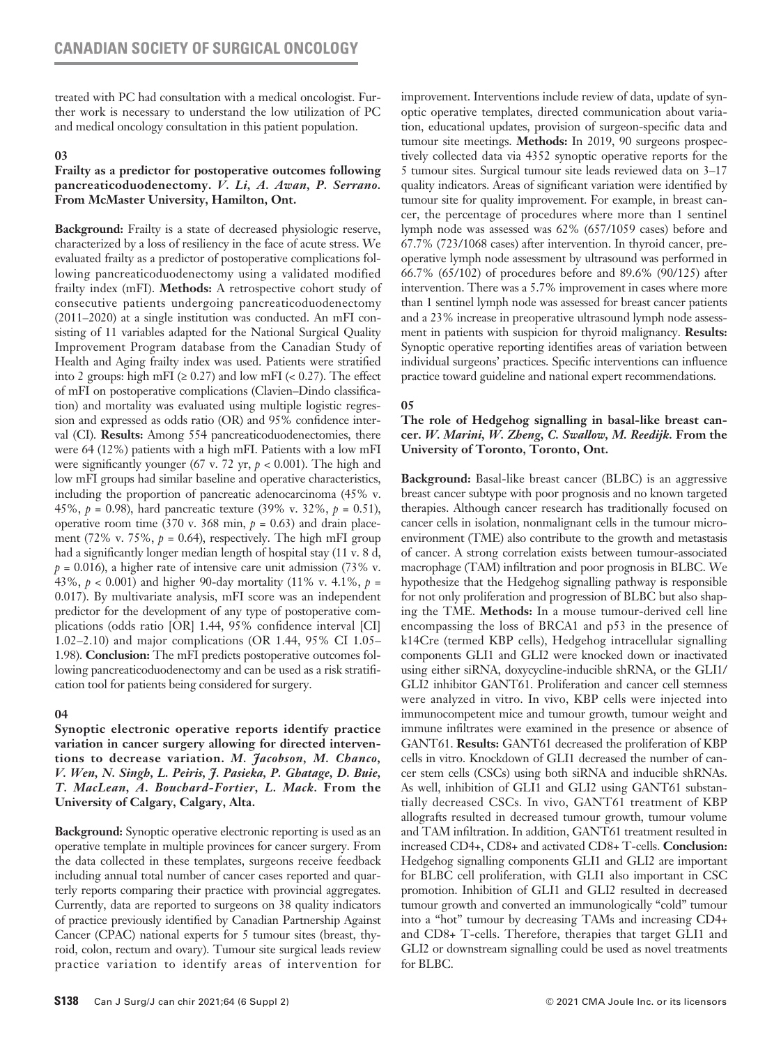treated with PC had consultation with a medical oncologist. Further work is necessary to understand the low utilization of PC and medical oncology consultation in this patient population.

### 03

**Frailty as a predictor for postoperative outcomes following pancreaticoduodenectomy.** ***V. Li, A. Awan, P. Serrano.*** **From McMaster University, Hamilton, Ont.**

**Background:** Frailty is a state of decreased physiologic reserve, characterized by a loss of resiliency in the face of acute stress. We evaluated frailty as a predictor of postoperative complications following pancreaticoduodenectomy using a validated modified frailty index (mFI). **Methods:** A retrospective cohort study of consecutive patients undergoing pancreaticoduodenectomy (2011–2020) at a single institution was conducted. An mFI consisting of 11 variables adapted for the National Surgical Quality Improvement Program database from the Canadian Study of Health and Aging frailty index was used. Patients were stratified into 2 groups: high mFI ($\geq$ 0.27) and low mFI (< 0.27). The effect of mFI on postoperative complications (Clavien–Dindo classification) and mortality was evaluated using multiple logistic regression and expressed as odds ratio (OR) and 95% confidence interval (CI). **Results:** Among 554 pancreaticoduodenectomies, there were 64 (12%) patients with a high mFI. Patients with a low mFI were significantly younger (67 v. 72 yr, $p < 0.001$). The high and low mFI groups had similar baseline and operative characteristics, including the proportion of pancreatic adenocarcinoma (45% v. 45%, $p = 0.98$), hard pancreatic texture (39% v. 32%, $p = 0.51$), operative room time (370 v. 368 min, $p = 0.63$) and drain placement (72% v. 75%, $p = 0.64$), respectively. The high mFI group had a significantly longer median length of hospital stay (11 v. 8 d, $p = 0.016$), a higher rate of intensive care unit admission (73% v. 43%, $p < 0.001$) and higher 90-day mortality (11% v. 4.1%, $p = 0.017$). By multivariate analysis, mFI score was an independent predictor for the development of any type of postoperative complications (odds ratio [OR] 1.44, 95% confidence interval [CI] 1.02–2.10) and major complications (OR 1.44, 95% CI 1.05–1.98). **Conclusion:** The mFI predicts postoperative outcomes following pancreaticoduodenectomy and can be used as a risk stratification tool for patients being considered for surgery.

### 04

**Synoptic electronic operative reports identify practice variation in cancer surgery allowing for directed interventions to decrease variation.** ***M. Jacobson, M. Chanco, V. Wen, N. Singh, L. Peiris, J. Pasieka, P. Ghatage, D. Buie, T. MacLean, A. Bouchard-Fortier, L. Mack.*** **From the University of Calgary, Calgary, Alta.**

**Background:** Synoptic operative electronic reporting is used as an operative template in multiple provinces for cancer surgery. From the data collected in these templates, surgeons receive feedback including annual total number of cancer cases reported and quarterly reports comparing their practice with provincial aggregates. Currently, data are reported to surgeons on 38 quality indicators of practice previously identified by Canadian Partnership Against Cancer (CPAC) national experts for 5 tumour sites (breast, thyroid, colon, rectum and ovary). Tumour site surgical leads review practice variation to identify areas of intervention for improvement. Interventions include review of data, update of synoptic operative templates, directed communication about variation, educational updates, provision of surgeon-specific data and tumour site meetings. **Methods:** In 2019, 90 surgeons prospectively collected data via 4352 synoptic operative reports for the 5 tumour sites. Surgical tumour site leads reviewed data on 3–17 quality indicators. Areas of significant variation were identified by tumour site for quality improvement. For example, in breast cancer, the percentage of procedures where more than 1 sentinel lymph node was assessed was 62% (657/1059 cases) before and 67.7% (723/1068 cases) after intervention. In thyroid cancer, preoperative lymph node assessment by ultrasound was performed in 66.7% (65/102) of procedures before and 89.6% (90/125) after intervention. There was a 5.7% improvement in cases where more than 1 sentinel lymph node was assessed for breast cancer patients and a 23% increase in preoperative ultrasound lymph node assessment in patients with suspicion for thyroid malignancy. **Results:** Synoptic operative reporting identifies areas of variation between individual surgeons' practices. Specific interventions can influence practice toward guideline and national expert recommendations.

### 05

**The role of Hedgehog signalling in basal-like breast cancer.** ***W. Marini, W. Zheng, C. Swallow, M. Reedijk.*** **From the University of Toronto, Toronto, Ont.**

**Background:** Basal-like breast cancer (BLBC) is an aggressive breast cancer subtype with poor prognosis and no known targeted therapies. Although cancer research has traditionally focused on cancer cells in isolation, nonmalignant cells in the tumour microenvironment (TME) also contribute to the growth and metastasis of cancer. A strong correlation exists between tumour-associated macrophage (TAM) infiltration and poor prognosis in BLBC. We hypothesize that the Hedgehog signalling pathway is responsible for not only proliferation and progression of BLBC but also shaping the TME. **Methods:** In a mouse tumour-derived cell line encompassing the loss of BRCA1 and p53 in the presence of k14Cre (termed KBP cells), Hedgehog intracellular signalling components GLI1 and GLI2 were knocked down or inactivated using either siRNA, doxycycline-inducible shRNA, or the GLI1/GLI2 inhibitor GANT61. Proliferation and cancer cell stemness were analyzed in vitro. In vivo, KBP cells were injected into immunocompetent mice and tumour growth, tumour weight and immune infiltrates were examined in the presence or absence of GANT61. **Results:** GANT61 decreased the proliferation of KBP cells in vitro. Knockdown of GLI1 decreased the number of cancer stem cells (CSCs) using both siRNA and inducible shRNAs. As well, inhibition of GLI1 and GLI2 using GANT61 substantially decreased CSCs. In vivo, GANT61 treatment of KBP allografts resulted in decreased tumour growth, tumour volume and TAM infiltration. In addition, GANT61 treatment resulted in increased CD4+, CD8+ and activated CD8+ T-cells. **Conclusion:** Hedgehog signalling components GLI1 and GLI2 are important for BLBC cell proliferation, with GLI1 also important in CSC promotion. Inhibition of GLI1 and GLI2 resulted in decreased tumour growth and converted an immunologically "cold" tumour into a "hot" tumour by decreasing TAMs and increasing CD4+ and CD8+ T-cells. Therefore, therapies that target GLI1 and GLI2 or downstream signalling could be used as novel treatments for BLBC.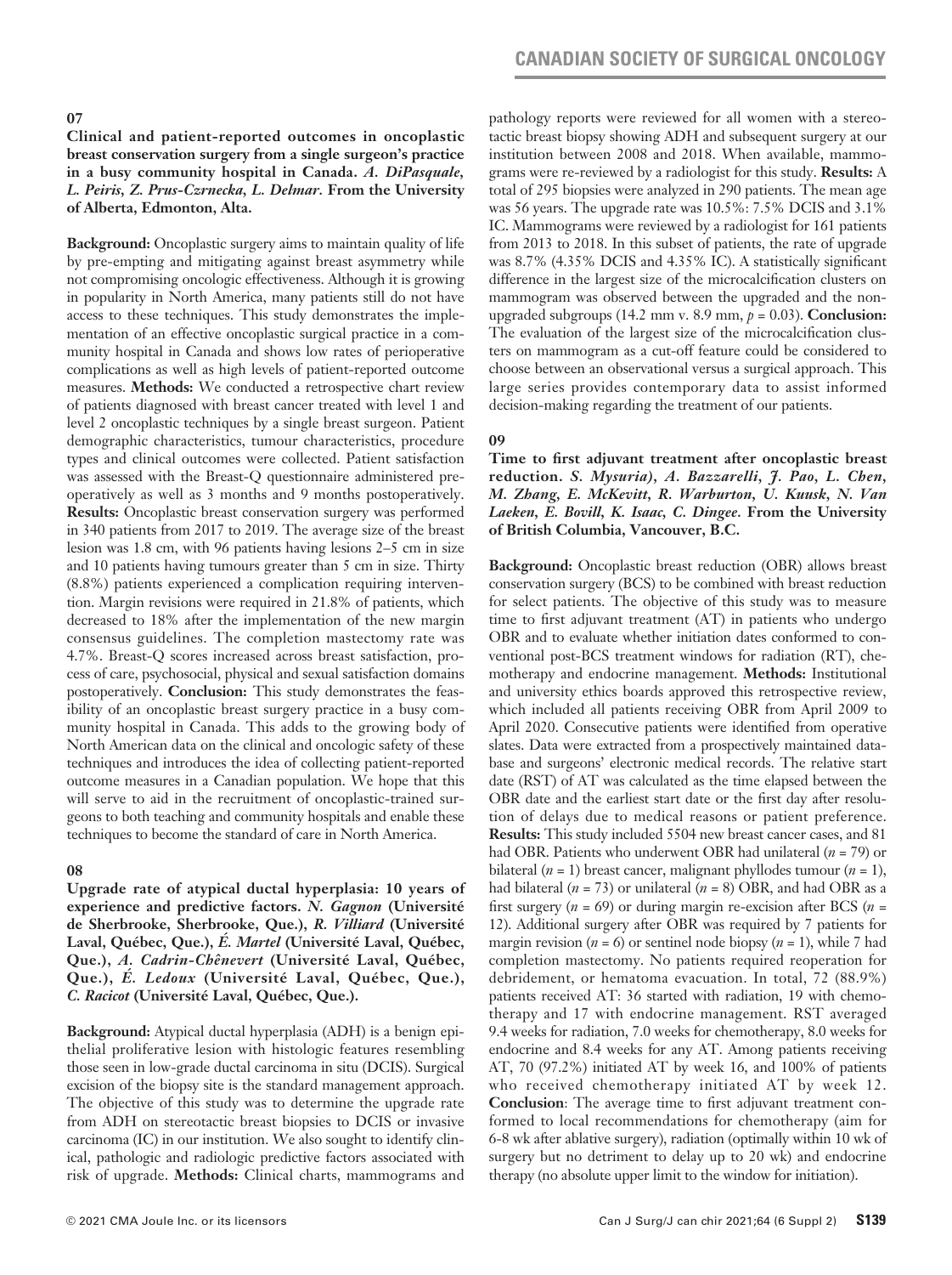## 07

**Clinical and patient-reported outcomes in oncoplastic breast conservation surgery from a single surgeon's practice in a busy community hospital in Canada.** ***A. DiPasquale, L. Peiris, Z. Prus-Czrznecka, L. Delmar.*** **From the University of Alberta, Edmonton, Alta.**

**Background:** Oncoplastic surgery aims to maintain quality of life by pre-empting and mitigating against breast asymmetry while not compromising oncologic effectiveness. Although it is growing in popularity in North America, many patients still do not have access to these techniques. This study demonstrates the implementation of an effective oncoplastic surgical practice in a community hospital in Canada and shows low rates of perioperative complications as well as high levels of patient-reported outcome measures. **Methods:** We conducted a retrospective chart review of patients diagnosed with breast cancer treated with level 1 and level 2 oncoplastic techniques by a single breast surgeon. Patient demographic characteristics, tumour characteristics, procedure types and clinical outcomes were collected. Patient satisfaction was assessed with the Breast-Q questionnaire administered preoperatively as well as 3 months and 9 months postoperatively. **Results:** Oncoplastic breast conservation surgery was performed in 340 patients from 2017 to 2019. The average size of the breast lesion was 1.8 cm, with 96 patients having lesions 2–5 cm in size and 10 patients having tumours greater than 5 cm in size. Thirty (8.8%) patients experienced a complication requiring intervention. Margin revisions were required in 21.8% of patients, which decreased to 18% after the implementation of the new margin consensus guidelines. The completion mastectomy rate was 4.7%. Breast-Q scores increased across breast satisfaction, process of care, psychosocial, physical and sexual satisfaction domains postoperatively. **Conclusion:** This study demonstrates the feasibility of an oncoplastic breast surgery practice in a busy community hospital in Canada. This adds to the growing body of North American data on the clinical and oncologic safety of these techniques and introduces the idea of collecting patient-reported outcome measures in a Canadian population. We hope that this will serve to aid in the recruitment of oncoplastic-trained surgeons to both teaching and community hospitals and enable these techniques to become the standard of care in North America.

## 08

**Upgrade rate of atypical ductal hyperplasia: 10 years of experience and predictive factors.** ***N. Gagnon*** **(Université de Sherbrooke, Sherbrooke, Que.),** ***R. Villiard*** **(Université Laval, Québec, Que.),** ***É. Martel*** **(Université Laval, Québec, Que.),** ***A. Cadrin-Chênevert*** **(Université Laval, Québec, Que.),** ***É. Ledoux*** **(Université Laval, Québec, Que.),** ***C. Racicot*** **(Université Laval, Québec, Que.).**

**Background:** Atypical ductal hyperplasia (ADH) is a benign epithelial proliferative lesion with histologic features resembling those seen in low-grade ductal carcinoma in situ (DCIS). Surgical excision of the biopsy site is the standard management approach. The objective of this study was to determine the upgrade rate from ADH on stereotactic breast biopsies to DCIS or invasive carcinoma (IC) in our institution. We also sought to identify clinical, pathologic and radiologic predictive factors associated with risk of upgrade. **Methods:** Clinical charts, mammograms and pathology reports were reviewed for all women with a stereotactic breast biopsy showing ADH and subsequent surgery at our institution between 2008 and 2018. When available, mammograms were re-reviewed by a radiologist for this study. **Results:** A total of 295 biopsies were analyzed in 290 patients. The mean age was 56 years. The upgrade rate was 10.5%: 7.5% DCIS and 3.1% IC. Mammograms were reviewed by a radiologist for 161 patients from 2013 to 2018. In this subset of patients, the rate of upgrade was 8.7% (4.35% DCIS and 4.35% IC). A statistically significant difference in the largest size of the microcalcification clusters on mammogram was observed between the upgraded and the nonupgraded subgroups (14.2 mm v. 8.9 mm, $p = 0.03$). **Conclusion:** The evaluation of the largest size of the microcalcification clusters on mammogram as a cut-off feature could be considered to choose between an observational versus a surgical approach. This large series provides contemporary data to assist informed decision-making regarding the treatment of our patients.

## 09

**Time to first adjuvant treatment after oncoplastic breast reduction.** ***S. Mysuria), A. Bazzarelli, J. Pao, L. Chen, M. Zhang, E. McKevitt, R. Warburton, U. Kuusk, N. Van Laeken, E. Bovill, K. Isaac, C. Dingee.*** **From the University of British Columbia, Vancouver, B.C.**

**Background:** Oncoplastic breast reduction (OBR) allows breast conservation surgery (BCS) to be combined with breast reduction for select patients. The objective of this study was to measure time to first adjuvant treatment (AT) in patients who undergo OBR and to evaluate whether initiation dates conformed to conventional post-BCS treatment windows for radiation (RT), chemotherapy and endocrine management. **Methods:** Institutional and university ethics boards approved this retrospective review, which included all patients receiving OBR from April 2009 to April 2020. Consecutive patients were identified from operative slates. Data were extracted from a prospectively maintained database and surgeons' electronic medical records. The relative start date (RST) of AT was calculated as the time elapsed between the OBR date and the earliest start date or the first day after resolution of delays due to medical reasons or patient preference. **Results:** This study included 5504 new breast cancer cases, and 81 had OBR. Patients who underwent OBR had unilateral ($n = 79$) or bilateral ($n = 1$) breast cancer, malignant phyllodes tumour ($n = 1$), had bilateral ($n = 73$) or unilateral ($n = 8$) OBR, and had OBR as a first surgery ($n = 69$) or during margin re-excision after BCS ($n = 12$). Additional surgery after OBR was required by 7 patients for margin revision ($n = 6$) or sentinel node biopsy ($n = 1$), while 7 had completion mastectomy. No patients required reoperation for debridement, or hematoma evacuation. In total, 72 (88.9%) patients received AT: 36 started with radiation, 19 with chemotherapy and 17 with endocrine management. RST averaged 9.4 weeks for radiation, 7.0 weeks for chemotherapy, 8.0 weeks for endocrine and 8.4 weeks for any AT. Among patients receiving AT, 70 (97.2%) initiated AT by week 16, and 100% of patients who received chemotherapy initiated AT by week 12. **Conclusion**: The average time to first adjuvant treatment conformed to local recommendations for chemotherapy (aim for 6-8 wk after ablative surgery), radiation (optimally within 10 wk of surgery but no detriment to delay up to 20 wk) and endocrine therapy (no absolute upper limit to the window for initiation).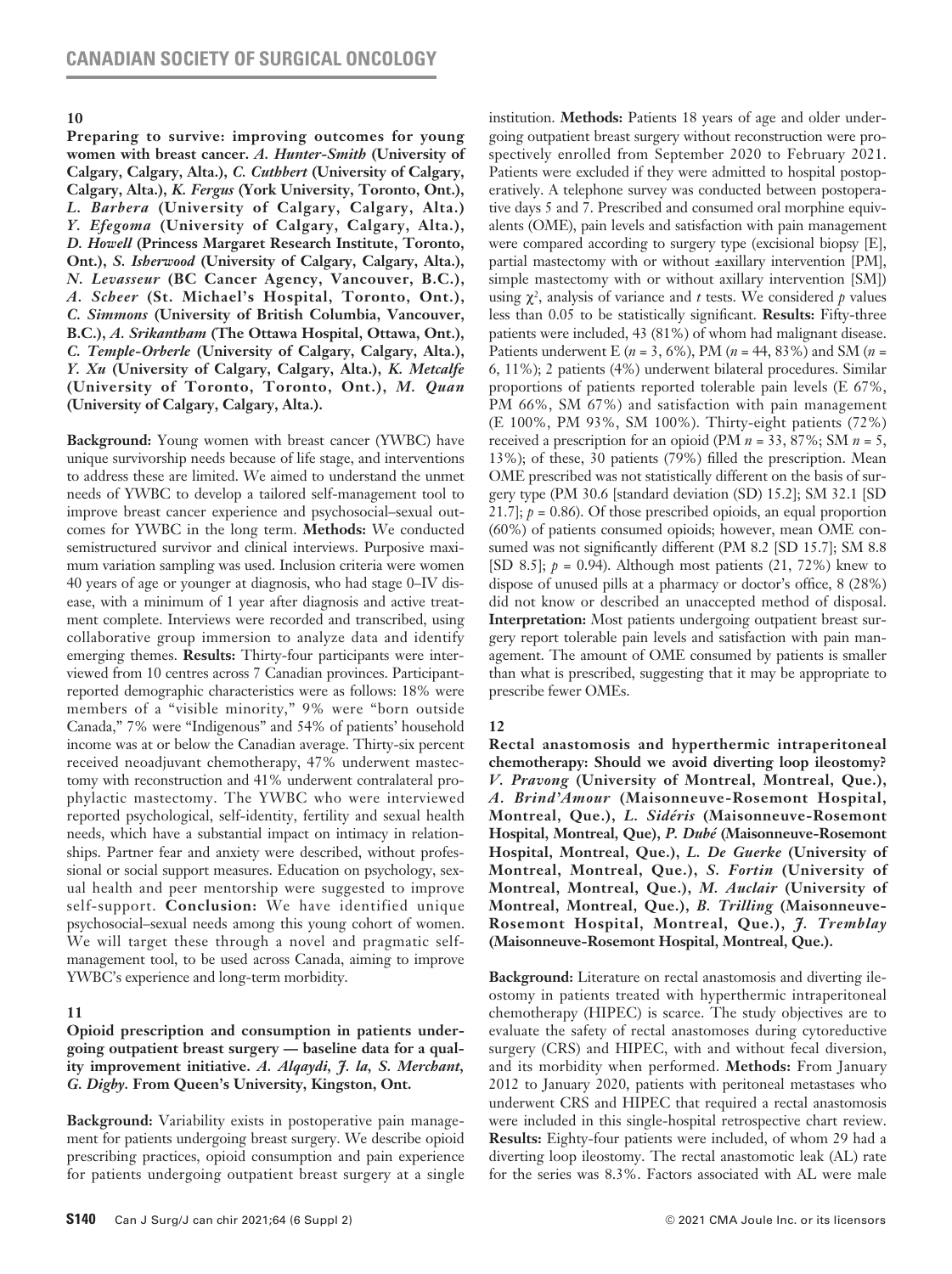## 10

**Preparing to survive: improving outcomes for young women with breast cancer.** ***A. Hunter-Smith*** **(University of Calgary, Calgary, Alta.),** ***C. Cuthbert*** **(University of Calgary, Calgary, Alta.),** ***K. Fergus*** **(York University, Toronto, Ont.),** ***L. Barbera*** **(University of Calgary, Calgary, Alta.)** ***Y. Efegoma*** **(University of Calgary, Calgary, Alta.),** ***D. Howell*** **(Princess Margaret Research Institute, Toronto, Ont.),** ***S. Isherwood*** **(University of Calgary, Calgary, Alta.),** ***N. Levasseur*** **(BC Cancer Agency, Vancouver, B.C.),** ***A. Scheer*** **(St. Michael's Hospital, Toronto, Ont.),** ***C. Simmons*** **(University of British Columbia, Vancouver, B.C.),** ***A. Srikanthan*** **(The Ottawa Hospital, Ottawa, Ont.),** ***C. Temple-Orberle*** **(University of Calgary, Calgary, Alta.),** ***Y. Xu*** **(University of Calgary, Calgary, Alta.),** ***K. Metcalfe*** **(University of Toronto, Toronto, Ont.),** ***M. Quan*** **(University of Calgary, Calgary, Alta.).**

**Background:** Young women with breast cancer (YWBC) have unique survivorship needs because of life stage, and interventions to address these are limited. We aimed to understand the unmet needs of YWBC to develop a tailored self-management tool to improve breast cancer experience and psychosocial–sexual outcomes for YWBC in the long term. **Methods:** We conducted semistructured survivor and clinical interviews. Purposive maximum variation sampling was used. Inclusion criteria were women 40 years of age or younger at diagnosis, who had stage 0–IV disease, with a minimum of 1 year after diagnosis and active treatment complete. Interviews were recorded and transcribed, using collaborative group immersion to analyze data and identify emerging themes. **Results:** Thirty-four participants were interviewed from 10 centres across 7 Canadian provinces. Participant-reported demographic characteristics were as follows: 18% were members of a "visible minority," 9% were "born outside Canada," 7% were "Indigenous" and 54% of patients' household income was at or below the Canadian average. Thirty-six percent received neoadjuvant chemotherapy, 47% underwent mastectomy with reconstruction and 41% underwent contralateral prophylactic mastectomy. The YWBC who were interviewed reported psychological, self-identity, fertility and sexual health needs, which have a substantial impact on intimacy in relationships. Partner fear and anxiety were described, without professional or social support measures. Education on psychology, sexual health and peer mentorship were suggested to improve self-support. **Conclusion:** We have identified unique psychosocial–sexual needs among this young cohort of women. We will target these through a novel and pragmatic self-management tool, to be used across Canada, aiming to improve YWBC's experience and long-term morbidity.

## 11

**Opioid prescription and consumption in patients undergoing outpatient breast surgery — baseline data for a quality improvement initiative.** ***A. Alqaydi, J. la, S. Merchant, G. Digby.*** **From Queen's University, Kingston, Ont.**

**Background:** Variability exists in postoperative pain management for patients undergoing breast surgery. We describe opioid prescribing practices, opioid consumption and pain experience for patients undergoing outpatient breast surgery at a single institution. **Methods:** Patients 18 years of age and older undergoing outpatient breast surgery without reconstruction were prospectively enrolled from September 2020 to February 2021. Patients were excluded if they were admitted to hospital postoperatively. A telephone survey was conducted between postoperative days 5 and 7. Prescribed and consumed oral morphine equivalents (OME), pain levels and satisfaction with pain management were compared according to surgery type (excisional biopsy [E], partial mastectomy with or without ±axillary intervention [PM], simple mastectomy with or without axillary intervention [SM]) using $\chi^2$, analysis of variance and *t* tests. We considered *p* values less than 0.05 to be statistically significant. **Results:** Fifty-three patients were included, 43 (81%) of whom had malignant disease. Patients underwent E ($n = 3$, 6%), PM ($n = 44$, 83%) and SM ($n = 6$, 11%); 2 patients (4%) underwent bilateral procedures. Similar proportions of patients reported tolerable pain levels (E 67%, PM 66%, SM 67%) and satisfaction with pain management (E 100%, PM 93%, SM 100%). Thirty-eight patients (72%) received a prescription for an opioid (PM $n = 33$, 87%; SM $n = 5$, 13%); of these, 30 patients (79%) filled the prescription. Mean OME prescribed was not statistically different on the basis of surgery type (PM 30.6 [standard deviation (SD) 15.2]; SM 32.1 [SD 21.7]; $p = 0.86$). Of those prescribed opioids, an equal proportion (60%) of patients consumed opioids; however, mean OME consumed was not significantly different (PM 8.2 [SD 15.7]; SM 8.8 [SD 8.5]; $p = 0.94$). Although most patients (21, 72%) knew to dispose of unused pills at a pharmacy or doctor's office, 8 (28%) did not know or described an unaccepted method of disposal. **Interpretation:** Most patients undergoing outpatient breast surgery report tolerable pain levels and satisfaction with pain management. The amount of OME consumed by patients is smaller than what is prescribed, suggesting that it may be appropriate to prescribe fewer OMEs.

## 12

**Rectal anastomosis and hyperthermic intraperitoneal chemotherapy: Should we avoid diverting loop ileostomy?** ***V. Pravong*** **(University of Montreal, Montreal, Que.),** ***A. Brind'Amour*** **(Maisonneuve-Rosemont Hospital, Montreal, Que.),** ***L. Sidéris*** **(Maisonneuve-Rosemont Hospital, Montreal, Que),** ***P. Dubé*** **(Maisonneuve-Rosemont Hospital, Montreal, Que.),** ***L. De Guerke*** **(University of Montreal, Montreal, Que.),** ***S. Fortin*** **(University of Montreal, Montreal, Que.),** ***M. Auclair*** **(University of Montreal, Montreal, Que.),** ***B. Trilling*** **(Maisonneuve-Rosemont Hospital, Montreal, Que.),** ***J. Tremblay*** **(Maisonneuve-Rosemont Hospital, Montreal, Que.).**

**Background:** Literature on rectal anastomosis and diverting ileostomy in patients treated with hyperthermic intraperitoneal chemotherapy (HIPEC) is scarce. The study objectives are to evaluate the safety of rectal anastomoses during cytoreductive surgery (CRS) and HIPEC, with and without fecal diversion, and its morbidity when performed. **Methods:** From January 2012 to January 2020, patients with peritoneal metastases who underwent CRS and HIPEC that required a rectal anastomosis were included in this single-hospital retrospective chart review. **Results:** Eighty-four patients were included, of whom 29 had a diverting loop ileostomy. The rectal anastomotic leak (AL) rate for the series was 8.3%. Factors associated with AL were male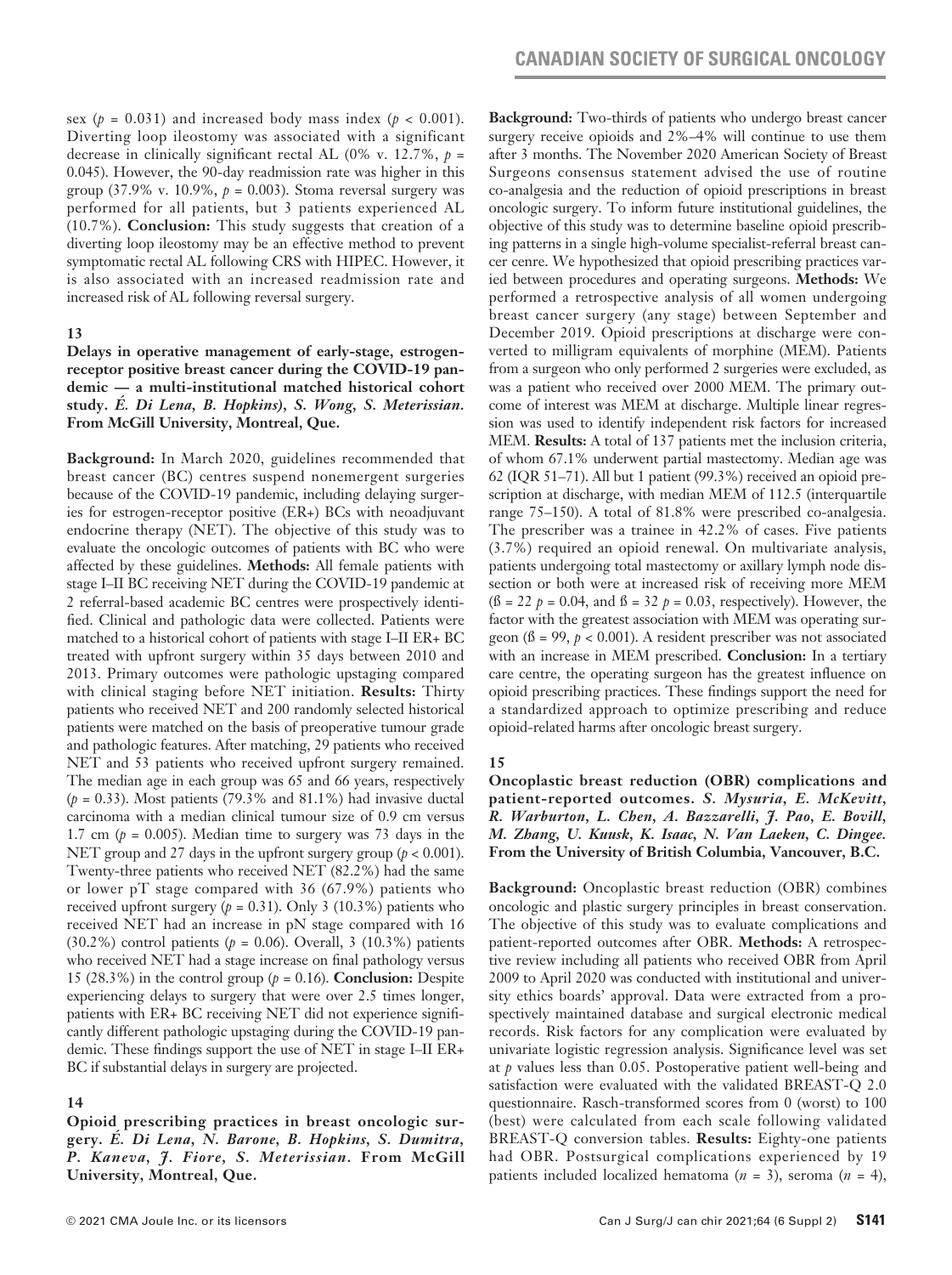sex ($p$ = 0.031) and increased body mass index ($p$ < 0.001). Diverting loop ileostomy was associated with a significant decrease in clinically significant rectal AL (0% v. 12.7%, $p$ = 0.045). However, the 90-day readmission rate was higher in this group (37.9% v. 10.9%, $p$ = 0.003). Stoma reversal surgery was performed for all patients, but 3 patients experienced AL (10.7%). **Conclusion:** This study suggests that creation of a diverting loop ileostomy may be an effective method to prevent symptomatic rectal AL following CRS with HIPEC. However, it is also associated with an increased readmission rate and increased risk of AL following reversal surgery.

### 13

**Delays in operative management of early-stage, estrogen-receptor positive breast cancer during the COVID-19 pandemic — a multi-institutional matched historical cohort study.** ***É. Di Lena, B. Hopkins), S. Wong, S. Meterissian.*** **From McGill University, Montreal, Que.**

**Background:** In March 2020, guidelines recommended that breast cancer (BC) centres suspend nonemergent surgeries because of the COVID-19 pandemic, including delaying surgeries for estrogen-receptor positive (ER+) BCs with neoadjuvant endocrine therapy (NET). The objective of this study was to evaluate the oncologic outcomes of patients with BC who were affected by these guidelines. **Methods:** All female patients with stage I–II BC receiving NET during the COVID-19 pandemic at 2 referral-based academic BC centres were prospectively identified. Clinical and pathologic data were collected. Patients were matched to a historical cohort of patients with stage I–II ER+ BC treated with upfront surgery within 35 days between 2010 and 2013. Primary outcomes were pathologic upstaging compared with clinical staging before NET initiation. **Results:** Thirty patients who received NET and 200 randomly selected historical patients were matched on the basis of preoperative tumour grade and pathologic features. After matching, 29 patients who received NET and 53 patients who received upfront surgery remained. The median age in each group was 65 and 66 years, respectively ($p$ = 0.33). Most patients (79.3% and 81.1%) had invasive ductal carcinoma with a median clinical tumour size of 0.9 cm versus 1.7 cm ($p$ = 0.005). Median time to surgery was 73 days in the NET group and 27 days in the upfront surgery group ($p$ < 0.001). Twenty-three patients who received NET (82.2%) had the same or lower pT stage compared with 36 (67.9%) patients who received upfront surgery ($p$ = 0.31). Only 3 (10.3%) patients who received NET had an increase in pN stage compared with 16 (30.2%) control patients ($p$ = 0.06). Overall, 3 (10.3%) patients who received NET had a stage increase on final pathology versus 15 (28.3%) in the control group ($p$ = 0.16). **Conclusion:** Despite experiencing delays to surgery that were over 2.5 times longer, patients with ER+ BC receiving NET did not experience significantly different pathologic upstaging during the COVID-19 pandemic. These findings support the use of NET in stage I–II ER+ BC if substantial delays in surgery are projected.

### 14

**Opioid prescribing practices in breast oncologic surgery.** ***É. Di Lena, N. Barone, B. Hopkins, S. Dumitra, P. Kaneva, J. Fiore, S. Meterissian.*** **From McGill University, Montreal, Que.**

**Background:** Two-thirds of patients who undergo breast cancer surgery receive opioids and 2%–4% will continue to use them after 3 months. The November 2020 American Society of Breast Surgeons consensus statement advised the use of routine co-analgesia and the reduction of opioid prescriptions in breast oncologic surgery. To inform future institutional guidelines, the objective of this study was to determine baseline opioid prescribing patterns in a single high-volume specialist-referral breast cancer centre. We hypothesized that opioid prescribing practices varied between procedures and operating surgeons. **Methods:** We performed a retrospective analysis of all women undergoing breast cancer surgery (any stage) between September and December 2019. Opioid prescriptions at discharge were converted to milligram equivalents of morphine (MEM). Patients from a surgeon who only performed 2 surgeries were excluded, as was a patient who received over 2000 MEM. The primary outcome of interest was MEM at discharge. Multiple linear regression was used to identify independent risk factors for increased MEM. **Results:** A total of 137 patients met the inclusion criteria, of whom 67.1% underwent partial mastectomy. Median age was 62 (IQR 51–71). All but 1 patient (99.3%) received an opioid prescription at discharge, with median MEM of 112.5 (interquartile range 75–150). A total of 81.8% were prescribed co-analgesia. The prescriber was a trainee in 42.2% of cases. Five patients (3.7%) required an opioid renewal. On multivariate analysis, patients undergoing total mastectomy or axillary lymph node dissection or both were at increased risk of receiving more MEM ($ß$ = 22 $p$ = 0.04, and $ß$ = 32 $p$ = 0.03, respectively). However, the factor with the greatest association with MEM was operating surgeon ($ß$ = 99, $p$ < 0.001). A resident prescriber was not associated with an increase in MEM prescribed. **Conclusion:** In a tertiary care centre, the operating surgeon has the greatest influence on opioid prescribing practices. These findings support the need for a standardized approach to optimize prescribing and reduce opioid-related harms after oncologic breast surgery.

### 15

**Oncoplastic breast reduction (OBR) complications and patient-reported outcomes.** ***S. Mysuria, E. McKevitt, R. Warburton, L. Chen, A. Bazzarelli, J. Pao, E. Bovill, M. Zhang, U. Kuusk, K. Isaac, N. Van Laeken, C. Dingee.*** **From the University of British Columbia, Vancouver, B.C.**

**Background:** Oncoplastic breast reduction (OBR) combines oncologic and plastic surgery principles in breast conservation. The objective of this study was to evaluate complications and patient-reported outcomes after OBR. **Methods:** A retrospective review including all patients who received OBR from April 2009 to April 2020 was conducted with institutional and university ethics boards' approval. Data were extracted from a prospectively maintained database and surgical electronic medical records. Risk factors for any complication were evaluated by univariate logistic regression analysis. Significance level was set at $p$ values less than 0.05. Postoperative patient well-being and satisfaction were evaluated with the validated BREAST-Q 2.0 questionnaire. Rasch-transformed scores from 0 (worst) to 100 (best) were calculated from each scale following validated BREAST-Q conversion tables. **Results:** Eighty-one patients had OBR. Postsurgical complications experienced by 19 patients included localized hematoma ($n$ = 3), seroma ($n$ = 4),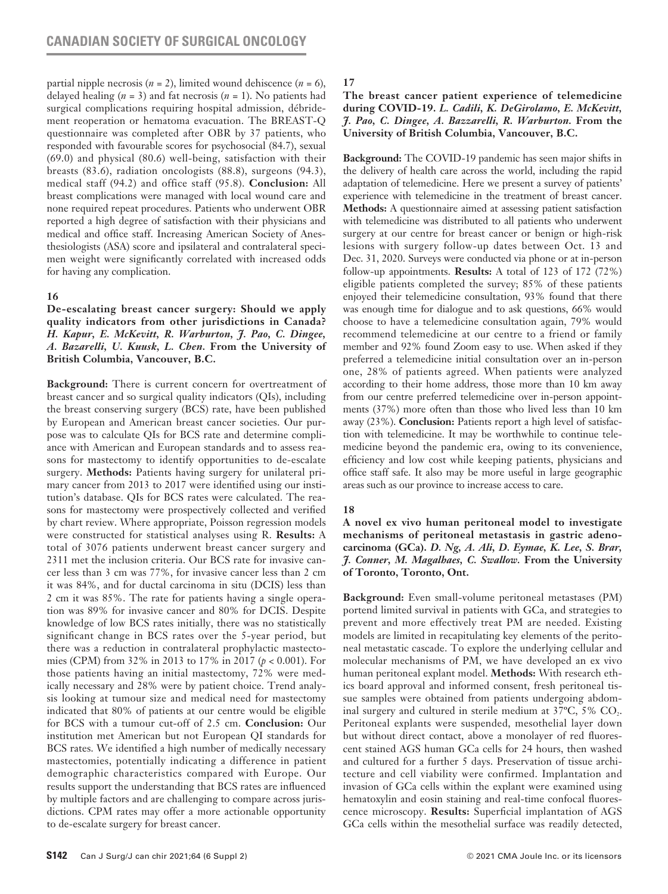partial nipple necrosis ($n$ = 2), limited wound dehiscence ($n$ = 6), delayed healing ($n$ = 3) and fat necrosis ($n$ = 1). No patients had surgical complications requiring hospital admission, débridement reoperation or hematoma evacuation. The BREAST-Q questionnaire was completed after OBR by 37 patients, who responded with favourable scores for psychosocial (84.7), sexual (69.0) and physical (80.6) well-being, satisfaction with their breasts (83.6), radiation oncologists (88.8), surgeons (94.3), medical staff (94.2) and office staff (95.8). **Conclusion:** All breast complications were managed with local wound care and none required repeat procedures. Patients who underwent OBR reported a high degree of satisfaction with their physicians and medical and office staff. Increasing American Society of Anesthesiologists (ASA) score and ipsilateral and contralateral specimen weight were significantly correlated with increased odds for having any complication.

## 16

**De-escalating breast cancer surgery: Should we apply quality indicators from other jurisdictions in Canada?** *H. Kapur, E. McKevitt, R. Warburton, J. Pao, C. Dingee, A. Bazzarelli, U. Kuusk, L. Chen.* **From the University of British Columbia, Vancouver, B.C.**

**Background:** There is current concern for overtreatment of breast cancer and so surgical quality indicators (QIs), including the breast conserving surgery (BCS) rate, have been published by European and American breast cancer societies. Our purpose was to calculate QIs for BCS rate and determine compliance with American and European standards and to assess reasons for mastectomy to identify opportunities to de-escalate surgery. **Methods:** Patients having surgery for unilateral primary cancer from 2013 to 2017 were identified using our institution's database. QIs for BCS rates were calculated. The reasons for mastectomy were prospectively collected and verified by chart review. Where appropriate, Poisson regression models were constructed for statistical analyses using R. **Results:** A total of 3076 patients underwent breast cancer surgery and 2311 met the inclusion criteria. Our BCS rate for invasive cancer less than 3 cm was 77%, for invasive cancer less than 2 cm it was 84%, and for ductal carcinoma in situ (DCIS) less than 2 cm it was 85%. The rate for patients having a single operation was 89% for invasive cancer and 80% for DCIS. Despite knowledge of low BCS rates initially, there was no statistically significant change in BCS rates over the 5-year period, but there was a reduction in contralateral prophylactic mastectomies (CPM) from 32% in 2013 to 17% in 2017 ($p$ < 0.001). For those patients having an initial mastectomy, 72% were medically necessary and 28% were by patient choice. Trend analysis looking at tumour size and medical need for mastectomy indicated that 80% of patients at our centre would be eligible for BCS with a tumour cut-off of 2.5 cm. **Conclusion:** Our institution met American but not European QI standards for BCS rates. We identified a high number of medically necessary mastectomies, potentially indicating a difference in patient demographic characteristics compared with Europe. Our results support the understanding that BCS rates are influenced by multiple factors and are challenging to compare across jurisdictions. CPM rates may offer a more actionable opportunity to de-escalate surgery for breast cancer.

## 17

**The breast cancer patient experience of telemedicine during COVID-19.** *L. Cadili, K. DeGirolamo, E. McKevitt, J. Pao, C. Dingee, A. Bazzarelli, R. Warburton.* **From the University of British Columbia, Vancouver, B.C.**

**Background:** The COVID-19 pandemic has seen major shifts in the delivery of health care across the world, including the rapid adaptation of telemedicine. Here we present a survey of patients' experience with telemedicine in the treatment of breast cancer. **Methods:** A questionnaire aimed at assessing patient satisfaction with telemedicine was distributed to all patients who underwent surgery at our centre for breast cancer or benign or high-risk lesions with surgery follow-up dates between Oct. 13 and Dec. 31, 2020. Surveys were conducted via phone or at in-person follow-up appointments. **Results:** A total of 123 of 172 (72%) eligible patients completed the survey; 85% of these patients enjoyed their telemedicine consultation, 93% found that there was enough time for dialogue and to ask questions, 66% would choose to have a telemedicine consultation again, 79% would recommend telemedicine at our centre to a friend or family member and 92% found Zoom easy to use. When asked if they preferred a telemedicine initial consultation over an in-person one, 28% of patients agreed. When patients were analyzed according to their home address, those more than 10 km away from our centre preferred telemedicine over in-person appointments (37%) more often than those who lived less than 10 km away (23%). **Conclusion:** Patients report a high level of satisfaction with telemedicine. It may be worthwhile to continue telemedicine beyond the pandemic era, owing to its convenience, efficiency and low cost while keeping patients, physicians and office staff safe. It also may be more useful in large geographic areas such as our province to increase access to care.

## 18

**A novel ex vivo human peritoneal model to investigate mechanisms of peritoneal metastasis in gastric adenocarcinoma (GCa).** *D. Ng, A. Ali, D. Eymae, K. Lee, S. Brar, J. Conner, M. Magalhaes, C. Swallow.* **From the University of Toronto, Toronto, Ont.**

**Background:** Even small-volume peritoneal metastases (PM) portend limited survival in patients with GCa, and strategies to prevent and more effectively treat PM are needed. Existing models are limited in recapitulating key elements of the peritoneal metastatic cascade. To explore the underlying cellular and molecular mechanisms of PM, we have developed an ex vivo human peritoneal explant model. **Methods:** With research ethics board approval and informed consent, fresh peritoneal tissue samples were obtained from patients undergoing abdominal surgery and cultured in sterile medium at 37°C, 5% $CO_2$. Peritoneal explants were suspended, mesothelial layer down but without direct contact, above a monolayer of red fluorescent stained AGS human GCa cells for 24 hours, then washed and cultured for a further 5 days. Preservation of tissue architecture and cell viability were confirmed. Implantation and invasion of GCa cells within the explant were examined using hematoxylin and eosin staining and real-time confocal fluorescence microscopy. **Results:** Superficial implantation of AGS GCa cells within the mesothelial surface was readily detected,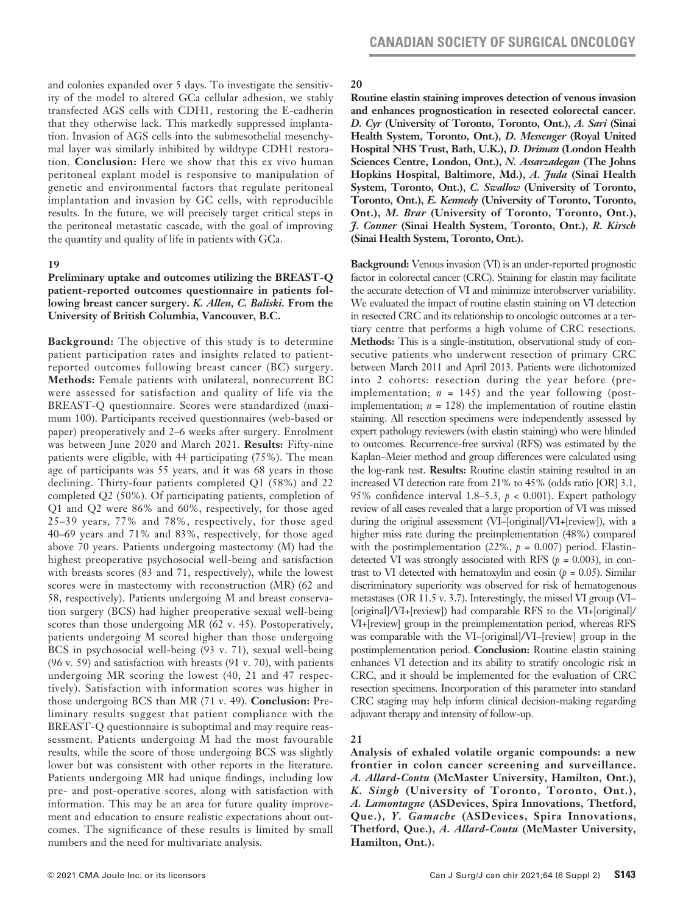and colonies expanded over 5 days. To investigate the sensitivity of the model to altered GCa cellular adhesion, we stably transfected AGS cells with CDH1, restoring the E-cadherin that they otherwise lack. This markedly suppressed implantation. Invasion of AGS cells into the submesothelial mesenchymal layer was similarly inhibited by wildtype CDH1 restoration. **Conclusion:** Here we show that this ex vivo human peritoneal explant model is responsive to manipulation of genetic and environmental factors that regulate peritoneal implantation and invasion by GC cells, with reproducible results. In the future, we will precisely target critical steps in the peritoneal metastatic cascade, with the goal of improving the quantity and quality of life in patients with GCa.

**19**

**Preliminary uptake and outcomes utilizing the BREAST-Q patient-reported outcomes questionnaire in patients following breast cancer surgery.** ***K. Allen, C. Baliski.*** **From the University of British Columbia, Vancouver, B.C.**

**Background:** The objective of this study is to determine patient participation rates and insights related to patient-reported outcomes following breast cancer (BC) surgery. **Methods:** Female patients with unilateral, nonrecurrent BC were assessed for satisfaction and quality of life via the BREAST-Q questionnaire. Scores were standardized (maximum 100). Participants received questionnaires (web-based or paper) preoperatively and 2–6 weeks after surgery. Enrolment was between June 2020 and March 2021. **Results:** Fifty-nine patients were eligible, with 44 participating (75%). The mean age of participants was 55 years, and it was 68 years in those declining. Thirty-four patients completed Q1 (58%) and 22 completed Q2 (50%). Of participating patients, completion of Q1 and Q2 were 86% and 60%, respectively, for those aged 25–39 years, 77% and 78%, respectively, for those aged 40–69 years and 71% and 83%, respectively, for those aged above 70 years. Patients undergoing mastectomy (M) had the highest preoperative psychosocial well-being and satisfaction with breasts scores (83 and 71, respectively), while the lowest scores were in mastectomy with reconstruction (MR) (62 and 58, respectively). Patients undergoing M and breast conservation surgery (BCS) had higher preoperative sexual well-being scores than those undergoing MR (62 v. 45). Postoperatively, patients undergoing M scored higher than those undergoing BCS in psychosocial well-being (93 v. 71), sexual well-being (96 v. 59) and satisfaction with breasts (91 v. 70), with patients undergoing MR scoring the lowest (40, 21 and 47 respectively). Satisfaction with information scores was higher in those undergoing BCS than MR (71 v. 49). **Conclusion:** Preliminary results suggest that patient compliance with the BREAST-Q questionnaire is suboptimal and may require reassessment. Patients undergoing M had the most favourable results, while the score of those undergoing BCS was slightly lower but was consistent with other reports in the literature. Patients undergoing MR had unique findings, including low pre- and post-operative scores, along with satisfaction with information. This may be an area for future quality improvement and education to ensure realistic expectations about outcomes. The significance of these results is limited by small numbers and the need for multivariate analysis.

**20**

**Routine elastin staining improves detection of venous invasion and enhances prognostication in resected colorectal cancer.** ***D. Cyr*** **(University of Toronto, Toronto, Ont.),** ***A. Sari*** **(Sinai Health System, Toronto, Ont.),** ***D. Messenger*** **(Royal United Hospital NHS Trust, Bath, U.K.),** ***D. Driman*** **(London Health Sciences Centre, London, Ont.),** ***N. Assarzadegan*** **(The Johns Hopkins Hospital, Baltimore, Md.),** ***A. Juda*** **(Sinai Health System, Toronto, Ont.),** ***C. Swallow*** **(University of Toronto, Toronto, Ont.),** ***E. Kennedy*** **(University of Toronto, Toronto, Ont.),** ***M. Brar*** **(University of Toronto, Toronto, Ont.),** ***J. Conner*** **(Sinai Health System, Toronto, Ont.),** ***R. Kirsch*** **(Sinai Health System, Toronto, Ont.).**

**Background:** Venous invasion (VI) is an under-reported prognostic factor in colorectal cancer (CRC). Staining for elastin may facilitate the accurate detection of VI and minimize interobserver variability. We evaluated the impact of routine elastin staining on VI detection in resected CRC and its relationship to oncologic outcomes at a tertiary centre that performs a high volume of CRC resections. **Methods:** This is a single-institution, observational study of consecutive patients who underwent resection of primary CRC between March 2011 and April 2013. Patients were dichotomized into 2 cohorts: resection during the year before (preimplementation; $n = 145$) and the year following (postimplementation; $n = 128$) the implementation of routine elastin staining. All resection specimens were independently assessed by expert pathology reviewers (with elastin staining) who were blinded to outcomes. Recurrence-free survival (RFS) was estimated by the Kaplan–Meier method and group differences were calculated using the log-rank test. **Results:** Routine elastin staining resulted in an increased VI detection rate from 21% to 45% (odds ratio [OR] 3.1, 95% confidence interval 1.8–5.3, $p < 0.001$). Expert pathology review of all cases revealed that a large proportion of VI was missed during the original assessment (VI–[original]/VI+[review]), with a higher miss rate during the preimplementation (48%) compared with the postimplementation (22%, $p = 0.007$) period. Elastin-detected VI was strongly associated with RFS ($p = 0.003$), in contrast to VI detected with hematoxylin and eosin ($p = 0.05$). Similar discriminatory superiority was observed for risk of hematogenous metastases (OR 11.5 v. 3.7). Interestingly, the missed VI group (VI–[original]/VI+[review]) had comparable RFS to the VI+[original]/VI+[review] group in the preimplementation period, whereas RFS was comparable with the VI–[original]/VI–[review] group in the postimplementation period. **Conclusion:** Routine elastin staining enhances VI detection and its ability to stratify oncologic risk in CRC, and it should be implemented for the evaluation of CRC resection specimens. Incorporation of this parameter into standard CRC staging may help inform clinical decision-making regarding adjuvant therapy and intensity of follow-up.

**21**

**Analysis of exhaled volatile organic compounds: a new frontier in colon cancer screening and surveillance.** ***A. Allard-Coutu*** **(McMaster University, Hamilton, Ont.),** ***K. Singh*** **(University of Toronto, Toronto, Ont.),** ***A. Lamontagne*** **(ASDevices, Spira Innovations, Thetford, Que.),** ***Y. Gamache*** **(ASDevices, Spira Innovations, Thetford, Que.),** ***A. Allard-Coutu*** **(McMaster University, Hamilton, Ont.).**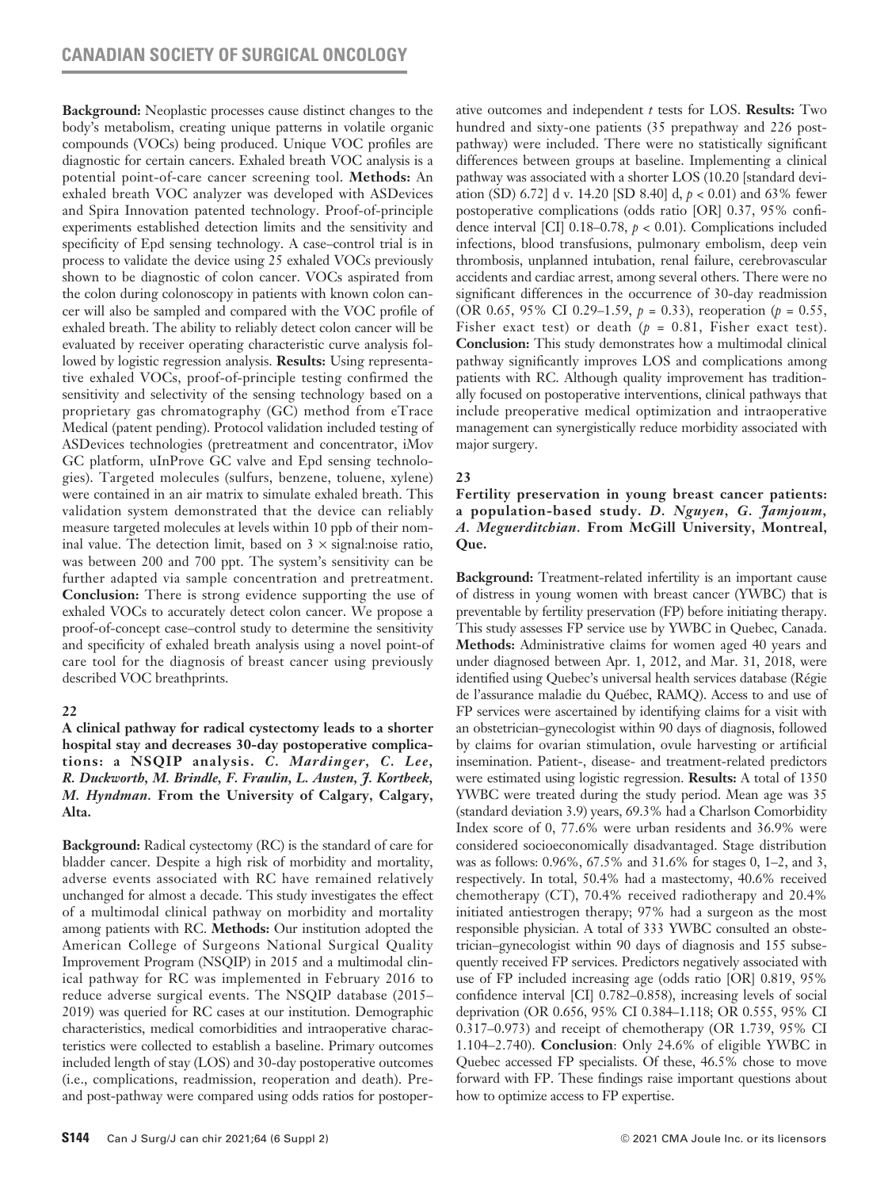**Background:** Neoplastic processes cause distinct changes to the body's metabolism, creating unique patterns in volatile organic compounds (VOCs) being produced. Unique VOC profiles are diagnostic for certain cancers. Exhaled breath VOC analysis is a potential point-of-care cancer screening tool. **Methods:** An exhaled breath VOC analyzer was developed with ASDevices and Spira Innovation patented technology. Proof-of-principle experiments established detection limits and the sensitivity and specificity of Epd sensing technology. A case–control trial is in process to validate the device using 25 exhaled VOCs previously shown to be diagnostic of colon cancer. VOCs aspirated from the colon during colonoscopy in patients with known colon cancer will also be sampled and compared with the VOC profile of exhaled breath. The ability to reliably detect colon cancer will be evaluated by receiver operating characteristic curve analysis followed by logistic regression analysis. **Results:** Using representative exhaled VOCs, proof-of-principle testing confirmed the sensitivity and selectivity of the sensing technology based on a proprietary gas chromatography (GC) method from eTrace Medical (patent pending). Protocol validation included testing of ASDevices technologies (pretreatment and concentrator, iMov GC platform, uInProve GC valve and Epd sensing technologies). Targeted molecules (sulfurs, benzene, toluene, xylene) were contained in an air matrix to simulate exhaled breath. This validation system demonstrated that the device can reliably measure targeted molecules at levels within 10 ppb of their nominal value. The detection limit, based on $3 \times$ signal:noise ratio, was between 200 and 700 ppt. The system's sensitivity can be further adapted via sample concentration and pretreatment. **Conclusion:** There is strong evidence supporting the use of exhaled VOCs to accurately detect colon cancer. We propose a proof-of-concept case–control study to determine the sensitivity and specificity of exhaled breath analysis using a novel point-of care tool for the diagnosis of breast cancer using previously described VOC breathprints.

## 22

**A clinical pathway for radical cystectomy leads to a shorter hospital stay and decreases 30-day postoperative complications: a NSQIP analysis.** ***C. Mardinger, C. Lee, R. Duckworth, M. Brindle, F. Fraulin, L. Austen, J. Kortbeek, M. Hyndman.*** **From the University of Calgary, Calgary, Alta.**

**Background:** Radical cystectomy (RC) is the standard of care for bladder cancer. Despite a high risk of morbidity and mortality, adverse events associated with RC have remained relatively unchanged for almost a decade. This study investigates the effect of a multimodal clinical pathway on morbidity and mortality among patients with RC. **Methods:** Our institution adopted the American College of Surgeons National Surgical Quality Improvement Program (NSQIP) in 2015 and a multimodal clinical pathway for RC was implemented in February 2016 to reduce adverse surgical events. The NSQIP database (2015–2019) was queried for RC cases at our institution. Demographic characteristics, medical comorbidities and intraoperative characteristics were collected to establish a baseline. Primary outcomes included length of stay (LOS) and 30-day postoperative outcomes (i.e., complications, readmission, reoperation and death). Pre- and post-pathway were compared using odds ratios for postoperative outcomes and independent *t* tests for LOS. **Results:** Two hundred and sixty-one patients (35 prepathway and 226 postpathway) were included. There were no statistically significant differences between groups at baseline. Implementing a clinical pathway was associated with a shorter LOS (10.20 [standard deviation (SD) 6.72] d v. 14.20 [SD 8.40] d, $p < 0.01$) and 63% fewer postoperative complications (odds ratio [OR] 0.37, 95% confidence interval [CI] 0.18–0.78, $p < 0.01$). Complications included infections, blood transfusions, pulmonary embolism, deep vein thrombosis, unplanned intubation, renal failure, cerebrovascular accidents and cardiac arrest, among several others. There were no significant differences in the occurrence of 30-day readmission (OR 0.65, 95% CI 0.29–1.59, $p = 0.33$), reoperation ($p = 0.55$, Fisher exact test) or death ($p = 0.81$, Fisher exact test). **Conclusion:** This study demonstrates how a multimodal clinical pathway significantly improves LOS and complications among patients with RC. Although quality improvement has traditionally focused on postoperative interventions, clinical pathways that include preoperative medical optimization and intraoperative management can synergistically reduce morbidity associated with major surgery.

## 23

**Fertility preservation in young breast cancer patients: a population-based study.** ***D. Nguyen, G. Jamjoum, A. Meguerditchian.*** **From McGill University, Montreal, Que.**

**Background:** Treatment-related infertility is an important cause of distress in young women with breast cancer (YWBC) that is preventable by fertility preservation (FP) before initiating therapy. This study assesses FP service use by YWBC in Quebec, Canada. **Methods:** Administrative claims for women aged 40 years and under diagnosed between Apr. 1, 2012, and Mar. 31, 2018, were identified using Quebec's universal health services database (Régie de l'assurance maladie du Québec, RAMQ). Access to and use of FP services were ascertained by identifying claims for a visit with an obstetrician–gynecologist within 90 days of diagnosis, followed by claims for ovarian stimulation, ovule harvesting or artificial insemination. Patient-, disease- and treatment-related predictors were estimated using logistic regression. **Results:** A total of 1350 YWBC were treated during the study period. Mean age was 35 (standard deviation 3.9) years, 69.3% had a Charlson Comorbidity Index score of 0, 77.6% were urban residents and 36.9% were considered socioeconomically disadvantaged. Stage distribution was as follows: 0.96%, 67.5% and 31.6% for stages 0, 1–2, and 3, respectively. In total, 50.4% had a mastectomy, 40.6% received chemotherapy (CT), 70.4% received radiotherapy and 20.4% initiated antiestrogen therapy; 97% had a surgeon as the most responsible physician. A total of 333 YWBC consulted an obstetrician–gynecologist within 90 days of diagnosis and 155 subsequently received FP services. Predictors negatively associated with use of FP included increasing age (odds ratio [OR] 0.819, 95% confidence interval [CI] 0.782–0.858), increasing levels of social deprivation (OR 0.656, 95% CI 0.384–1.118; OR 0.555, 95% CI 0.317–0.973) and receipt of chemotherapy (OR 1.739, 95% CI 1.104–2.740). **Conclusion**: Only 24.6% of eligible YWBC in Quebec accessed FP specialists. Of these, 46.5% chose to move forward with FP. These findings raise important questions about how to optimize access to FP expertise.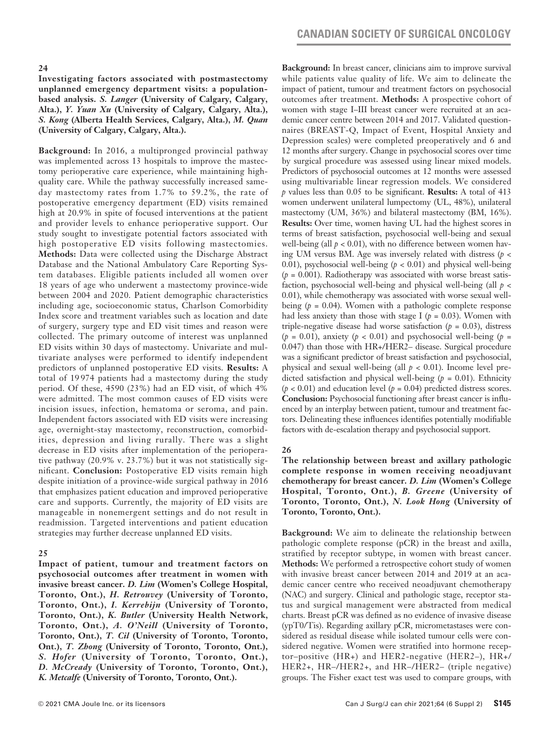## 24

**Investigating factors associated with postmastectomy unplanned emergency department visits: a population-based analysis.** ***S. Langer* (University of Calgary, Calgary, Alta.), *Y. Yuan Xu* (University of Calgary, Calgary, Alta.), *S. Kong* (Alberta Health Services, Calgary, Alta.), *M. Quan* (University of Calgary, Calgary, Alta.).**

**Background:** In 2016, a multipronged provincial pathway was implemented across 13 hospitals to improve the mastectomy perioperative care experience, while maintaining high-quality care. While the pathway successfully increased same-day mastectomy rates from 1.7% to 59.2%, the rate of postoperative emergency department (ED) visits remained high at 20.9% in spite of focused interventions at the patient and provider levels to enhance perioperative support. Our study sought to investigate potential factors associated with high postoperative ED visits following mastectomies. **Methods:** Data were collected using the Discharge Abstract Database and the National Ambulatory Care Reporting System databases. Eligible patients included all women over 18 years of age who underwent a mastectomy province-wide between 2004 and 2020. Patient demographic characteristics including age, socioeconomic status, Charlson Comorbidity Index score and treatment variables such as location and date of surgery, surgery type and ED visit times and reason were collected. The primary outcome of interest was unplanned ED visits within 30 days of mastectomy. Univariate and multivariate analyses were performed to identify independent predictors of unplanned postoperative ED visits. **Results:** A total of 19 974 patients had a mastectomy during the study period. Of these, 4590 (23%) had an ED visit, of which 4% were admitted. The most common causes of ED visits were incision issues, infection, hematoma or seroma, and pain. Independent factors associated with ED visits were increasing age, overnight-stay mastectomy, reconstruction, comorbidities, depression and living rurally. There was a slight decrease in ED visits after implementation of the perioperative pathway (20.9% v. 23.7%) but it was not statistically significant. **Conclusion:** Postoperative ED visits remain high despite initiation of a province-wide surgical pathway in 2016 that emphasizes patient education and improved perioperative care and supports. Currently, the majority of ED visits are manageable in nonemergent settings and do not result in readmission. Targeted interventions and patient education strategies may further decrease unplanned ED visits.

## 25

**Impact of patient, tumour and treatment factors on psychosocial outcomes after treatment in women with invasive breast cancer.** ***D. Lim* (Women's College Hospital, Toronto, Ont.), *H. Retrouvey* (University of Toronto, Toronto, Ont.), *I. Kerrebijn* (University of Toronto, Toronto, Ont.), *K. Butler* (University Health Network, Toronto, Ont.), *A. O'Neill* (University of Toronto, Toronto, Ont.), *T. Cil* (University of Toronto, Toronto, Ont.), *T. Zhong* (University of Toronto, Toronto, Ont.), *S. Hofer* (University of Toronto, Toronto, Ont.), *D. McCready* (University of Toronto, Toronto, Ont.), *K. Metcalfe* (University of Toronto, Toronto, Ont.).**

**Background:** In breast cancer, clinicians aim to improve survival while patients value quality of life. We aim to delineate the impact of patient, tumour and treatment factors on psychosocial outcomes after treatment. **Methods:** A prospective cohort of women with stage I–III breast cancer were recruited at an academic cancer centre between 2014 and 2017. Validated questionnaires (BREAST-Q, Impact of Event, Hospital Anxiety and Depression scales) were completed preoperatively and 6 and 12 months after surgery. Change in psychosocial scores over time by surgical procedure was assessed using linear mixed models. Predictors of psychosocial outcomes at 12 months were assessed using multivariable linear regression models. We considered $p$ values less than 0.05 to be significant. **Results:** A total of 413 women underwent unilateral lumpectomy (UL, 48%), unilateral mastectomy (UM, 36%) and bilateral mastectomy (BM, 16%). **Results:** Over time, women having UL had the highest scores in terms of breast satisfaction, psychosocial well-being and sexual well-being (all $p < 0.01$), with no difference between women having UM versus BM. Age was inversely related with distress ($p < 0.01$), psychosocial well-being ($p < 0.01$) and physical well-being ($p = 0.001$). Radiotherapy was associated with worse breast satisfaction, psychosocial well-being and physical well-being (all $p < 0.01$), while chemotherapy was associated with worse sexual well-being ($p = 0.04$). Women with a pathologic complete response had less anxiety than those with stage I ($p = 0.03$). Women with triple-negative disease had worse satisfaction ($p = 0.03$), distress ($p = 0.01$), anxiety ($p < 0.01$) and psychosocial well-being ($p = 0.047$) than those with HR+/HER2– disease. Surgical procedure was a significant predictor of breast satisfaction and psychosocial, physical and sexual well-being (all $p < 0.01$). Income level predicted satisfaction and physical well-being ($p = 0.01$). Ethnicity ($p < 0.01$) and education level ($p = 0.04$) predicted distress scores. **Conclusion:** Psychosocial functioning after breast cancer is influenced by an interplay between patient, tumour and treatment factors. Delineating these influences identifies potentially modifiable factors with de-escalation therapy and psychosocial support.

## 26

**The relationship between breast and axillary pathologic complete response in women receiving neoadjuvant chemotherapy for breast cancer.** ***D. Lim* (Women's College Hospital, Toronto, Ont.), *B. Greene* (University of Toronto, Toronto, Ont.), *N. Look Hong* (University of Toronto, Toronto, Ont.).**

**Background:** We aim to delineate the relationship between pathologic complete response (pCR) in the breast and axilla, stratified by receptor subtype, in women with breast cancer. **Methods:** We performed a retrospective cohort study of women with invasive breast cancer between 2014 and 2019 at an academic cancer centre who received neoadjuvant chemotherapy (NAC) and surgery. Clinical and pathologic stage, receptor status and surgical management were abstracted from medical charts. Breast pCR was defined as no evidence of invasive disease (ypT0/Tis). Regarding axillary pCR, micrometastases were considered as residual disease while isolated tumour cells were considered negative. Women were stratified into hormone receptor–positive (HR+) and HER2-negative (HER2–), HR+/HER2+, HR–/HER2+, and HR–/HER2– (triple negative) groups. The Fisher exact test was used to compare groups, with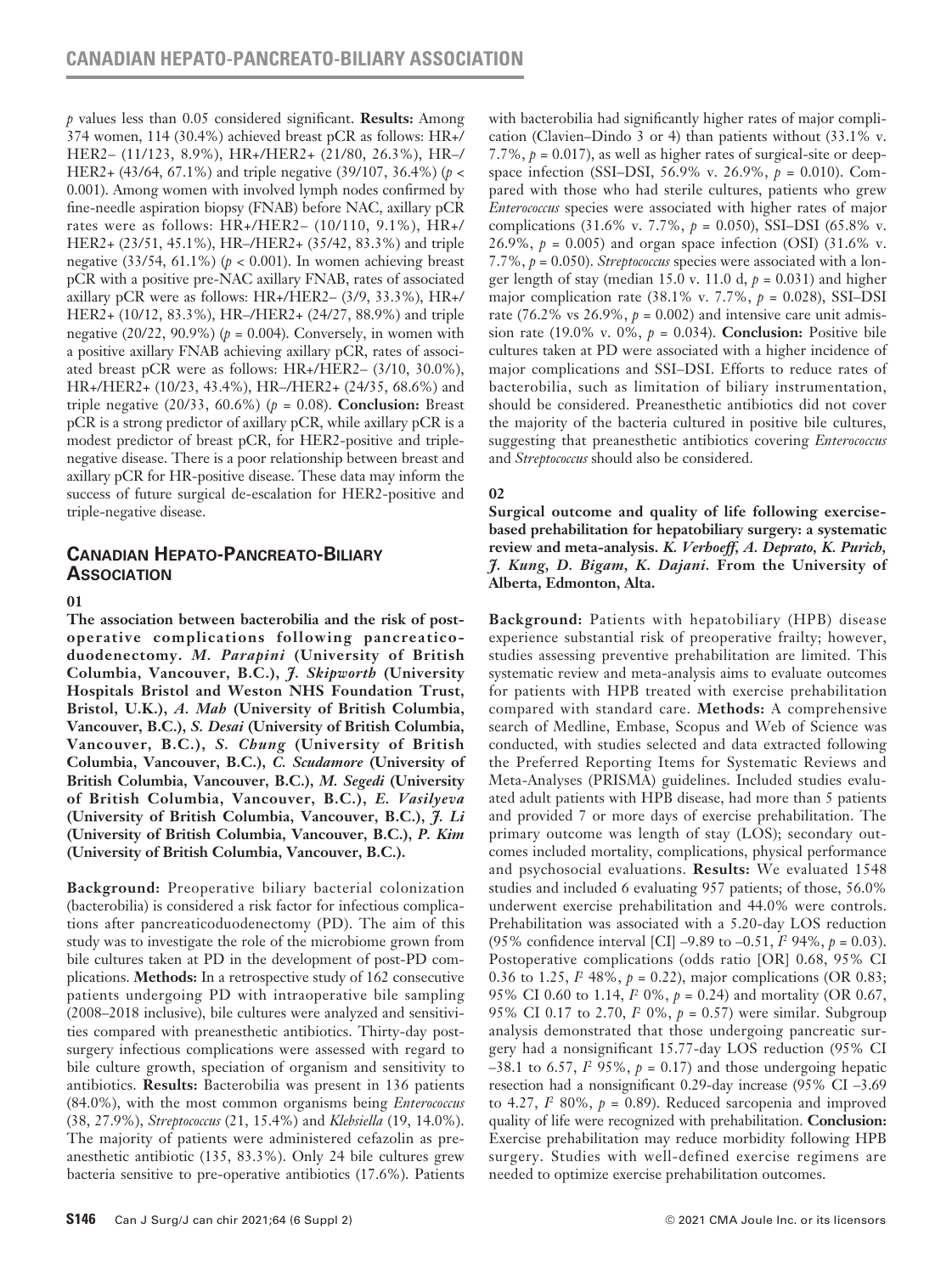*p* values less than 0.05 considered significant. **Results:** Among 374 women, 114 (30.4%) achieved breast pCR as follows: HR+/HER2– (11/123, 8.9%), HR+/HER2+ (21/80, 26.3%), HR–/HER2+ (43/64, 67.1%) and triple negative (39/107, 36.4%) ($p < 0.001$). Among women with involved lymph nodes confirmed by fine-needle aspiration biopsy (FNAB) before NAC, axillary pCR rates were as follows: HR+/HER2– (10/110, 9.1%), HR+/HER2+ (23/51, 45.1%), HR–/HER2+ (35/42, 83.3%) and triple negative (33/54, 61.1%) ($p < 0.001$). In women achieving breast pCR with a positive pre-NAC axillary FNAB, rates of associated axillary pCR were as follows: HR+/HER2– (3/9, 33.3%), HR+/HER2+ (10/12, 83.3%), HR–/HER2+ (24/27, 88.9%) and triple negative (20/22, 90.9%) ($p = 0.004$). Conversely, in women with a positive axillary FNAB achieving axillary pCR, rates of associated breast pCR were as follows: HR+/HER2– (3/10, 30.0%), HR+/HER2+ (10/23, 43.4%), HR–/HER2+ (24/35, 68.6%) and triple negative (20/33, 60.6%) ($p = 0.08$). **Conclusion:** Breast pCR is a strong predictor of axillary pCR, while axillary pCR is a modest predictor of breast pCR, for HER2-positive and triple-negative disease. There is a poor relationship between breast and axillary pCR for HR-positive disease. These data may inform the success of future surgical de-escalation for HER2-positive and triple-negative disease.

## Canadian Hepato-Pancreato-Biliary Association

**01**

**The association between bacterobilia and the risk of postoperative complications following pancreaticoduodenectomy.** ***M. Parapini*** **(University of British Columbia, Vancouver, B.C.),** ***J. Skipworth*** **(University Hospitals Bristol and Weston NHS Foundation Trust, Bristol, U.K.),** ***A. Mah*** **(University of British Columbia, Vancouver, B.C.),** ***S. Desai*** **(University of British Columbia, Vancouver, B.C.),** ***S. Chung*** **(University of British Columbia, Vancouver, B.C.),** ***C. Scudamore*** **(University of British Columbia, Vancouver, B.C.),** ***M. Segedi*** **(University of British Columbia, Vancouver, B.C.),** ***E. Vasilyeva*** **(University of British Columbia, Vancouver, B.C.),** ***J. Li*** **(University of British Columbia, Vancouver, B.C.),** ***P. Kim*** **(University of British Columbia, Vancouver, B.C.).**

**Background:** Preoperative biliary bacterial colonization (bacterobilia) is considered a risk factor for infectious complications after pancreaticoduodenectomy (PD). The aim of this study was to investigate the role of the microbiome grown from bile cultures taken at PD in the development of post-PD complications. **Methods:** In a retrospective study of 162 consecutive patients undergoing PD with intraoperative bile sampling (2008–2018 inclusive), bile cultures were analyzed and sensitivities compared with preanesthetic antibiotics. Thirty-day post-surgery infectious complications were assessed with regard to bile culture growth, speciation of organism and sensitivity to antibiotics. **Results:** Bacterobilia was present in 136 patients (84.0%), with the most common organisms being *Enterococcus* (38, 27.9%), *Streptococcus* (21, 15.4%) and *Klebsiella* (19, 14.0%). The majority of patients were administered cefazolin as preanesthetic antibiotic (135, 83.3%). Only 24 bile cultures grew bacteria sensitive to pre-operative antibiotics (17.6%). Patients with bacterobilia had significantly higher rates of major complication (Clavien–Dindo 3 or 4) than patients without (33.1% v. 7.7%, $p = 0.017$), as well as higher rates of surgical-site or deep-space infection (SSI–DSI, 56.9% v. 26.9%, $p = 0.010$). Compared with those who had sterile cultures, patients who grew *Enterococcus* species were associated with higher rates of major complications (31.6% v. 7.7%, $p = 0.050$), SSI–DSI (65.8% v. 26.9%, $p = 0.005$) and organ space infection (OSI) (31.6% v. 7.7%, $p = 0.050$). *Streptococcus* species were associated with a longer length of stay (median 15.0 v. 11.0 d, $p = 0.031$) and higher major complication rate (38.1% v. 7.7%, $p = 0.028$), SSI–DSI rate (76.2% vs 26.9%, $p = 0.002$) and intensive care unit admission rate (19.0% v. 0%, $p = 0.034$). **Conclusion:** Positive bile cultures taken at PD were associated with a higher incidence of major complications and SSI–DSI. Efforts to reduce rates of bacterobilia, such as limitation of biliary instrumentation, should be considered. Preanesthetic antibiotics did not cover the majority of the bacteria cultured in positive bile cultures, suggesting that preanesthetic antibiotics covering *Enterococcus* and *Streptococcus* should also be considered.

**02**

**Surgical outcome and quality of life following exercise-based prehabilitation for hepatobiliary surgery: a systematic review and meta-analysis.** ***K. Verhoeff, A. Deprato, K. Purich, J. Kung, D. Bigam, K. Dajani*****. From the University of Alberta, Edmonton, Alta.**

**Background:** Patients with hepatobiliary (HPB) disease experience substantial risk of preoperative frailty; however, studies assessing preventive prehabilitation are limited. This systematic review and meta-analysis aims to evaluate outcomes for patients with HPB treated with exercise prehabilitation compared with standard care. **Methods:** A comprehensive search of Medline, Embase, Scopus and Web of Science was conducted, with studies selected and data extracted following the Preferred Reporting Items for Systematic Reviews and Meta-Analyses (PRISMA) guidelines. Included studies evaluated adult patients with HPB disease, had more than 5 patients and provided 7 or more days of exercise prehabilitation. The primary outcome was length of stay (LOS); secondary outcomes included mortality, complications, physical performance and psychosocial evaluations. **Results:** We evaluated 1548 studies and included 6 evaluating 957 patients; of those, 56.0% underwent exercise prehabilitation and 44.0% were controls. Prehabilitation was associated with a 5.20-day LOS reduction (95% confidence interval [CI] –9.89 to –0.51, $I^2$ 94%, $p = 0.03$). Postoperative complications (odds ratio [OR] 0.68, 95% CI 0.36 to 1.25, $I^2$ 48%, $p = 0.22$), major complications (OR 0.83; 95% CI 0.60 to 1.14, $I^2$ 0%, $p = 0.24$) and mortality (OR 0.67, 95% CI 0.17 to 2.70, $I^2$ 0%, $p = 0.57$) were similar. Subgroup analysis demonstrated that those undergoing pancreatic surgery had a nonsignificant 15.77-day LOS reduction (95% CI –38.1 to 6.57, $I^2$ 95%, $p = 0.17$) and those undergoing hepatic resection had a nonsignificant 0.29-day increase (95% CI –3.69 to 4.27, $I^2$ 80%, $p = 0.89$). Reduced sarcopenia and improved quality of life were recognized with prehabilitation. **Conclusion:** Exercise prehabilitation may reduce morbidity following HPB surgery. Studies with well-defined exercise regimens are needed to optimize exercise prehabilitation outcomes.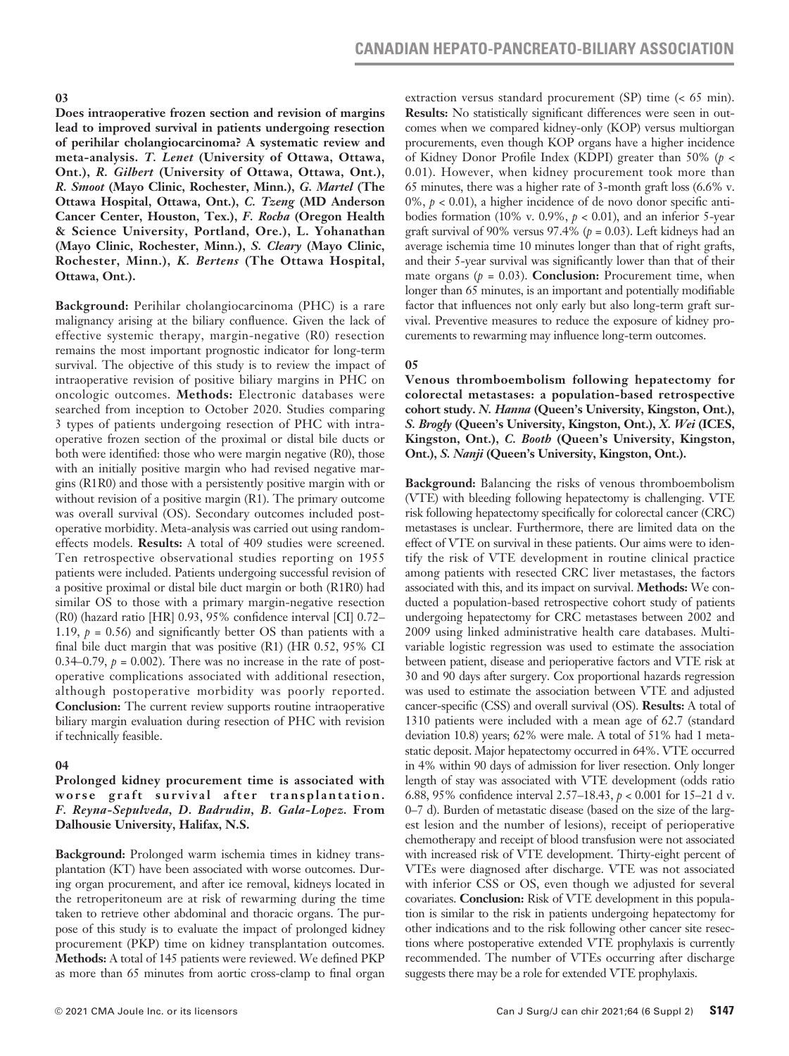## 03

**Does intraoperative frozen section and revision of margins lead to improved survival in patients undergoing resection of perihilar cholangiocarcinoma? A systematic review and meta-analysis.** ***T. Lenet*** **(University of Ottawa, Ottawa, Ont.),** ***R. Gilbert*** **(University of Ottawa, Ottawa, Ont.),** ***R. Smoot*** **(Mayo Clinic, Rochester, Minn.),** ***G. Martel*** **(The Ottawa Hospital, Ottawa, Ont.),** ***C. Tzeng*** **(MD Anderson Cancer Center, Houston, Tex.),** ***F. Rocha*** **(Oregon Health & Science University, Portland, Ore.), L. Yohanathan (Mayo Clinic, Rochester, Minn.),** ***S. Cleary*** **(Mayo Clinic, Rochester, Minn.),** ***K. Bertens*** **(The Ottawa Hospital, Ottawa, Ont.).**

**Background:** Perihilar cholangiocarcinoma (PHC) is a rare malignancy arising at the biliary confluence. Given the lack of effective systemic therapy, margin-negative (R0) resection remains the most important prognostic indicator for long-term survival. The objective of this study is to review the impact of intraoperative revision of positive biliary margins in PHC on oncologic outcomes. **Methods:** Electronic databases were searched from inception to October 2020. Studies comparing 3 types of patients undergoing resection of PHC with intraoperative frozen section of the proximal or distal bile ducts or both were identified: those who were margin negative (R0), those with an initially positive margin who had revised negative margins (R1R0) and those with a persistently positive margin with or without revision of a positive margin (R1). The primary outcome was overall survival (OS). Secondary outcomes included postoperative morbidity. Meta-analysis was carried out using random-effects models. **Results:** A total of 409 studies were screened. Ten retrospective observational studies reporting on 1955 patients were included. Patients undergoing successful revision of a positive proximal or distal bile duct margin or both (R1R0) had similar OS to those with a primary margin-negative resection (R0) (hazard ratio [HR] 0.93, 95% confidence interval [CI] 0.72–1.19, $p$ = 0.56) and significantly better OS than patients with a final bile duct margin that was positive (R1) (HR 0.52, 95% CI 0.34–0.79, $p$ = 0.002). There was no increase in the rate of postoperative complications associated with additional resection, although postoperative morbidity was poorly reported. **Conclusion:** The current review supports routine intraoperative biliary margin evaluation during resection of PHC with revision if technically feasible.

## 04

**Prolonged kidney procurement time is associated with worse graft survival after transplantation.** ***F. Reyna-Sepulveda, D. Badrudin, B. Gala-Lopez*****. From Dalhousie University, Halifax, N.S.**

**Background:** Prolonged warm ischemia times in kidney transplantation (KT) have been associated with worse outcomes. During organ procurement, and after ice removal, kidneys located in the retroperitoneum are at risk of rewarming during the time taken to retrieve other abdominal and thoracic organs. The purpose of this study is to evaluate the impact of prolonged kidney procurement (PKP) time on kidney transplantation outcomes. **Methods:** A total of 145 patients were reviewed. We defined PKP as more than 65 minutes from aortic cross-clamp to final organ extraction versus standard procurement (SP) time (< 65 min). **Results:** No statistically significant differences were seen in outcomes when we compared kidney-only (KOP) versus multiorgan procurements, even though KOP organs have a higher incidence of Kidney Donor Profile Index (KDPI) greater than 50% ($p$ < 0.01). However, when kidney procurement took more than 65 minutes, there was a higher rate of 3-month graft loss (6.6% v. 0%, $p$ < 0.01), a higher incidence of de novo donor specific antibodies formation (10% v. 0.9%, $p$ < 0.01), and an inferior 5-year graft survival of 90% versus 97.4% ($p$ = 0.03). Left kidneys had an average ischemia time 10 minutes longer than that of right grafts, and their 5-year survival was significantly lower than that of their mate organs ($p$ = 0.03). **Conclusion:** Procurement time, when longer than 65 minutes, is an important and potentially modifiable factor that influences not only early but also long-term graft survival. Preventive measures to reduce the exposure of kidney procurements to rewarming may influence long-term outcomes.

## 05

**Venous thromboembolism following hepatectomy for colorectal metastases: a population-based retrospective cohort study.** ***N. Hanna*** **(Queen's University, Kingston, Ont.),** ***S. Brogly*** **(Queen's University, Kingston, Ont.),** ***X. Wei*** **(ICES, Kingston, Ont.),** ***C. Booth*** **(Queen's University, Kingston, Ont.),** ***S. Nanji*** **(Queen's University, Kingston, Ont.).**

**Background:** Balancing the risks of venous thromboembolism (VTE) with bleeding following hepatectomy is challenging. VTE risk following hepatectomy specifically for colorectal cancer (CRC) metastases is unclear. Furthermore, there are limited data on the effect of VTE on survival in these patients. Our aims were to identify the risk of VTE development in routine clinical practice among patients with resected CRC liver metastases, the factors associated with this, and its impact on survival. **Methods:** We conducted a population-based retrospective cohort study of patients undergoing hepatectomy for CRC metastases between 2002 and 2009 using linked administrative health care databases. Multivariable logistic regression was used to estimate the association between patient, disease and perioperative factors and VTE risk at 30 and 90 days after surgery. Cox proportional hazards regression was used to estimate the association between VTE and adjusted cancer-specific (CSS) and overall survival (OS). **Results:** A total of 1310 patients were included with a mean age of 62.7 (standard deviation 10.8) years; 62% were male. A total of 51% had 1 metastatic deposit. Major hepatectomy occurred in 64%. VTE occurred in 4% within 90 days of admission for liver resection. Only longer length of stay was associated with VTE development (odds ratio 6.88, 95% confidence interval 2.57–18.43, $p$ < 0.001 for 15–21 d v. 0–7 d). Burden of metastatic disease (based on the size of the largest lesion and the number of lesions), receipt of perioperative chemotherapy and receipt of blood transfusion were not associated with increased risk of VTE development. Thirty-eight percent of VTEs were diagnosed after discharge. VTE was not associated with inferior CSS or OS, even though we adjusted for several covariates. **Conclusion:** Risk of VTE development in this population is similar to the risk in patients undergoing hepatectomy for other indications and to the risk following other cancer site resections where postoperative extended VTE prophylaxis is currently recommended. The number of VTEs occurring after discharge suggests there may be a role for extended VTE prophylaxis.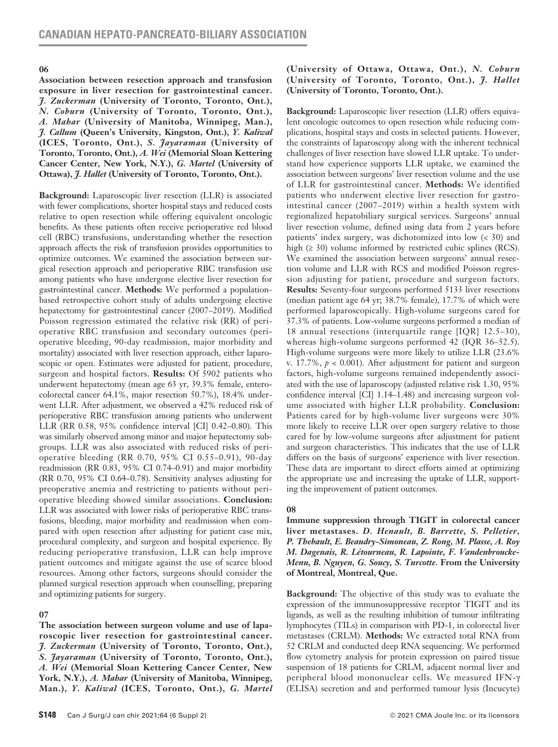### 06

**Association between resection approach and transfusion exposure in liver resection for gastrointestinal cancer.** ***J. Zuckerman* (University of Toronto, Toronto, Ont.), *N. Coburn* (University of Toronto, Toronto, Ont.), *A. Mahar* (University of Manitoba, Winnipeg, Man.), *J. Callum* (Queen's University, Kingston, Ont.), *Y. Kaliwal* (ICES, Toronto, Ont.), *S. Jayaraman* (University of Toronto, Toronto, Ont.), *A. Wei* (Memorial Sloan Kettering Cancer Center, New York, N.Y.), *G. Martel* (University of Ottawa), *J. Hallet* (University of Toronto, Toronto, Ont.).**

**Background:** Laparoscopic liver resection (LLR) is associated with fewer complications, shorter hospital stays and reduced costs relative to open resection while offering equivalent oncologic benefits. As these patients often receive perioperative red blood cell (RBC) transfusions, understanding whether the resection approach affects the risk of transfusion provides opportunities to optimize outcomes. We examined the association between surgical resection approach and perioperative RBC transfusion use among patients who have undergone elective liver resection for gastrointestinal cancer. **Methods:** We performed a population-based retrospective cohort study of adults undergoing elective hepatectomy for gastrointestinal cancer (2007–2019). Modified Poisson regression estimated the relative risk (RR) of perioperative RBC transfusion and secondary outcomes (perioperative bleeding, 90-day readmission, major morbidity and mortality) associated with liver resection approach, either laparoscopic or open. Estimates were adjusted for patient, procedure, surgeon and hospital factors. **Results:** Of 5902 patients who underwent hepatectomy (mean age 63 yr, 39.3% female, enterocolorectal cancer 64.1%, major resection 50.7%), 18.4% underwent LLR. After adjustment, we observed a 42% reduced risk of perioperative RBC transfusion among patients who underwent LLR (RR 0.58, 95% confidence interval [CI] 0.42–0.80). This was similarly observed among minor and major hepatectomy subgroups. LLR was also associated with reduced risks of perioperative bleeding (RR 0.70, 95% CI 0.55–0.91), 90-day readmission (RR 0.83, 95% CI 0.74–0.91) and major morbidity (RR 0.70, 95% CI 0.64–0.78). Sensitivity analyses adjusting for preoperative anemia and restricting to patients without perioperative bleeding showed similar associations. **Conclusion:** LLR was associated with lower risks of perioperative RBC transfusions, bleeding, major morbidity and readmission when compared with open resection after adjusting for patient case mix, procedural complexity, and surgeon and hospital experience. By reducing perioperative transfusion, LLR can help improve patient outcomes and mitigate against the use of scarce blood resources. Among other factors, surgeons should consider the planned surgical resection approach when counselling, preparing and optimizing patients for surgery.

### 07

**The association between surgeon volume and use of laparoscopic liver resection for gastrointestinal cancer.** ***J. Zuckerman* (University of Toronto, Toronto, Ont.), *S. Jayaraman* (University of Toronto, Toronto, Ont.), *A. Wei* (Memorial Sloan Kettering Cancer Center, New York, N.Y.), *A. Mahar* (University of Manitoba, Winnipeg, Man.), *Y. Kaliwal* (ICES, Toronto, Ont.), *G. Martel* (University of Ottawa, Ottawa, Ont.), *N. Coburn* (University of Toronto, Toronto, Ont.), *J. Hallet* (University of Toronto, Toronto, Ont.).**

**Background:** Laparoscopic liver resection (LLR) offers equivalent oncologic outcomes to open resection while reducing complications, hospital stays and costs in selected patients. However, the constraints of laparoscopy along with the inherent technical challenges of liver resection have slowed LLR uptake. To understand how experience supports LLR uptake, we examined the association between surgeons' liver resection volume and the use of LLR for gastrointestinal cancer. **Methods:** We identified patients who underwent elective liver resection for gastrointestinal cancer (2007–2019) within a health system with regionalized hepatobiliary surgical services. Surgeons' annual liver resection volume, defined using data from 2 years before patients' index surgery, was dichotomized into low (< 30) and high (≥ 30) volume informed by restricted cubic splines (RCS). We examined the association between surgeons' annual resection volume and LLR with RCS and modified Poisson regression adjusting for patient, procedure and surgeon factors. **Results:** Seventy-four surgeons performed 5133 liver resections (median patient age 64 yr; 38.7% female), 17.7% of which were performed laparoscopically. High-volume surgeons cared for 37.3% of patients. Low-volume surgeons performed a median of 18 annual resections (interquartile range [IQR] 12.5–30), whereas high-volume surgeons performed 42 (IQR 36–52.5). High-volume surgeons were more likely to utilize LLR (23.6% v. 17.7%, $p < 0.001$). After adjustment for patient and surgeon factors, high-volume surgeons remained independently associated with the use of laparoscopy (adjusted relative risk 1.30, 95% confidence interval [CI] 1.14–1.48) and increasing surgeon volume associated with higher LLR probability. **Conclusion:** Patients cared for by high-volume liver surgeons were 30% more likely to receive LLR over open surgery relative to those cared for by low-volume surgeons after adjustment for patient and surgeon characteristics. This indicates that the use of LLR differs on the basis of surgeons' experience with liver resection. These data are important to direct efforts aimed at optimizing the appropriate use and increasing the uptake of LLR, supporting the improvement of patient outcomes.

### 08

**Immune suppression through TIGIT in colorectal cancer liver metastases.** ***D. Henault, B. Barrette, S. Pelletier, P. Thebault, E. Beaudry-Simoneau, Z. Rong, M. Plasse, A. Roy M. Dagenais, R. Létourneau, R. Lapointe, F. Vandenbroucke-Menu, B. Nguyen, G. Soucy, S. Turcotte.* From the University of Montreal, Montreal, Que.**

**Background:** The objective of this study was to evaluate the expression of the immunosuppressive receptor TIGIT and its ligands, as well as the resulting inhibition of tumour infiltrating lymphocytes (TILs) in comparison with PD-1, in colorectal liver metastases (CRLM). **Methods:** We extracted total RNA from 52 CRLM and conducted deep RNA sequencing. We performed flow cytometry analysis for protein expression on paired tissue suspension of 18 patients for CRLM, adjacent normal liver and peripheral blood mononuclear cells. We measured IFN-γ (ELISA) secretion and and performed tumour lysis (Incucyte)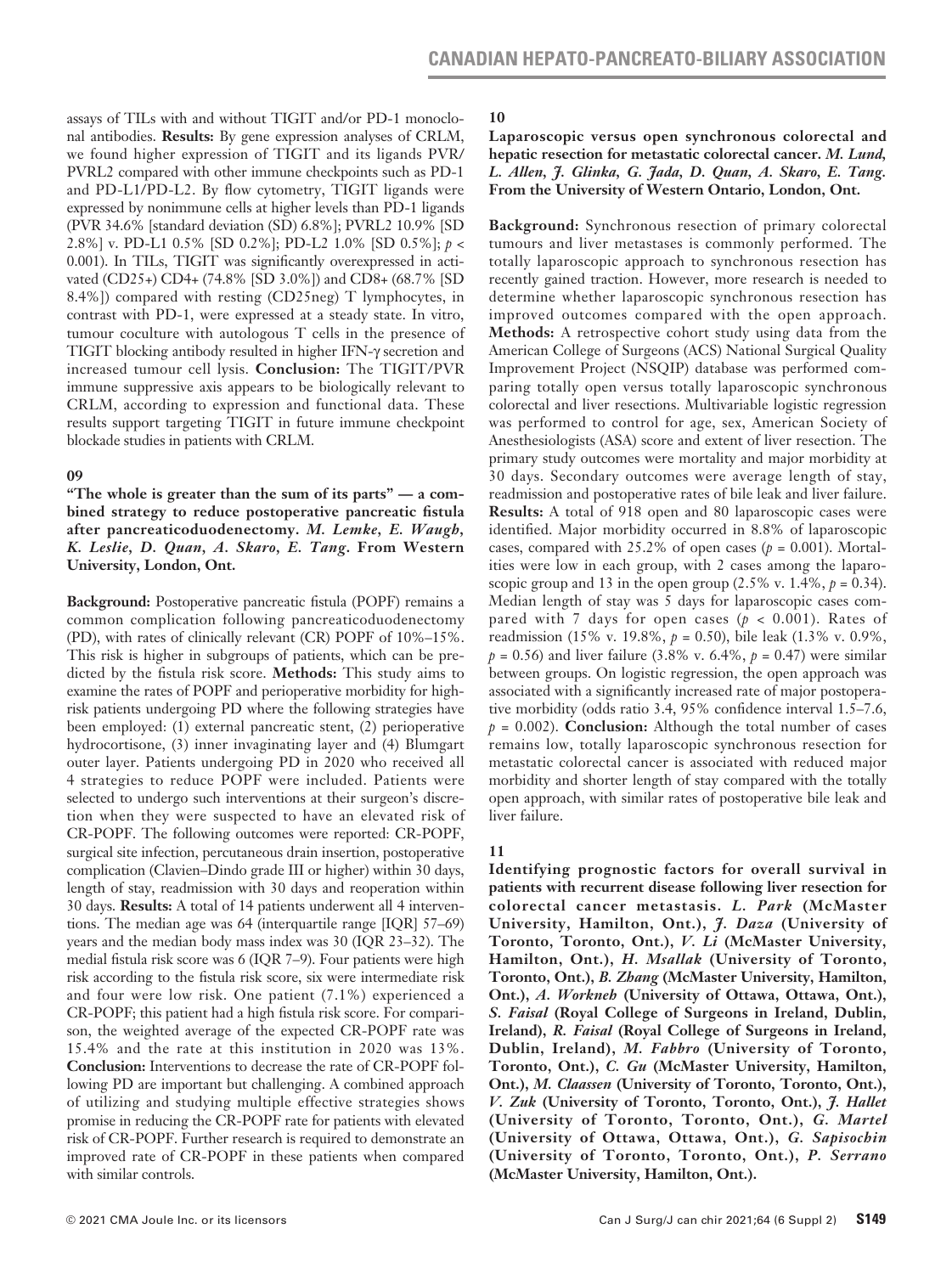assays of TILs with and without TIGIT and/or PD-1 monoclonal antibodies. **Results:** By gene expression analyses of CRLM, we found higher expression of TIGIT and its ligands PVR/PVRL2 compared with other immune checkpoints such as PD-1 and PD-L1/PD-L2. By flow cytometry, TIGIT ligands were expressed by nonimmune cells at higher levels than PD-1 ligands (PVR 34.6% [standard deviation (SD) 6.8%]; PVRL2 10.9% [SD 2.8%] v. PD-L1 0.5% [SD 0.2%]; PD-L2 1.0% [SD 0.5%]; $p < 0.001$). In TILs, TIGIT was significantly overexpressed in activated (CD25+) CD4+ (74.8% [SD 3.0%]) and CD8+ (68.7% [SD 8.4%]) compared with resting (CD25neg) T lymphocytes, in contrast with PD-1, were expressed at a steady state. In vitro, tumour coculture with autologous T cells in the presence of TIGIT blocking antibody resulted in higher IFN-$\gamma$ secretion and increased tumour cell lysis. **Conclusion:** The TIGIT/PVR immune suppressive axis appears to be biologically relevant to CRLM, according to expression and functional data. These results support targeting TIGIT in future immune checkpoint blockade studies in patients with CRLM.

### 09

**"The whole is greater than the sum of its parts" — a combined strategy to reduce postoperative pancreatic fistula after pancreaticoduodenectomy.** ***M. Lemke, E. Waugh, K. Leslie, D. Quan, A. Skaro, E. Tang.*** **From Western University, London, Ont.**

**Background:** Postoperative pancreatic fistula (POPF) remains a common complication following pancreaticoduodenectomy (PD), with rates of clinically relevant (CR) POPF of 10%–15%. This risk is higher in subgroups of patients, which can be predicted by the fistula risk score. **Methods:** This study aims to examine the rates of POPF and perioperative morbidity for high-risk patients undergoing PD where the following strategies have been employed: (1) external pancreatic stent, (2) perioperative hydrocortisone, (3) inner invaginating layer and (4) Blumgart outer layer. Patients undergoing PD in 2020 who received all 4 strategies to reduce POPF were included. Patients were selected to undergo such interventions at their surgeon's discretion when they were suspected to have an elevated risk of CR-POPF. The following outcomes were reported: CR-POPF, surgical site infection, percutaneous drain insertion, postoperative complication (Clavien–Dindo grade III or higher) within 30 days, length of stay, readmission with 30 days and reoperation within 30 days. **Results:** A total of 14 patients underwent all 4 interventions. The median age was 64 (interquartile range [IQR] 57–69) years and the median body mass index was 30 (IQR 23–32). The medial fistula risk score was 6 (IQR 7–9). Four patients were high risk according to the fistula risk score, six were intermediate risk and four were low risk. One patient (7.1%) experienced a CR-POPF; this patient had a high fistula risk score. For comparison, the weighted average of the expected CR-POPF rate was 15.4% and the rate at this institution in 2020 was 13%. **Conclusion:** Interventions to decrease the rate of CR-POPF following PD are important but challenging. A combined approach of utilizing and studying multiple effective strategies shows promise in reducing the CR-POPF rate for patients with elevated risk of CR-POPF. Further research is required to demonstrate an improved rate of CR-POPF in these patients when compared with similar controls.

### 10

**Laparoscopic versus open synchronous colorectal and hepatic resection for metastatic colorectal cancer.** ***M. Lund, L. Allen, J. Glinka, G. Jada, D. Quan, A. Skaro, E. Tang.*** **From the University of Western Ontario, London, Ont.**

**Background:** Synchronous resection of primary colorectal tumours and liver metastases is commonly performed. The totally laparoscopic approach to synchronous resection has recently gained traction. However, more research is needed to determine whether laparoscopic synchronous resection has improved outcomes compared with the open approach. **Methods:** A retrospective cohort study using data from the American College of Surgeons (ACS) National Surgical Quality Improvement Project (NSQIP) database was performed comparing totally open versus totally laparoscopic synchronous colorectal and liver resections. Multivariable logistic regression was performed to control for age, sex, American Society of Anesthesiologists (ASA) score and extent of liver resection. The primary study outcomes were mortality and major morbidity at 30 days. Secondary outcomes were average length of stay, readmission and postoperative rates of bile leak and liver failure. **Results:** A total of 918 open and 80 laparoscopic cases were identified. Major morbidity occurred in 8.8% of laparoscopic cases, compared with 25.2% of open cases ($p = 0.001$). Mortalities were low in each group, with 2 cases among the laparoscopic group and 13 in the open group (2.5% v. 1.4%, $p = 0.34$). Median length of stay was 5 days for laparoscopic cases compared with 7 days for open cases ($p < 0.001$). Rates of readmission (15% v. 19.8%, $p = 0.50$), bile leak (1.3% v. 0.9%, $p = 0.56$) and liver failure (3.8% v. 6.4%, $p = 0.47$) were similar between groups. On logistic regression, the open approach was associated with a significantly increased rate of major postoperative morbidity (odds ratio 3.4, 95% confidence interval 1.5–7.6, $p = 0.002$). **Conclusion:** Although the total number of cases remains low, totally laparoscopic synchronous resection for metastatic colorectal cancer is associated with reduced major morbidity and shorter length of stay compared with the totally open approach, with similar rates of postoperative bile leak and liver failure.

### 11

**Identifying prognostic factors for overall survival in patients with recurrent disease following liver resection for colorectal cancer metastasis.** ***L. Park*** **(McMaster University, Hamilton, Ont.),** ***J. Daza*** **(University of Toronto, Toronto, Ont.),** ***V. Li*** **(McMaster University, Hamilton, Ont.),** ***H. Msallak*** **(University of Toronto, Toronto, Ont.),** ***B. Zhang*** **(McMaster University, Hamilton, Ont.),** ***A. Workneh*** **(University of Ottawa, Ottawa, Ont.),** ***S. Faisal*** **(Royal College of Surgeons in Ireland, Dublin, Ireland),** ***R. Faisal*** **(Royal College of Surgeons in Ireland, Dublin, Ireland),** ***M. Fabbro*** **(University of Toronto, Toronto, Ont.),** ***C. Gu*** **(McMaster University, Hamilton, Ont.),** ***M. Claassen*** **(University of Toronto, Toronto, Ont.),** ***V. Zuk*** **(University of Toronto, Toronto, Ont.),** ***J. Hallet*** **(University of Toronto, Toronto, Ont.),** ***G. Martel*** **(University of Ottawa, Ottawa, Ont.),** ***G. Sapisochin*** **(University of Toronto, Toronto, Ont.),** ***P. Serrano*** **(McMaster University, Hamilton, Ont.).**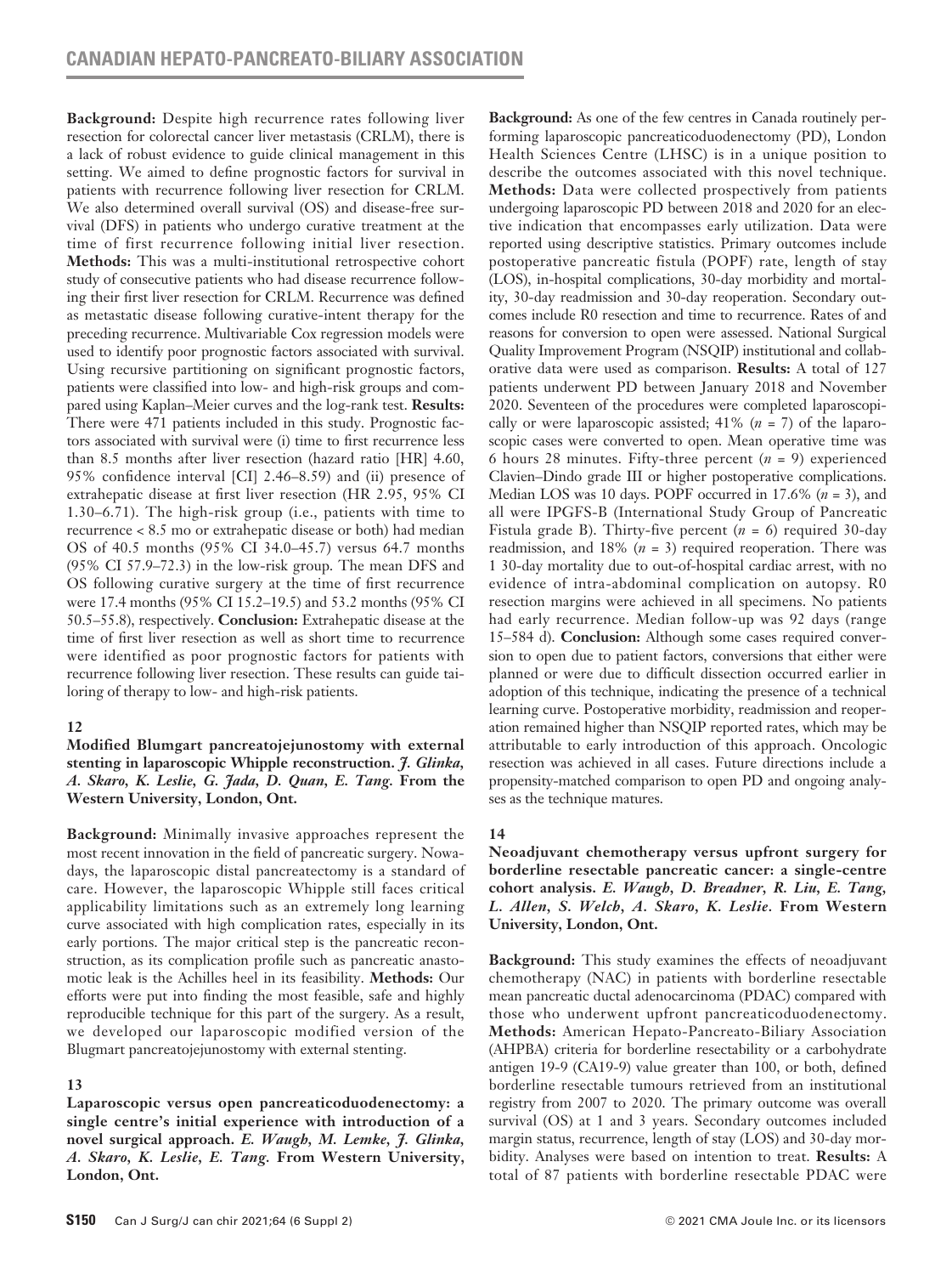**Background:** Despite high recurrence rates following liver resection for colorectal cancer liver metastasis (CRLM), there is a lack of robust evidence to guide clinical management in this setting. We aimed to define prognostic factors for survival in patients with recurrence following liver resection for CRLM. We also determined overall survival (OS) and disease-free survival (DFS) in patients who undergo curative treatment at the time of first recurrence following initial liver resection. **Methods:** This was a multi-institutional retrospective cohort study of consecutive patients who had disease recurrence following their first liver resection for CRLM. Recurrence was defined as metastatic disease following curative-intent therapy for the preceding recurrence. Multivariable Cox regression models were used to identify poor prognostic factors associated with survival. Using recursive partitioning on significant prognostic factors, patients were classified into low- and high-risk groups and compared using Kaplan–Meier curves and the log-rank test. **Results:** There were 471 patients included in this study. Prognostic factors associated with survival were (i) time to first recurrence less than 8.5 months after liver resection (hazard ratio [HR] 4.60, 95% confidence interval [CI] 2.46–8.59) and (ii) presence of extrahepatic disease at first liver resection (HR 2.95, 95% CI 1.30–6.71). The high-risk group (i.e., patients with time to recurrence < 8.5 mo or extrahepatic disease or both) had median OS of 40.5 months (95% CI 34.0–45.7) versus 64.7 months (95% CI 57.9–72.3) in the low-risk group. The mean DFS and OS following curative surgery at the time of first recurrence were 17.4 months (95% CI 15.2–19.5) and 53.2 months (95% CI 50.5–55.8), respectively. **Conclusion:** Extrahepatic disease at the time of first liver resection as well as short time to recurrence were identified as poor prognostic factors for patients with recurrence following liver resection. These results can guide tailoring of therapy to low- and high-risk patients.

### 12

**Modified Blumgart pancreatojejunostomy with external stenting in laparoscopic Whipple reconstruction.** ***J. Glinka, A. Skaro, K. Leslie, G. Jada, D. Quan, E. Tang.*** **From the Western University, London, Ont.**

**Background:** Minimally invasive approaches represent the most recent innovation in the field of pancreatic surgery. Nowadays, the laparoscopic distal pancreatectomy is a standard of care. However, the laparoscopic Whipple still faces critical applicability limitations such as an extremely long learning curve associated with high complication rates, especially in its early portions. The major critical step is the pancreatic reconstruction, as its complication profile such as pancreatic anastomotic leak is the Achilles heel in its feasibility. **Methods:** Our efforts were put into finding the most feasible, safe and highly reproducible technique for this part of the surgery. As a result, we developed our laparoscopic modified version of the Blugmart pancreatojejunostomy with external stenting.

### 13

**Laparoscopic versus open pancreaticoduodenectomy: a single centre's initial experience with introduction of a novel surgical approach.** ***E. Waugh, M. Lemke, J. Glinka, A. Skaro, K. Leslie, E. Tang.*** **From Western University, London, Ont.**

**Background:** As one of the few centres in Canada routinely performing laparoscopic pancreaticoduodenectomy (PD), London Health Sciences Centre (LHSC) is in a unique position to describe the outcomes associated with this novel technique. **Methods:** Data were collected prospectively from patients undergoing laparoscopic PD between 2018 and 2020 for an elective indication that encompasses early utilization. Data were reported using descriptive statistics. Primary outcomes include postoperative pancreatic fistula (POPF) rate, length of stay (LOS), in-hospital complications, 30-day morbidity and mortality, 30-day readmission and 30-day reoperation. Secondary outcomes include R0 resection and time to recurrence. Rates of and reasons for conversion to open were assessed. National Surgical Quality Improvement Program (NSQIP) institutional and collaborative data were used as comparison. **Results:** A total of 127 patients underwent PD between January 2018 and November 2020. Seventeen of the procedures were completed laparoscopically or were laparoscopic assisted; 41% ($n$ = 7) of the laparoscopic cases were converted to open. Mean operative time was 6 hours 28 minutes. Fifty-three percent ($n$ = 9) experienced Clavien–Dindo grade III or higher postoperative complications. Median LOS was 10 days. POPF occurred in 17.6% ($n$ = 3), and all were IPGFS-B (International Study Group of Pancreatic Fistula grade B). Thirty-five percent ($n$ = 6) required 30-day readmission, and 18% ($n$ = 3) required reoperation. There was 1 30-day mortality due to out-of-hospital cardiac arrest, with no evidence of intra-abdominal complication on autopsy. R0 resection margins were achieved in all specimens. No patients had early recurrence. Median follow-up was 92 days (range 15–584 d). **Conclusion:** Although some cases required conversion to open due to patient factors, conversions that either were planned or were due to difficult dissection occurred earlier in adoption of this technique, indicating the presence of a technical learning curve. Postoperative morbidity, readmission and reoperation remained higher than NSQIP reported rates, which may be attributable to early introduction of this approach. Oncologic resection was achieved in all cases. Future directions include a propensity-matched comparison to open PD and ongoing analyses as the technique matures.

### 14

**Neoadjuvant chemotherapy versus upfront surgery for borderline resectable pancreatic cancer: a single-centre cohort analysis.** ***E. Waugh, D. Breadner, R. Liu, E. Tang, L. Allen, S. Welch, A. Skaro, K. Leslie.*** **From Western University, London, Ont.**

**Background:** This study examines the effects of neoadjuvant chemotherapy (NAC) in patients with borderline resectable mean pancreatic ductal adenocarcinoma (PDAC) compared with those who underwent upfront pancreaticoduodenectomy. **Methods:** American Hepato-Pancreato-Biliary Association (AHPBA) criteria for borderline resectability or a carbohydrate antigen 19-9 (CA19-9) value greater than 100, or both, defined borderline resectable tumours retrieved from an institutional registry from 2007 to 2020. The primary outcome was overall survival (OS) at 1 and 3 years. Secondary outcomes included margin status, recurrence, length of stay (LOS) and 30-day morbidity. Analyses were based on intention to treat. **Results:** A total of 87 patients with borderline resectable PDAC were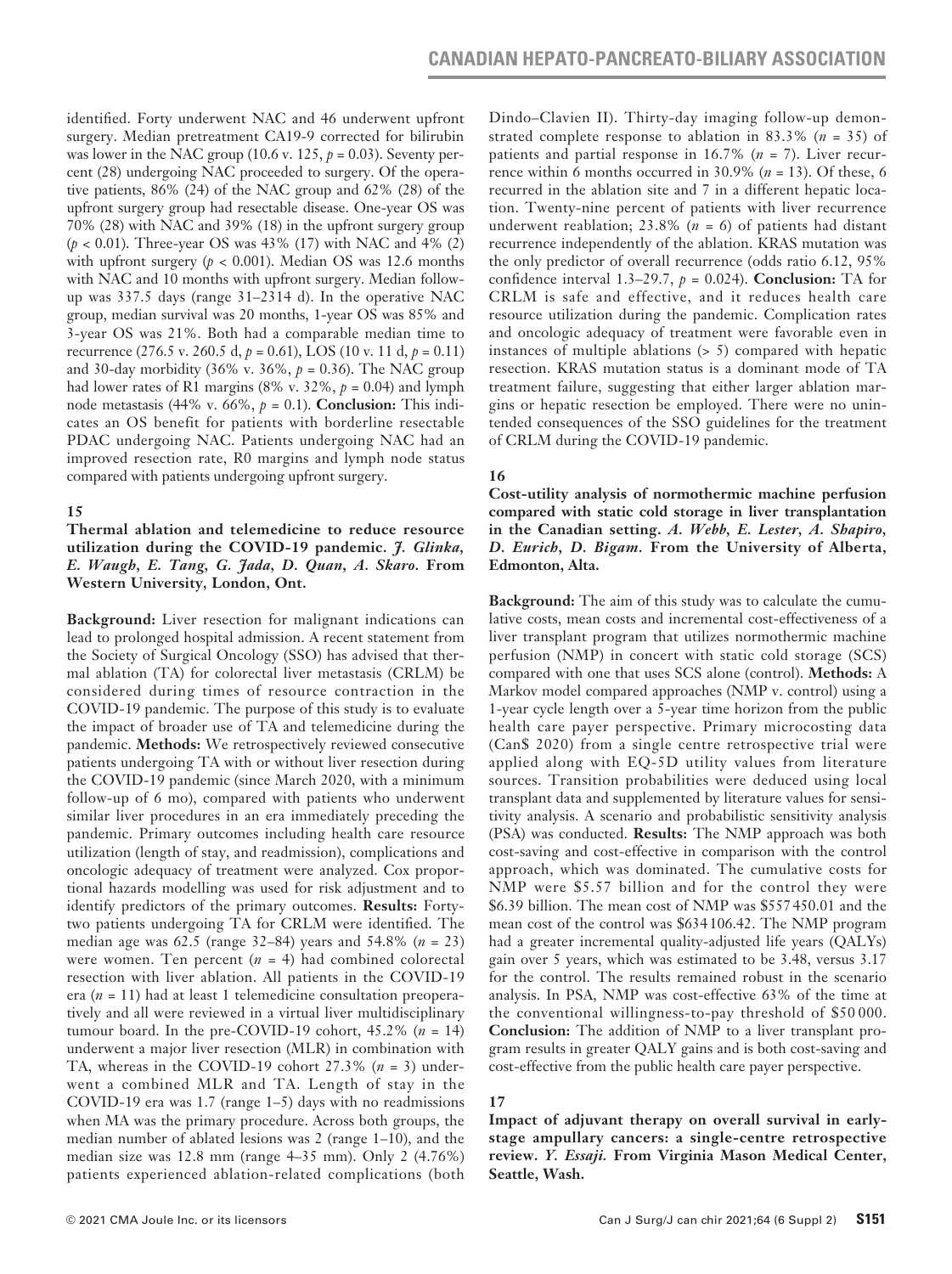identified. Forty underwent NAC and 46 underwent upfront surgery. Median pretreatment CA19-9 corrected for bilirubin was lower in the NAC group (10.6 v. 125, $p = 0.03$). Seventy percent (28) undergoing NAC proceeded to surgery. Of the operative patients, 86% (24) of the NAC group and 62% (28) of the upfront surgery group had resectable disease. One-year OS was 70% (28) with NAC and 39% (18) in the upfront surgery group ($p < 0.01$). Three-year OS was 43% (17) with NAC and 4% (2) with upfront surgery ($p < 0.001$). Median OS was 12.6 months with NAC and 10 months with upfront surgery. Median follow-up was 337.5 days (range 31–2314 d). In the operative NAC group, median survival was 20 months, 1-year OS was 85% and 3-year OS was 21%. Both had a comparable median time to recurrence (276.5 v. 260.5 d, $p = 0.61$), LOS (10 v. 11 d, $p = 0.11$) and 30-day morbidity (36% v. 36%, $p = 0.36$). The NAC group had lower rates of R1 margins (8% v. 32%, $p = 0.04$) and lymph node metastasis (44% v. 66%, $p = 0.1$). **Conclusion:** This indicates an OS benefit for patients with borderline resectable PDAC undergoing NAC. Patients undergoing NAC had an improved resection rate, R0 margins and lymph node status compared with patients undergoing upfront surgery.

### 15

**Thermal ablation and telemedicine to reduce resource utilization during the COVID-19 pandemic.** ***J. Glinka, E. Waugh, E. Tang, G. Jada, D. Quan, A. Skaro.*** **From Western University, London, Ont.**

**Background:** Liver resection for malignant indications can lead to prolonged hospital admission. A recent statement from the Society of Surgical Oncology (SSO) has advised that thermal ablation (TA) for colorectal liver metastasis (CRLM) be considered during times of resource contraction in the COVID-19 pandemic. The purpose of this study is to evaluate the impact of broader use of TA and telemedicine during the pandemic. **Methods:** We retrospectively reviewed consecutive patients undergoing TA with or without liver resection during the COVID-19 pandemic (since March 2020, with a minimum follow-up of 6 mo), compared with patients who underwent similar liver procedures in an era immediately preceding the pandemic. Primary outcomes including health care resource utilization (length of stay, and readmission), complications and oncologic adequacy of treatment were analyzed. Cox proportional hazards modelling was used for risk adjustment and to identify predictors of the primary outcomes. **Results:** Forty-two patients undergoing TA for CRLM were identified. The median age was 62.5 (range 32–84) years and 54.8% ($n = 23$) were women. Ten percent ($n = 4$) had combined colorectal resection with liver ablation. All patients in the COVID-19 era ($n = 11$) had at least 1 telemedicine consultation preoperatively and all were reviewed in a virtual liver multidisciplinary tumour board. In the pre-COVID-19 cohort, 45.2% ($n = 14$) underwent a major liver resection (MLR) in combination with TA, whereas in the COVID-19 cohort 27.3% ($n = 3$) underwent a combined MLR and TA. Length of stay in the COVID-19 era was 1.7 (range 1–5) days with no readmissions when MA was the primary procedure. Across both groups, the median number of ablated lesions was 2 (range 1–10), and the median size was 12.8 mm (range 4–35 mm). Only 2 (4.76%) patients experienced ablation-related complications (both Dindo–Clavien II). Thirty-day imaging follow-up demonstrated complete response to ablation in 83.3% ($n = 35$) of patients and partial response in 16.7% ($n = 7$). Liver recurrence within 6 months occurred in 30.9% ($n = 13$). Of these, 6 recurred in the ablation site and 7 in a different hepatic location. Twenty-nine percent of patients with liver recurrence underwent reablation; 23.8% ($n = 6$) of patients had distant recurrence independently of the ablation. KRAS mutation was the only predictor of overall recurrence (odds ratio 6.12, 95% confidence interval 1.3–29.7, $p = 0.024$). **Conclusion:** TA for CRLM is safe and effective, and it reduces health care resource utilization during the pandemic. Complication rates and oncologic adequacy of treatment were favorable even in instances of multiple ablations (> 5) compared with hepatic resection. KRAS mutation status is a dominant mode of TA treatment failure, suggesting that either larger ablation margins or hepatic resection be employed. There were no unintended consequences of the SSO guidelines for the treatment of CRLM during the COVID-19 pandemic.

### 16

**Cost-utility analysis of normothermic machine perfusion compared with static cold storage in liver transplantation in the Canadian setting.** ***A. Webb, E. Lester, A. Shapiro, D. Eurich, D. Bigam.*** **From the University of Alberta, Edmonton, Alta.**

**Background:** The aim of this study was to calculate the cumulative costs, mean costs and incremental cost-effectiveness of a liver transplant program that utilizes normothermic machine perfusion (NMP) in concert with static cold storage (SCS) compared with one that uses SCS alone (control). **Methods:** A Markov model compared approaches (NMP v. control) using a 1-year cycle length over a 5-year time horizon from the public health care payer perspective. Primary microcosting data (Can$ 2020) from a single centre retrospective trial were applied along with EQ-5D utility values from literature sources. Transition probabilities were deduced using local transplant data and supplemented by literature values for sensitivity analysis. A scenario and probabilistic sensitivity analysis (PSA) was conducted. **Results:** The NMP approach was both cost-saving and cost-effective in comparison with the control approach, which was dominated. The cumulative costs for NMP were $5.57 billion and for the control they were $6.39 billion. The mean cost of NMP was $557 450.01 and the mean cost of the control was $634 106.42. The NMP program had a greater incremental quality-adjusted life years (QALYs) gain over 5 years, which was estimated to be 3.48, versus 3.17 for the control. The results remained robust in the scenario analysis. In PSA, NMP was cost-effective 63% of the time at the conventional willingness-to-pay threshold of $50 000. **Conclusion:** The addition of NMP to a liver transplant program results in greater QALY gains and is both cost-saving and cost-effective from the public health care payer perspective.

### 17

**Impact of adjuvant therapy on overall survival in early-stage ampullary cancers: a single-centre retrospective review.** ***Y. Essaji.*** **From Virginia Mason Medical Center, Seattle, Wash.**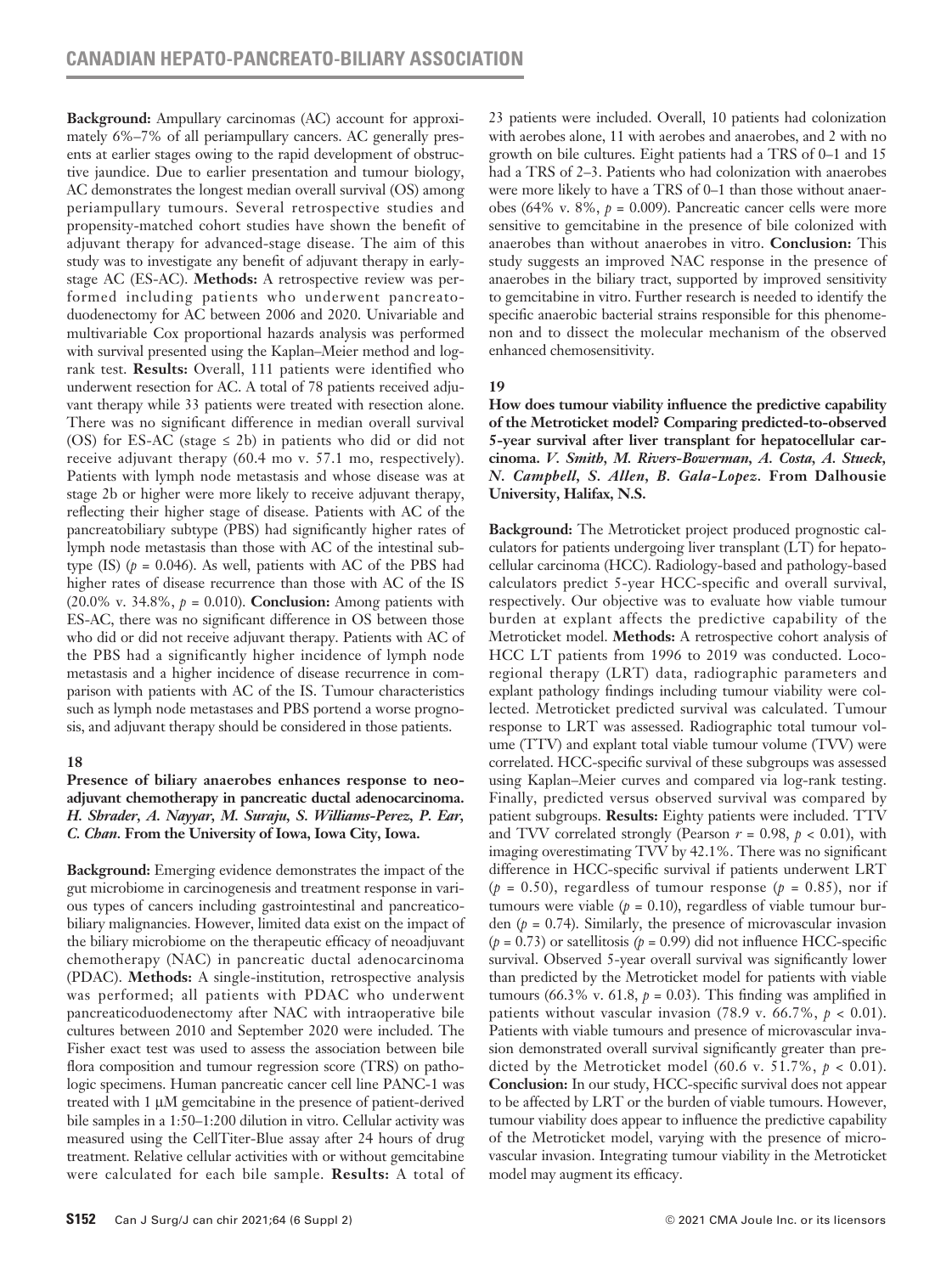**Background:** Ampullary carcinomas (AC) account for approximately 6%–7% of all periampullary cancers. AC generally presents at earlier stages owing to the rapid development of obstructive jaundice. Due to earlier presentation and tumour biology, AC demonstrates the longest median overall survival (OS) among periampullary tumours. Several retrospective studies and propensity-matched cohort studies have shown the benefit of adjuvant therapy for advanced-stage disease. The aim of this study was to investigate any benefit of adjuvant therapy in early-stage AC (ES-AC). **Methods:** A retrospective review was performed including patients who underwent pancreatoduodenectomy for AC between 2006 and 2020. Univariable and multivariable Cox proportional hazards analysis was performed with survival presented using the Kaplan–Meier method and log-rank test. **Results:** Overall, 111 patients were identified who underwent resection for AC. A total of 78 patients received adjuvant therapy while 33 patients were treated with resection alone. There was no significant difference in median overall survival (OS) for ES-AC (stage ≤ 2b) in patients who did or did not receive adjuvant therapy (60.4 mo v. 57.1 mo, respectively). Patients with lymph node metastasis and whose disease was at stage 2b or higher were more likely to receive adjuvant therapy, reflecting their higher stage of disease. Patients with AC of the pancreatobiliary subtype (PBS) had significantly higher rates of lymph node metastasis than those with AC of the intestinal subtype (IS) ($p$ = 0.046). As well, patients with AC of the PBS had higher rates of disease recurrence than those with AC of the IS (20.0% v. 34.8%, $p$ = 0.010). **Conclusion:** Among patients with ES-AC, there was no significant difference in OS between those who did or did not receive adjuvant therapy. Patients with AC of the PBS had a significantly higher incidence of lymph node metastasis and a higher incidence of disease recurrence in comparison with patients with AC of the IS. Tumour characteristics such as lymph node metastases and PBS portend a worse prognosis, and adjuvant therapy should be considered in those patients.

## 18

**Presence of biliary anaerobes enhances response to neoadjuvant chemotherapy in pancreatic ductal adenocarcinoma.** ***H. Shrader, A. Nayyar, M. Suraju, S. Williams-Perez, P. Ear, C. Chan.*** **From the University of Iowa, Iowa City, Iowa.**

**Background:** Emerging evidence demonstrates the impact of the gut microbiome in carcinogenesis and treatment response in various types of cancers including gastrointestinal and pancreaticobiliary malignancies. However, limited data exist on the impact of the biliary microbiome on the therapeutic efficacy of neoadjuvant chemotherapy (NAC) in pancreatic ductal adenocarcinoma (PDAC). **Methods:** A single-institution, retrospective analysis was performed; all patients with PDAC who underwent pancreaticoduodenectomy after NAC with intraoperative bile cultures between 2010 and September 2020 were included. The Fisher exact test was used to assess the association between bile flora composition and tumour regression score (TRS) on pathologic specimens. Human pancreatic cancer cell line PANC-1 was treated with 1 μM gemcitabine in the presence of patient-derived bile samples in a 1:50–1:200 dilution in vitro. Cellular activity was measured using the CellTiter-Blue assay after 24 hours of drug treatment. Relative cellular activities with or without gemcitabine were calculated for each bile sample. **Results:** A total of 23 patients were included. Overall, 10 patients had colonization with aerobes alone, 11 with aerobes and anaerobes, and 2 with no growth on bile cultures. Eight patients had a TRS of 0–1 and 15 had a TRS of 2–3. Patients who had colonization with anaerobes were more likely to have a TRS of 0–1 than those without anaerobes (64% v. 8%, $p$ = 0.009). Pancreatic cancer cells were more sensitive to gemcitabine in the presence of bile colonized with anaerobes than without anaerobes in vitro. **Conclusion:** This study suggests an improved NAC response in the presence of anaerobes in the biliary tract, supported by improved sensitivity to gemcitabine in vitro. Further research is needed to identify the specific anaerobic bacterial strains responsible for this phenomenon and to dissect the molecular mechanism of the observed enhanced chemosensitivity.

## 19

**How does tumour viability influence the predictive capability of the Metroticket model? Comparing predicted-to-observed 5-year survival after liver transplant for hepatocellular carcinoma.** ***V. Smith, M. Rivers-Bowerman, A. Costa, A. Stueck, N. Campbell, S. Allen, B. Gala-Lopez.*** **From Dalhousie University, Halifax, N.S.**

**Background:** The Metroticket project produced prognostic calculators for patients undergoing liver transplant (LT) for hepatocellular carcinoma (HCC). Radiology-based and pathology-based calculators predict 5-year HCC-specific and overall survival, respectively. Our objective was to evaluate how viable tumour burden at explant affects the predictive capability of the Metroticket model. **Methods:** A retrospective cohort analysis of HCC LT patients from 1996 to 2019 was conducted. Locoregional therapy (LRT) data, radiographic parameters and explant pathology findings including tumour viability were collected. Metroticket predicted survival was calculated. Tumour response to LRT was assessed. Radiographic total tumour volume (TTV) and explant total viable tumour volume (TVV) were correlated. HCC-specific survival of these subgroups was assessed using Kaplan–Meier curves and compared via log-rank testing. Finally, predicted versus observed survival was compared by patient subgroups. **Results:** Eighty patients were included. TTV and TVV correlated strongly (Pearson $r$ = 0.98, $p$ < 0.01), with imaging overestimating TVV by 42.1%. There was no significant difference in HCC-specific survival if patients underwent LRT ($p$ = 0.50), regardless of tumour response ($p$ = 0.85), nor if tumours were viable ($p$ = 0.10), regardless of viable tumour burden ($p$ = 0.74). Similarly, the presence of microvascular invasion ($p$ = 0.73) or satellitosis ($p$ = 0.99) did not influence HCC-specific survival. Observed 5-year overall survival was significantly lower than predicted by the Metroticket model for patients with viable tumours (66.3% v. 61.8, $p$ = 0.03). This finding was amplified in patients without vascular invasion (78.9 v. 66.7%, $p$ < 0.01). Patients with viable tumours and presence of microvascular invasion demonstrated overall survival significantly greater than predicted by the Metroticket model (60.6 v. 51.7%, $p$ < 0.01). **Conclusion:** In our study, HCC-specific survival does not appear to be affected by LRT or the burden of viable tumours. However, tumour viability does appear to influence the predictive capability of the Metroticket model, varying with the presence of microvascular invasion. Integrating tumour viability in the Metroticket model may augment its efficacy.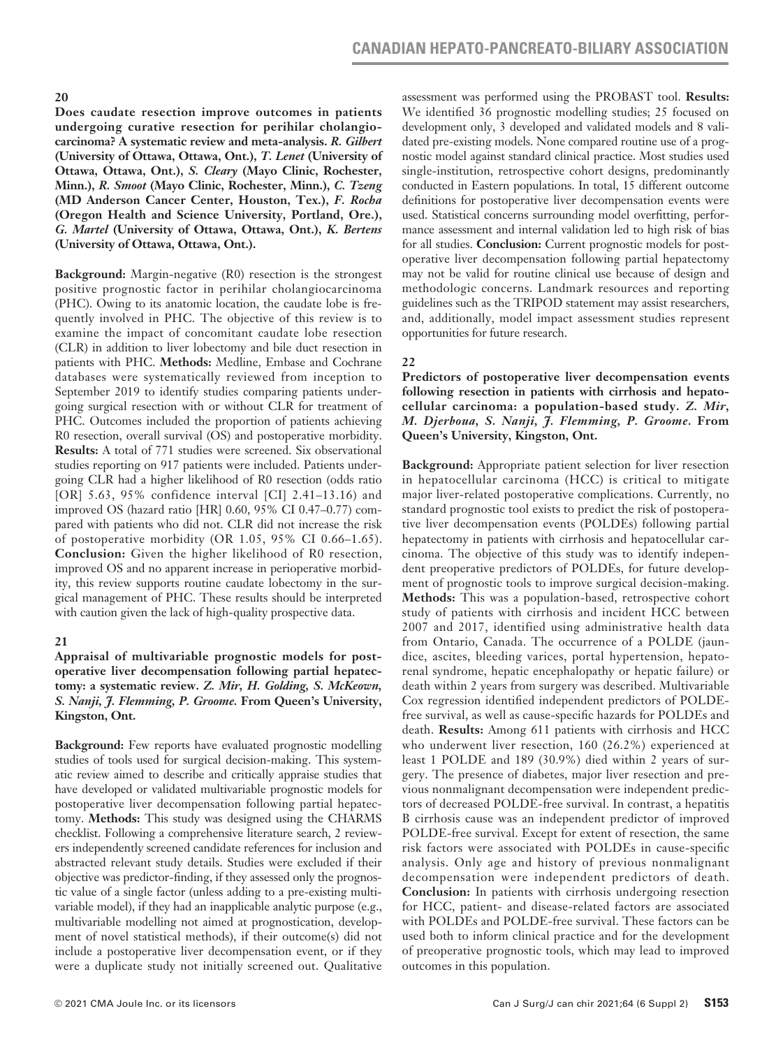## 20

**Does caudate resection improve outcomes in patients undergoing curative resection for perihilar cholangiocarcinoma? A systematic review and meta-analysis.** ***R. Gilbert*** **(University of Ottawa, Ottawa, Ont.),** ***T. Lenet*** **(University of Ottawa, Ottawa, Ont.),** ***S. Cleary*** **(Mayo Clinic, Rochester, Minn.),** ***R. Smoot*** **(Mayo Clinic, Rochester, Minn.),** ***C. Tzeng*** **(MD Anderson Cancer Center, Houston, Tex.),** ***F. Rocha*** **(Oregon Health and Science University, Portland, Ore.),** ***G. Martel*** **(University of Ottawa, Ottawa, Ont.),** ***K. Bertens*** **(University of Ottawa, Ottawa, Ont.).**

**Background:** Margin-negative (R0) resection is the strongest positive prognostic factor in perihilar cholangiocarcinoma (PHC). Owing to its anatomic location, the caudate lobe is frequently involved in PHC. The objective of this review is to examine the impact of concomitant caudate lobe resection (CLR) in addition to liver lobectomy and bile duct resection in patients with PHC. **Methods:** Medline, Embase and Cochrane databases were systematically reviewed from inception to September 2019 to identify studies comparing patients undergoing surgical resection with or without CLR for treatment of PHC. Outcomes included the proportion of patients achieving R0 resection, overall survival (OS) and postoperative morbidity. **Results:** A total of 771 studies were screened. Six observational studies reporting on 917 patients were included. Patients undergoing CLR had a higher likelihood of R0 resection (odds ratio [OR] 5.63, 95% confidence interval [CI] 2.41–13.16) and improved OS (hazard ratio [HR] 0.60, 95% CI 0.47–0.77) compared with patients who did not. CLR did not increase the risk of postoperative morbidity (OR 1.05, 95% CI 0.66–1.65). **Conclusion:** Given the higher likelihood of R0 resection, improved OS and no apparent increase in perioperative morbidity, this review supports routine caudate lobectomy in the surgical management of PHC. These results should be interpreted with caution given the lack of high-quality prospective data.

## 21

**Appraisal of multivariable prognostic models for postoperative liver decompensation following partial hepatectomy: a systematic review.** ***Z. Mir, H. Golding, S. McKeown, S. Nanji, J. Flemming, P. Groome.*** **From Queen's University, Kingston, Ont.**

**Background:** Few reports have evaluated prognostic modelling studies of tools used for surgical decision-making. This systematic review aimed to describe and critically appraise studies that have developed or validated multivariable prognostic models for postoperative liver decompensation following partial hepatectomy. **Methods:** This study was designed using the CHARMS checklist. Following a comprehensive literature search, 2 reviewers independently screened candidate references for inclusion and abstracted relevant study details. Studies were excluded if their objective was predictor-finding, if they assessed only the prognostic value of a single factor (unless adding to a pre-existing multivariable model), if they had an inapplicable analytic purpose (e.g., multivariable modelling not aimed at prognostication, development of novel statistical methods), if their outcome(s) did not include a postoperative liver decompensation event, or if they were a duplicate study not initially screened out. Qualitative assessment was performed using the PROBAST tool. **Results:** We identified 36 prognostic modelling studies; 25 focused on development only, 3 developed and validated models and 8 validated pre-existing models. None compared routine use of a prognostic model against standard clinical practice. Most studies used single-institution, retrospective cohort designs, predominantly conducted in Eastern populations. In total, 15 different outcome definitions for postoperative liver decompensation events were used. Statistical concerns surrounding model overfitting, performance assessment and internal validation led to high risk of bias for all studies. **Conclusion:** Current prognostic models for postoperative liver decompensation following partial hepatectomy may not be valid for routine clinical use because of design and methodologic concerns. Landmark resources and reporting guidelines such as the TRIPOD statement may assist researchers, and, additionally, model impact assessment studies represent opportunities for future research.

## 22

**Predictors of postoperative liver decompensation events following resection in patients with cirrhosis and hepatocellular carcinoma: a population-based study.** ***Z. Mir, M. Djerboua, S. Nanji, J. Flemming, P. Groome.*** **From Queen's University, Kingston, Ont.**

**Background:** Appropriate patient selection for liver resection in hepatocellular carcinoma (HCC) is critical to mitigate major liver-related postoperative complications. Currently, no standard prognostic tool exists to predict the risk of postoperative liver decompensation events (POLDEs) following partial hepatectomy in patients with cirrhosis and hepatocellular carcinoma. The objective of this study was to identify independent preoperative predictors of POLDEs, for future development of prognostic tools to improve surgical decision-making. **Methods:** This was a population-based, retrospective cohort study of patients with cirrhosis and incident HCC between 2007 and 2017, identified using administrative health data from Ontario, Canada. The occurrence of a POLDE (jaundice, ascites, bleeding varices, portal hypertension, hepatorenal syndrome, hepatic encephalopathy or hepatic failure) or death within 2 years from surgery was described. Multivariable Cox regression identified independent predictors of POLDE-free survival, as well as cause-specific hazards for POLDEs and death. **Results:** Among 611 patients with cirrhosis and HCC who underwent liver resection, 160 (26.2%) experienced at least 1 POLDE and 189 (30.9%) died within 2 years of surgery. The presence of diabetes, major liver resection and previous nonmalignant decompensation were independent predictors of decreased POLDE-free survival. In contrast, a hepatitis B cirrhosis cause was an independent predictor of improved POLDE-free survival. Except for extent of resection, the same risk factors were associated with POLDEs in cause-specific analysis. Only age and history of previous nonmalignant decompensation were independent predictors of death. **Conclusion:** In patients with cirrhosis undergoing resection for HCC, patient- and disease-related factors are associated with POLDEs and POLDE-free survival. These factors can be used both to inform clinical practice and for the development of preoperative prognostic tools, which may lead to improved outcomes in this population.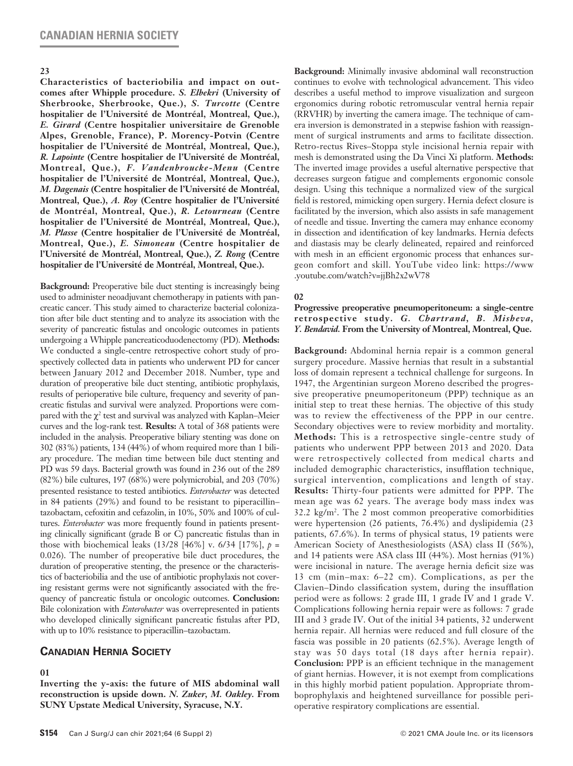**23**

**Characteristics of bacteriobilia and impact on outcomes after Whipple procedure.** ***S. Elbekri*** **(University of Sherbrooke, Sherbrooke, Que.),** ***S. Turcotte*** **(Centre hospitalier de l'Université de Montréal, Montreal, Que.),** ***E. Girard*** **(Centre hospitalier universitaire de Grenoble Alpes, Grenoble, France), P. Morency-Potvin (Centre hospitalier de l'Université de Montréal, Montreal, Que.),** ***R. Lapointe*** **(Centre hospitalier de l'Université de Montréal, Montreal, Que.),** ***F. Vandenbroucke-Menu*** **(Centre hospitalier de l'Université de Montréal, Montreal, Que.),** ***M. Dagenais*** **(Centre hospitalier de l'Université de Montréal, Montreal, Que.),** ***A. Roy*** **(Centre hospitalier de l'Université de Montréal, Montreal, Que.),** ***R. Letourneau*** **(Centre hospitalier de l'Université de Montréal, Montreal, Que.),** ***M. Plasse*** **(Centre hospitalier de l'Université de Montréal, Montreal, Que.),** ***E. Simoneau*** **(Centre hospitalier de l'Université de Montréal, Montreal, Que.),** ***Z. Rong*** **(Centre hospitalier de l'Université de Montréal, Montreal, Que.).**

**Background:** Preoperative bile duct stenting is increasingly being used to administer neoadjuvant chemotherapy in patients with pancreatic cancer. This study aimed to characterize bacterial colonization after bile duct stenting and to analyze its association with the severity of pancreatic fistulas and oncologic outcomes in patients undergoing a Whipple pancreaticoduodenectomy (PD). **Methods:** We conducted a single-centre retrospective cohort study of prospectively collected data in patients who underwent PD for cancer between January 2012 and December 2018. Number, type and duration of preoperative bile duct stenting, antibiotic prophylaxis, results of perioperative bile culture, frequency and severity of pancreatic fistulas and survival were analyzed. Proportions were compared with the $\chi^2$ test and survival was analyzed with Kaplan–Meier curves and the log-rank test. **Results:** A total of 368 patients were included in the analysis. Preoperative biliary stenting was done on 302 (83%) patients, 134 (44%) of whom required more than 1 biliary procedure. The median time between bile duct stenting and PD was 59 days. Bacterial growth was found in 236 out of the 289 (82%) bile cultures, 197 (68%) were polymicrobial, and 203 (70%) presented resistance to tested antibiotics. *Enterobacter* was detected in 84 patients (29%) and found to be resistant to piperacillin–tazobactam, cefoxitin and cefazolin, in 10%, 50% and 100% of cultures. *Enterobacter* was more frequently found in patients presenting clinically significant (grade B or C) pancreatic fistulas than in those with biochemical leaks (13/28 [46%] v. 6/34 [17%], $p$ = 0.026). The number of preoperative bile duct procedures, the duration of preoperative stenting, the presence or the characteristics of bacteriobilia and the use of antibiotic prophylaxis not covering resistant germs were not significantly associated with the frequency of pancreatic fistula or oncologic outcomes. **Conclusion:** Bile colonization with *Enterobacter* was overrepresented in patients who developed clinically significant pancreatic fistulas after PD, with up to 10% resistance to piperacillin–tazobactam.

## Canadian Hernia Society

**01**

**Inverting the y-axis: the future of MIS abdominal wall reconstruction is upside down.** ***N. Zuker, M. Oakley.*** **From SUNY Upstate Medical University, Syracuse, N.Y.**

**Background:** Minimally invasive abdominal wall reconstruction continues to evolve with technological advancement. This video describes a useful method to improve visualization and surgeon ergonomics during robotic retromuscular ventral hernia repair (RRVHR) by inverting the camera image. The technique of camera inversion is demonstrated in a stepwise fashion with reassignment of surgical instruments and arms to facilitate dissection. Retro-rectus Rives–Stoppa style incisional hernia repair with mesh is demonstrated using the Da Vinci Xi platform. **Methods:** The inverted image provides a useful alternative perspective that decreases surgeon fatigue and complements ergonomic console design. Using this technique a normalized view of the surgical field is restored, mimicking open surgery. Hernia defect closure is facilitated by the inversion, which also assists in safe management of needle and tissue. Inverting the camera may enhance economy in dissection and identification of key landmarks. Hernia defects and diastasis may be clearly delineated, repaired and reinforced with mesh in an efficient ergonomic process that enhances surgeon comfort and skill. YouTube video link: https://www.youtube.com/watch?v=jjBh2x2wV78

**02**

**Progressive preoperative pneumoperitoneum: a single-centre retrospective study.** ***G. Chartrand, B. Misheva, Y. Bendavid.*** **From the University of Montreal, Montreal, Que.**

**Background:** Abdominal hernia repair is a common general surgery procedure. Massive hernias that result in a substantial loss of domain represent a technical challenge for surgeons. In 1947, the Argentinian surgeon Moreno described the progressive preoperative pneumoperitoneum (PPP) technique as an initial step to treat these hernias. The objective of this study was to review the effectiveness of the PPP in our centre. Secondary objectives were to review morbidity and mortality. **Methods:** This is a retrospective single-centre study of patients who underwent PPP between 2013 and 2020. Data were retrospectively collected from medical charts and included demographic characteristics, insufflation technique, surgical intervention, complications and length of stay. **Results:** Thirty-four patients were admitted for PPP. The mean age was 62 years. The average body mass index was 32.2 kg/m$^2$. The 2 most common preoperative comorbidities were hypertension (26 patients, 76.4%) and dyslipidemia (23 patients, 67.6%). In terms of physical status, 19 patients were American Society of Anesthesiologists (ASA) class II (56%), and 14 patients were ASA class III (44%). Most hernias (91%) were incisional in nature. The average hernia deficit size was 13 cm (min–max: 6–22 cm). Complications, as per the Clavien–Dindo classification system, during the insufflation period were as follows: 2 grade III, 1 grade IV and 1 grade V. Complications following hernia repair were as follows: 7 grade III and 3 grade IV. Out of the initial 34 patients, 32 underwent hernia repair. All hernias were reduced and full closure of the fascia was possible in 20 patients (62.5%). Average length of stay was 50 days total (18 days after hernia repair). **Conclusion:** PPP is an efficient technique in the management of giant hernias. However, it is not exempt from complications in this highly morbid patient population. Appropriate thromboprophylaxis and heightened surveillance for possible perioperative respiratory complications are essential.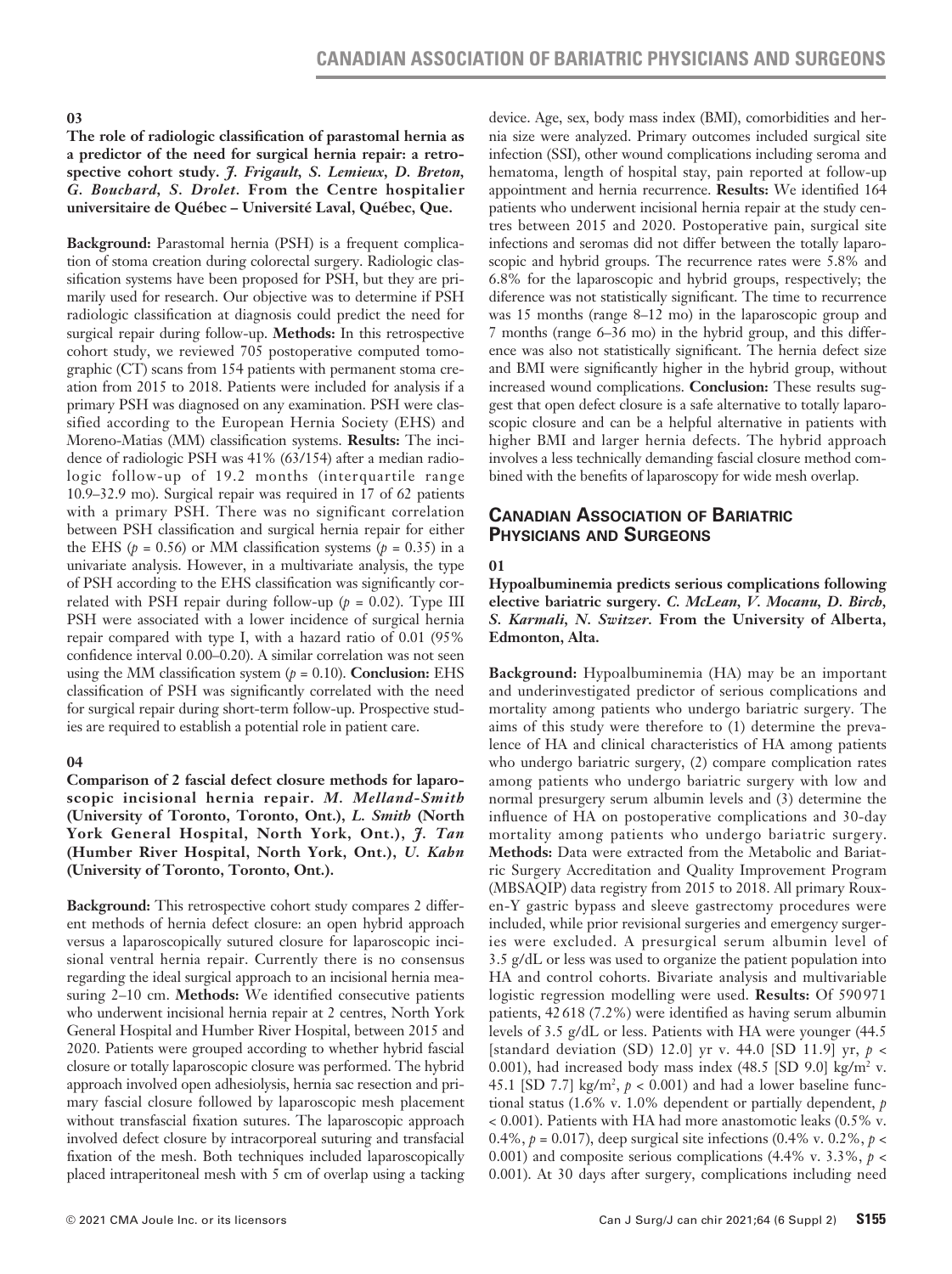### 03

**The role of radiologic classification of parastomal hernia as a predictor of the need for surgical hernia repair: a retrospective cohort study.** ***J. Frigault, S. Lemieux, D. Breton, G. Bouchard, S. Drolet.*** **From the Centre hospitalier universitaire de Québec – Université Laval, Québec, Que.**

**Background:** Parastomal hernia (PSH) is a frequent complication of stoma creation during colorectal surgery. Radiologic classification systems have been proposed for PSH, but they are primarily used for research. Our objective was to determine if PSH radiologic classification at diagnosis could predict the need for surgical repair during follow-up. **Methods:** In this retrospective cohort study, we reviewed 705 postoperative computed tomographic (CT) scans from 154 patients with permanent stoma creation from 2015 to 2018. Patients were included for analysis if a primary PSH was diagnosed on any examination. PSH were classified according to the European Hernia Society (EHS) and Moreno-Matias (MM) classification systems. **Results:** The incidence of radiologic PSH was 41% (63/154) after a median radiologic follow-up of 19.2 months (interquartile range 10.9–32.9 mo). Surgical repair was required in 17 of 62 patients with a primary PSH. There was no significant correlation between PSH classification and surgical hernia repair for either the EHS ($p = 0.56$) or MM classification systems ($p = 0.35$) in a univariate analysis. However, in a multivariate analysis, the type of PSH according to the EHS classification was significantly correlated with PSH repair during follow-up ($p = 0.02$). Type III PSH were associated with a lower incidence of surgical hernia repair compared with type I, with a hazard ratio of 0.01 (95% confidence interval 0.00–0.20). A similar correlation was not seen using the MM classification system ($p = 0.10$). **Conclusion:** EHS classification of PSH was significantly correlated with the need for surgical repair during short-term follow-up. Prospective studies are required to establish a potential role in patient care.

### 04

**Comparison of 2 fascial defect closure methods for laparoscopic incisional hernia repair.** ***M. Melland-Smith*** **(University of Toronto, Toronto, Ont.),** ***L. Smith*** **(North York General Hospital, North York, Ont.),** ***J. Tan*** **(Humber River Hospital, North York, Ont.),** ***U. Kahn*** **(University of Toronto, Toronto, Ont.).**

**Background:** This retrospective cohort study compares 2 different methods of hernia defect closure: an open hybrid approach versus a laparoscopically sutured closure for laparoscopic incisional ventral hernia repair. Currently there is no consensus regarding the ideal surgical approach to an incisional hernia measuring 2–10 cm. **Methods:** We identified consecutive patients who underwent incisional hernia repair at 2 centres, North York General Hospital and Humber River Hospital, between 2015 and 2020. Patients were grouped according to whether hybrid fascial closure or totally laparoscopic closure was performed. The hybrid approach involved open adhesiolysis, hernia sac resection and primary fascial closure followed by laparoscopic mesh placement without transfascial fixation sutures. The laparoscopic approach involved defect closure by intracorporeal suturing and transfascial fixation of the mesh. Both techniques included laparoscopically placed intraperitoneal mesh with 5 cm of overlap using a tacking device. Age, sex, body mass index (BMI), comorbidities and hernia size were analyzed. Primary outcomes included surgical site infection (SSI), other wound complications including seroma and hematoma, length of hospital stay, pain reported at follow-up appointment and hernia recurrence. **Results:** We identified 164 patients who underwent incisional hernia repair at the study centres between 2015 and 2020. Postoperative pain, surgical site infections and seromas did not differ between the totally laparoscopic and hybrid groups. The recurrence rates were 5.8% and 6.8% for the laparoscopic and hybrid groups, respectively; the diference was not statistically significant. The time to recurrence was 15 months (range 8–12 mo) in the laparoscopic group and 7 months (range 6–36 mo) in the hybrid group, and this difference was also not statistically significant. The hernia defect size and BMI were significantly higher in the hybrid group, without increased wound complications. **Conclusion:** These results suggest that open defect closure is a safe alternative to totally laparoscopic closure and can be a helpful alternative in patients with higher BMI and larger hernia defects. The hybrid approach involves a less technically demanding fascial closure method combined with the benefits of laparoscopy for wide mesh overlap.

## Canadian Association of Bariatric Physicians and Surgeons

### 01

**Hypoalbuminemia predicts serious complications following elective bariatric surgery.** ***C. McLean, V. Mocanu, D. Birch, S. Karmali, N. Switzer.*** **From the University of Alberta, Edmonton, Alta.**

**Background:** Hypoalbuminemia (HA) may be an important and underinvestigated predictor of serious complications and mortality among patients who undergo bariatric surgery. The aims of this study were therefore to (1) determine the prevalence of HA and clinical characteristics of HA among patients who undergo bariatric surgery, (2) compare complication rates among patients who undergo bariatric surgery with low and normal presurgery serum albumin levels and (3) determine the influence of HA on postoperative complications and 30-day mortality among patients who undergo bariatric surgery. **Methods:** Data were extracted from the Metabolic and Bariatric Surgery Accreditation and Quality Improvement Program (MBSAQIP) data registry from 2015 to 2018. All primary Roux-en-Y gastric bypass and sleeve gastrectomy procedures were included, while prior revisional surgeries and emergency surgeries were excluded. A presurgical serum albumin level of 3.5 g/dL or less was used to organize the patient population into HA and control cohorts. Bivariate analysis and multivariable logistic regression modelling were used. **Results:** Of 590 971 patients, 42 618 (7.2%) were identified as having serum albumin levels of 3.5 g/dL or less. Patients with HA were younger (44.5 [standard deviation (SD) 12.0] yr v. 44.0 [SD 11.9] yr, $p < 0.001$), had increased body mass index (48.5 [SD 9.0] kg/m$^2$ v. 45.1 [SD 7.7] kg/m$^2$, $p < 0.001$) and had a lower baseline functional status (1.6% v. 1.0% dependent or partially dependent, $p < 0.001$). Patients with HA had more anastomotic leaks (0.5% v. 0.4%, $p = 0.017$), deep surgical site infections (0.4% v. 0.2%, $p < 0.001$) and composite serious complications (4.4% v. 3.3%, $p < 0.001$). At 30 days after surgery, complications including need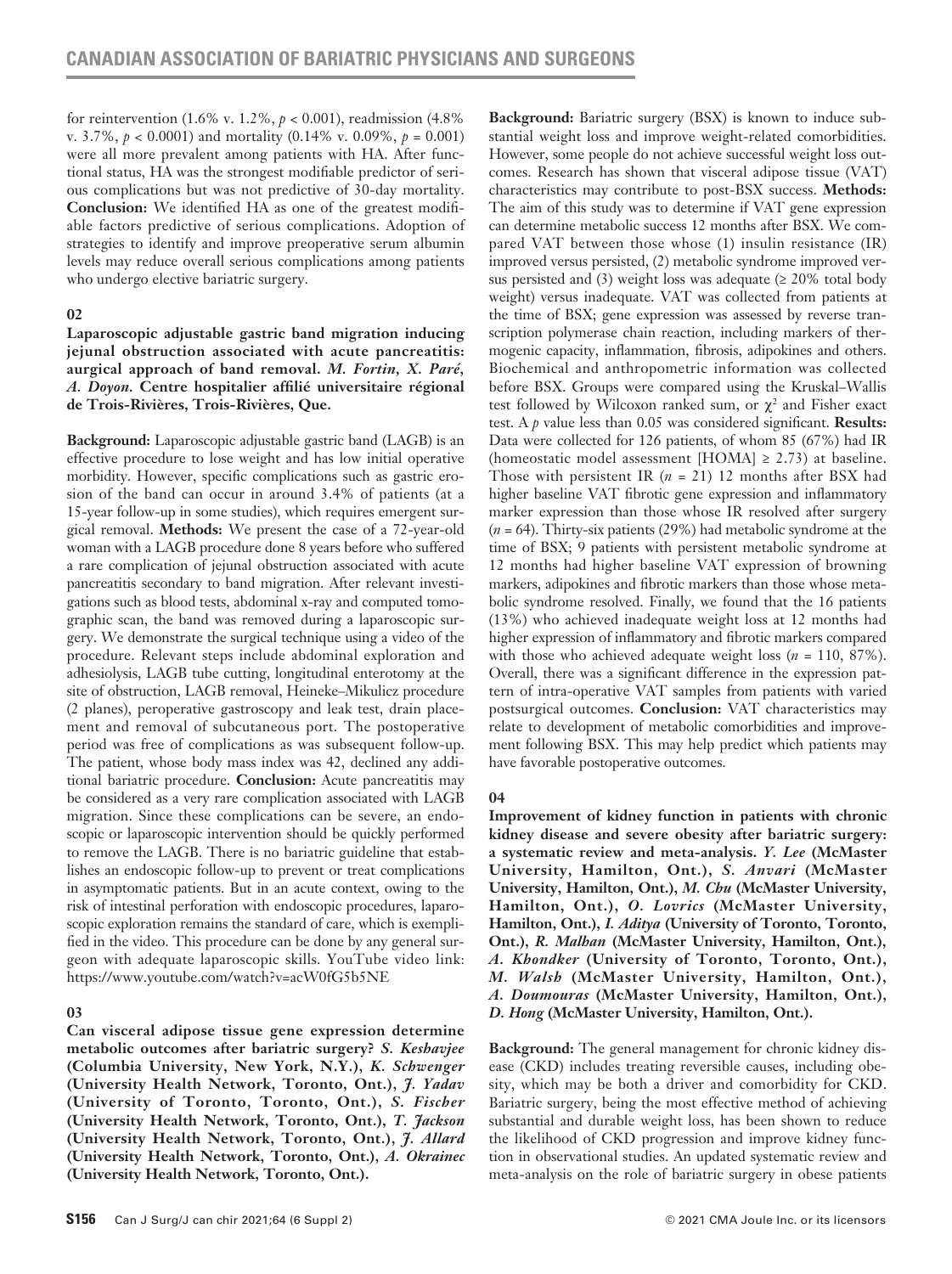for reintervention (1.6% v. 1.2%, $p < 0.001$), readmission (4.8% v. 3.7%, $p < 0.0001$) and mortality (0.14% v. 0.09%, $p = 0.001$) were all more prevalent among patients with HA. After functional status, HA was the strongest modifiable predictor of serious complications but was not predictive of 30-day mortality. **Conclusion:** We identified HA as one of the greatest modifiable factors predictive of serious complications. Adoption of strategies to identify and improve preoperative serum albumin levels may reduce overall serious complications among patients who undergo elective bariatric surgery.

### 02

**Laparoscopic adjustable gastric band migration inducing jejunal obstruction associated with acute pancreatitis: aurgical approach of band removal.** ***M. Fortin, X. Paré, A. Doyon.*** **Centre hospitalier affilié universitaire régional de Trois-Rivières, Trois-Rivières, Que.**

**Background:** Laparoscopic adjustable gastric band (LAGB) is an effective procedure to lose weight and has low initial operative morbidity. However, specific complications such as gastric erosion of the band can occur in around 3.4% of patients (at a 15-year follow-up in some studies), which requires emergent surgical removal. **Methods:** We present the case of a 72-year-old woman with a LAGB procedure done 8 years before who suffered a rare complication of jejunal obstruction associated with acute pancreatitis secondary to band migration. After relevant investigations such as blood tests, abdominal x-ray and computed tomographic scan, the band was removed during a laparoscopic surgery. We demonstrate the surgical technique using a video of the procedure. Relevant steps include abdominal exploration and adhesiolysis, LAGB tube cutting, longitudinal enterotomy at the site of obstruction, LAGB removal, Heineke–Mikulicz procedure (2 planes), peroperative gastroscopy and leak test, drain placement and removal of subcutaneous port. The postoperative period was free of complications as was subsequent follow-up. The patient, whose body mass index was 42, declined any additional bariatric procedure. **Conclusion:** Acute pancreatitis may be considered as a very rare complication associated with LAGB migration. Since these complications can be severe, an endoscopic or laparoscopic intervention should be quickly performed to remove the LAGB. There is no bariatric guideline that establishes an endoscopic follow-up to prevent or treat complications in asymptomatic patients. But in an acute context, owing to the risk of intestinal perforation with endoscopic procedures, laparoscopic exploration remains the standard of care, which is exemplified in the video. This procedure can be done by any general surgeon with adequate laparoscopic skills. YouTube video link: https://www.youtube.com/watch?v=acW0fG5b5NE

### 03

**Can visceral adipose tissue gene expression determine metabolic outcomes after bariatric surgery?** ***S. Keshavjee*** **(Columbia University, New York, N.Y.),** ***K. Schwenger*** **(University Health Network, Toronto, Ont.),** ***J. Yadav*** **(University of Toronto, Toronto, Ont.),** ***S. Fischer*** **(University Health Network, Toronto, Ont.),** ***T. Jackson*** **(University Health Network, Toronto, Ont.),** ***J. Allard*** **(University Health Network, Toronto, Ont.),** ***A. Okrainec*** **(University Health Network, Toronto, Ont.).**

**Background:** Bariatric surgery (BSX) is known to induce substantial weight loss and improve weight-related comorbidities. However, some people do not achieve successful weight loss outcomes. Research has shown that visceral adipose tissue (VAT) characteristics may contribute to post-BSX success. **Methods:** The aim of this study was to determine if VAT gene expression can determine metabolic success 12 months after BSX. We compared VAT between those whose (1) insulin resistance (IR) improved versus persisted, (2) metabolic syndrome improved versus persisted and (3) weight loss was adequate (≥ 20% total body weight) versus inadequate. VAT was collected from patients at the time of BSX; gene expression was assessed by reverse transcription polymerase chain reaction, including markers of thermogenic capacity, inflammation, fibrosis, adipokines and others. Biochemical and anthropometric information was collected before BSX. Groups were compared using the Kruskal–Wallis test followed by Wilcoxon ranked sum, or $\chi^2$ and Fisher exact test. A $p$ value less than 0.05 was considered significant. **Results:** Data were collected for 126 patients, of whom 85 (67%) had IR (homeostatic model assessment [HOMA] ≥ 2.73) at baseline. Those with persistent IR ($n = 21$) 12 months after BSX had higher baseline VAT fibrotic gene expression and inflammatory marker expression than those whose IR resolved after surgery ($n = 64$). Thirty-six patients (29%) had metabolic syndrome at the time of BSX; 9 patients with persistent metabolic syndrome at 12 months had higher baseline VAT expression of browning markers, adipokines and fibrotic markers than those whose metabolic syndrome resolved. Finally, we found that the 16 patients (13%) who achieved inadequate weight loss at 12 months had higher expression of inflammatory and fibrotic markers compared with those who achieved adequate weight loss ($n = 110$, 87%). Overall, there was a significant difference in the expression pattern of intra-operative VAT samples from patients with varied postsurgical outcomes. **Conclusion:** VAT characteristics may relate to development of metabolic comorbidities and improvement following BSX. This may help predict which patients may have favorable postoperative outcomes.

### 04

**Improvement of kidney function in patients with chronic kidney disease and severe obesity after bariatric surgery: a systematic review and meta-analysis.** ***Y. Lee*** **(McMaster University, Hamilton, Ont.),** ***S. Anvari*** **(McMaster University, Hamilton, Ont.),** ***M. Chu*** **(McMaster University, Hamilton, Ont.),** ***O. Lovrics*** **(McMaster University, Hamilton, Ont.),** ***I. Aditya*** **(University of Toronto, Toronto, Ont.),** ***R. Malhan*** **(McMaster University, Hamilton, Ont.),** ***A. Khondker*** **(University of Toronto, Toronto, Ont.),** ***M. Walsh*** **(McMaster University, Hamilton, Ont.),** ***A. Doumouras*** **(McMaster University, Hamilton, Ont.),** ***D. Hong*** **(McMaster University, Hamilton, Ont.).**

**Background:** The general management for chronic kidney disease (CKD) includes treating reversible causes, including obesity, which may be both a driver and comorbidity for CKD. Bariatric surgery, being the most effective method of achieving substantial and durable weight loss, has been shown to reduce the likelihood of CKD progression and improve kidney function in observational studies. An updated systematic review and meta-analysis on the role of bariatric surgery in obese patients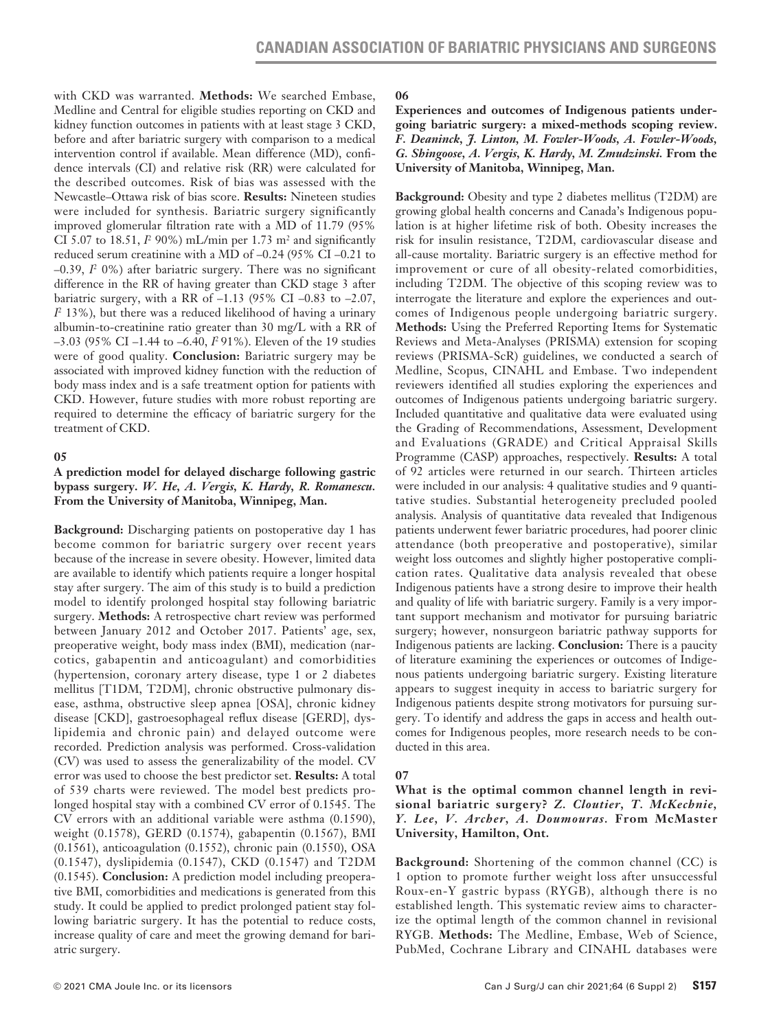with CKD was warranted. **Methods:** We searched Embase, Medline and Central for eligible studies reporting on CKD and kidney function outcomes in patients with at least stage 3 CKD, before and after bariatric surgery with comparison to a medical intervention control if available. Mean difference (MD), confidence intervals (CI) and relative risk (RR) were calculated for the described outcomes. Risk of bias was assessed with the Newcastle–Ottawa risk of bias score. **Results:** Nineteen studies were included for synthesis. Bariatric surgery significantly improved glomerular filtration rate with a MD of 11.79 (95% CI 5.07 to 18.51, $I^2$ 90%) mL/min per 1.73 m$^2$ and significantly reduced serum creatinine with a MD of –0.24 (95% CI –0.21 to –0.39, $I^2$ 0%) after bariatric surgery. There was no significant difference in the RR of having greater than CKD stage 3 after bariatric surgery, with a RR of –1.13 (95% CI –0.83 to –2.07, $I^2$ 13%), but there was a reduced likelihood of having a urinary albumin-to-creatinine ratio greater than 30 mg/L with a RR of –3.03 (95% CI –1.44 to –6.40, $I^2$ 91%). Eleven of the 19 studies were of good quality. **Conclusion:** Bariatric surgery may be associated with improved kidney function with the reduction of body mass index and is a safe treatment option for patients with CKD. However, future studies with more robust reporting are required to determine the efficacy of bariatric surgery for the treatment of CKD.

**05**

**A prediction model for delayed discharge following gastric bypass surgery.** ***W. He, A. Vergis, K. Hardy, R. Romanescu.*** **From the University of Manitoba, Winnipeg, Man.**

**Background:** Discharging patients on postoperative day 1 has become common for bariatric surgery over recent years because of the increase in severe obesity. However, limited data are available to identify which patients require a longer hospital stay after surgery. The aim of this study is to build a prediction model to identify prolonged hospital stay following bariatric surgery. **Methods:** A retrospective chart review was performed between January 2012 and October 2017. Patients' age, sex, preoperative weight, body mass index (BMI), medication (narcotics, gabapentin and anticoagulant) and comorbidities (hypertension, coronary artery disease, type 1 or 2 diabetes mellitus [T1DM, T2DM], chronic obstructive pulmonary disease, asthma, obstructive sleep apnea [OSA], chronic kidney disease [CKD], gastroesophageal reflux disease [GERD], dyslipidemia and chronic pain) and delayed outcome were recorded. Prediction analysis was performed. Cross-validation (CV) was used to assess the generalizability of the model. CV error was used to choose the best predictor set. **Results:** A total of 539 charts were reviewed. The model best predicts prolonged hospital stay with a combined CV error of 0.1545. The CV errors with an additional variable were asthma (0.1590), weight (0.1578), GERD (0.1574), gabapentin (0.1567), BMI (0.1561), anticoagulation (0.1552), chronic pain (0.1550), OSA (0.1547), dyslipidemia (0.1547), CKD (0.1547) and T2DM (0.1545). **Conclusion:** A prediction model including preoperative BMI, comorbidities and medications is generated from this study. It could be applied to predict prolonged patient stay following bariatric surgery. It has the potential to reduce costs, increase quality of care and meet the growing demand for bariatric surgery.

**06**

**Experiences and outcomes of Indigenous patients undergoing bariatric surgery: a mixed-methods scoping review.** ***F. Deaninck, J. Linton, M. Fowler-Woods, A. Fowler-Woods, G. Shingoose, A. Vergis, K. Hardy, M. Zmudzinski.*** **From the University of Manitoba, Winnipeg, Man.**

**Background:** Obesity and type 2 diabetes mellitus (T2DM) are growing global health concerns and Canada's Indigenous population is at higher lifetime risk of both. Obesity increases the risk for insulin resistance, T2DM, cardiovascular disease and all-cause mortality. Bariatric surgery is an effective method for improvement or cure of all obesity-related comorbidities, including T2DM. The objective of this scoping review was to interrogate the literature and explore the experiences and outcomes of Indigenous people undergoing bariatric surgery. **Methods:** Using the Preferred Reporting Items for Systematic Reviews and Meta-Analyses (PRISMA) extension for scoping reviews (PRISMA-ScR) guidelines, we conducted a search of Medline, Scopus, CINAHL and Embase. Two independent reviewers identified all studies exploring the experiences and outcomes of Indigenous patients undergoing bariatric surgery. Included quantitative and qualitative data were evaluated using the Grading of Recommendations, Assessment, Development and Evaluations (GRADE) and Critical Appraisal Skills Programme (CASP) approaches, respectively. **Results:** A total of 92 articles were returned in our search. Thirteen articles were included in our analysis: 4 qualitative studies and 9 quantitative studies. Substantial heterogeneity precluded pooled analysis. Analysis of quantitative data revealed that Indigenous patients underwent fewer bariatric procedures, had poorer clinic attendance (both preoperative and postoperative), similar weight loss outcomes and slightly higher postoperative complication rates. Qualitative data analysis revealed that obese Indigenous patients have a strong desire to improve their health and quality of life with bariatric surgery. Family is a very important support mechanism and motivator for pursuing bariatric surgery; however, nonsurgeon bariatric pathway supports for Indigenous patients are lacking. **Conclusion:** There is a paucity of literature examining the experiences or outcomes of Indigenous patients undergoing bariatric surgery. Existing literature appears to suggest inequity in access to bariatric surgery for Indigenous patients despite strong motivators for pursuing surgery. To identify and address the gaps in access and health outcomes for Indigenous peoples, more research needs to be conducted in this area.

**07**

**What is the optimal common channel length in revisional bariatric surgery?** ***Z. Cloutier, T. McKechnie, Y. Lee, V. Archer, A. Doumouras.*** **From McMaster University, Hamilton, Ont.**

**Background:** Shortening of the common channel (CC) is 1 option to promote further weight loss after unsuccessful Roux-en-Y gastric bypass (RYGB), although there is no established length. This systematic review aims to characterize the optimal length of the common channel in revisional RYGB. **Methods:** The Medline, Embase, Web of Science, PubMed, Cochrane Library and CINAHL databases were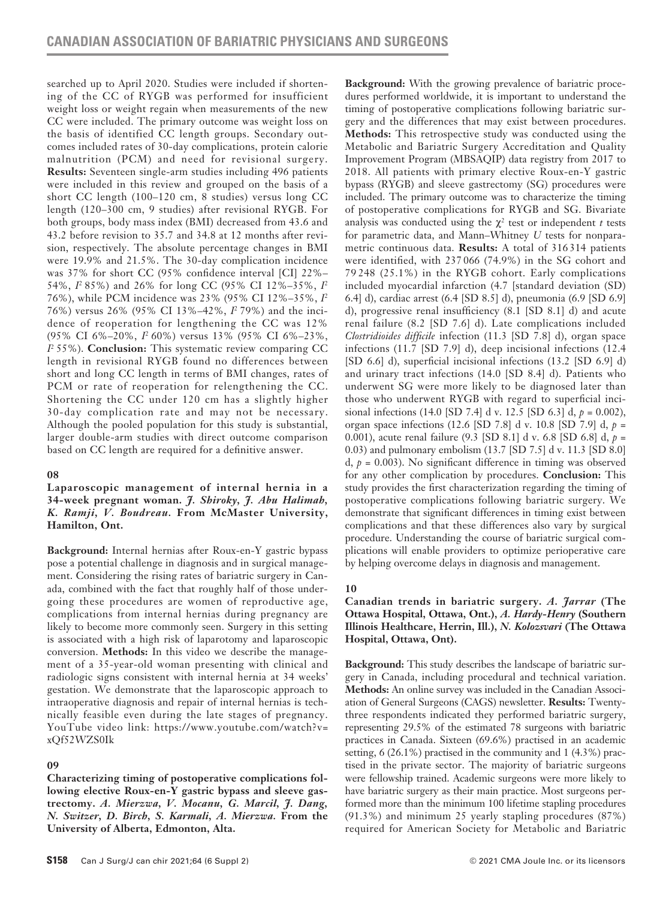searched up to April 2020. Studies were included if shortening of the CC of RYGB was performed for insufficient weight loss or weight regain when measurements of the new CC were included. The primary outcome was weight loss on the basis of identified CC length groups. Secondary outcomes included rates of 30-day complications, protein calorie malnutrition (PCM) and need for revisional surgery. **Results:** Seventeen single-arm studies including 496 patients were included in this review and grouped on the basis of a short CC length (100–120 cm, 8 studies) versus long CC length (120–300 cm, 9 studies) after revisional RYGB. For both groups, body mass index (BMI) decreased from 43.6 and 43.2 before revision to 35.7 and 34.8 at 12 months after revision, respectively. The absolute percentage changes in BMI were 19.9% and 21.5%. The 30-day complication incidence was 37% for short CC (95% confidence interval [CI] 22%–54%, $I^2$ 85%) and 26% for long CC (95% CI 12%–35%, $I^2$ 76%), while PCM incidence was 23% (95% CI 12%–35%, $I^2$ 76%) versus 26% (95% CI 13%–42%, $I^2$ 79%) and the incidence of reoperation for lengthening the CC was 12% (95% CI 6%–20%, $I^2$ 60%) versus 13% (95% CI 6%–23%, $I^2$ 55%). **Conclusion:** This systematic review comparing CC length in revisional RYGB found no differences between short and long CC length in terms of BMI changes, rates of PCM or rate of reoperation for relengthening the CC. Shortening the CC under 120 cm has a slightly higher 30-day complication rate and may not be necessary. Although the pooled population for this study is substantial, larger double-arm studies with direct outcome comparison based on CC length are required for a definitive answer.

### 08

**Laparoscopic management of internal hernia in a 34-week pregnant woman.** ***J. Shiroky, J. Abu Halimah, K. Ramji, V. Boudreau.*** **From McMaster University, Hamilton, Ont.**

**Background:** Internal hernias after Roux-en-Y gastric bypass pose a potential challenge in diagnosis and in surgical management. Considering the rising rates of bariatric surgery in Canada, combined with the fact that roughly half of those undergoing these procedures are women of reproductive age, complications from internal hernias during pregnancy are likely to become more commonly seen. Surgery in this setting is associated with a high risk of laparotomy and laparoscopic conversion. **Methods:** In this video we describe the management of a 35-year-old woman presenting with clinical and radiologic signs consistent with internal hernia at 34 weeks' gestation. We demonstrate that the laparoscopic approach to intraoperative diagnosis and repair of internal hernias is technically feasible even during the late stages of pregnancy. YouTube video link: https://www.youtube.com/watch?v=xQf52WZS0Ik

### 09

**Characterizing timing of postoperative complications following elective Roux-en-Y gastric bypass and sleeve gastrectomy.** ***A. Mierzwa, V. Mocanu, G. Marcil, J. Dang, N. Switzer, D. Birch, S. Karmali, A. Mierzwa.*** **From the University of Alberta, Edmonton, Alta.**

**Background:** With the growing prevalence of bariatric procedures performed worldwide, it is important to understand the timing of postoperative complications following bariatric surgery and the differences that may exist between procedures. **Methods:** This retrospective study was conducted using the Metabolic and Bariatric Surgery Accreditation and Quality Improvement Program (MBSAQIP) data registry from 2017 to 2018. All patients with primary elective Roux-en-Y gastric bypass (RYGB) and sleeve gastrectomy (SG) procedures were included. The primary outcome was to characterize the timing of postoperative complications for RYGB and SG. Bivariate analysis was conducted using the $\chi^2$ test or independent *t* tests for parametric data, and Mann–Whitney *U* tests for nonparametric continuous data. **Results:** A total of 316 314 patients were identified, with 237 066 (74.9%) in the SG cohort and 79 248 (25.1%) in the RYGB cohort. Early complications included myocardial infarction (4.7 [standard deviation (SD) 6.4] d), cardiac arrest (6.4 [SD 8.5] d), pneumonia (6.9 [SD 6.9] d), progressive renal insufficiency (8.1 [SD 8.1] d) and acute renal failure (8.2 [SD 7.6] d). Late complications included *Clostridioides difficile* infection (11.3 [SD 7.8] d), organ space infections (11.7 [SD 7.9] d), deep incisional infections (12.4 [SD 6.6] d), superficial incisional infections (13.2 [SD 6.9] d) and urinary tract infections (14.0 [SD 8.4] d). Patients who underwent SG were more likely to be diagnosed later than those who underwent RYGB with regard to superficial incisional infections (14.0 [SD 7.4] d v. 12.5 [SD 6.3] d, $p$ = 0.002), organ space infections (12.6 [SD 7.8] d v. 10.8 [SD 7.9] d, $p$ = 0.001), acute renal failure (9.3 [SD 8.1] d v. 6.8 [SD 6.8] d, $p$ = 0.03) and pulmonary embolism (13.7 [SD 7.5] d v. 11.3 [SD 8.0] d, $p$ = 0.003). No significant difference in timing was observed for any other complication by procedures. **Conclusion:** This study provides the first characterization regarding the timing of postoperative complications following bariatric surgery. We demonstrate that significant differences in timing exist between complications and that these differences also vary by surgical procedure. Understanding the course of bariatric surgical complications will enable providers to optimize perioperative care by helping overcome delays in diagnosis and management.

### 10

**Canadian trends in bariatric surgery.** ***A. Jarrar*** **(The Ottawa Hospital, Ottawa, Ont.),** ***A. Hardy-Henry*** **(Southern Illinois Healthcare, Herrin, Ill.),** ***N. Kolozsvari*** **(The Ottawa Hospital, Ottawa, Ont).**

**Background:** This study describes the landscape of bariatric surgery in Canada, including procedural and technical variation. **Methods:** An online survey was included in the Canadian Association of General Surgeons (CAGS) newsletter. **Results:** Twenty-three respondents indicated they performed bariatric surgery, representing 29.5% of the estimated 78 surgeons with bariatric practices in Canada. Sixteen (69.6%) practised in an academic setting, 6 (26.1%) practised in the community and 1 (4.3%) practised in the private sector. The majority of bariatric surgeons were fellowship trained. Academic surgeons were more likely to have bariatric surgery as their main practice. Most surgeons performed more than the minimum 100 lifetime stapling procedures (91.3%) and minimum 25 yearly stapling procedures (87%) required for American Society for Metabolic and Bariatric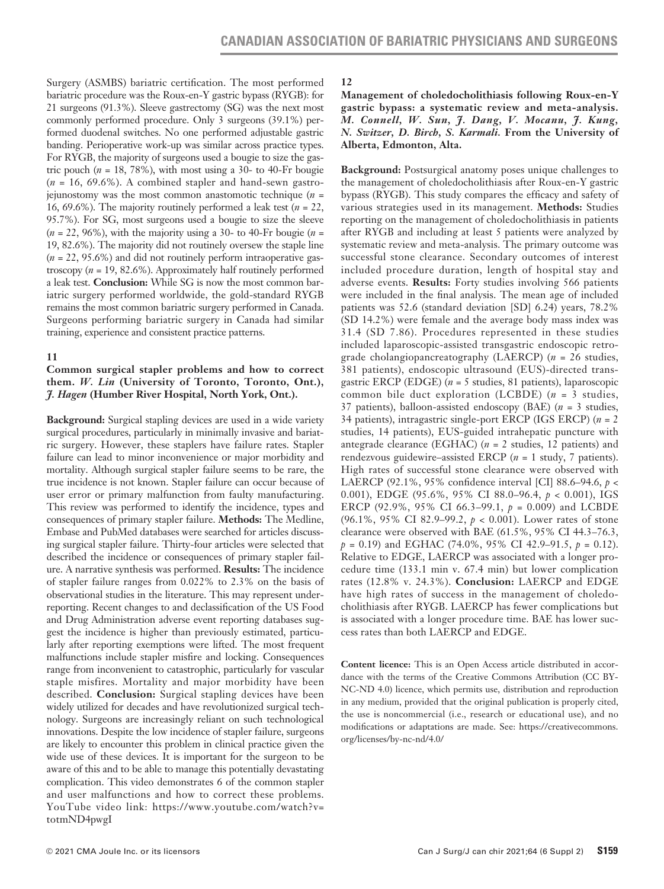Surgery (ASMBS) bariatric certification. The most performed bariatric procedure was the Roux-en-Y gastric bypass (RYGB): for 21 surgeons (91.3%). Sleeve gastrectomy (SG) was the next most commonly performed procedure. Only 3 surgeons (39.1%) performed duodenal switches. No one performed adjustable gastric banding. Perioperative work-up was similar across practice types. For RYGB, the majority of surgeons used a bougie to size the gastric pouch ($n$ = 18, 78%), with most using a 30- to 40-Fr bougie ($n$ = 16, 69.6%). A combined stapler and hand-sewn gastrojejunostomy was the most common anastomotic technique ($n$ = 16, 69.6%). The majority routinely performed a leak test ($n$ = 22, 95.7%). For SG, most surgeons used a bougie to size the sleeve ($n$ = 22, 96%), with the majority using a 30- to 40-Fr bougie ($n$ = 19, 82.6%). The majority did not routinely oversew the staple line ($n$ = 22, 95.6%) and did not routinely perform intraoperative gastroscopy ($n$ = 19, 82.6%). Approximately half routinely performed a leak test. **Conclusion:** While SG is now the most common bariatric surgery performed worldwide, the gold-standard RYGB remains the most common bariatric surgery performed in Canada. Surgeons performing bariatric surgery in Canada had similar training, experience and consistent practice patterns.

**11**

**Common surgical stapler problems and how to correct them.** ***W. Lin*** **(University of Toronto, Toronto, Ont.),** ***J. Hagen*** **(Humber River Hospital, North York, Ont.).**

**Background:** Surgical stapling devices are used in a wide variety surgical procedures, particularly in minimally invasive and bariatric surgery. However, these staplers have failure rates. Stapler failure can lead to minor inconvenience or major morbidity and mortality. Although surgical stapler failure seems to be rare, the true incidence is not known. Stapler failure can occur because of user error or primary malfunction from faulty manufacturing. This review was performed to identify the incidence, types and consequences of primary stapler failure. **Methods:** The Medline, Embase and PubMed databases were searched for articles discussing surgical stapler failure. Thirty-four articles were selected that described the incidence or consequences of primary stapler failure. A narrative synthesis was performed. **Results:** The incidence of stapler failure ranges from 0.022% to 2.3% on the basis of observational studies in the literature. This may represent underreporting. Recent changes to and declassification of the US Food and Drug Administration adverse event reporting databases suggest the incidence is higher than previously estimated, particularly after reporting exemptions were lifted. The most frequent malfunctions include stapler misfire and locking. Consequences range from inconvenient to catastrophic, particularly for vascular staple misfires. Mortality and major morbidity have been described. **Conclusion:** Surgical stapling devices have been widely utilized for decades and have revolutionized surgical technology. Surgeons are increasingly reliant on such technological innovations. Despite the low incidence of stapler failure, surgeons are likely to encounter this problem in clinical practice given the wide use of these devices. It is important for the surgeon to be aware of this and to be able to manage this potentially devastating complication. This video demonstrates 6 of the common stapler and user malfunctions and how to correct these problems. YouTube video link: https://www.youtube.com/watch?v=totmND4pwgI

**12**

**Management of choledocholithiasis following Roux-en-Y gastric bypass: a systematic review and meta-analysis.** ***M. Connell, W. Sun, J. Dang, V. Mocanu, J. Kung, N. Switzer, D. Birch, S. Karmali.*** **From the University of Alberta, Edmonton, Alta.**

**Background:** Postsurgical anatomy poses unique challenges to the management of choledocholithiasis after Roux-en-Y gastric bypass (RYGB). This study compares the efficacy and safety of various strategies used in its management. **Methods:** Studies reporting on the management of choledocholithiasis in patients after RYGB and including at least 5 patients were analyzed by systematic review and meta-analysis. The primary outcome was successful stone clearance. Secondary outcomes of interest included procedure duration, length of hospital stay and adverse events. **Results:** Forty studies involving 566 patients were included in the final analysis. The mean age of included patients was 52.6 (standard deviation [SD] 6.24) years, 78.2% (SD 14.2%) were female and the average body mass index was 31.4 (SD 7.86). Procedures represented in these studies included laparoscopic-assisted transgastric endoscopic retrograde cholangiopancreatography (LAERCP) ($n$ = 26 studies, 381 patients), endoscopic ultrasound (EUS)-directed transgastric ERCP (EDGE) ($n$ = 5 studies, 81 patients), laparoscopic common bile duct exploration (LCBDE) ($n$ = 3 studies, 37 patients), balloon-assisted endoscopy (BAE) ($n$ = 3 studies, 34 patients), intragastric single-port ERCP (IGS ERCP) ($n$ = 2 studies, 14 patients), EUS-guided intrahepatic puncture with antegrade clearance (EGHAC) ($n$ = 2 studies, 12 patients) and rendezvous guidewire–assisted ERCP ($n$ = 1 study, 7 patients). High rates of successful stone clearance were observed with LAERCP (92.1%, 95% confidence interval [CI] 88.6–94.6, $p$ < 0.001), EDGE (95.6%, 95% CI 88.0–96.4, $p$ < 0.001), IGS ERCP (92.9%, 95% CI 66.3–99.1, $p$ = 0.009) and LCBDE (96.1%, 95% CI 82.9–99.2, $p$ < 0.001). Lower rates of stone clearance were observed with BAE (61.5%, 95% CI 44.3–76.3, $p$ = 0.19) and EGHAC (74.0%, 95% CI 42.9–91.5, $p$ = 0.12). Relative to EDGE, LAERCP was associated with a longer procedure time (133.1 min v. 67.4 min) but lower complication rates (12.8% v. 24.3%). **Conclusion:** LAERCP and EDGE have high rates of success in the management of choledocholithiasis after RYGB. LAERCP has fewer complications but is associated with a longer procedure time. BAE has lower success rates than both LAERCP and EDGE.

**Content licence:** This is an Open Access article distributed in accordance with the terms of the Creative Commons Attribution (CC BY-NC-ND 4.0) licence, which permits use, distribution and reproduction in any medium, provided that the original publication is properly cited, the use is noncommercial (i.e., research or educational use), and no modifications or adaptations are made. See: https://creativecommons.org/licenses/by-nc-nd/4.0/